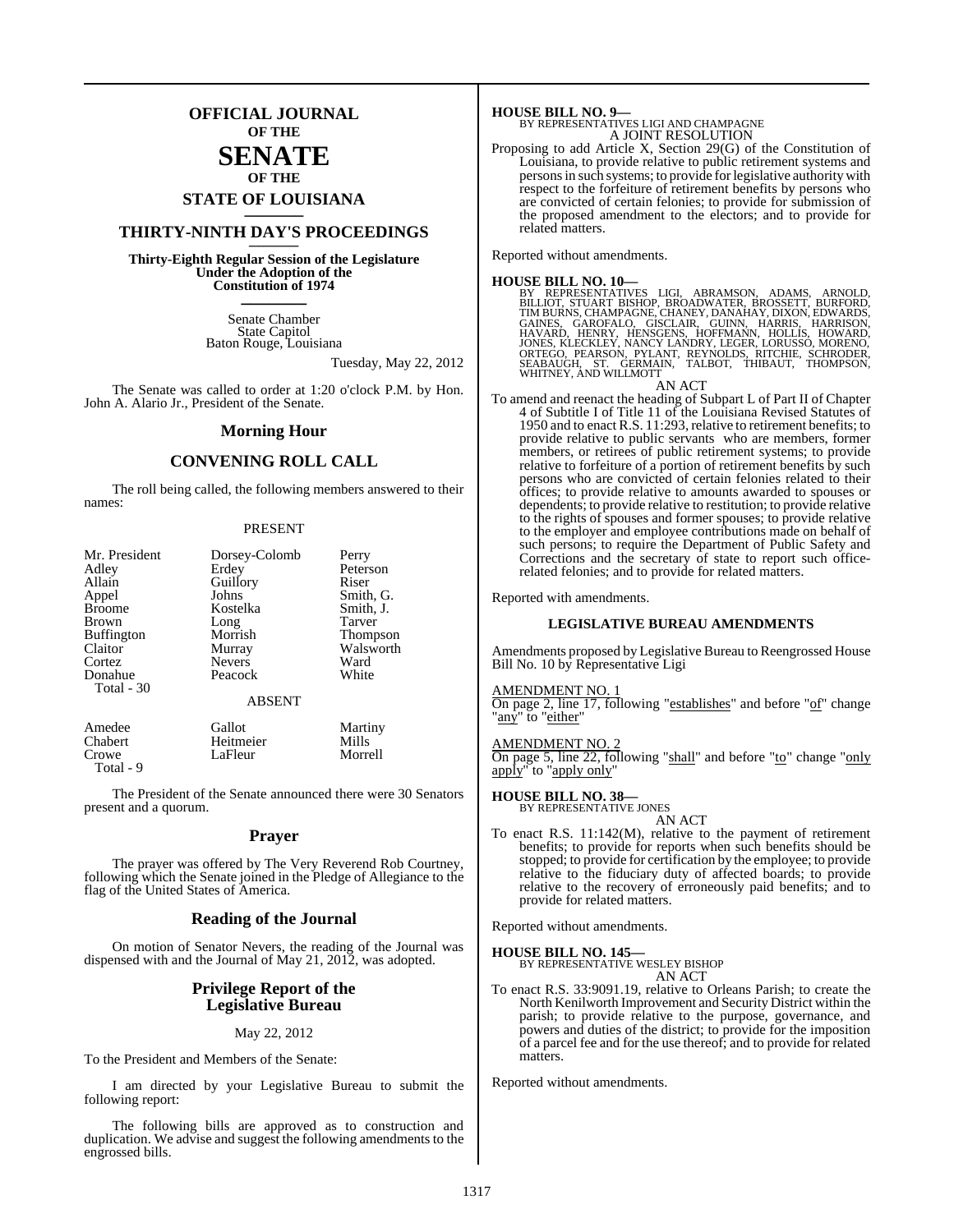# OFFICIAL JOURNAL
OF THE
# SENATE
OF THE
## STATE OF LOUISIANA

## THIRTY-NINTH DAY'S PROCEEDINGS

**Thirty-Eighth Regular Session of the Legislature Under the Adoption of the Constitution of 1974**

Senate Chamber
State Capitol
Baton Rouge, Louisiana

Tuesday, May 22, 2012

The Senate was called to order at 1:20 o'clock P.M. by Hon. John A. Alario Jr., President of the Senate.

## Morning Hour

## CONVENING ROLL CALL

The roll being called, the following members answered to their names:

PRESENT

| | | |
|---|---|---|
| Mr. President | Dorsey-Colomb | Perry |
| Adley | Erdey | Peterson |
| Allain | Guillory | Riser |
| Appel | Johns | Smith, G. |
| Broome | Kostelka | Smith, J. |
| Brown | Long | Tarver |
| Buffington | Morrish | Thompson |
| Claitor | Murray | Walsworth |
| Cortez | Nevers | Ward |
| Donahue | Peacock | White |

Total - 30

ABSENT

| | | |
|---|---|---|
| Amedee | Gallot | Martiny |
| Chabert | Heitmeier | Mills |
| Crowe | LaFleur | Morrell |

Total - 9

The President of the Senate announced there were 30 Senators present and a quorum.

## Prayer

The prayer was offered by The Very Reverend Rob Courtney, following which the Senate joined in the Pledge of Allegiance to the flag of the United States of America.

## Reading of the Journal

On motion of Senator Nevers, the reading of the Journal was dispensed with and the Journal of May 21, 2012, was adopted.

## Privilege Report of the Legislative Bureau

May 22, 2012

To the President and Members of the Senate:

I am directed by your Legislative Bureau to submit the following report:

The following bills are approved as to construction and duplication. We advise and suggest the following amendments to the engrossed bills.

**HOUSE BILL NO. 9—**
BY REPRESENTATIVES LIGI AND CHAMPAGNE
A JOINT RESOLUTION

Proposing to add Article X, Section 29(G) of the Constitution of Louisiana, to provide relative to public retirement systems and persons in such systems; to provide for legislative authority with respect to the forfeiture of retirement benefits by persons who are convicted of certain felonies; to provide for submission of the proposed amendment to the electors; and to provide for related matters.

Reported without amendments.

**HOUSE BILL NO. 10—**
BY REPRESENTATIVES LIGI, ABRAMSON, ADAMS, ARNOLD, BILLIOT, STUART BISHOP, BROADWATER, BROSSETT, BURFORD, TIM BURNS, CHAMPAGNE, CHANEY, DANAHAY, DIXON, EDWARDS, GAINES, GAROFALO, GISCLAIR, GUINN, HARRIS, HARRISON, HAVARD, HENRY, HENSGENS, HOFFMANN, HOLLIS, HOWARD, JONES, KLECKLEY, NANCY LANDRY, LEGER, LORUSSO, MORENO, ORTEGO, PEARSON, PYLANT, REYNOLDS, RITCHIE, SCHRODER, SEABAUGH, ST. GERMAIN, TALBOT, THIBAUT, THOMPSON, WHITNEY, AND WILLMOTT
AN ACT

To amend and reenact the heading of Subpart L of Part II of Chapter 4 of Subtitle I of Title 11 of the Louisiana Revised Statutes of 1950 and to enact R.S. 11:293, relative to retirement benefits; to provide relative to public servants who are members, former members, or retirees of public retirement systems; to provide relative to forfeiture of a portion of retirement benefits by such persons who are convicted of certain felonies related to their offices; to provide relative to amounts awarded to spouses or dependents; to provide relative to restitution; to provide relative to the rights of spouses and former spouses; to provide relative to the employer and employee contributions made on behalf of such persons; to require the Department of Public Safety and Corrections and the secretary of state to report such office-related felonies; and to provide for related matters.

Reported with amendments.

**LEGISLATIVE BUREAU AMENDMENTS**

Amendments proposed by Legislative Bureau to Reengrossed House Bill No. 10 by Representative Ligi

AMENDMENT NO. 1
On page 2, line 17, following "establishes" and before "of" change "any" to "either"

AMENDMENT NO. 2
On page 5, line 22, following "shall" and before "to" change "only apply" to "apply only"

**HOUSE BILL NO. 38—**
BY REPRESENTATIVE JONES
AN ACT

To enact R.S. 11:142(M), relative to the payment of retirement benefits; to provide for reports when such benefits should be stopped; to provide for certification by the employee; to provide relative to the fiduciary duty of affected boards; to provide relative to the recovery of erroneously paid benefits; and to provide for related matters.

Reported without amendments.

**HOUSE BILL NO. 145—**
BY REPRESENTATIVE WESLEY BISHOP
AN ACT

To enact R.S. 33:9091.19, relative to Orleans Parish; to create the North Kenilworth Improvement and Security District within the parish; to provide relative to the purpose, governance, and powers and duties of the district; to provide for the imposition of a parcel fee and for the use thereof; and to provide for related matters.

Reported without amendments.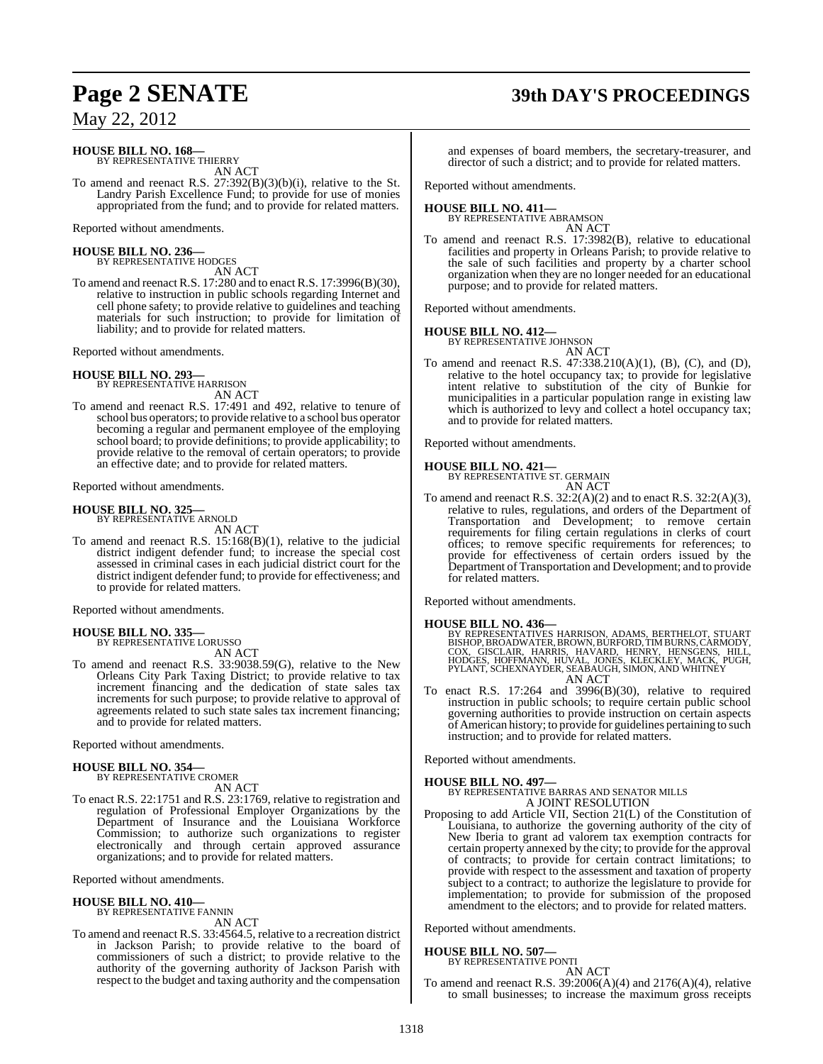**HOUSE BILL NO. 168—**
BY REPRESENTATIVE THIERRY
AN ACT

To amend and reenact R.S. 27:392(B)(3)(b)(i), relative to the St. Landry Parish Excellence Fund; to provide for use of monies appropriated from the fund; and to provide for related matters.

Reported without amendments.

**HOUSE BILL NO. 236—**
BY REPRESENTATIVE HODGES
AN ACT

To amend and reenact R.S. 17:280 and to enact R.S. 17:3996(B)(30), relative to instruction in public schools regarding Internet and cell phone safety; to provide relative to guidelines and teaching materials for such instruction; to provide for limitation of liability; and to provide for related matters.

Reported without amendments.

**HOUSE BILL NO. 293—**
BY REPRESENTATIVE HARRISON
AN ACT

To amend and reenact R.S. 17:491 and 492, relative to tenure of school bus operators; to provide relative to a school bus operator becoming a regular and permanent employee of the employing school board; to provide definitions; to provide applicability; to provide relative to the removal of certain operators; to provide an effective date; and to provide for related matters.

Reported without amendments.

**HOUSE BILL NO. 325—**
BY REPRESENTATIVE ARNOLD
AN ACT

To amend and reenact R.S. 15:168(B)(1), relative to the judicial district indigent defender fund; to increase the special cost assessed in criminal cases in each judicial district court for the district indigent defender fund; to provide for effectiveness; and to provide for related matters.

Reported without amendments.

**HOUSE BILL NO. 335—**
BY REPRESENTATIVE LORUSSO
AN ACT

To amend and reenact R.S. 33:9038.59(G), relative to the New Orleans City Park Taxing District; to provide relative to tax increment financing and the dedication of state sales tax increments for such purpose; to provide relative to approval of agreements related to such state sales tax increment financing; and to provide for related matters.

Reported without amendments.

**HOUSE BILL NO. 354—**
BY REPRESENTATIVE CROMER
AN ACT

To enact R.S. 22:1751 and R.S. 23:1769, relative to registration and regulation of Professional Employer Organizations by the Department of Insurance and the Louisiana Workforce Commission; to authorize such organizations to register electronically and through certain approved assurance organizations; and to provide for related matters.

Reported without amendments.

**HOUSE BILL NO. 410—**
BY REPRESENTATIVE FANNIN
AN ACT

To amend and reenact R.S. 33:4564.5, relative to a recreation district in Jackson Parish; to provide relative to the board of commissioners of such a district; to provide relative to the authority of the governing authority of Jackson Parish with respect to the budget and taxing authority and the compensation and expenses of board members, the secretary-treasurer, and director of such a district; and to provide for related matters.

Reported without amendments.

**HOUSE BILL NO. 411—**
BY REPRESENTATIVE ABRAMSON
AN ACT

To amend and reenact R.S. 17:3982(B), relative to educational facilities and property in Orleans Parish; to provide relative to the sale of such facilities and property by a charter school organization when they are no longer needed for an educational purpose; and to provide for related matters.

Reported without amendments.

**HOUSE BILL NO. 412—**
BY REPRESENTATIVE JOHNSON
AN ACT

To amend and reenact R.S. 47:338.210(A)(1), (B), (C), and (D), relative to the hotel occupancy tax; to provide for legislative intent relative to substitution of the city of Bunkie for municipalities in a particular population range in existing law which is authorized to levy and collect a hotel occupancy tax; and to provide for related matters.

Reported without amendments.

**HOUSE BILL NO. 421—**
BY REPRESENTATIVE ST. GERMAIN
AN ACT

To amend and reenact R.S. 32:2(A)(2) and to enact R.S. 32:2(A)(3), relative to rules, regulations, and orders of the Department of Transportation and Development; to remove certain requirements for filing certain regulations in clerks of court offices; to remove specific requirements for references; to provide for effectiveness of certain orders issued by the Department of Transportation and Development; and to provide for related matters.

Reported without amendments.

**HOUSE BILL NO. 436—**
BY REPRESENTATIVES HARRISON, ADAMS, BERTHELOT, STUART BISHOP, BROADWATER, BROWN, BURFORD, TIM BURNS, CARMODY, COX, GISCLAIR, HARRIS, HAVARD, HENRY, HENSGENS, HILL, HODGES, HOFFMANN, HUVAL, JONES, KLECKLEY, MACK, PUGH, PYLANT, SCHEXNAYDER, SEABAUGH, SIMON, AND WHITNEY
AN ACT

To enact R.S. 17:264 and 3996(B)(30), relative to required instruction in public schools; to require certain public school governing authorities to provide instruction on certain aspects of American history; to provide for guidelines pertaining to such instruction; and to provide for related matters.

Reported without amendments.

**HOUSE BILL NO. 497—**
BY REPRESENTATIVE BARRAS AND SENATOR MILLS
A JOINT RESOLUTION

Proposing to add Article VII, Section 21(L) of the Constitution of Louisiana, to authorize the governing authority of the city of New Iberia to grant ad valorem tax exemption contracts for certain property annexed by the city; to provide for the approval of contracts; to provide for certain contract limitations; to provide with respect to the assessment and taxation of property subject to a contract; to authorize the legislature to provide for implementation; to provide for submission of the proposed amendment to the electors; and to provide for related matters.

Reported without amendments.

**HOUSE BILL NO. 507—**
BY REPRESENTATIVE PONTI
AN ACT

To amend and reenact R.S. 39:2006(A)(4) and 2176(A)(4), relative to small businesses; to increase the maximum gross receipts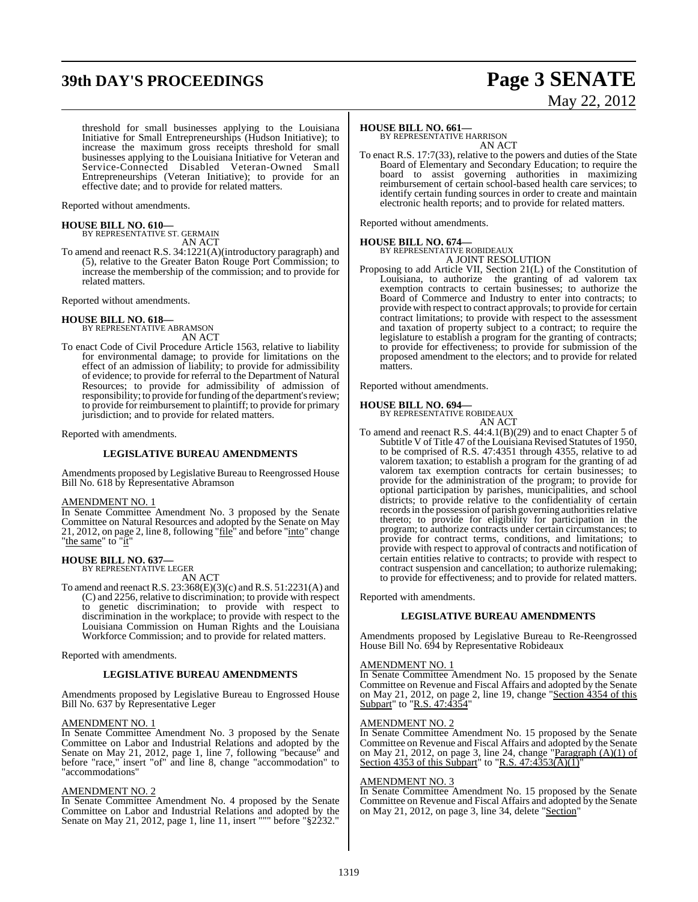threshold for small businesses applying to the Louisiana Initiative for Small Entrepreneurships (Hudson Initiative); to increase the maximum gross receipts threshold for small businesses applying to the Louisiana Initiative for Veteran and Service-Connected Disabled Veteran-Owned Small Entrepreneurships (Veteran Initiative); to provide for an effective date; and to provide for related matters.

Reported without amendments.

**HOUSE BILL NO. 610—**
BY REPRESENTATIVE ST. GERMAIN
AN ACT

To amend and reenact R.S. 34:1221(A)(introductory paragraph) and (5), relative to the Greater Baton Rouge Port Commission; to increase the membership of the commission; and to provide for related matters.

Reported without amendments.

**HOUSE BILL NO. 618—**
BY REPRESENTATIVE ABRAMSON
AN ACT

To enact Code of Civil Procedure Article 1563, relative to liability for environmental damage; to provide for limitations on the effect of an admission of liability; to provide for admissibility of evidence; to provide for referral to the Department of Natural Resources; to provide for admissibility of admission of responsibility; to provide for funding of the department's review; to provide for reimbursement to plaintiff; to provide for primary jurisdiction; and to provide for related matters.

Reported with amendments.

**LEGISLATIVE BUREAU AMENDMENTS**

Amendments proposed by Legislative Bureau to Reengrossed House Bill No. 618 by Representative Abramson

AMENDMENT NO. 1
In Senate Committee Amendment No. 3 proposed by the Senate Committee on Natural Resources and adopted by the Senate on May 21, 2012, on page 2, line 8, following "file" and before "into" change "the same" to "it"

**HOUSE BILL NO. 637—**
BY REPRESENTATIVE LEGER
AN ACT

To amend and reenact R.S. 23:368(E)(3)(c) and R.S. 51:2231(A) and (C) and 2256, relative to discrimination; to provide with respect to genetic discrimination; to provide with respect to discrimination in the workplace; to provide with respect to the Louisiana Commission on Human Rights and the Louisiana Workforce Commission; and to provide for related matters.

Reported with amendments.

**LEGISLATIVE BUREAU AMENDMENTS**

Amendments proposed by Legislative Bureau to Engrossed House Bill No. 637 by Representative Leger

AMENDMENT NO. 1
In Senate Committee Amendment No. 3 proposed by the Senate Committee on Labor and Industrial Relations and adopted by the Senate on May 21, 2012, page 1, line 7, following "because" and before "race," insert "of" and line 8, change "accommodation" to "accommodations"

AMENDMENT NO. 2
In Senate Committee Amendment No. 4 proposed by the Senate Committee on Labor and Industrial Relations and adopted by the Senate on May 21, 2012, page 1, line 11, insert """ before "§2232."

**HOUSE BILL NO. 661—**
BY REPRESENTATIVE HARRISON
AN ACT

To enact R.S. 17:7(33), relative to the powers and duties of the State Board of Elementary and Secondary Education; to require the board to assist governing authorities in maximizing reimbursement of certain school-based health care services; to identify certain funding sources in order to create and maintain electronic health reports; and to provide for related matters.

Reported without amendments.

**HOUSE BILL NO. 674—**
BY REPRESENTATIVE ROBIDEAUX
A JOINT RESOLUTION

Proposing to add Article VII, Section 21(L) of the Constitution of Louisiana, to authorize the granting of ad valorem tax exemption contracts to certain businesses; to authorize the Board of Commerce and Industry to enter into contracts; to provide with respect to contract approvals; to provide for certain contract limitations; to provide with respect to the assessment and taxation of property subject to a contract; to require the legislature to establish a program for the granting of contracts; to provide for effectiveness; to provide for submission of the proposed amendment to the electors; and to provide for related matters.

Reported without amendments.

**HOUSE BILL NO. 694—**
BY REPRESENTATIVE ROBIDEAUX
AN ACT

To amend and reenact R.S. 44:4.1(B)(29) and to enact Chapter 5 of Subtitle V of Title 47 of the Louisiana Revised Statutes of 1950, to be comprised of R.S. 47:4351 through 4355, relative to ad valorem taxation; to establish a program for the granting of ad valorem tax exemption contracts for certain businesses; to provide for the administration of the program; to provide for optional participation by parishes, municipalities, and school districts; to provide relative to the confidentiality of certain records in the possession of parish governing authorities relative thereto; to provide for eligibility for participation in the program; to authorize contracts under certain circumstances; to provide for contract terms, conditions, and limitations; to provide with respect to approval of contracts and notification of certain entities relative to contracts; to provide with respect to contract suspension and cancellation; to authorize rulemaking; to provide for effectiveness; and to provide for related matters.

Reported with amendments.

**LEGISLATIVE BUREAU AMENDMENTS**

Amendments proposed by Legislative Bureau to Re-Reengrossed House Bill No. 694 by Representative Robideaux

AMENDMENT NO. 1
In Senate Committee Amendment No. 15 proposed by the Senate Committee on Revenue and Fiscal Affairs and adopted by the Senate on May 21, 2012, on page 2, line 19, change "Section 4354 of this Subpart" to "R.S. 47:4354"

AMENDMENT NO. 2
In Senate Committee Amendment No. 15 proposed by the Senate Committee on Revenue and Fiscal Affairs and adopted by the Senate on May 21, 2012, on page 3, line 24, change "Paragraph (A)(1) of Section 4353 of this Subpart" to "R.S. 47:4353(A)(1)"

AMENDMENT NO. 3
In Senate Committee Amendment No. 15 proposed by the Senate Committee on Revenue and Fiscal Affairs and adopted by the Senate on May 21, 2012, on page 3, line 34, delete "Section"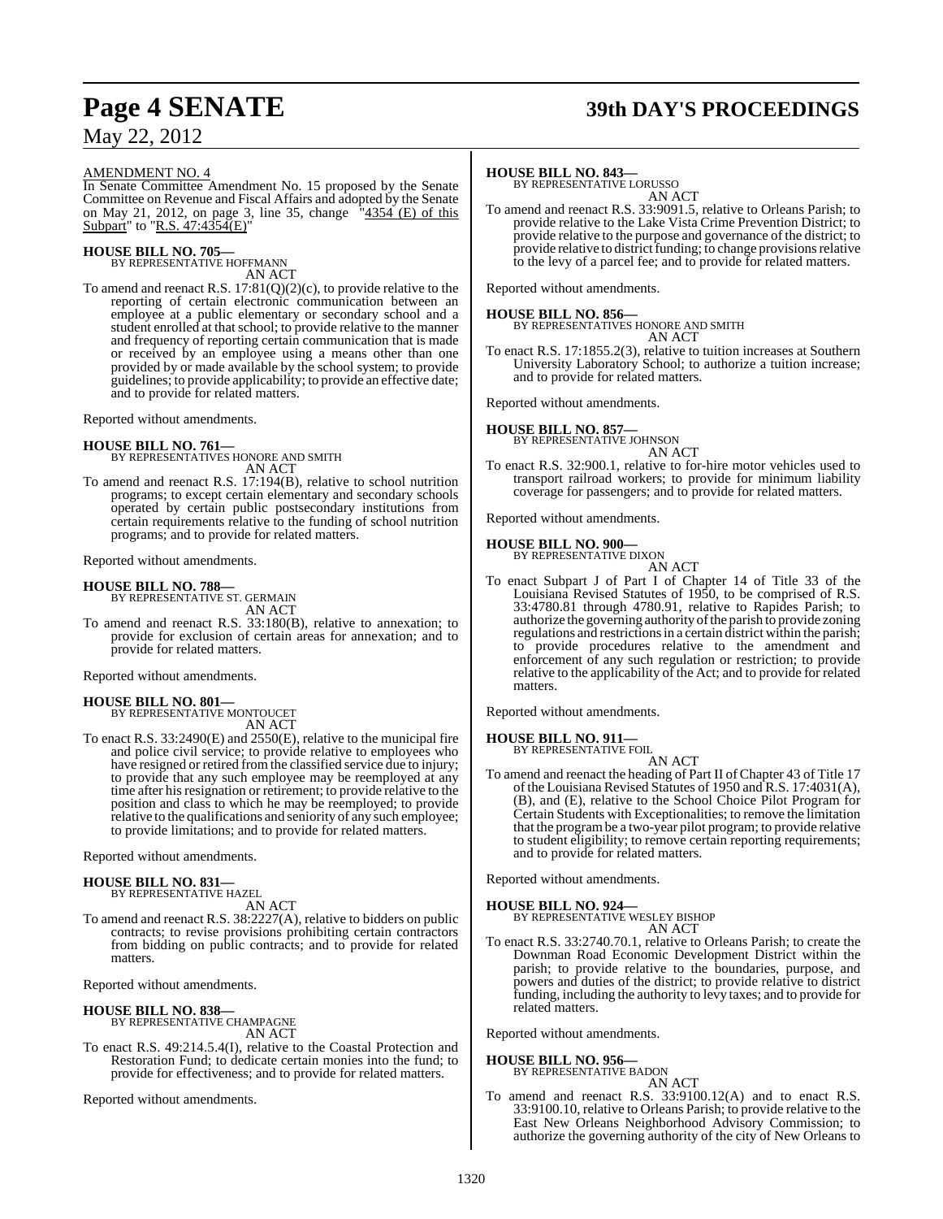AMENDMENT NO. 4

In Senate Committee Amendment No. 15 proposed by the Senate Committee on Revenue and Fiscal Affairs and adopted by the Senate on May 21, 2012, on page 3, line 35, change "4354 (E) of this Subpart" to "R.S. 47:4354(E)"

**HOUSE BILL NO. 705—**
BY REPRESENTATIVE HOFFMANN
AN ACT

To amend and reenact R.S. 17:81(Q)(2)(c), to provide relative to the reporting of certain electronic communication between an employee at a public elementary or secondary school and a student enrolled at that school; to provide relative to the manner and frequency of reporting certain communication that is made or received by an employee using a means other than one provided by or made available by the school system; to provide guidelines; to provide applicability; to provide an effective date; and to provide for related matters.

Reported without amendments.

**HOUSE BILL NO. 761—**
BY REPRESENTATIVES HONORE AND SMITH
AN ACT

To amend and reenact R.S. 17:194(B), relative to school nutrition programs; to except certain elementary and secondary schools operated by certain public postsecondary institutions from certain requirements relative to the funding of school nutrition programs; and to provide for related matters.

Reported without amendments.

**HOUSE BILL NO. 788—**
BY REPRESENTATIVE ST. GERMAIN
AN ACT

To amend and reenact R.S. 33:180(B), relative to annexation; to provide for exclusion of certain areas for annexation; and to provide for related matters.

Reported without amendments.

**HOUSE BILL NO. 801—**
BY REPRESENTATIVE MONTOUCET
AN ACT

To enact R.S. 33:2490(E) and 2550(E), relative to the municipal fire and police civil service; to provide relative to employees who have resigned or retired from the classified service due to injury; to provide that any such employee may be reemployed at any time after his resignation or retirement; to provide relative to the position and class to which he may be reemployed; to provide relative to the qualifications and seniority of any such employee; to provide limitations; and to provide for related matters.

Reported without amendments.

**HOUSE BILL NO. 831—**
BY REPRESENTATIVE HAZEL
AN ACT

To amend and reenact R.S. 38:2227(A), relative to bidders on public contracts; to revise provisions prohibiting certain contractors from bidding on public contracts; and to provide for related matters.

Reported without amendments.

**HOUSE BILL NO. 838—**
BY REPRESENTATIVE CHAMPAGNE
AN ACT

To enact R.S. 49:214.5.4(I), relative to the Coastal Protection and Restoration Fund; to dedicate certain monies into the fund; to provide for effectiveness; and to provide for related matters.

Reported without amendments.

**HOUSE BILL NO. 843—**
BY REPRESENTATIVE LORUSSO
AN ACT

To amend and reenact R.S. 33:9091.5, relative to Orleans Parish; to provide relative to the Lake Vista Crime Prevention District; to provide relative to the purpose and governance of the district; to provide relative to district funding; to change provisions relative to the levy of a parcel fee; and to provide for related matters.

Reported without amendments.

**HOUSE BILL NO. 856—**
BY REPRESENTATIVES HONORE AND SMITH
AN ACT

To enact R.S. 17:1855.2(3), relative to tuition increases at Southern University Laboratory School; to authorize a tuition increase; and to provide for related matters.

Reported without amendments.

**HOUSE BILL NO. 857—**
BY REPRESENTATIVE JOHNSON
AN ACT

To enact R.S. 32:900.1, relative to for-hire motor vehicles used to transport railroad workers; to provide for minimum liability coverage for passengers; and to provide for related matters.

Reported without amendments.

**HOUSE BILL NO. 900—**
BY REPRESENTATIVE DIXON
AN ACT

To enact Subpart J of Part I of Chapter 14 of Title 33 of the Louisiana Revised Statutes of 1950, to be comprised of R.S. 33:4780.81 through 4780.91, relative to Rapides Parish; to authorize the governing authority of the parish to provide zoning regulations and restrictions in a certain district within the parish; to provide procedures relative to the amendment and enforcement of any such regulation or restriction; to provide relative to the applicability of the Act; and to provide for related matters.

Reported without amendments.

**HOUSE BILL NO. 911—**
BY REPRESENTATIVE FOIL
AN ACT

To amend and reenact the heading of Part II of Chapter 43 of Title 17 of the Louisiana Revised Statutes of 1950 and R.S. 17:4031(A), (B), and (E), relative to the School Choice Pilot Program for Certain Students with Exceptionalities; to remove the limitation that the program be a two-year pilot program; to provide relative to student eligibility; to remove certain reporting requirements; and to provide for related matters.

Reported without amendments.

**HOUSE BILL NO. 924—**
BY REPRESENTATIVE WESLEY BISHOP
AN ACT

To enact R.S. 33:2740.70.1, relative to Orleans Parish; to create the Downman Road Economic Development District within the parish; to provide relative to the boundaries, purpose, and powers and duties of the district; to provide relative to district funding, including the authority to levy taxes; and to provide for related matters.

Reported without amendments.

**HOUSE BILL NO. 956—**
BY REPRESENTATIVE BADON
AN ACT

To amend and reenact R.S. 33:9100.12(A) and to enact R.S. 33:9100.10, relative to Orleans Parish; to provide relative to the East New Orleans Neighborhood Advisory Commission; to authorize the governing authority of the city of New Orleans to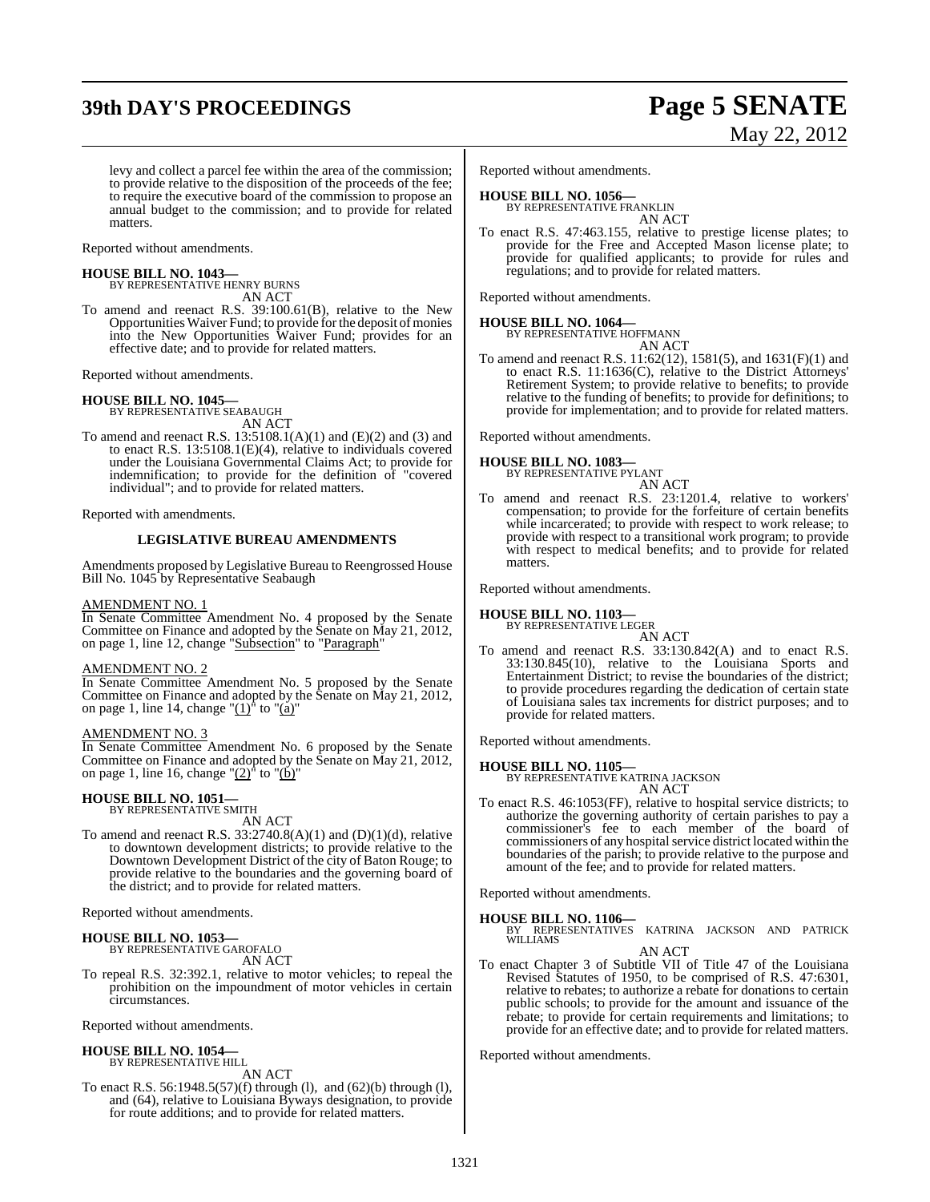levy and collect a parcel fee within the area of the commission; to provide relative to the disposition of the proceeds of the fee; to require the executive board of the commission to propose an annual budget to the commission; and to provide for related matters.

Reported without amendments.

**HOUSE BILL NO. 1043—**
BY REPRESENTATIVE HENRY BURNS
AN ACT

To amend and reenact R.S. 39:100.61(B), relative to the New Opportunities Waiver Fund; to provide for the deposit of monies into the New Opportunities Waiver Fund; provides for an effective date; and to provide for related matters.

Reported without amendments.

**HOUSE BILL NO. 1045—**
BY REPRESENTATIVE SEABAUGH
AN ACT

To amend and reenact R.S. 13:5108.1(A)(1) and (E)(2) and (3) and to enact R.S. 13:5108.1(E)(4), relative to individuals covered under the Louisiana Governmental Claims Act; to provide for indemnification; to provide for the definition of "covered individual"; and to provide for related matters.

Reported with amendments.

**LEGISLATIVE BUREAU AMENDMENTS**

Amendments proposed by Legislative Bureau to Reengrossed House Bill No. 1045 by Representative Seabaugh

AMENDMENT NO. 1
In Senate Committee Amendment No. 4 proposed by the Senate Committee on Finance and adopted by the Senate on May 21, 2012, on page 1, line 12, change "Subsection" to "Paragraph"

AMENDMENT NO. 2
In Senate Committee Amendment No. 5 proposed by the Senate Committee on Finance and adopted by the Senate on May 21, 2012, on page 1, line 14, change "(1)" to "(a)"

AMENDMENT NO. 3
In Senate Committee Amendment No. 6 proposed by the Senate Committee on Finance and adopted by the Senate on May 21, 2012, on page 1, line 16, change "(2)" to "(b)"

**HOUSE BILL NO. 1051—**
BY REPRESENTATIVE SMITH
AN ACT

To amend and reenact R.S. 33:2740.8(A)(1) and (D)(1)(d), relative to downtown development districts; to provide relative to the Downtown Development District of the city of Baton Rouge; to provide relative to the boundaries and the governing board of the district; and to provide for related matters.

Reported without amendments.

**HOUSE BILL NO. 1053—**
BY REPRESENTATIVE GAROFALO
AN ACT

To repeal R.S. 32:392.1, relative to motor vehicles; to repeal the prohibition on the impoundment of motor vehicles in certain circumstances.

Reported without amendments.

**HOUSE BILL NO. 1054—**
BY REPRESENTATIVE HILL
AN ACT

To enact R.S. 56:1948.5(57)(f) through (l), and (62)(b) through (l), and (64), relative to Louisiana Byways designation, to provide for route additions; and to provide for related matters.

Reported without amendments.

**HOUSE BILL NO. 1056—**
BY REPRESENTATIVE FRANKLIN
AN ACT

To enact R.S. 47:463.155, relative to prestige license plates; to provide for the Free and Accepted Mason license plate; to provide for qualified applicants; to provide for rules and regulations; and to provide for related matters.

Reported without amendments.

**HOUSE BILL NO. 1064—**
BY REPRESENTATIVE HOFFMANN
AN ACT

To amend and reenact R.S. 11:62(12), 1581(5), and 1631(F)(1) and to enact R.S. 11:1636(C), relative to the District Attorneys' Retirement System; to provide relative to benefits; to provide relative to the funding of benefits; to provide for definitions; to provide for implementation; and to provide for related matters.

Reported without amendments.

**HOUSE BILL NO. 1083—**
BY REPRESENTATIVE PYLANT
AN ACT

To amend and reenact R.S. 23:1201.4, relative to workers' compensation; to provide for the forfeiture of certain benefits while incarcerated; to provide with respect to work release; to provide with respect to a transitional work program; to provide with respect to medical benefits; and to provide for related matters.

Reported without amendments.

**HOUSE BILL NO. 1103—**
BY REPRESENTATIVE LEGER
AN ACT

To amend and reenact R.S. 33:130.842(A) and to enact R.S. 33:130.845(10), relative to the Louisiana Sports and Entertainment District; to revise the boundaries of the district; to provide procedures regarding the dedication of certain state of Louisiana sales tax increments for district purposes; and to provide for related matters.

Reported without amendments.

**HOUSE BILL NO. 1105—**
BY REPRESENTATIVE KATRINA JACKSON
AN ACT

To enact R.S. 46:1053(FF), relative to hospital service districts; to authorize the governing authority of certain parishes to pay a commissioner's fee to each member of the board of commissioners of any hospital service district located within the boundaries of the parish; to provide relative to the purpose and amount of the fee; and to provide for related matters.

Reported without amendments.

**HOUSE BILL NO. 1106—**
BY REPRESENTATIVES KATRINA JACKSON AND PATRICK WILLIAMS
AN ACT

To enact Chapter 3 of Subtitle VII of Title 47 of the Louisiana Revised Statutes of 1950, to be comprised of R.S. 47:6301, relative to rebates; to authorize a rebate for donations to certain public schools; to provide for the amount and issuance of the rebate; to provide for certain requirements and limitations; to provide for an effective date; and to provide for related matters.

Reported without amendments.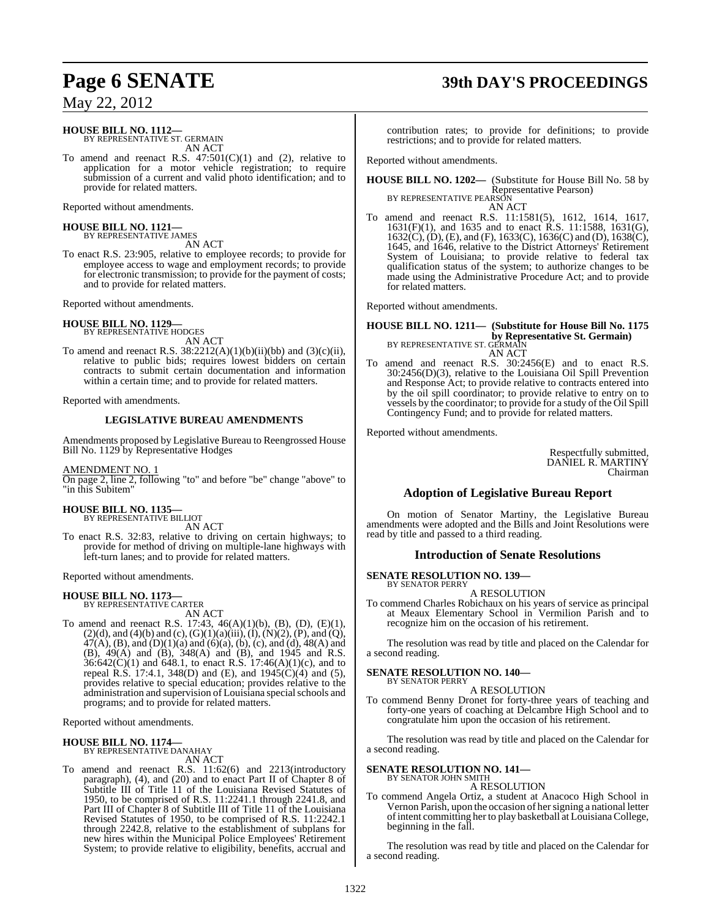**HOUSE BILL NO. 1112—**
BY REPRESENTATIVE ST. GERMAIN
AN ACT

To amend and reenact R.S. 47:501(C)(1) and (2), relative to application for a motor vehicle registration; to require submission of a current and valid photo identification; and to provide for related matters.

Reported without amendments.

**HOUSE BILL NO. 1121—**
BY REPRESENTATIVE JAMES
AN ACT

To enact R.S. 23:905, relative to employee records; to provide for employee access to wage and employment records; to provide for electronic transmission; to provide for the payment of costs; and to provide for related matters.

Reported without amendments.

**HOUSE BILL NO. 1129—**
BY REPRESENTATIVE HODGES
AN ACT

To amend and reenact R.S. 38:2212(A)(1)(b)(ii)(bb) and (3)(c)(ii), relative to public bids; requires lowest bidders on certain contracts to submit certain documentation and information within a certain time; and to provide for related matters.

Reported with amendments.

## LEGISLATIVE BUREAU AMENDMENTS

Amendments proposed by Legislative Bureau to Reengrossed House Bill No. 1129 by Representative Hodges

AMENDMENT NO. 1
On page 2, line 2, following "to" and before "be" change "above" to "in this Subitem"

**HOUSE BILL NO. 1135—**
BY REPRESENTATIVE BILLIOT
AN ACT

To enact R.S. 32:83, relative to driving on certain highways; to provide for method of driving on multiple-lane highways with left-turn lanes; and to provide for related matters.

Reported without amendments.

**HOUSE BILL NO. 1173—**
BY REPRESENTATIVE CARTER
AN ACT

To amend and reenact R.S. 17:43, 46(A)(1)(b), (B), (D), (E)(1), (2)(d), and (4)(b) and (c), (G)(1)(a)(iii), (I), (N)(2), (P), and (Q), 47(A), (B), and (D)(1)(a) and (6)(a), (b), (c), and (d), 48(A) and (B), 49(A) and (B), 348(A) and (B), and 1945 and R.S. 36:642(C)(1) and 648.1, to enact R.S. 17:46(A)(1)(c), and to repeal R.S. 17:4.1, 348(D) and (E), and 1945(C)(4) and (5), provides relative to special education; provides relative to the administration and supervision of Louisiana special schools and programs; and to provide for related matters.

Reported without amendments.

**HOUSE BILL NO. 1174—**
BY REPRESENTATIVE DANAHAY
AN ACT

To amend and reenact R.S. 11:62(6) and 2213(introductory paragraph), (4), and (20) and to enact Part II of Chapter 8 of Subtitle III of Title 11 of the Louisiana Revised Statutes of 1950, to be comprised of R.S. 11:2241.1 through 2241.8, and Part III of Chapter 8 of Subtitle III of Title 11 of the Louisiana Revised Statutes of 1950, to be comprised of R.S. 11:2242.1 through 2242.8, relative to the establishment of subplans for new hires within the Municipal Police Employees' Retirement System; to provide relative to eligibility, benefits, accrual and contribution rates; to provide for definitions; to provide restrictions; and to provide for related matters.

Reported without amendments.

**HOUSE BILL NO. 1202—** (Substitute for House Bill No. 58 by Representative Pearson)
BY REPRESENTATIVE PEARSON
AN ACT

To amend and reenact R.S. 11:1581(5), 1612, 1614, 1617, 1631(F)(1), and 1635 and to enact R.S. 11:1588, 1631(G), 1632(C), (D), (E), and (F), 1633(C), 1636(C) and (D), 1638(C), 1645, and 1646, relative to the District Attorneys' Retirement System of Louisiana; to provide relative to federal tax qualification status of the system; to authorize changes to be made using the Administrative Procedure Act; and to provide for related matters.

Reported without amendments.

**HOUSE BILL NO. 1211— (Substitute for House Bill No. 1175 by Representative St. Germain)**
BY REPRESENTATIVE ST. GERMAIN
AN ACT

To amend and reenact R.S. 30:2456(E) and to enact R.S. 30:2456(D)(3), relative to the Louisiana Oil Spill Prevention and Response Act; to provide relative to contracts entered into by the oil spill coordinator; to provide relative to entry on to vessels by the coordinator; to provide for a study of the Oil Spill Contingency Fund; and to provide for related matters.

Reported without amendments.

Respectfully submitted,
DANIEL R. MARTINY
Chairman

## Adoption of Legislative Bureau Report

On motion of Senator Martiny, the Legislative Bureau amendments were adopted and the Bills and Joint Resolutions were read by title and passed to a third reading.

## Introduction of Senate Resolutions

**SENATE RESOLUTION NO. 139—**
BY SENATOR PERRY
A RESOLUTION

To commend Charles Robichaux on his years of service as principal at Meaux Elementary School in Vermilion Parish and to recognize him on the occasion of his retirement.

The resolution was read by title and placed on the Calendar for a second reading.

**SENATE RESOLUTION NO. 140—**
BY SENATOR PERRY
A RESOLUTION

To commend Benny Dronet for forty-three years of teaching and forty-one years of coaching at Delcambre High School and to congratulate him upon the occasion of his retirement.

The resolution was read by title and placed on the Calendar for a second reading.

**SENATE RESOLUTION NO. 141—**
BY SENATOR JOHN SMITH
A RESOLUTION

To commend Angela Ortiz, a student at Anacoco High School in Vernon Parish, upon the occasion of her signing a national letter of intent committing her to play basketball at Louisiana College, beginning in the fall.

The resolution was read by title and placed on the Calendar for a second reading.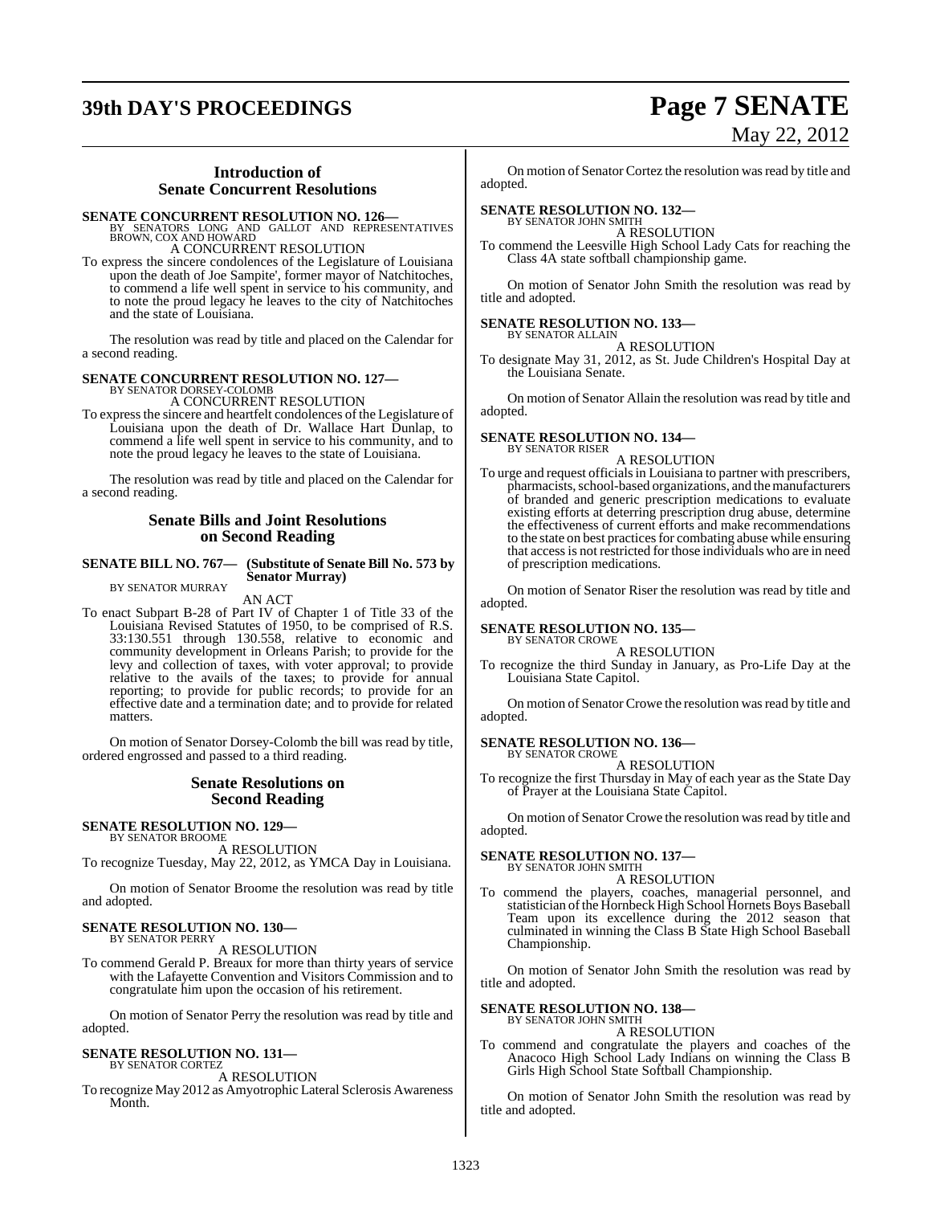## Introduction of Senate Concurrent Resolutions

**SENATE CONCURRENT RESOLUTION NO. 126—**
BY SENATORS LONG AND GALLOT AND REPRESENTATIVES BROWN, COX AND HOWARD

A CONCURRENT RESOLUTION

To express the sincere condolences of the Legislature of Louisiana upon the death of Joe Sampite', former mayor of Natchitoches, to commend a life well spent in service to his community, and to note the proud legacy he leaves to the city of Natchitoches and the state of Louisiana.

The resolution was read by title and placed on the Calendar for a second reading.

**SENATE CONCURRENT RESOLUTION NO. 127—**
BY SENATOR DORSEY-COLOMB

A CONCURRENT RESOLUTION

To express the sincere and heartfelt condolences of the Legislature of Louisiana upon the death of Dr. Wallace Hart Dunlap, to commend a life well spent in service to his community, and to note the proud legacy he leaves to the state of Louisiana.

The resolution was read by title and placed on the Calendar for a second reading.

## Senate Bills and Joint Resolutions on Second Reading

**SENATE BILL NO. 767— (Substitute of Senate Bill No. 573 by Senator Murray)**
BY SENATOR MURRAY

AN ACT

To enact Subpart B-28 of Part IV of Chapter 1 of Title 33 of the Louisiana Revised Statutes of 1950, to be comprised of R.S. 33:130.551 through 130.558, relative to economic and community development in Orleans Parish; to provide for the levy and collection of taxes, with voter approval; to provide relative to the avails of the taxes; to provide for annual reporting; to provide for public records; to provide for an effective date and a termination date; and to provide for related matters.

On motion of Senator Dorsey-Colomb the bill was read by title, ordered engrossed and passed to a third reading.

## Senate Resolutions on Second Reading

**SENATE RESOLUTION NO. 129—**
BY SENATOR BROOME

A RESOLUTION

To recognize Tuesday, May 22, 2012, as YMCA Day in Louisiana.

On motion of Senator Broome the resolution was read by title and adopted.

**SENATE RESOLUTION NO. 130—**
BY SENATOR PERRY

A RESOLUTION

To commend Gerald P. Breaux for more than thirty years of service with the Lafayette Convention and Visitors Commission and to congratulate him upon the occasion of his retirement.

On motion of Senator Perry the resolution was read by title and adopted.

**SENATE RESOLUTION NO. 131—**
BY SENATOR CORTEZ

A RESOLUTION

To recognize May 2012 as Amyotrophic Lateral Sclerosis Awareness Month.

On motion of Senator Cortez the resolution was read by title and adopted.

**SENATE RESOLUTION NO. 132—**
BY SENATOR JOHN SMITH

A RESOLUTION

To commend the Leesville High School Lady Cats for reaching the Class 4A state softball championship game.

On motion of Senator John Smith the resolution was read by title and adopted.

**SENATE RESOLUTION NO. 133—**
BY SENATOR ALLAIN

A RESOLUTION

To designate May 31, 2012, as St. Jude Children's Hospital Day at the Louisiana Senate.

On motion of Senator Allain the resolution was read by title and adopted.

**SENATE RESOLUTION NO. 134—**
BY SENATOR RISER

A RESOLUTION

To urge and request officials in Louisiana to partner with prescribers, pharmacists, school-based organizations, and the manufacturers of branded and generic prescription medications to evaluate existing efforts at deterring prescription drug abuse, determine the effectiveness of current efforts and make recommendations to the state on best practices for combating abuse while ensuring that access is not restricted for those individuals who are in need of prescription medications.

On motion of Senator Riser the resolution was read by title and adopted.

**SENATE RESOLUTION NO. 135—**
BY SENATOR CROWE

A RESOLUTION

To recognize the third Sunday in January, as Pro-Life Day at the Louisiana State Capitol.

On motion of Senator Crowe the resolution was read by title and adopted.

**SENATE RESOLUTION NO. 136—**
BY SENATOR CROWE

A RESOLUTION

To recognize the first Thursday in May of each year as the State Day of Prayer at the Louisiana State Capitol.

On motion of Senator Crowe the resolution was read by title and adopted.

**SENATE RESOLUTION NO. 137—**
BY SENATOR JOHN SMITH

A RESOLUTION

To commend the players, coaches, managerial personnel, and statistician of the Hornbeck High School Hornets Boys Baseball Team upon its excellence during the 2012 season that culminated in winning the Class B State High School Baseball Championship.

On motion of Senator John Smith the resolution was read by title and adopted.

**SENATE RESOLUTION NO. 138—**
BY SENATOR JOHN SMITH

A RESOLUTION

To commend and congratulate the players and coaches of the Anacoco High School Lady Indians on winning the Class B Girls High School State Softball Championship.

On motion of Senator John Smith the resolution was read by title and adopted.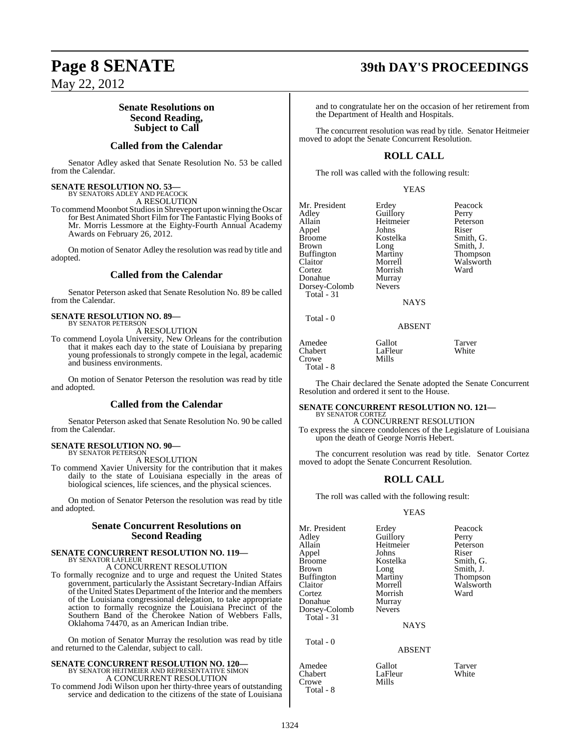## Senate Resolutions on Second Reading, Subject to Call

### Called from the Calendar

Senator Adley asked that Senate Resolution No. 53 be called from the Calendar.

**SENATE RESOLUTION NO. 53—**
BY SENATORS ADLEY AND PEACOCK
A RESOLUTION

To commend Moonbot Studios in Shreveport upon winning the Oscar for Best Animated Short Film for The Fantastic Flying Books of Mr. Morris Lessmore at the Eighty-Fourth Annual Academy Awards on February 26, 2012.

On motion of Senator Adley the resolution was read by title and adopted.

### Called from the Calendar

Senator Peterson asked that Senate Resolution No. 89 be called from the Calendar.

**SENATE RESOLUTION NO. 89—**
BY SENATOR PETERSON
A RESOLUTION

To commend Loyola University, New Orleans for the contribution that it makes each day to the state of Louisiana by preparing young professionals to strongly compete in the legal, academic and business environments.

On motion of Senator Peterson the resolution was read by title and adopted.

### Called from the Calendar

Senator Peterson asked that Senate Resolution No. 90 be called from the Calendar.

**SENATE RESOLUTION NO. 90—**
BY SENATOR PETERSON
A RESOLUTION

To commend Xavier University for the contribution that it makes daily to the state of Louisiana especially in the areas of biological sciences, life sciences, and the physical sciences.

On motion of Senator Peterson the resolution was read by title and adopted.

## Senate Concurrent Resolutions on Second Reading

**SENATE CONCURRENT RESOLUTION NO. 119—**
BY SENATOR LAFLEUR
A CONCURRENT RESOLUTION

To formally recognize and to urge and request the United States government, particularly the Assistant Secretary-Indian Affairs of the United States Department of the Interior and the members of the Louisiana congressional delegation, to take appropriate action to formally recognize the Louisiana Precinct of the Southern Band of the Cherokee Nation of Webbers Falls, Oklahoma 74470, as an American Indian tribe.

On motion of Senator Murray the resolution was read by title and returned to the Calendar, subject to call.

**SENATE CONCURRENT RESOLUTION NO. 120—**
BY SENATOR HEITMEIER AND REPRESENTATIVE SIMON
A CONCURRENT RESOLUTION

To commend Jodi Wilson upon her thirty-three years of outstanding service and dedication to the citizens of the state of Louisiana and to congratulate her on the occasion of her retirement from the Department of Health and Hospitals.

The concurrent resolution was read by title. Senator Heitmeier moved to adopt the Senate Concurrent Resolution.

### ROLL CALL

The roll was called with the following result:

YEAS

| | | |
|---|---|---|
| Mr. President | Erdey | Peacock |
| Adley | Guillory | Perry |
| Allain | Heitmeier | Peterson |
| Appel | Johns | Riser |
| Broome | Kostelka | Smith, G. |
| Brown | Long | Smith, J. |
| Buffington | Martiny | Thompson |
| Claitor | Morrell | Walsworth |
| Cortez | Morrish | Ward |
| Donahue | Murray | |
| Dorsey-Colomb | Nevers | |

Total - 31

NAYS

Total - 0

ABSENT

| | | |
|---|---|---|
| Amedee | Gallot | Tarver |
| Chabert | LaFleur | White |
| Crowe | Mills | |

Total - 8

The Chair declared the Senate adopted the Senate Concurrent Resolution and ordered it sent to the House.

**SENATE CONCURRENT RESOLUTION NO. 121—**
BY SENATOR CORTEZ
A CONCURRENT RESOLUTION

To express the sincere condolences of the Legislature of Louisiana upon the death of George Norris Hebert.

The concurrent resolution was read by title. Senator Cortez moved to adopt the Senate Concurrent Resolution.

### ROLL CALL

The roll was called with the following result:

YEAS

| | | |
|---|---|---|
| Mr. President | Erdey | Peacock |
| Adley | Guillory | Perry |
| Allain | Heitmeier | Peterson |
| Appel | Johns | Riser |
| Broome | Kostelka | Smith, G. |
| Brown | Long | Smith, J. |
| Buffington | Martiny | Thompson |
| Claitor | Morrell | Walsworth |
| Cortez | Morrish | Ward |
| Donahue | Murray | |
| Dorsey-Colomb | Nevers | |

Total - 31

NAYS

Total - 0

ABSENT

| | | |
|---|---|---|
| Amedee | Gallot | Tarver |
| Chabert | LaFleur | White |
| Crowe | Mills | |

Total - 8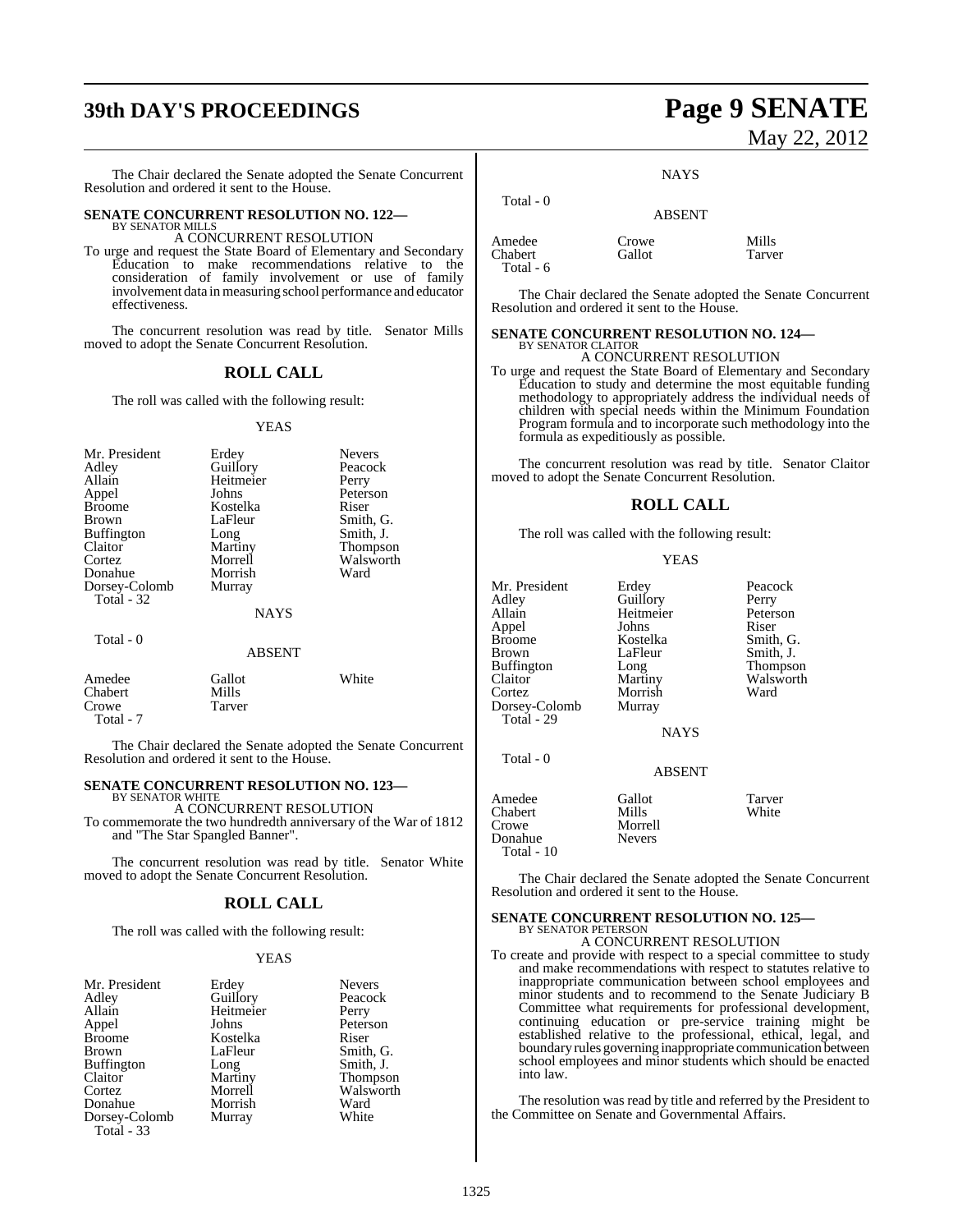The Chair declared the Senate adopted the Senate Concurrent Resolution and ordered it sent to the House.

**SENATE CONCURRENT RESOLUTION NO. 122—**
BY SENATOR MILLS

A CONCURRENT RESOLUTION

To urge and request the State Board of Elementary and Secondary Education to make recommendations relative to the consideration of family involvement or use of family involvement data in measuring school performance and educator effectiveness.

The concurrent resolution was read by title. Senator Mills moved to adopt the Senate Concurrent Resolution.

## ROLL CALL

The roll was called with the following result:

YEAS

| | | |
|---|---|---|
| Mr. President | Erdey | Nevers |
| Adley | Guillory | Peacock |
| Allain | Heitmeier | Perry |
| Appel | Johns | Peterson |
| Broome | Kostelka | Riser |
| Brown | LaFleur | Smith, G. |
| Buffington | Long | Smith, J. |
| Claitor | Martiny | Thompson |
| Cortez | Morrell | Walsworth |
| Donahue | Morrish | Ward |
| Dorsey-Colomb | Murray | |

Total - 32

NAYS

Total - 0

ABSENT

| | | |
|---|---|---|
| Amedee | Gallot | White |
| Chabert | Mills | |
| Crowe | Tarver | |

Total - 7

The Chair declared the Senate adopted the Senate Concurrent Resolution and ordered it sent to the House.

**SENATE CONCURRENT RESOLUTION NO. 123—**
BY SENATOR WHITE

A CONCURRENT RESOLUTION

To commemorate the two hundredth anniversary of the War of 1812 and "The Star Spangled Banner".

The concurrent resolution was read by title. Senator White moved to adopt the Senate Concurrent Resolution.

## ROLL CALL

The roll was called with the following result:

YEAS

| | | |
|---|---|---|
| Mr. President | Erdey | Nevers |
| Adley | Guillory | Peacock |
| Allain | Heitmeier | Perry |
| Appel | Johns | Peterson |
| Broome | Kostelka | Riser |
| Brown | LaFleur | Smith, G. |
| Buffington | Long | Smith, J. |
| Claitor | Martiny | Thompson |
| Cortez | Morrell | Walsworth |
| Donahue | Morrish | Ward |
| Dorsey-Colomb | Murray | White |

Total - 33

NAYS

Total - 0

ABSENT

| | | |
|---|---|---|
| Amedee | Crowe | Mills |
| Chabert | Gallot | Tarver |

Total - 6

The Chair declared the Senate adopted the Senate Concurrent Resolution and ordered it sent to the House.

**SENATE CONCURRENT RESOLUTION NO. 124—**
BY SENATOR CLAITOR

A CONCURRENT RESOLUTION

To urge and request the State Board of Elementary and Secondary Education to study and determine the most equitable funding methodology to appropriately address the individual needs of children with special needs within the Minimum Foundation Program formula and to incorporate such methodology into the formula as expeditiously as possible.

The concurrent resolution was read by title. Senator Claitor moved to adopt the Senate Concurrent Resolution.

## ROLL CALL

The roll was called with the following result:

YEAS

| | | |
|---|---|---|
| Mr. President | Erdey | Peacock |
| Adley | Guillory | Perry |
| Allain | Heitmeier | Peterson |
| Appel | Johns | Riser |
| Broome | Kostelka | Smith, G. |
| Brown | LaFleur | Smith, J. |
| Buffington | Long | Thompson |
| Claitor | Martiny | Walsworth |
| Cortez | Morrish | Ward |
| Dorsey-Colomb | Murray | |

Total - 29

NAYS

Total - 0

ABSENT

| | | |
|---|---|---|
| Amedee | Gallot | Tarver |
| Chabert | Mills | White |
| Crowe | Morrell | |
| Donahue | Nevers | |

Total - 10

The Chair declared the Senate adopted the Senate Concurrent Resolution and ordered it sent to the House.

**SENATE CONCURRENT RESOLUTION NO. 125—**
BY SENATOR PETERSON

A CONCURRENT RESOLUTION

To create and provide with respect to a special committee to study and make recommendations with respect to statutes relative to inappropriate communication between school employees and minor students and to recommend to the Senate Judiciary B Committee what requirements for professional development, continuing education or pre-service training might be established relative to the professional, ethical, legal, and boundary rules governing inappropriate communication between school employees and minor students which should be enacted into law.

The resolution was read by title and referred by the President to the Committee on Senate and Governmental Affairs.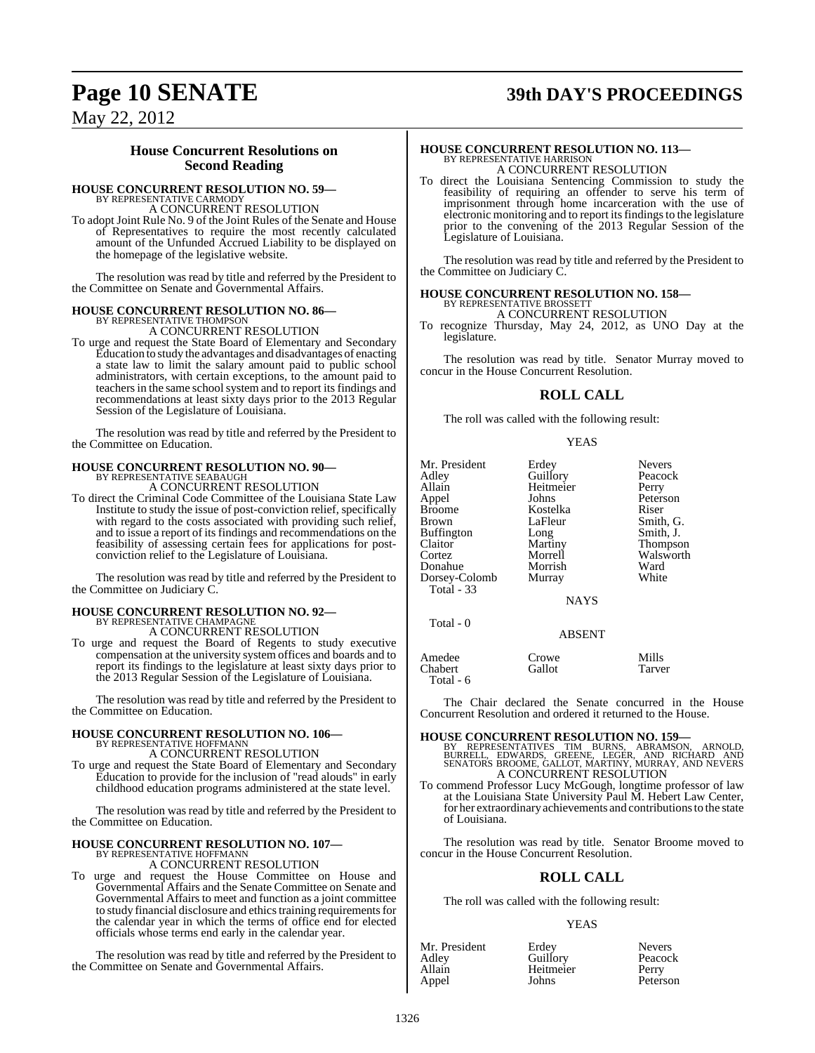## House Concurrent Resolutions on Second Reading

**HOUSE CONCURRENT RESOLUTION NO. 59—**
BY REPRESENTATIVE CARMODY
A CONCURRENT RESOLUTION

To adopt Joint Rule No. 9 of the Joint Rules of the Senate and House of Representatives to require the most recently calculated amount of the Unfunded Accrued Liability to be displayed on the homepage of the legislative website.

The resolution was read by title and referred by the President to the Committee on Senate and Governmental Affairs.

**HOUSE CONCURRENT RESOLUTION NO. 86—**
BY REPRESENTATIVE THOMPSON
A CONCURRENT RESOLUTION

To urge and request the State Board of Elementary and Secondary Education to study the advantages and disadvantages of enacting a state law to limit the salary amount paid to public school administrators, with certain exceptions, to the amount paid to teachers in the same school system and to report its findings and recommendations at least sixty days prior to the 2013 Regular Session of the Legislature of Louisiana.

The resolution was read by title and referred by the President to the Committee on Education.

**HOUSE CONCURRENT RESOLUTION NO. 90—**
BY REPRESENTATIVE SEABAUGH
A CONCURRENT RESOLUTION

To direct the Criminal Code Committee of the Louisiana State Law Institute to study the issue of post-conviction relief, specifically with regard to the costs associated with providing such relief, and to issue a report of its findings and recommendations on the feasibility of assessing certain fees for applications for post-conviction relief to the Legislature of Louisiana.

The resolution was read by title and referred by the President to the Committee on Judiciary C.

**HOUSE CONCURRENT RESOLUTION NO. 92—**
BY REPRESENTATIVE CHAMPAGNE
A CONCURRENT RESOLUTION

To urge and request the Board of Regents to study executive compensation at the university system offices and boards and to report its findings to the legislature at least sixty days prior to the 2013 Regular Session of the Legislature of Louisiana.

The resolution was read by title and referred by the President to the Committee on Education.

**HOUSE CONCURRENT RESOLUTION NO. 106—**
BY REPRESENTATIVE HOFFMANN
A CONCURRENT RESOLUTION

To urge and request the State Board of Elementary and Secondary Education to provide for the inclusion of "read alouds" in early childhood education programs administered at the state level.

The resolution was read by title and referred by the President to the Committee on Education.

**HOUSE CONCURRENT RESOLUTION NO. 107—**
BY REPRESENTATIVE HOFFMANN
A CONCURRENT RESOLUTION

To urge and request the House Committee on House and Governmental Affairs and the Senate Committee on Senate and Governmental Affairs to meet and function as a joint committee to study financial disclosure and ethics training requirements for the calendar year in which the terms of office end for elected officials whose terms end early in the calendar year.

The resolution was read by title and referred by the President to the Committee on Senate and Governmental Affairs.

**HOUSE CONCURRENT RESOLUTION NO. 113—**
BY REPRESENTATIVE HARRISON
A CONCURRENT RESOLUTION

To direct the Louisiana Sentencing Commission to study the feasibility of requiring an offender to serve his term of imprisonment through home incarceration with the use of electronic monitoring and to report its findings to the legislature prior to the convening of the 2013 Regular Session of the Legislature of Louisiana.

The resolution was read by title and referred by the President to the Committee on Judiciary C.

**HOUSE CONCURRENT RESOLUTION NO. 158—**
BY REPRESENTATIVE BROSSETT
A CONCURRENT RESOLUTION

To recognize Thursday, May 24, 2012, as UNO Day at the legislature.

The resolution was read by title. Senator Murray moved to concur in the House Concurrent Resolution.

### ROLL CALL

The roll was called with the following result:

YEAS

| | | |
|---|---|---|
| Mr. President | Erdey | Nevers |
| Adley | Guillory | Peacock |
| Allain | Heitmeier | Perry |
| Appel | Johns | Peterson |
| Broome | Kostelka | Riser |
| Brown | LaFleur | Smith, G. |
| Buffington | Long | Smith, J. |
| Claitor | Martiny | Thompson |
| Cortez | Morrell | Walsworth |
| Donahue | Morrish | Ward |
| Dorsey-Colomb | Murray | White |

Total - 33

NAYS

Total - 0

ABSENT

| | | |
|---|---|---|
| Amedee | Crowe | Mills |
| Chabert | Gallot | Tarver |

Total - 6

The Chair declared the Senate concurred in the House Concurrent Resolution and ordered it returned to the House.

**HOUSE CONCURRENT RESOLUTION NO. 159—**
BY REPRESENTATIVES TIM BURNS, ABRAMSON, ARNOLD, BURRELL, EDWARDS, GREENE, LEGER, AND RICHARD AND SENATORS BROOME, GALLOT, MARTINY, MURRAY, AND NEVERS
A CONCURRENT RESOLUTION

To commend Professor Lucy McGough, longtime professor of law at the Louisiana State University Paul M. Hebert Law Center, for her extraordinary achievements and contributions to the state of Louisiana.

The resolution was read by title. Senator Broome moved to concur in the House Concurrent Resolution.

### ROLL CALL

The roll was called with the following result:

YEAS

| | | |
|---|---|---|
| Mr. President | Erdey | Nevers |
| Adley | Guillory | Peacock |
| Allain | Heitmeier | Perry |
| Appel | Johns | Peterson |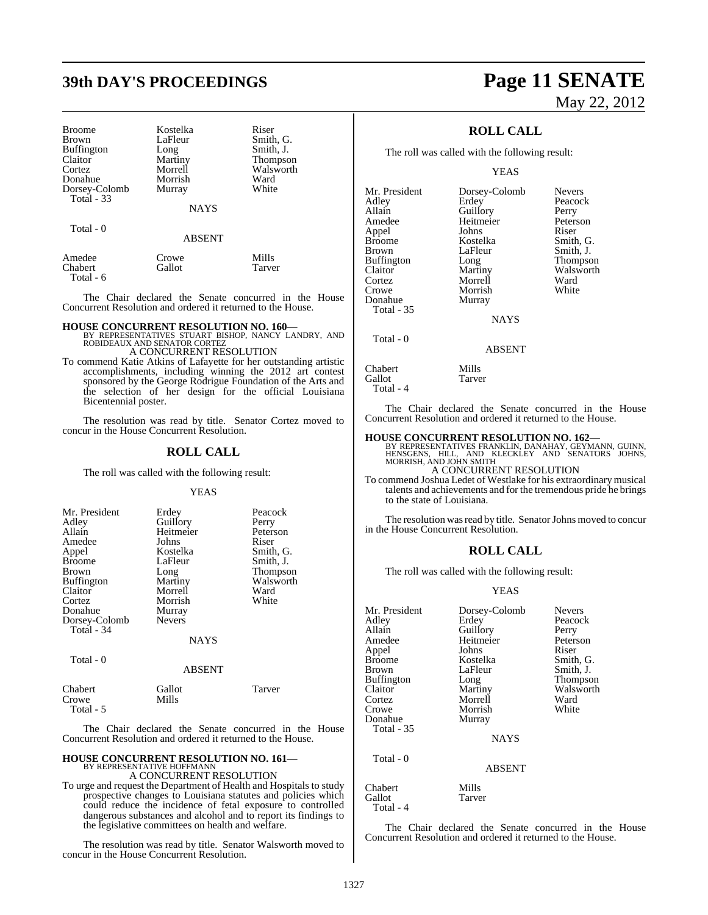| | | |
|---|---|---|
| Broome | Kostelka | Riser |
| Brown | LaFleur | Smith, G. |
| Buffington | Long | Smith, J. |
| Claitor | Martiny | Thompson |
| Cortez | Morrell | Walsworth |
| Donahue | Morrish | Ward |
| Dorsey-Colomb | Murray | White |
| Total - 33 | | |

NAYS

Total - 0

ABSENT

| | | |
|---|---|---|
| Amedee | Crowe | Mills |
| Chabert | Gallot | Tarver |
| Total - 6 | | |

The Chair declared the Senate concurred in the House Concurrent Resolution and ordered it returned to the House.

**HOUSE CONCURRENT RESOLUTION NO. 160—**
BY REPRESENTATIVES STUART BISHOP, NANCY LANDRY, AND ROBIDEAUX AND SENATOR CORTEZ
A CONCURRENT RESOLUTION

To commend Katie Atkins of Lafayette for her outstanding artistic accomplishments, including winning the 2012 art contest sponsored by the George Rodrigue Foundation of the Arts and the selection of her design for the official Louisiana Bicentennial poster.

The resolution was read by title. Senator Cortez moved to concur in the House Concurrent Resolution.

## ROLL CALL

The roll was called with the following result:

YEAS

| | | |
|---|---|---|
| Mr. President | Erdey | Peacock |
| Adley | Guillory | Perry |
| Allain | Heitmeier | Peterson |
| Amedee | Johns | Riser |
| Appel | Kostelka | Smith, G. |
| Broome | LaFleur | Smith, J. |
| Brown | Long | Thompson |
| Buffington | Martiny | Walsworth |
| Claitor | Morrell | Ward |
| Cortez | Morrish | White |
| Donahue | Murray | |
| Dorsey-Colomb | Nevers | |
| Total - 34 | | |

NAYS

Total - 0

ABSENT

| | | |
|---|---|---|
| Chabert | Gallot | Tarver |
| Crowe | Mills | |
| Total - 5 | | |

The Chair declared the Senate concurred in the House Concurrent Resolution and ordered it returned to the House.

**HOUSE CONCURRENT RESOLUTION NO. 161—**
BY REPRESENTATIVE HOFFMANN
A CONCURRENT RESOLUTION

To urge and request the Department of Health and Hospitals to study prospective changes to Louisiana statutes and policies which could reduce the incidence of fetal exposure to controlled dangerous substances and alcohol and to report its findings to the legislative committees on health and welfare.

The resolution was read by title. Senator Walsworth moved to concur in the House Concurrent Resolution.

## ROLL CALL

The roll was called with the following result:

YEAS

| | | |
|---|---|---|
| Mr. President | Dorsey-Colomb | Nevers |
| Adley | Erdey | Peacock |
| Allain | Guillory | Perry |
| Amedee | Heitmeier | Peterson |
| Appel | Johns | Riser |
| Broome | Kostelka | Smith, G. |
| Brown | LaFleur | Smith, J. |
| Buffington | Long | Thompson |
| Claitor | Martiny | Walsworth |
| Cortez | Morrell | Ward |
| Crowe | Morrish | White |
| Donahue | Murray | |
| Total - 35 | | |

NAYS

Total - 0

ABSENT

| | |
|---|---|
| Chabert | Mills |
| Gallot | Tarver |
| Total - 4 | |

The Chair declared the Senate concurred in the House Concurrent Resolution and ordered it returned to the House.

**HOUSE CONCURRENT RESOLUTION NO. 162—**
BY REPRESENTATIVES FRANKLIN, DANAHAY, GEYMANN, GUINN, HENSGENS, HILL, AND KLECKLEY AND SENATORS JOHNS, MORRISH, AND JOHN SMITH
A CONCURRENT RESOLUTION

To commend Joshua Ledet of Westlake for his extraordinary musical talents and achievements and for the tremendous pride he brings to the state of Louisiana.

The resolution was read by title. Senator Johns moved to concur in the House Concurrent Resolution.

## ROLL CALL

The roll was called with the following result:

YEAS

| | | |
|---|---|---|
| Mr. President | Dorsey-Colomb | Nevers |
| Adley | Erdey | Peacock |
| Allain | Guillory | Perry |
| Amedee | Heitmeier | Peterson |
| Appel | Johns | Riser |
| Broome | Kostelka | Smith, G. |
| Brown | LaFleur | Smith, J. |
| Buffington | Long | Thompson |
| Claitor | Martiny | Walsworth |
| Cortez | Morrell | Ward |
| Crowe | Morrish | White |
| Donahue | Murray | |
| Total - 35 | | |

NAYS

Total - 0

ABSENT

| | |
|---|---|
| Chabert | Mills |
| Gallot | Tarver |
| Total - 4 | |

The Chair declared the Senate concurred in the House Concurrent Resolution and ordered it returned to the House.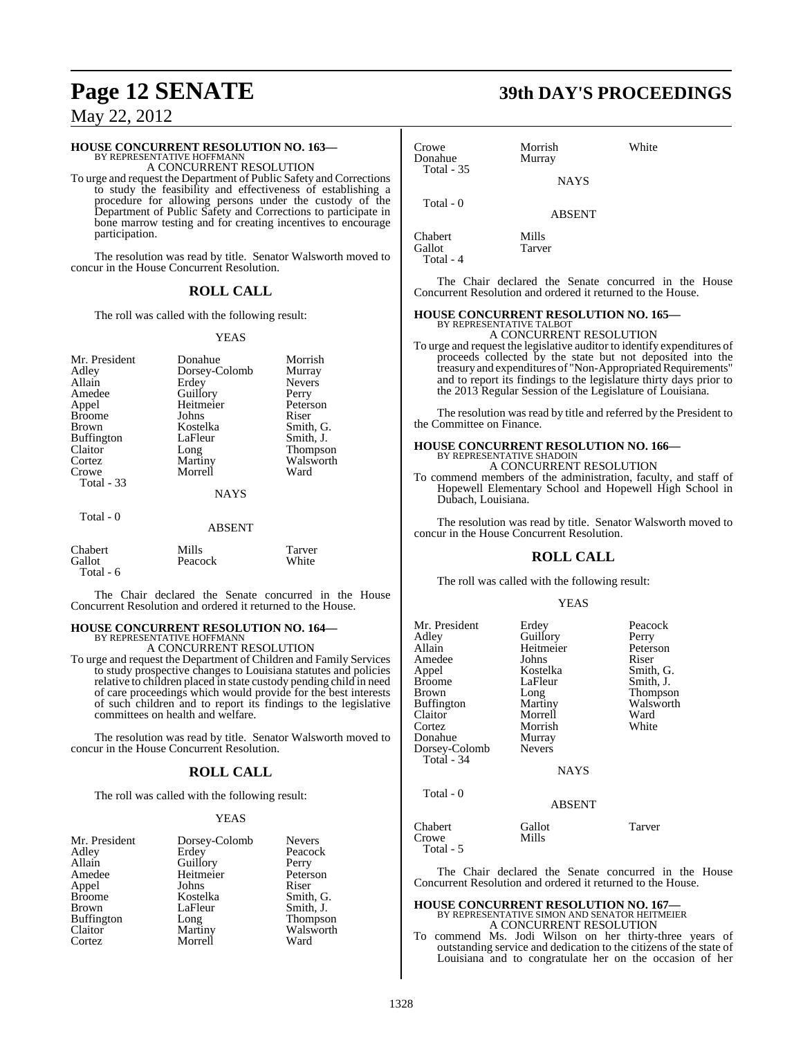### HOUSE CONCURRENT RESOLUTION NO. 163—

BY REPRESENTATIVE HOFFMANN

A CONCURRENT RESOLUTION

To urge and request the Department of Public Safety and Corrections to study the feasibility and effectiveness of establishing a procedure for allowing persons under the custody of the Department of Public Safety and Corrections to participate in bone marrow testing and for creating incentives to encourage participation.

The resolution was read by title. Senator Walsworth moved to concur in the House Concurrent Resolution.

## ROLL CALL

The roll was called with the following result:

YEAS

| | | |
|---|---|---|
| Mr. President | Donahue | Morrish |
| Adley | Dorsey-Colomb | Murray |
| Allain | Erdey | Nevers |
| Amedee | Guillory | Perry |
| Appel | Heitmeier | Peterson |
| Broome | Johns | Riser |
| Brown | Kostelka | Smith, G. |
| Buffington | LaFleur | Smith, J. |
| Claitor | Long | Thompson |
| Cortez | Martiny | Walsworth |
| Crowe | Morrell | Ward |

Total - 33

NAYS

Total - 0

ABSENT

| | | |
|---|---|---|
| Chabert | Mills | Tarver |
| Gallot | Peacock | White |

Total - 6

The Chair declared the Senate concurred in the House Concurrent Resolution and ordered it returned to the House.

### HOUSE CONCURRENT RESOLUTION NO. 164—

BY REPRESENTATIVE HOFFMANN

A CONCURRENT RESOLUTION

To urge and request the Department of Children and Family Services to study prospective changes to Louisiana statutes and policies relative to children placed in state custody pending child in need of care proceedings which would provide for the best interests of such children and to report its findings to the legislative committees on health and welfare.

The resolution was read by title. Senator Walsworth moved to concur in the House Concurrent Resolution.

## ROLL CALL

The roll was called with the following result:

YEAS

| | | |
|---|---|---|
| Mr. President | Dorsey-Colomb | Nevers |
| Adley | Erdey | Peacock |
| Allain | Guillory | Perry |
| Amedee | Heitmeier | Peterson |
| Appel | Johns | Riser |
| Broome | Kostelka | Smith, G. |
| Brown | LaFleur | Smith, J. |
| Buffington | Long | Thompson |
| Claitor | Martiny | Walsworth |
| Cortez | Morrell | Ward |
| Crowe | Morrish | White |
| Donahue | Murray | |

Total - 35

NAYS

Total - 0

ABSENT

| | |
|---|---|
| Chabert | Mills |
| Gallot | Tarver |

Total - 4

The Chair declared the Senate concurred in the House Concurrent Resolution and ordered it returned to the House.

### HOUSE CONCURRENT RESOLUTION NO. 165—

BY REPRESENTATIVE TALBOT

A CONCURRENT RESOLUTION

To urge and request the legislative auditor to identify expenditures of proceeds collected by the state but not deposited into the treasury and expenditures of "Non-Appropriated Requirements" and to report its findings to the legislature thirty days prior to the 2013 Regular Session of the Legislature of Louisiana.

The resolution was read by title and referred by the President to the Committee on Finance.

### HOUSE CONCURRENT RESOLUTION NO. 166—

BY REPRESENTATIVE SHADOIN

A CONCURRENT RESOLUTION

To commend members of the administration, faculty, and staff of Hopewell Elementary School and Hopewell High School in Dubach, Louisiana.

The resolution was read by title. Senator Walsworth moved to concur in the House Concurrent Resolution.

## ROLL CALL

The roll was called with the following result:

YEAS

| | | |
|---|---|---|
| Mr. President | Erdey | Peacock |
| Adley | Guillory | Perry |
| Allain | Heitmeier | Peterson |
| Amedee | Johns | Riser |
| Appel | Kostelka | Smith, G. |
| Broome | LaFleur | Smith, J. |
| Brown | Long | Thompson |
| Buffington | Martiny | Walsworth |
| Claitor | Morrell | Ward |
| Cortez | Morrish | White |
| Donahue | Murray | |
| Dorsey-Colomb | Nevers | |

Total - 34

NAYS

Total - 0

ABSENT

| | | |
|---|---|---|
| Chabert | Gallot | Tarver |
| Crowe | Mills | |

Total - 5

The Chair declared the Senate concurred in the House Concurrent Resolution and ordered it returned to the House.

### HOUSE CONCURRENT RESOLUTION NO. 167—

BY REPRESENTATIVE SIMON AND SENATOR HEITMEIER

A CONCURRENT RESOLUTION

To commend Ms. Jodi Wilson on her thirty-three years of outstanding service and dedication to the citizens of the state of Louisiana and to congratulate her on the occasion of her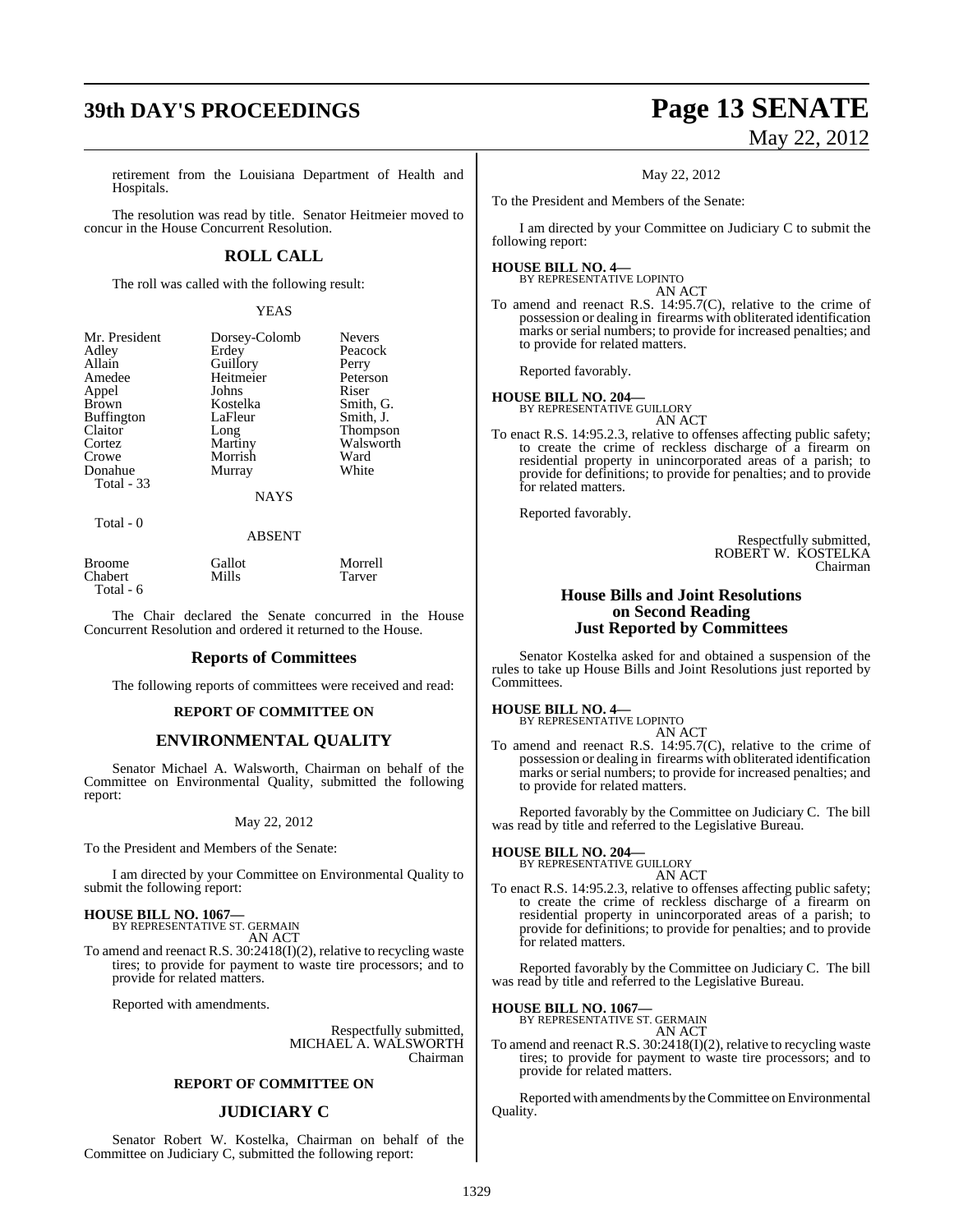retirement from the Louisiana Department of Health and Hospitals.

The resolution was read by title. Senator Heitmeier moved to concur in the House Concurrent Resolution.

## ROLL CALL

The roll was called with the following result:

YEAS

| | | |
|---|---|---|
| Mr. President | Dorsey-Colomb | Nevers |
| Adley | Erdey | Peacock |
| Allain | Guillory | Perry |
| Amedee | Heitmeier | Peterson |
| Appel | Johns | Riser |
| Brown | Kostelka | Smith, G. |
| Buffington | LaFleur | Smith, J. |
| Claitor | Long | Thompson |
| Cortez | Martiny | Walsworth |
| Crowe | Morrish | Ward |
| Donahue | Murray | White |

Total - 33

NAYS

Total - 0

ABSENT

| | | |
|---|---|---|
| Broome | Gallot | Morrell |
| Chabert | Mills | Tarver |

Total - 6

The Chair declared the Senate concurred in the House Concurrent Resolution and ordered it returned to the House.

## Reports of Committees

The following reports of committees were received and read:

### REPORT OF COMMITTEE ON

### ENVIRONMENTAL QUALITY

Senator Michael A. Walsworth, Chairman on behalf of the Committee on Environmental Quality, submitted the following report:

May 22, 2012

To the President and Members of the Senate:

I am directed by your Committee on Environmental Quality to submit the following report:

**HOUSE BILL NO. 1067—**
BY REPRESENTATIVE ST. GERMAIN
AN ACT
To amend and reenact R.S. 30:2418(I)(2), relative to recycling waste tires; to provide for payment to waste tire processors; and to provide for related matters.

Reported with amendments.

Respectfully submitted,
MICHAEL A. WALSWORTH
Chairman

### REPORT OF COMMITTEE ON

### JUDICIARY C

Senator Robert W. Kostelka, Chairman on behalf of the Committee on Judiciary C, submitted the following report:

May 22, 2012

To the President and Members of the Senate:

I am directed by your Committee on Judiciary C to submit the following report:

**HOUSE BILL NO. 4—**
BY REPRESENTATIVE LOPINTO
AN ACT
To amend and reenact R.S. 14:95.7(C), relative to the crime of possession or dealing in firearms with obliterated identification marks or serial numbers; to provide for increased penalties; and to provide for related matters.

Reported favorably.

**HOUSE BILL NO. 204—**
BY REPRESENTATIVE GUILLORY
AN ACT
To enact R.S. 14:95.2.3, relative to offenses affecting public safety; to create the crime of reckless discharge of a firearm on residential property in unincorporated areas of a parish; to provide for definitions; to provide for penalties; and to provide for related matters.

Reported favorably.

Respectfully submitted,
ROBERT W. KOSTELKA
Chairman

## House Bills and Joint Resolutions on Second Reading Just Reported by Committees

Senator Kostelka asked for and obtained a suspension of the rules to take up House Bills and Joint Resolutions just reported by Committees.

**HOUSE BILL NO. 4—**
BY REPRESENTATIVE LOPINTO
AN ACT
To amend and reenact R.S. 14:95.7(C), relative to the crime of possession or dealing in firearms with obliterated identification marks or serial numbers; to provide for increased penalties; and to provide for related matters.

Reported favorably by the Committee on Judiciary C. The bill was read by title and referred to the Legislative Bureau.

**HOUSE BILL NO. 204—**
BY REPRESENTATIVE GUILLORY
AN ACT
To enact R.S. 14:95.2.3, relative to offenses affecting public safety; to create the crime of reckless discharge of a firearm on residential property in unincorporated areas of a parish; to provide for definitions; to provide for penalties; and to provide for related matters.

Reported favorably by the Committee on Judiciary C. The bill was read by title and referred to the Legislative Bureau.

**HOUSE BILL NO. 1067—**
BY REPRESENTATIVE ST. GERMAIN
AN ACT
To amend and reenact R.S. 30:2418(I)(2), relative to recycling waste tires; to provide for payment to waste tire processors; and to provide for related matters.

Reported with amendments by the Committee on Environmental Quality.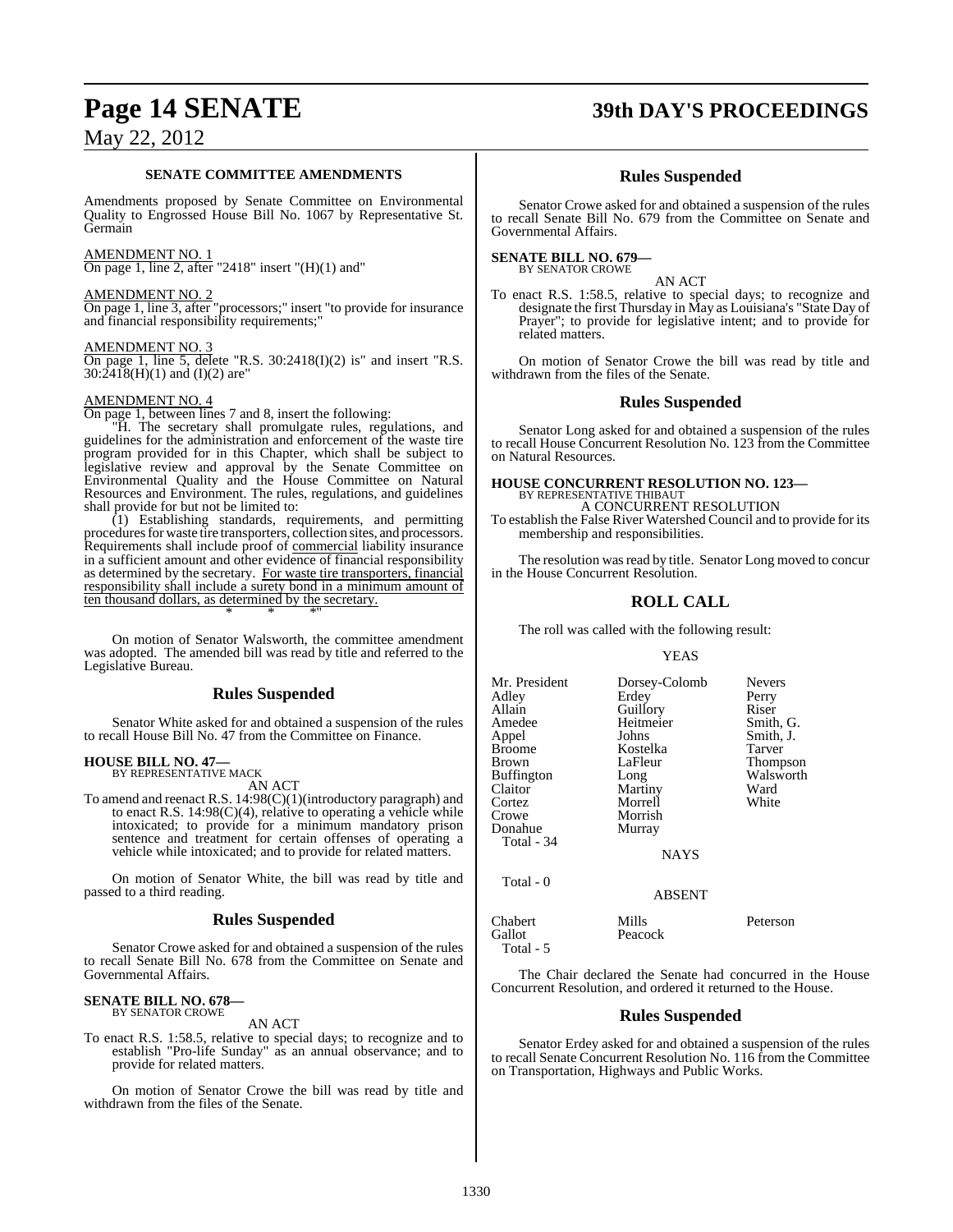### SENATE COMMITTEE AMENDMENTS

Amendments proposed by Senate Committee on Environmental Quality to Engrossed House Bill No. 1067 by Representative St. Germain

AMENDMENT NO. 1
On page 1, line 2, after "2418" insert "(H)(1) and"

AMENDMENT NO. 2
On page 1, line 3, after "processors;" insert "to provide for insurance and financial responsibility requirements;"

AMENDMENT NO. 3
On page 1, line 5, delete "R.S. 30:2418(I)(2) is" and insert "R.S. 30:2418(H)(1) and (I)(2) are"

AMENDMENT NO. 4
On page 1, between lines 7 and 8, insert the following:

"H. The secretary shall promulgate rules, regulations, and guidelines for the administration and enforcement of the waste tire program provided for in this Chapter, which shall be subject to legislative review and approval by the Senate Committee on Environmental Quality and the House Committee on Natural Resources and Environment. The rules, regulations, and guidelines shall provide for but not be limited to:

(1) Establishing standards, requirements, and permitting procedures for waste tire transporters, collection sites, and processors. Requirements shall include proof of commercial liability insurance in a sufficient amount and other evidence of financial responsibility as determined by the secretary. For waste tire transporters, financial responsibility shall include a surety bond in a minimum amount of ten thousand dollars, as determined by the secretary.

\* \* \*"

On motion of Senator Walsworth, the committee amendment was adopted. The amended bill was read by title and referred to the Legislative Bureau.

## Rules Suspended

Senator White asked for and obtained a suspension of the rules to recall House Bill No. 47 from the Committee on Finance.

**HOUSE BILL NO. 47—**
BY REPRESENTATIVE MACK

AN ACT

To amend and reenact R.S. 14:98(C)(1)(introductory paragraph) and to enact R.S. 14:98(C)(4), relative to operating a vehicle while intoxicated; to provide for a minimum mandatory prison sentence and treatment for certain offenses of operating a vehicle while intoxicated; and to provide for related matters.

On motion of Senator White, the bill was read by title and passed to a third reading.

## Rules Suspended

Senator Crowe asked for and obtained a suspension of the rules to recall Senate Bill No. 678 from the Committee on Senate and Governmental Affairs.

**SENATE BILL NO. 678—**
BY SENATOR CROWE

AN ACT

To enact R.S. 1:58.5, relative to special days; to recognize and to establish "Pro-life Sunday" as an annual observance; and to provide for related matters.

On motion of Senator Crowe the bill was read by title and withdrawn from the files of the Senate.

## Rules Suspended

Senator Crowe asked for and obtained a suspension of the rules to recall Senate Bill No. 679 from the Committee on Senate and Governmental Affairs.

**SENATE BILL NO. 679—**
BY SENATOR CROWE

AN ACT

To enact R.S. 1:58.5, relative to special days; to recognize and designate the first Thursday in May as Louisiana's "State Day of Prayer"; to provide for legislative intent; and to provide for related matters.

On motion of Senator Crowe the bill was read by title and withdrawn from the files of the Senate.

## Rules Suspended

Senator Long asked for and obtained a suspension of the rules to recall House Concurrent Resolution No. 123 from the Committee on Natural Resources.

**HOUSE CONCURRENT RESOLUTION NO. 123—**
BY REPRESENTATIVE THIBAUT

A CONCURRENT RESOLUTION

To establish the False River Watershed Council and to provide for its membership and responsibilities.

The resolution was read by title. Senator Long moved to concur in the House Concurrent Resolution.

## ROLL CALL

The roll was called with the following result:

YEAS

| | | |
|---|---|---|
| Mr. President | Dorsey-Colomb | Nevers |
| Adley | Erdey | Perry |
| Allain | Guillory | Riser |
| Amedee | Heitmeier | Smith, G. |
| Appel | Johns | Smith, J. |
| Broome | Kostelka | Tarver |
| Brown | LaFleur | Thompson |
| Buffington | Long | Walsworth |
| Claitor | Martiny | Ward |
| Cortez | Morrell | White |
| Crowe | Morrish | |
| Donahue | Murray | |

Total - 34

NAYS

Total - 0

ABSENT

| | | |
|---|---|---|
| Chabert | Mills | Peterson |
| Gallot | Peacock | |

Total - 5

The Chair declared the Senate had concurred in the House Concurrent Resolution, and ordered it returned to the House.

## Rules Suspended

Senator Erdey asked for and obtained a suspension of the rules to recall Senate Concurrent Resolution No. 116 from the Committee on Transportation, Highways and Public Works.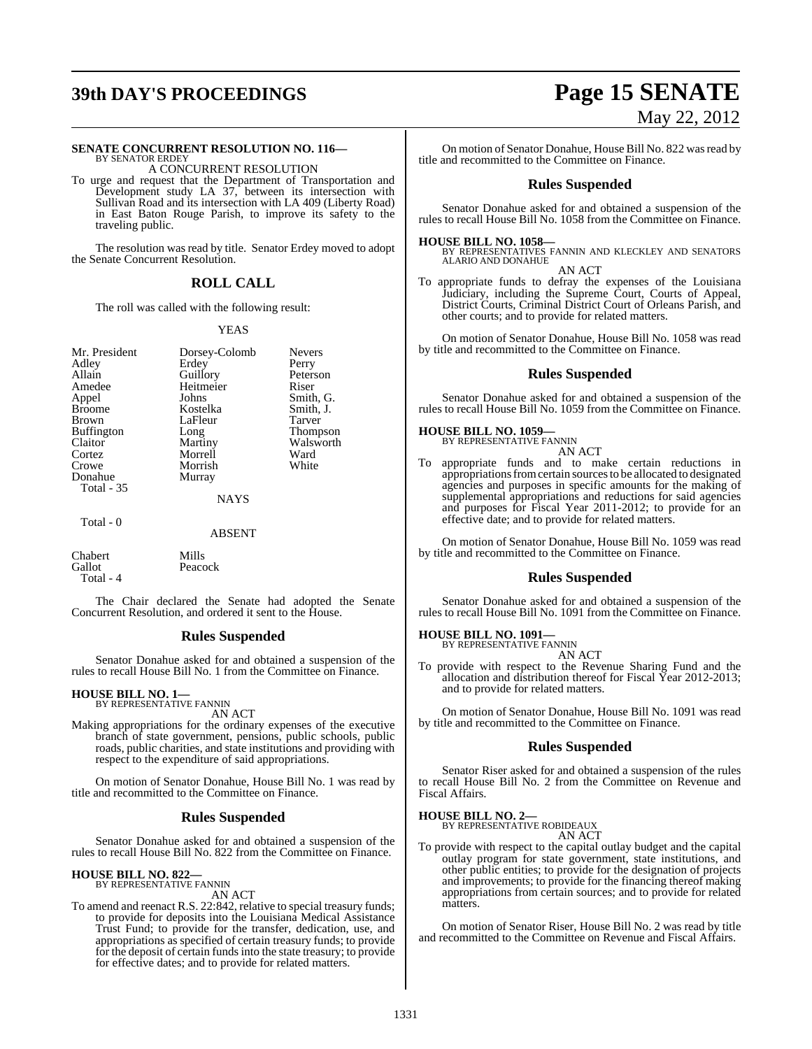**SENATE CONCURRENT RESOLUTION NO. 116—**
BY SENATOR ERDEY

A CONCURRENT RESOLUTION

To urge and request that the Department of Transportation and Development study LA 37, between its intersection with Sullivan Road and its intersection with LA 409 (Liberty Road) in East Baton Rouge Parish, to improve its safety to the traveling public.

The resolution was read by title. Senator Erdey moved to adopt the Senate Concurrent Resolution.

## ROLL CALL

The roll was called with the following result:

YEAS

| | | |
|---|---|---|
| Mr. President | Dorsey-Colomb | Nevers |
| Adley | Erdey | Perry |
| Allain | Guillory | Peterson |
| Amedee | Heitmeier | Riser |
| Appel | Johns | Smith, G. |
| Broome | Kostelka | Smith, J. |
| Brown | LaFleur | Tarver |
| Buffington | Long | Thompson |
| Claitor | Martiny | Walsworth |
| Cortez | Morrell | Ward |
| Crowe | Morrish | White |
| Donahue | Murray | |

Total - 35

NAYS

Total - 0

ABSENT

| | |
|---|---|
| Chabert | Mills |
| Gallot | Peacock |

Total - 4

The Chair declared the Senate had adopted the Senate Concurrent Resolution, and ordered it sent to the House.

## Rules Suspended

Senator Donahue asked for and obtained a suspension of the rules to recall House Bill No. 1 from the Committee on Finance.

**HOUSE BILL NO. 1—**
BY REPRESENTATIVE FANNIN

AN ACT

Making appropriations for the ordinary expenses of the executive branch of state government, pensions, public schools, public roads, public charities, and state institutions and providing with respect to the expenditure of said appropriations.

On motion of Senator Donahue, House Bill No. 1 was read by title and recommitted to the Committee on Finance.

## Rules Suspended

Senator Donahue asked for and obtained a suspension of the rules to recall House Bill No. 822 from the Committee on Finance.

**HOUSE BILL NO. 822—**
BY REPRESENTATIVE FANNIN

AN ACT

To amend and reenact R.S. 22:842, relative to special treasury funds; to provide for deposits into the Louisiana Medical Assistance Trust Fund; to provide for the transfer, dedication, use, and appropriations as specified of certain treasury funds; to provide for the deposit of certain funds into the state treasury; to provide for effective dates; and to provide for related matters.

On motion of Senator Donahue, House Bill No. 822 was read by title and recommitted to the Committee on Finance.

## Rules Suspended

Senator Donahue asked for and obtained a suspension of the rules to recall House Bill No. 1058 from the Committee on Finance.

**HOUSE BILL NO. 1058—**
BY REPRESENTATIVES FANNIN AND KLECKLEY AND SENATORS ALARIO AND DONAHUE

AN ACT

To appropriate funds to defray the expenses of the Louisiana Judiciary, including the Supreme Court, Courts of Appeal, District Courts, Criminal District Court of Orleans Parish, and other courts; and to provide for related matters.

On motion of Senator Donahue, House Bill No. 1058 was read by title and recommitted to the Committee on Finance.

## Rules Suspended

Senator Donahue asked for and obtained a suspension of the rules to recall House Bill No. 1059 from the Committee on Finance.

**HOUSE BILL NO. 1059—**
BY REPRESENTATIVE FANNIN

AN ACT

To appropriate funds and to make certain reductions in appropriations from certain sources to be allocated to designated agencies and purposes in specific amounts for the making of supplemental appropriations and reductions for said agencies and purposes for Fiscal Year 2011-2012; to provide for an effective date; and to provide for related matters.

On motion of Senator Donahue, House Bill No. 1059 was read by title and recommitted to the Committee on Finance.

## Rules Suspended

Senator Donahue asked for and obtained a suspension of the rules to recall House Bill No. 1091 from the Committee on Finance.

**HOUSE BILL NO. 1091—**
BY REPRESENTATIVE FANNIN

AN ACT

To provide with respect to the Revenue Sharing Fund and the allocation and distribution thereof for Fiscal Year 2012-2013; and to provide for related matters.

On motion of Senator Donahue, House Bill No. 1091 was read by title and recommitted to the Committee on Finance.

## Rules Suspended

Senator Riser asked for and obtained a suspension of the rules to recall House Bill No. 2 from the Committee on Revenue and Fiscal Affairs.

**HOUSE BILL NO. 2—**
BY REPRESENTATIVE ROBIDEAUX

AN ACT

To provide with respect to the capital outlay budget and the capital outlay program for state government, state institutions, and other public entities; to provide for the designation of projects and improvements; to provide for the financing thereof making appropriations from certain sources; and to provide for related matters.

On motion of Senator Riser, House Bill No. 2 was read by title and recommitted to the Committee on Revenue and Fiscal Affairs.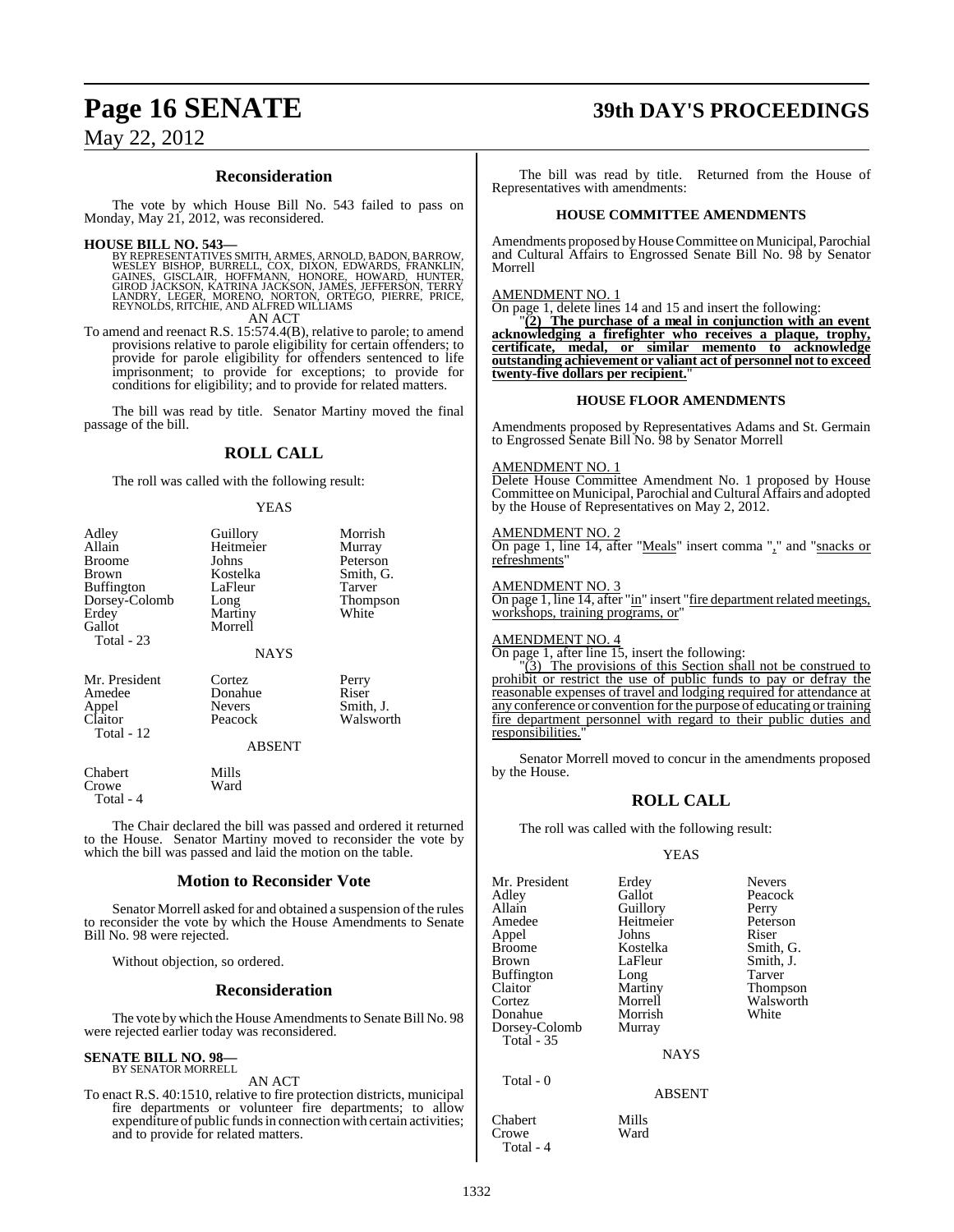## Reconsideration

The vote by which House Bill No. 543 failed to pass on Monday, May 21, 2012, was reconsidered.

**HOUSE BILL NO. 543—**
BY REPRESENTATIVES SMITH, ARMES, ARNOLD, BADON, BARROW, WESLEY BISHOP, BURRELL, COX, DIXON, EDWARDS, FRANKLIN, GAINES, GISCLAIR, HOFFMANN, HONORE, HOWARD, HUNTER, GIROD JACKSON, KATRINA JACKSON, JAMES, JEFFERSON, TERRY LANDRY, LEGER, MORENO, NORTON, ORTEGO, PIERRE, PRICE, REYNOLDS, RITCHIE, AND ALFRED WILLIAMS

AN ACT

To amend and reenact R.S. 15:574.4(B), relative to parole; to amend provisions relative to parole eligibility for certain offenders; to provide for parole eligibility for offenders sentenced to life imprisonment; to provide for exceptions; to provide for conditions for eligibility; and to provide for related matters.

The bill was read by title. Senator Martiny moved the final passage of the bill.

## ROLL CALL

The roll was called with the following result:

YEAS

| | | |
|---|---|---|
| Adley | Guillory | Morrish |
| Allain | Heitmeier | Murray |
| Broome | Johns | Peterson |
| Brown | Kostelka | Smith, G. |
| Buffington | LaFleur | Tarver |
| Dorsey-Colomb | Long | Thompson |
| Erdey | Martiny | White |
| Gallot | Morrell | |

Total - 23

NAYS

| | | |
|---|---|---|
| Mr. President | Cortez | Perry |
| Amedee | Donahue | Riser |
| Appel | Nevers | Smith, J. |
| Claitor | Peacock | Walsworth |

Total - 12

ABSENT

| | |
|---|---|
| Chabert | Mills |
| Crowe | Ward |

Total - 4

The Chair declared the bill was passed and ordered it returned to the House. Senator Martiny moved to reconsider the vote by which the bill was passed and laid the motion on the table.

## Motion to Reconsider Vote

Senator Morrell asked for and obtained a suspension of the rules to reconsider the vote by which the House Amendments to Senate Bill No. 98 were rejected.

Without objection, so ordered.

## Reconsideration

The vote by which the House Amendments to Senate Bill No. 98 were rejected earlier today was reconsidered.

**SENATE BILL NO. 98—**
BY SENATOR MORRELL

AN ACT

To enact R.S. 40:1510, relative to fire protection districts, municipal fire departments or volunteer fire departments; to allow expenditure of public funds in connection with certain activities; and to provide for related matters.

The bill was read by title. Returned from the House of Representatives with amendments:

### HOUSE COMMITTEE AMENDMENTS

Amendments proposed by House Committee on Municipal, Parochial and Cultural Affairs to Engrossed Senate Bill No. 98 by Senator Morrell

AMENDMENT NO. 1

On page 1, delete lines 14 and 15 and insert the following:

"**(2) The purchase of a meal in conjunction with an event acknowledging a firefighter who receives a plaque, trophy, certificate, medal, or similar memento to acknowledge outstanding achievement or valiant act of personnel not to exceed twenty-five dollars per recipient.**"

### HOUSE FLOOR AMENDMENTS

Amendments proposed by Representatives Adams and St. Germain to Engrossed Senate Bill No. 98 by Senator Morrell

AMENDMENT NO. 1

Delete House Committee Amendment No. 1 proposed by House Committee on Municipal, Parochial and Cultural Affairs and adopted by the House of Representatives on May 2, 2012.

AMENDMENT NO. 2

On page 1, line 14, after "Meals" insert comma "," and "snacks or refreshments"

AMENDMENT NO. 3

On page 1, line 14, after "in" insert "fire department related meetings, workshops, training programs, or"

AMENDMENT NO. 4

On page 1, after line 15, insert the following:

"(3) The provisions of this Section shall not be construed to prohibit or restrict the use of public funds to pay or defray the reasonable expenses of travel and lodging required for attendance at any conference or convention for the purpose of educating or training fire department personnel with regard to their public duties and responsibilities."

Senator Morrell moved to concur in the amendments proposed by the House.

## ROLL CALL

The roll was called with the following result:

YEAS

| | | |
|---|---|---|
| Mr. President | Erdey | Nevers |
| Adley | Gallot | Peacock |
| Allain | Guillory | Perry |
| Amedee | Heitmeier | Peterson |
| Appel | Johns | Riser |
| Broome | Kostelka | Smith, G. |
| Brown | LaFleur | Smith, J. |
| Buffington | Long | Tarver |
| Claitor | Martiny | Thompson |
| Cortez | Morrell | Walsworth |
| Donahue | Morrish | White |
| Dorsey-Colomb | Murray | |

Total - 35

NAYS

Total - 0

ABSENT

| | |
|---|---|
| Chabert | Mills |
| Crowe | Ward |

Total - 4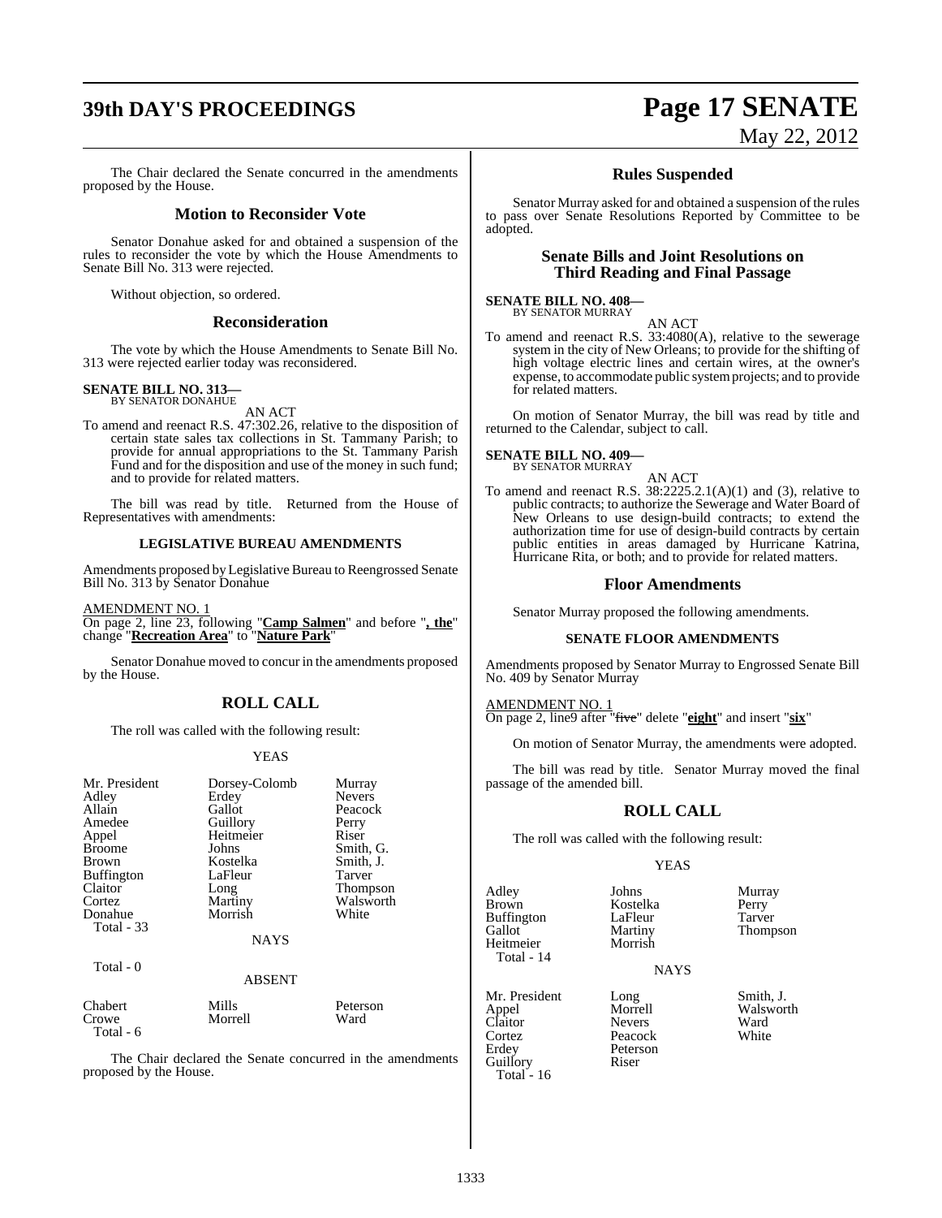The Chair declared the Senate concurred in the amendments proposed by the House.

## Motion to Reconsider Vote

Senator Donahue asked for and obtained a suspension of the rules to reconsider the vote by which the House Amendments to Senate Bill No. 313 were rejected.

Without objection, so ordered.

## Reconsideration

The vote by which the House Amendments to Senate Bill No. 313 were rejected earlier today was reconsidered.

**SENATE BILL NO. 313—**
BY SENATOR DONAHUE

AN ACT

To amend and reenact R.S. 47:302.26, relative to the disposition of certain state sales tax collections in St. Tammany Parish; to provide for annual appropriations to the St. Tammany Parish Fund and for the disposition and use of the money in such fund; and to provide for related matters.

The bill was read by title. Returned from the House of Representatives with amendments:

**LEGISLATIVE BUREAU AMENDMENTS**

Amendments proposed by Legislative Bureau to Reengrossed Senate Bill No. 313 by Senator Donahue

AMENDMENT NO. 1
On page 2, line 23, following "**Camp Salmen**" and before "**, the**" change "**Recreation Area**" to "**Nature Park**"

Senator Donahue moved to concur in the amendments proposed by the House.

## ROLL CALL

The roll was called with the following result:

YEAS

| | | |
|---|---|---|
| Mr. President | Dorsey-Colomb | Murray |
| Adley | Erdey | Nevers |
| Allain | Gallot | Peacock |
| Amedee | Guillory | Perry |
| Appel | Heitmeier | Riser |
| Broome | Johns | Smith, G. |
| Brown | Kostelka | Smith, J. |
| Buffington | LaFleur | Tarver |
| Claitor | Long | Thompson |
| Cortez | Martiny | Walsworth |
| Donahue | Morrish | White |

Total - 33

NAYS

Total - 0

ABSENT

| | | |
|---|---|---|
| Chabert | Mills | Peterson |
| Crowe | Morrell | Ward |

Total - 6

The Chair declared the Senate concurred in the amendments proposed by the House.

## Rules Suspended

Senator Murray asked for and obtained a suspension of the rules to pass over Senate Resolutions Reported by Committee to be adopted.

## Senate Bills and Joint Resolutions on Third Reading and Final Passage

**SENATE BILL NO. 408—**
BY SENATOR MURRAY

AN ACT

To amend and reenact R.S. 33:4080(A), relative to the sewerage system in the city of New Orleans; to provide for the shifting of high voltage electric lines and certain wires, at the owner's expense, to accommodate public system projects; and to provide for related matters.

On motion of Senator Murray, the bill was read by title and returned to the Calendar, subject to call.

**SENATE BILL NO. 409—**
BY SENATOR MURRAY

AN ACT

To amend and reenact R.S. 38:2225.2.1(A)(1) and (3), relative to public contracts; to authorize the Sewerage and Water Board of New Orleans to use design-build contracts; to extend the authorization time for use of design-build contracts by certain public entities in areas damaged by Hurricane Katrina, Hurricane Rita, or both; and to provide for related matters.

## Floor Amendments

Senator Murray proposed the following amendments.

**SENATE FLOOR AMENDMENTS**

Amendments proposed by Senator Murray to Engrossed Senate Bill No. 409 by Senator Murray

AMENDMENT NO. 1
On page 2, line9 after "~~five~~" delete "**eight**" and insert "**six**"

On motion of Senator Murray, the amendments were adopted.

The bill was read by title. Senator Murray moved the final passage of the amended bill.

## ROLL CALL

The roll was called with the following result:

YEAS

| | | |
|---|---|---|
| Adley | Johns | Murray |
| Brown | Kostelka | Perry |
| Buffington | LaFleur | Tarver |
| Gallot | Martiny | Thompson |
| Heitmeier | Morrish | |

Total - 14

NAYS

| | | |
|---|---|---|
| Mr. President | Long | Smith, J. |
| Appel | Morrell | Walsworth |
| Claitor | Nevers | Ward |
| Cortez | Peacock | White |
| Erdey | Peterson | |
| Guillory | Riser | |

Total - 16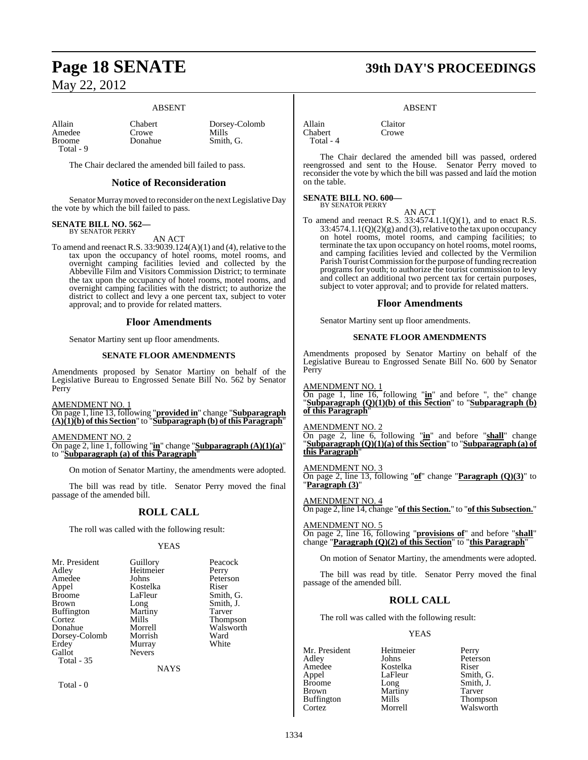ABSENT

| | | |
|---|---|---|
| Allain | Chabert | Dorsey-Colomb |
| Amedee | Crowe | Mills |
| Broome | Donahue | Smith, G. |
| Total - 9 | | |

The Chair declared the amended bill failed to pass.

## Notice of Reconsideration

Senator Murray moved to reconsider on the next Legislative Day the vote by which the bill failed to pass.

**SENATE BILL NO. 562—**
BY SENATOR PERRY

AN ACT

To amend and reenact R.S. 33:9039.124(A)(1) and (4), relative to the tax upon the occupancy of hotel rooms, motel rooms, and overnight camping facilities levied and collected by the Abbeville Film and Visitors Commission District; to terminate the tax upon the occupancy of hotel rooms, motel rooms, and overnight camping facilities with the district; to authorize the district to collect and levy a one percent tax, subject to voter approval; and to provide for related matters.

## Floor Amendments

Senator Martiny sent up floor amendments.

### SENATE FLOOR AMENDMENTS

Amendments proposed by Senator Martiny on behalf of the Legislative Bureau to Engrossed Senate Bill No. 562 by Senator Perry

AMENDMENT NO. 1
On page 1, line 13, following "**provided in**" change "**Subparagraph (A)(1)(b) of this Section**" to "**Subparagraph (b) of this Paragraph**"

AMENDMENT NO. 2
On page 2, line 1, following "**in**" change "**Subparagraph (A)(1)(a)**" to "**Subparagraph (a) of this Paragraph**"

On motion of Senator Martiny, the amendments were adopted.

The bill was read by title. Senator Perry moved the final passage of the amended bill.

## ROLL CALL

The roll was called with the following result:

YEAS

| | | |
|---|---|---|
| Mr. President | Guillory | Peacock |
| Adley | Heitmeier | Perry |
| Amedee | Johns | Peterson |
| Appel | Kostelka | Riser |
| Broome | LaFleur | Smith, G. |
| Brown | Long | Smith, J. |
| Buffington | Martiny | Tarver |
| Cortez | Mills | Thompson |
| Donahue | Morrell | Walsworth |
| Dorsey-Colomb | Morrish | Ward |
| Erdey | Murray | White |
| Gallot | Nevers | |
| Total - 35 | | |

NAYS

Total - 0

ABSENT

| | |
|---|---|
| Allain | Claitor |
| Chabert | Crowe |
| Total - 4 | |

The Chair declared the amended bill was passed, ordered reengrossed and sent to the House. Senator Perry moved to reconsider the vote by which the bill was passed and laid the motion on the table.

**SENATE BILL NO. 600—**
BY SENATOR PERRY

AN ACT

To amend and reenact R.S. 33:4574.1.1(Q)(1), and to enact R.S. 33:4574.1.1(Q)(2)(g) and (3), relative to the tax upon occupancy on hotel rooms, motel rooms, and camping facilities; to terminate the tax upon occupancy on hotel rooms, motel rooms, and camping facilities levied and collected by the Vermilion Parish Tourist Commission for the purpose of funding recreation programs for youth; to authorize the tourist commission to levy and collect an additional two percent tax for certain purposes, subject to voter approval; and to provide for related matters.

## Floor Amendments

Senator Martiny sent up floor amendments.

### SENATE FLOOR AMENDMENTS

Amendments proposed by Senator Martiny on behalf of the Legislative Bureau to Engrossed Senate Bill No. 600 by Senator Perry

AMENDMENT NO. 1
On page 1, line 16, following "**in**" and before ", the" change "**Subparagraph (Q)(1)(b) of this Section**" to "**Subparagraph (b) of this Paragraph**"

AMENDMENT NO. 2
On page 2, line 6, following "**in**" and before "**shall**" change "**Subparagraph (Q)(1)(a) of this Section**" to "**Subparagraph (a) of this Paragraph**"

AMENDMENT NO. 3
On page 2, line 13, following "**of**" change "**Paragraph (Q)(3)**" to "**Paragraph (3)**"

AMENDMENT NO. 4
On page 2, line 14, change "**of this Section.**" to "**of this Subsection.**"

AMENDMENT NO. 5
On page 2, line 16, following "**provisions of**" and before "**shall**" change "**Paragraph (Q)(2) of this Section**" to "**this Paragraph**"

On motion of Senator Martiny, the amendments were adopted.

The bill was read by title. Senator Perry moved the final passage of the amended bill.

## ROLL CALL

The roll was called with the following result:

YEAS

| | | |
|---|---|---|
| Mr. President | Heitmeier | Perry |
| Adley | Johns | Peterson |
| Amedee | Kostelka | Riser |
| Appel | LaFleur | Smith, G. |
| Broome | Long | Smith, J. |
| Brown | Martiny | Tarver |
| Buffington | Mills | Thompson |
| Cortez | Morrell | Walsworth |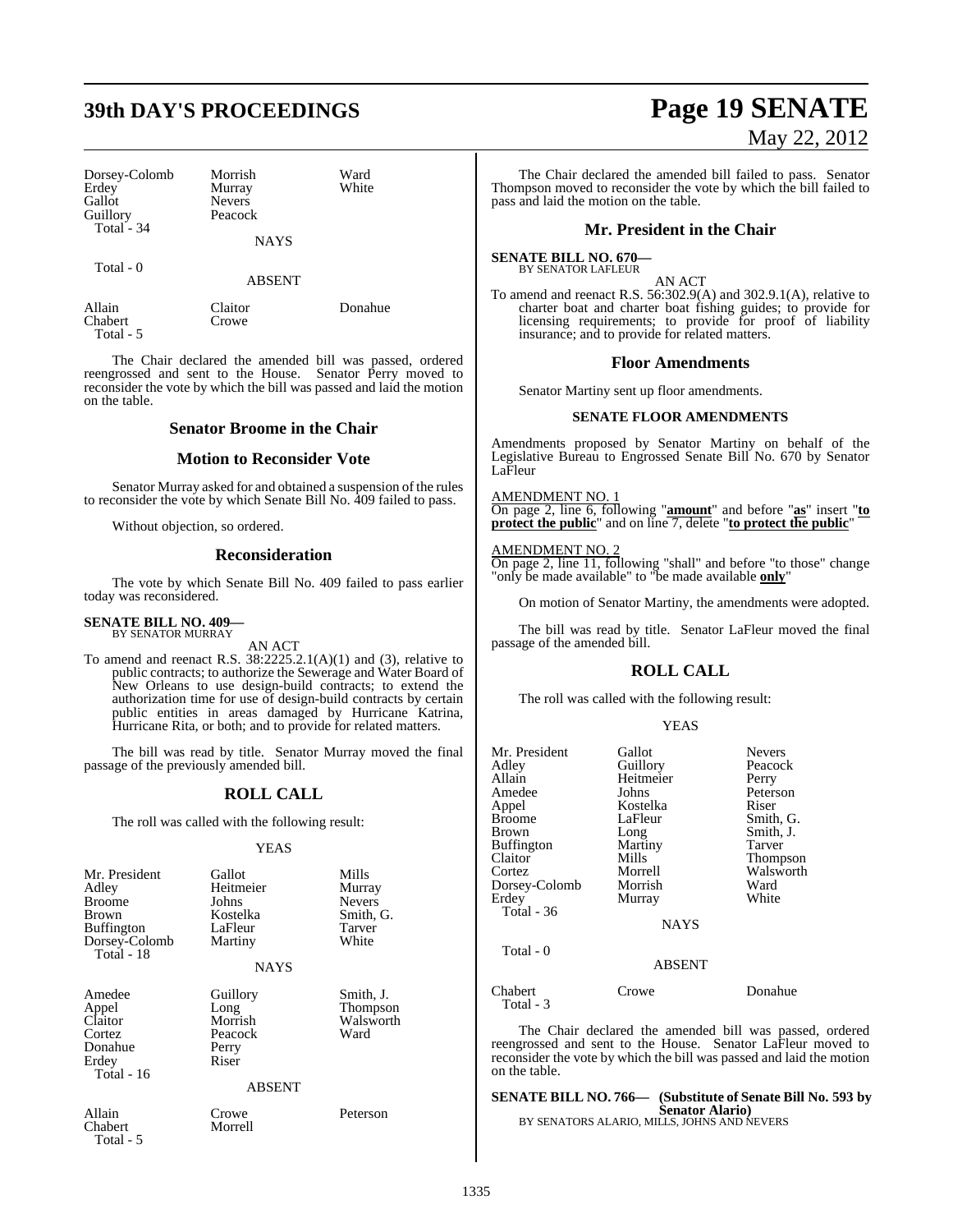| | | |
|---|---|---|
| Dorsey-Colomb | Morrish | Ward |
| Erdey | Murray | White |
| Gallot | Nevers | |
| Guillory | Peacock | |
| Total - 34 | | |

NAYS

Total - 0

ABSENT

| | | |
|---|---|---|
| Allain | Claitor | Donahue |
| Chabert | Crowe | |
| Total - 5 | | |

The Chair declared the amended bill was passed, ordered reengrossed and sent to the House. Senator Perry moved to reconsider the vote by which the bill was passed and laid the motion on the table.

## Senator Broome in the Chair

## Motion to Reconsider Vote

Senator Murray asked for and obtained a suspension of the rules to reconsider the vote by which Senate Bill No. 409 failed to pass.

Without objection, so ordered.

## Reconsideration

The vote by which Senate Bill No. 409 failed to pass earlier today was reconsidered.

**SENATE BILL NO. 409—**
BY SENATOR MURRAY

AN ACT

To amend and reenact R.S. 38:2225.2.1(A)(1) and (3), relative to public contracts; to authorize the Sewerage and Water Board of New Orleans to use design-build contracts; to extend the authorization time for use of design-build contracts by certain public entities in areas damaged by Hurricane Katrina, Hurricane Rita, or both; and to provide for related matters.

The bill was read by title. Senator Murray moved the final passage of the previously amended bill.

## ROLL CALL

The roll was called with the following result:

YEAS

| | | |
|---|---|---|
| Mr. President | Gallot | Mills |
| Adley | Heitmeier | Murray |
| Broome | Johns | Nevers |
| Brown | Kostelka | Smith, G. |
| Buffington | LaFleur | Tarver |
| Dorsey-Colomb | Martiny | White |
| Total - 18 | | |

NAYS

| | | |
|---|---|---|
| Amedee | Guillory | Smith, J. |
| Appel | Long | Thompson |
| Claitor | Morrish | Walsworth |
| Cortez | Peacock | Ward |
| Donahue | Perry | |
| Erdey | Riser | |
| Total - 16 | | |

ABSENT

| | | |
|---|---|---|
| Allain | Crowe | Peterson |
| Chabert | Morrell | |
| Total - 5 | | |

The Chair declared the amended bill failed to pass. Senator Thompson moved to reconsider the vote by which the bill failed to pass and laid the motion on the table.

## Mr. President in the Chair

**SENATE BILL NO. 670—**
BY SENATOR LAFLEUR

AN ACT

To amend and reenact R.S. 56:302.9(A) and 302.9.1(A), relative to charter boat and charter boat fishing guides; to provide for licensing requirements; to provide for proof of liability insurance; and to provide for related matters.

## Floor Amendments

Senator Martiny sent up floor amendments.

### SENATE FLOOR AMENDMENTS

Amendments proposed by Senator Martiny on behalf of the Legislative Bureau to Engrossed Senate Bill No. 670 by Senator LaFleur

AMENDMENT NO. 1
On page 2, line 6, following "**amount**" and before "**as**" insert "**to protect the public**" and on line 7, delete "**to protect the public**"

AMENDMENT NO. 2
On page 2, line 11, following "shall" and before "to those" change "only be made available" to "be made available **only**"

On motion of Senator Martiny, the amendments were adopted.

The bill was read by title. Senator LaFleur moved the final passage of the amended bill.

## ROLL CALL

The roll was called with the following result:

YEAS

| | | |
|---|---|---|
| Mr. President | Gallot | Nevers |
| Adley | Guillory | Peacock |
| Allain | Heitmeier | Perry |
| Amedee | Johns | Peterson |
| Appel | Kostelka | Riser |
| Broome | LaFleur | Smith, G. |
| Brown | Long | Smith, J. |
| Buffington | Martiny | Tarver |
| Claitor | Mills | Thompson |
| Cortez | Morrell | Walsworth |
| Dorsey-Colomb | Morrish | Ward |
| Erdey | Murray | White |
| Total - 36 | | |

NAYS

Total - 0

ABSENT

| | | |
|---|---|---|
| Chabert | Crowe | Donahue |
| Total - 3 | | |

The Chair declared the amended bill was passed, ordered reengrossed and sent to the House. Senator LaFleur moved to reconsider the vote by which the bill was passed and laid the motion on the table.

**SENATE BILL NO. 766— (Substitute of Senate Bill No. 593 by Senator Alario)**
BY SENATORS ALARIO, MILLS, JOHNS AND NEVERS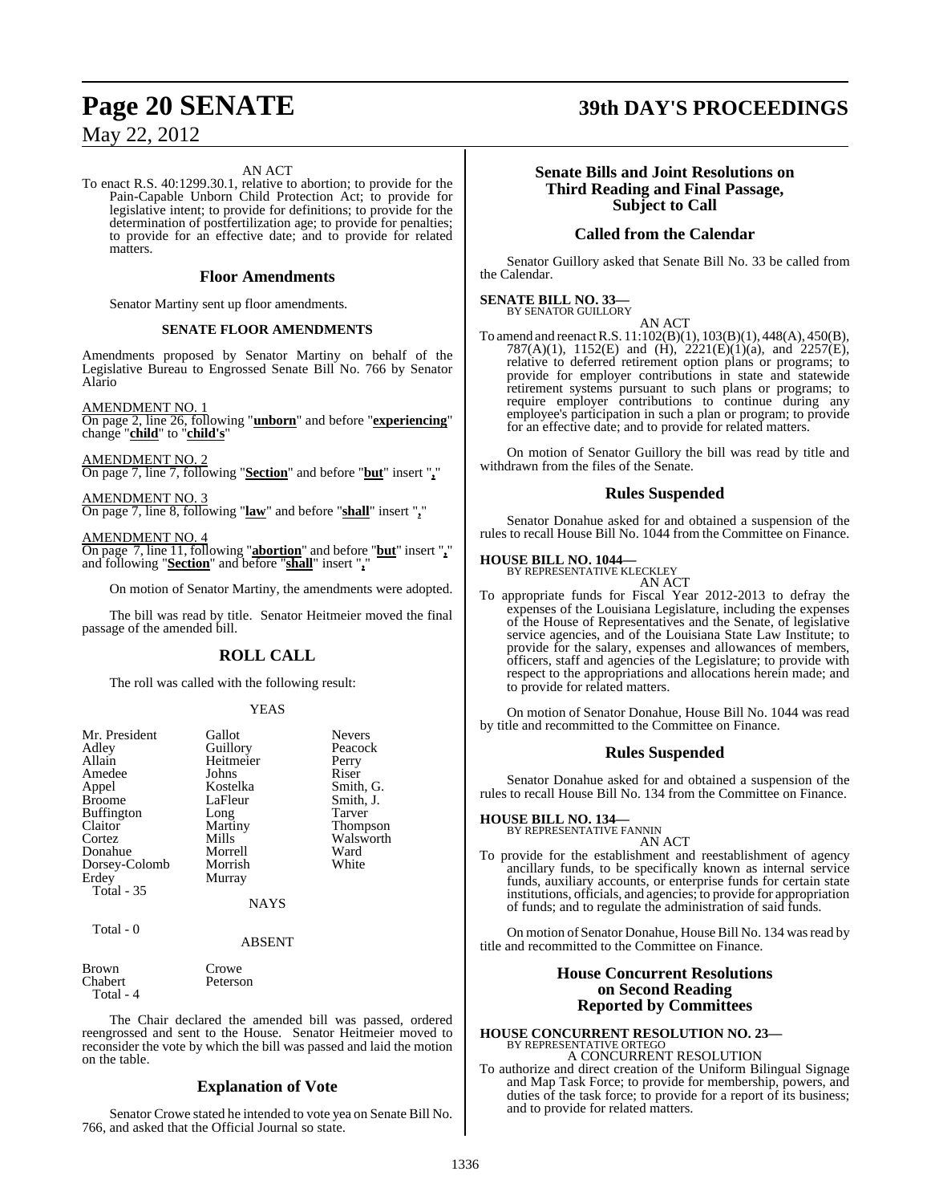AN ACT

To enact R.S. 40:1299.30.1, relative to abortion; to provide for the Pain-Capable Unborn Child Protection Act; to provide for legislative intent; to provide for definitions; to provide for the determination of postfertilization age; to provide for penalties; to provide for an effective date; and to provide for related matters.

## Floor Amendments

Senator Martiny sent up floor amendments.

### SENATE FLOOR AMENDMENTS

Amendments proposed by Senator Martiny on behalf of the Legislative Bureau to Engrossed Senate Bill No. 766 by Senator Alario

AMENDMENT NO. 1
On page 2, line 26, following "**unborn**" and before "**experiencing**" change "**child**" to "**child's**"

AMENDMENT NO. 2
On page 7, line 7, following "**Section**" and before "**but**" insert "**,**"

AMENDMENT NO. 3
On page 7, line 8, following "**law**" and before "**shall**" insert "**,**"

AMENDMENT NO. 4
On page 7, line 11, following "**abortion**" and before "**but**" insert "**,**" and following "**Section**" and before "**shall**" insert "**,**"

On motion of Senator Martiny, the amendments were adopted.

The bill was read by title. Senator Heitmeier moved the final passage of the amended bill.

## ROLL CALL

The roll was called with the following result:

YEAS

| | | |
|---|---|---|
| Mr. President | Gallot | Nevers |
| Adley | Guillory | Peacock |
| Allain | Heitmeier | Perry |
| Amedee | Johns | Riser |
| Appel | Kostelka | Smith, G. |
| Broome | LaFleur | Smith, J. |
| Buffington | Long | Tarver |
| Claitor | Martiny | Thompson |
| Cortez | Mills | Walsworth |
| Donahue | Morrell | Ward |
| Dorsey-Colomb | Morrish | White |
| Erdey | Murray | |

Total - 35

NAYS

Total - 0

ABSENT

| | |
|---|---|
| Brown | Crowe |
| Chabert | Peterson |

Total - 4

The Chair declared the amended bill was passed, ordered reengrossed and sent to the House. Senator Heitmeier moved to reconsider the vote by which the bill was passed and laid the motion on the table.

## Explanation of Vote

Senator Crowe stated he intended to vote yea on Senate Bill No. 766, and asked that the Official Journal so state.

## Senate Bills and Joint Resolutions on Third Reading and Final Passage, Subject to Call

## Called from the Calendar

Senator Guillory asked that Senate Bill No. 33 be called from the Calendar.

**SENATE BILL NO. 33—**
BY SENATOR GUILLORY

AN ACT

To amend and reenact R.S. 11:102(B)(1), 103(B)(1), 448(A), 450(B), 787(A)(1), 1152(E) and (H), 2221(E)(1)(a), and 2257(E), relative to deferred retirement option plans or programs; to provide for employer contributions in state and statewide retirement systems pursuant to such plans or programs; to require employer contributions to continue during any employee's participation in such a plan or program; to provide for an effective date; and to provide for related matters.

On motion of Senator Guillory the bill was read by title and withdrawn from the files of the Senate.

## Rules Suspended

Senator Donahue asked for and obtained a suspension of the rules to recall House Bill No. 1044 from the Committee on Finance.

**HOUSE BILL NO. 1044—**
BY REPRESENTATIVE KLECKLEY

AN ACT

To appropriate funds for Fiscal Year 2012-2013 to defray the expenses of the Louisiana Legislature, including the expenses of the House of Representatives and the Senate, of legislative service agencies, and of the Louisiana State Law Institute; to provide for the salary, expenses and allowances of members, officers, staff and agencies of the Legislature; to provide with respect to the appropriations and allocations herein made; and to provide for related matters.

On motion of Senator Donahue, House Bill No. 1044 was read by title and recommitted to the Committee on Finance.

## Rules Suspended

Senator Donahue asked for and obtained a suspension of the rules to recall House Bill No. 134 from the Committee on Finance.

**HOUSE BILL NO. 134—**
BY REPRESENTATIVE FANNIN

AN ACT

To provide for the establishment and reestablishment of agency ancillary funds, to be specifically known as internal service funds, auxiliary accounts, or enterprise funds for certain state institutions, officials, and agencies; to provide for appropriation of funds; and to regulate the administration of said funds.

On motion of Senator Donahue, House Bill No. 134 was read by title and recommitted to the Committee on Finance.

## House Concurrent Resolutions on Second Reading Reported by Committees

**HOUSE CONCURRENT RESOLUTION NO. 23—**
BY REPRESENTATIVE ORTEGO

A CONCURRENT RESOLUTION

To authorize and direct creation of the Uniform Bilingual Signage and Map Task Force; to provide for membership, powers, and duties of the task force; to provide for a report of its business; and to provide for related matters.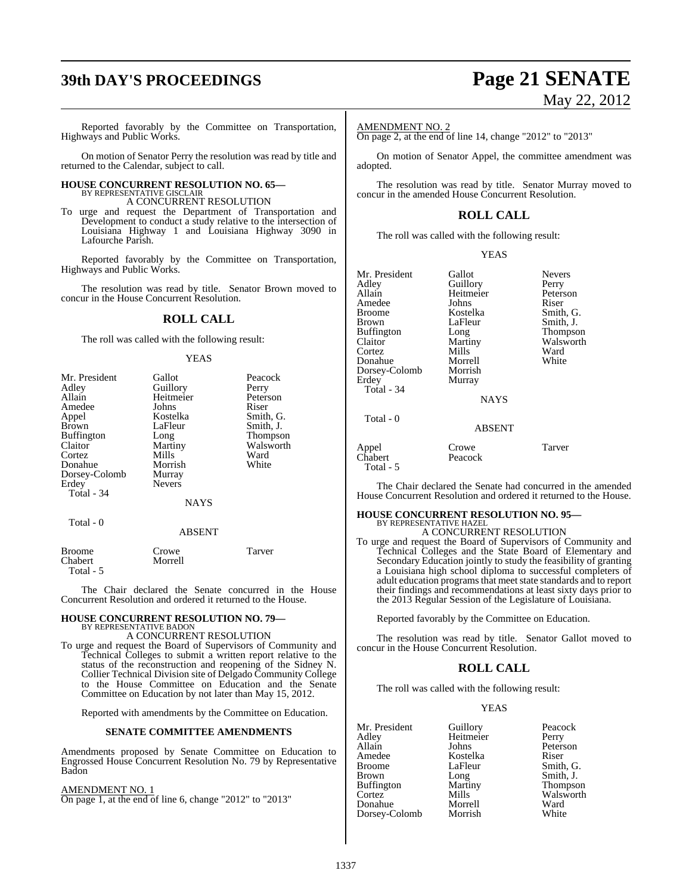Reported favorably by the Committee on Transportation, Highways and Public Works.

On motion of Senator Perry the resolution was read by title and returned to the Calendar, subject to call.

**HOUSE CONCURRENT RESOLUTION NO. 65—**
BY REPRESENTATIVE GISCLAIR
A CONCURRENT RESOLUTION

To urge and request the Department of Transportation and Development to conduct a study relative to the intersection of Louisiana Highway 1 and Louisiana Highway 3090 in Lafourche Parish.

Reported favorably by the Committee on Transportation, Highways and Public Works.

The resolution was read by title. Senator Brown moved to concur in the House Concurrent Resolution.

## ROLL CALL

The roll was called with the following result:

YEAS

| | | |
|---|---|---|
| Mr. President | Gallot | Peacock |
| Adley | Guillory | Perry |
| Allain | Heitmeier | Peterson |
| Amedee | Johns | Riser |
| Appel | Kostelka | Smith, G. |
| Brown | LaFleur | Smith, J. |
| Buffington | Long | Thompson |
| Claitor | Martiny | Walsworth |
| Cortez | Mills | Ward |
| Donahue | Morrish | White |
| Dorsey-Colomb | Murray | |
| Erdey | Nevers | |

Total - 34

NAYS

Total - 0

ABSENT

| | | |
|---|---|---|
| Broome | Crowe | Tarver |
| Chabert | Morrell | |

Total - 5

The Chair declared the Senate concurred in the House Concurrent Resolution and ordered it returned to the House.

**HOUSE CONCURRENT RESOLUTION NO. 79—**
BY REPRESENTATIVE BADON
A CONCURRENT RESOLUTION

To urge and request the Board of Supervisors of Community and Technical Colleges to submit a written report relative to the status of the reconstruction and reopening of the Sidney N. Collier Technical Division site of Delgado Community College to the House Committee on Education and the Senate Committee on Education by not later than May 15, 2012.

Reported with amendments by the Committee on Education.

**SENATE COMMITTEE AMENDMENTS**

Amendments proposed by Senate Committee on Education to Engrossed House Concurrent Resolution No. 79 by Representative Badon

AMENDMENT NO. 1
On page 1, at the end of line 6, change "2012" to "2013"

AMENDMENT NO. 2
On page 2, at the end of line 14, change "2012" to "2013"

On motion of Senator Appel, the committee amendment was adopted.

The resolution was read by title. Senator Murray moved to concur in the amended House Concurrent Resolution.

## ROLL CALL

The roll was called with the following result:

YEAS

| | | |
|---|---|---|
| Mr. President | Gallot | Nevers |
| Adley | Guillory | Perry |
| Allain | Heitmeier | Peterson |
| Amedee | Johns | Riser |
| Broome | Kostelka | Smith, G. |
| Brown | LaFleur | Smith, J. |
| Buffington | Long | Thompson |
| Claitor | Martiny | Walsworth |
| Cortez | Mills | Ward |
| Donahue | Morrell | White |
| Dorsey-Colomb | Morrish | |
| Erdey | Murray | |

Total - 34

NAYS

Total - 0

ABSENT

| | | |
|---|---|---|
| Appel | Crowe | Tarver |
| Chabert | Peacock | |

Total - 5

The Chair declared the Senate had concurred in the amended House Concurrent Resolution and ordered it returned to the House.

**HOUSE CONCURRENT RESOLUTION NO. 95—**
BY REPRESENTATIVE HAZEL
A CONCURRENT RESOLUTION

To urge and request the Board of Supervisors of Community and Technical Colleges and the State Board of Elementary and Secondary Education jointly to study the feasibility of granting a Louisiana high school diploma to successful completers of adult education programs that meet state standards and to report their findings and recommendations at least sixty days prior to the 2013 Regular Session of the Legislature of Louisiana.

Reported favorably by the Committee on Education.

The resolution was read by title. Senator Gallot moved to concur in the House Concurrent Resolution.

## ROLL CALL

The roll was called with the following result:

YEAS

| | | |
|---|---|---|
| Mr. President | Guillory | Peacock |
| Adley | Heitmeier | Perry |
| Allain | Johns | Peterson |
| Amedee | Kostelka | Riser |
| Broome | LaFleur | Smith, G. |
| Brown | Long | Smith, J. |
| Buffington | Martiny | Thompson |
| Cortez | Mills | Walsworth |
| Donahue | Morrell | Ward |
| Dorsey-Colomb | Morrish | White |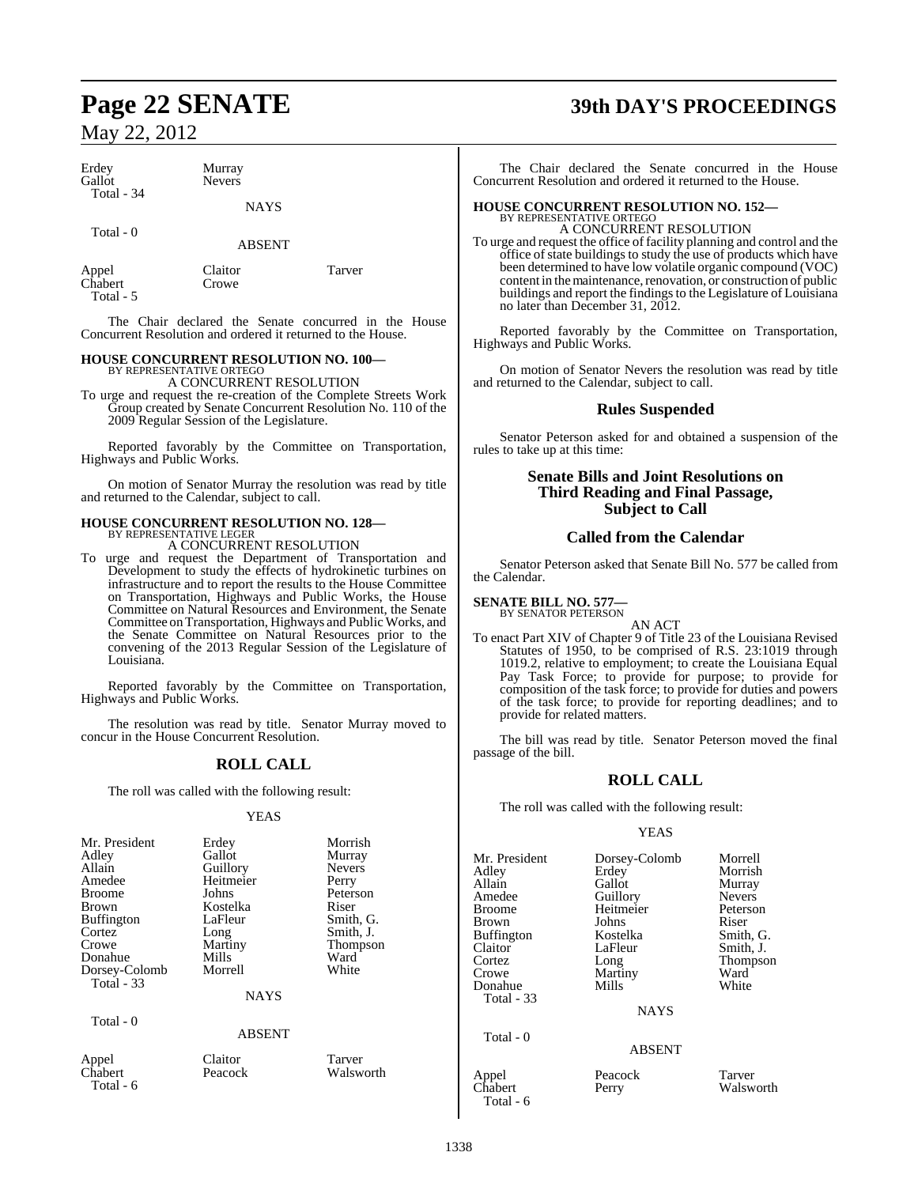| | |
|---|---|
| Erdey | Murray |
| Gallot | Nevers |
| Total - 34 | |

NAYS

Total - 0

ABSENT

| | | |
|---|---|---|
| Appel | Claitor | Tarver |
| Chabert | Crowe | |
| Total - 5 | | |

The Chair declared the Senate concurred in the House Concurrent Resolution and ordered it returned to the House.

**HOUSE CONCURRENT RESOLUTION NO. 100—**
BY REPRESENTATIVE ORTEGO
A CONCURRENT RESOLUTION

To urge and request the re-creation of the Complete Streets Work Group created by Senate Concurrent Resolution No. 110 of the 2009 Regular Session of the Legislature.

Reported favorably by the Committee on Transportation, Highways and Public Works.

On motion of Senator Murray the resolution was read by title and returned to the Calendar, subject to call.

**HOUSE CONCURRENT RESOLUTION NO. 128—**
BY REPRESENTATIVE LEGER
A CONCURRENT RESOLUTION

To urge and request the Department of Transportation and Development to study the effects of hydrokinetic turbines on infrastructure and to report the results to the House Committee on Transportation, Highways and Public Works, the House Committee on Natural Resources and Environment, the Senate Committee on Transportation, Highways and Public Works, and the Senate Committee on Natural Resources prior to the convening of the 2013 Regular Session of the Legislature of Louisiana.

Reported favorably by the Committee on Transportation, Highways and Public Works.

The resolution was read by title. Senator Murray moved to concur in the House Concurrent Resolution.

## ROLL CALL

The roll was called with the following result:

YEAS

| | | |
|---|---|---|
| Mr. President | Erdey | Morrish |
| Adley | Gallot | Murray |
| Allain | Guillory | Nevers |
| Amedee | Heitmeier | Perry |
| Broome | Johns | Peterson |
| Brown | Kostelka | Riser |
| Buffington | LaFleur | Smith, G. |
| Cortez | Long | Smith, J. |
| Crowe | Martiny | Thompson |
| Donahue | Mills | Ward |
| Dorsey-Colomb | Morrell | White |
| Total - 33 | | |

NAYS

Total - 0

ABSENT

| | | |
|---|---|---|
| Appel | Claitor | Tarver |
| Chabert | Peacock | Walsworth |
| Total - 6 | | |

The Chair declared the Senate concurred in the House Concurrent Resolution and ordered it returned to the House.

**HOUSE CONCURRENT RESOLUTION NO. 152—**
BY REPRESENTATIVE ORTEGO
A CONCURRENT RESOLUTION

To urge and request the office of facility planning and control and the office of state buildings to study the use of products which have been determined to have low volatile organic compound (VOC) content in the maintenance, renovation, or construction of public buildings and report the findings to the Legislature of Louisiana no later than December 31, 2012.

Reported favorably by the Committee on Transportation, Highways and Public Works.

On motion of Senator Nevers the resolution was read by title and returned to the Calendar, subject to call.

## Rules Suspended

Senator Peterson asked for and obtained a suspension of the rules to take up at this time:

## Senate Bills and Joint Resolutions on Third Reading and Final Passage, Subject to Call

## Called from the Calendar

Senator Peterson asked that Senate Bill No. 577 be called from the Calendar.

**SENATE BILL NO. 577—**
BY SENATOR PETERSON
AN ACT

To enact Part XIV of Chapter 9 of Title 23 of the Louisiana Revised Statutes of 1950, to be comprised of R.S. 23:1019 through 1019.2, relative to employment; to create the Louisiana Equal Pay Task Force; to provide for purpose; to provide for composition of the task force; to provide for duties and powers of the task force; to provide for reporting deadlines; and to provide for related matters.

The bill was read by title. Senator Peterson moved the final passage of the bill.

## ROLL CALL

The roll was called with the following result:

YEAS

| | | |
|---|---|---|
| Mr. President | Dorsey-Colomb | Morrell |
| Adley | Erdey | Morrish |
| Allain | Gallot | Murray |
| Amedee | Guillory | Nevers |
| Broome | Heitmeier | Peterson |
| Brown | Johns | Riser |
| Buffington | Kostelka | Smith, G. |
| Claitor | LaFleur | Smith, J. |
| Cortez | Long | Thompson |
| Crowe | Martiny | Ward |
| Donahue | Mills | White |
| Total - 33 | | |

NAYS

Total - 0

ABSENT

| | | |
|---|---|---|
| Appel | Peacock | Tarver |
| Chabert | Perry | Walsworth |
| Total - 6 | | |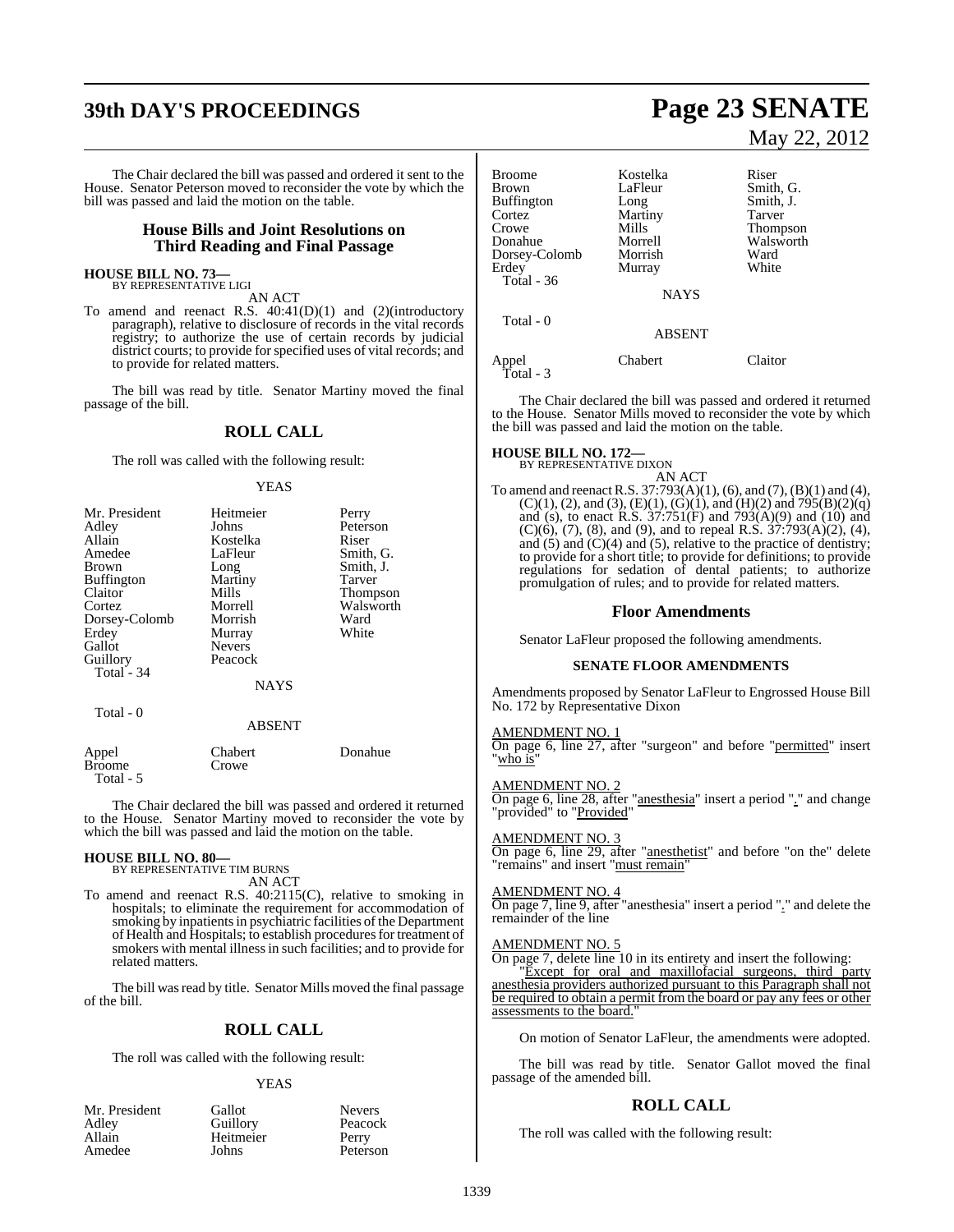The Chair declared the bill was passed and ordered it sent to the House. Senator Peterson moved to reconsider the vote by which the bill was passed and laid the motion on the table.

## House Bills and Joint Resolutions on Third Reading and Final Passage

**HOUSE BILL NO. 73—**
BY REPRESENTATIVE LIGI

AN ACT

To amend and reenact R.S. 40:41(D)(1) and (2)(introductory paragraph), relative to disclosure of records in the vital records registry; to authorize the use of certain records by judicial district courts; to provide for specified uses of vital records; and to provide for related matters.

The bill was read by title. Senator Martiny moved the final passage of the bill.

## ROLL CALL

The roll was called with the following result:

YEAS

| | | |
|---|---|---|
| Mr. President | Heitmeier | Perry |
| Adley | Johns | Peterson |
| Allain | Kostelka | Riser |
| Amedee | LaFleur | Smith, G. |
| Brown | Long | Smith, J. |
| Buffington | Martiny | Tarver |
| Claitor | Mills | Thompson |
| Cortez | Morrell | Walsworth |
| Dorsey-Colomb | Morrish | Ward |
| Erdey | Murray | White |
| Gallot | Nevers | |
| Guillory | Peacock | |

Total - 34

NAYS

Total - 0

ABSENT

| | | |
|---|---|---|
| Appel | Chabert | Donahue |
| Broome | Crowe | |

Total - 5

The Chair declared the bill was passed and ordered it returned to the House. Senator Martiny moved to reconsider the vote by which the bill was passed and laid the motion on the table.

**HOUSE BILL NO. 80—**
BY REPRESENTATIVE TIM BURNS

AN ACT

To amend and reenact R.S. 40:2115(C), relative to smoking in hospitals; to eliminate the requirement for accommodation of smoking by inpatients in psychiatric facilities of the Department of Health and Hospitals; to establish procedures for treatment of smokers with mental illness in such facilities; and to provide for related matters.

The bill was read by title. Senator Mills moved the final passage of the bill.

## ROLL CALL

The roll was called with the following result:

YEAS

| | | |
|---|---|---|
| Mr. President | Gallot | Nevers |
| Adley | Guillory | Peacock |
| Allain | Heitmeier | Perry |
| Amedee | Johns | Peterson |
| Broome | Kostelka | Riser |
| Brown | LaFleur | Smith, G. |
| Buffington | Long | Smith, J. |
| Cortez | Martiny | Tarver |
| Crowe | Mills | Thompson |
| Donahue | Morrell | Walsworth |
| Dorsey-Colomb | Morrish | Ward |
| Erdey | Murray | White |

Total - 36

NAYS

Total - 0

ABSENT

| | | |
|---|---|---|
| Appel | Chabert | Claitor |

Total - 3

The Chair declared the bill was passed and ordered it returned to the House. Senator Mills moved to reconsider the vote by which the bill was passed and laid the motion on the table.

**HOUSE BILL NO. 172—**
BY REPRESENTATIVE DIXON

AN ACT

To amend and reenact R.S. 37:793(A)(1), (6), and (7), (B)(1) and (4), (C)(1), (2), and (3), (E)(1), (G)(1), and (H)(2) and 795(B)(2)(q) and (s), to enact R.S. 37:751(F) and 793(A)(9) and (10) and (C)(6), (7), (8), and (9), and to repeal R.S. 37:793(A)(2), (4), and (5) and (C)(4) and (5), relative to the practice of dentistry; to provide for a short title; to provide for definitions; to provide regulations for sedation of dental patients; to authorize promulgation of rules; and to provide for related matters.

## Floor Amendments

Senator LaFleur proposed the following amendments.

### SENATE FLOOR AMENDMENTS

Amendments proposed by Senator LaFleur to Engrossed House Bill No. 172 by Representative Dixon

AMENDMENT NO. 1
On page 6, line 27, after "surgeon" and before "permitted" insert "who is"

AMENDMENT NO. 2
On page 6, line 28, after "anesthesia" insert a period "." and change "provided" to "Provided"

AMENDMENT NO. 3
On page 6, line 29, after "anesthetist" and before "on the" delete "remains" and insert "must remain"

AMENDMENT NO. 4
On page 7, line 9, after "anesthesia" insert a period "." and delete the remainder of the line

AMENDMENT NO. 5
On page 7, delete line 10 in its entirety and insert the following:
"Except for oral and maxillofacial surgeons, third party anesthesia providers authorized pursuant to this Paragraph shall not be required to obtain a permit from the board or pay any fees or other assessments to the board."

On motion of Senator LaFleur, the amendments were adopted.

The bill was read by title. Senator Gallot moved the final passage of the amended bill.

## ROLL CALL

The roll was called with the following result: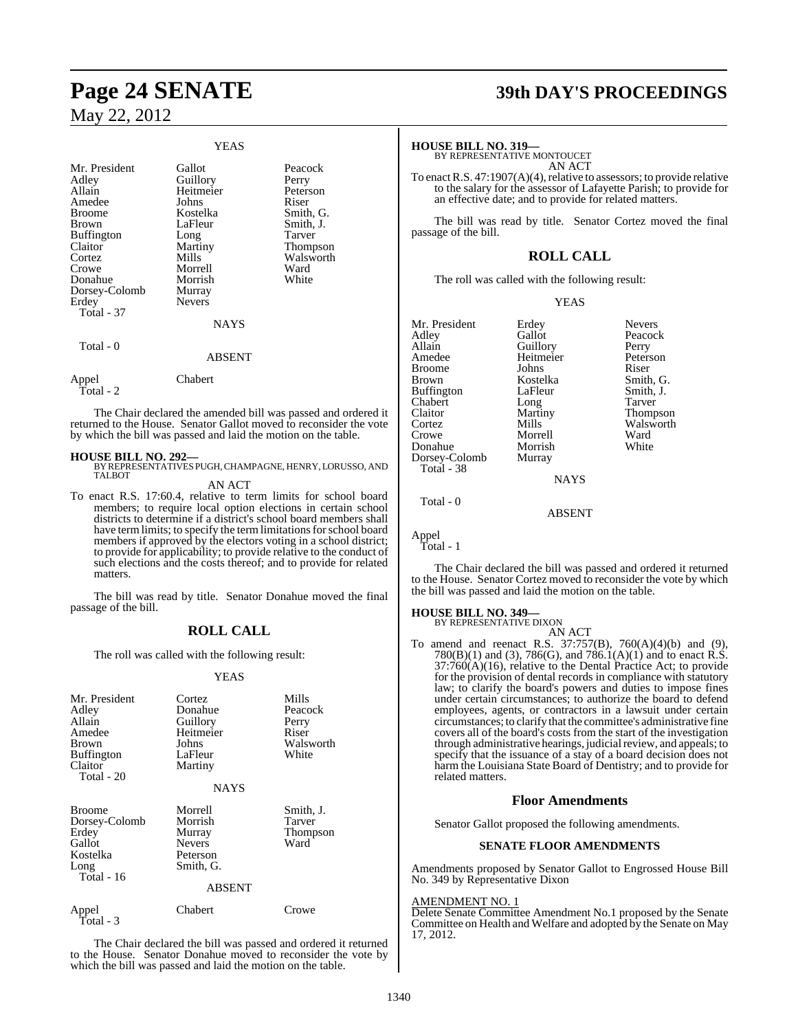YEAS

| | | |
|---|---|---|
| Mr. President | Gallot | Peacock |
| Adley | Guillory | Perry |
| Allain | Heitmeier | Peterson |
| Amedee | Johns | Riser |
| Broome | Kostelka | Smith, G. |
| Brown | LaFleur | Smith, J. |
| Buffington | Long | Tarver |
| Claitor | Martiny | Thompson |
| Cortez | Mills | Walsworth |
| Crowe | Morrell | Ward |
| Donahue | Morrish | White |
| Dorsey-Colomb | Murray | |
| Erdey | Nevers | |
| Total - 37 | | |

NAYS

Total - 0

ABSENT

| | |
|---|---|
| Appel | Chabert |
| Total - 2 | |

The Chair declared the amended bill was passed and ordered it returned to the House. Senator Gallot moved to reconsider the vote by which the bill was passed and laid the motion on the table.

**HOUSE BILL NO. 292—**
BY REPRESENTATIVES PUGH, CHAMPAGNE, HENRY, LORUSSO, AND TALBOT
AN ACT

To enact R.S. 17:60.4, relative to term limits for school board members; to require local option elections in certain school districts to determine if a district's school board members shall have term limits; to specify the term limitations for school board members if approved by the electors voting in a school district; to provide for applicability; to provide relative to the conduct of such elections and the costs thereof; and to provide for related matters.

The bill was read by title. Senator Donahue moved the final passage of the bill.

## ROLL CALL

The roll was called with the following result:

YEAS

| | | |
|---|---|---|
| Mr. President | Cortez | Mills |
| Adley | Donahue | Peacock |
| Allain | Guillory | Perry |
| Amedee | Heitmeier | Riser |
| Brown | Johns | Walsworth |
| Buffington | LaFleur | White |
| Claitor | Martiny | |
| Total - 20 | | |

NAYS

| | | |
|---|---|---|
| Broome | Morrell | Smith, J. |
| Dorsey-Colomb | Morrish | Tarver |
| Erdey | Murray | Thompson |
| Gallot | Nevers | Ward |
| Kostelka | Peterson | |
| Long | Smith, G. | |
| Total - 16 | | |

ABSENT

| | | |
|---|---|---|
| Appel | Chabert | Crowe |
| Total - 3 | | |

The Chair declared the bill was passed and ordered it returned to the House. Senator Donahue moved to reconsider the vote by which the bill was passed and laid the motion on the table.

**HOUSE BILL NO. 319—**
BY REPRESENTATIVE MONTOUCET
AN ACT

To enact R.S. 47:1907(A)(4), relative to assessors; to provide relative to the salary for the assessor of Lafayette Parish; to provide for an effective date; and to provide for related matters.

The bill was read by title. Senator Cortez moved the final passage of the bill.

## ROLL CALL

The roll was called with the following result:

YEAS

| | | |
|---|---|---|
| Mr. President | Erdey | Nevers |
| Adley | Gallot | Peacock |
| Allain | Guillory | Perry |
| Amedee | Heitmeier | Peterson |
| Broome | Johns | Riser |
| Brown | Kostelka | Smith, G. |
| Buffington | LaFleur | Smith, J. |
| Chabert | Long | Tarver |
| Claitor | Martiny | Thompson |
| Cortez | Mills | Walsworth |
| Crowe | Morrell | Ward |
| Donahue | Morrish | White |
| Dorsey-Colomb | Murray | |
| Total - 38 | | |

NAYS

Total - 0

ABSENT

Appel
Total - 1

The Chair declared the bill was passed and ordered it returned to the House. Senator Cortez moved to reconsider the vote by which the bill was passed and laid the motion on the table.

**HOUSE BILL NO. 349—**
BY REPRESENTATIVE DIXON
AN ACT

To amend and reenact R.S. 37:757(B), 760(A)(4)(b) and (9), 780(B)(1) and (3), 786(G), and 786.1(A)(1) and to enact R.S. 37:760(A)(16), relative to the Dental Practice Act; to provide for the provision of dental records in compliance with statutory law; to clarify the board's powers and duties to impose fines under certain circumstances; to authorize the board to defend employees, agents, or contractors in a lawsuit under certain circumstances; to clarify that the committee's administrative fine covers all of the board's costs from the start of the investigation through administrative hearings, judicial review, and appeals; to specify that the issuance of a stay of a board decision does not harm the Louisiana State Board of Dentistry; and to provide for related matters.

## Floor Amendments

Senator Gallot proposed the following amendments.

### SENATE FLOOR AMENDMENTS

Amendments proposed by Senator Gallot to Engrossed House Bill No. 349 by Representative Dixon

AMENDMENT NO. 1
Delete Senate Committee Amendment No.1 proposed by the Senate Committee on Health and Welfare and adopted by the Senate on May 17, 2012.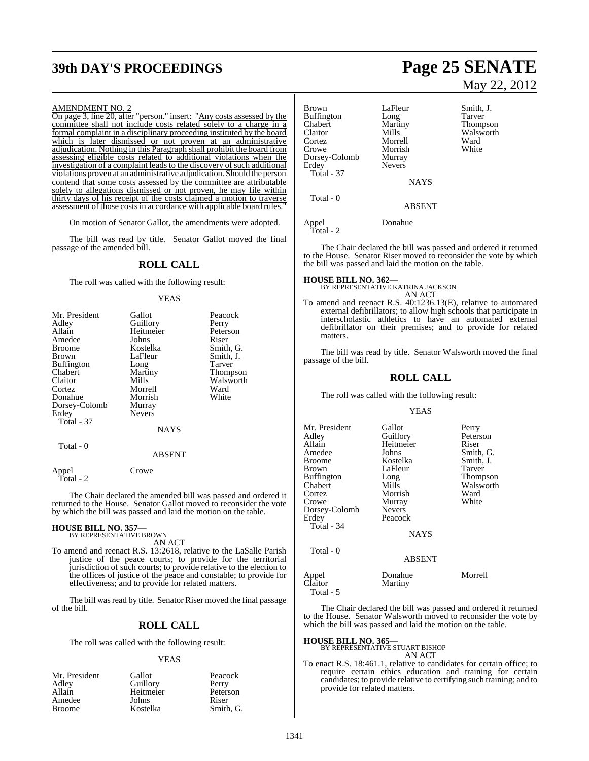AMENDMENT NO. 2

On page 3, line 20, after "person." insert: "Any costs assessed by the committee shall not include costs related solely to a charge in a formal complaint in a disciplinary proceeding instituted by the board which is later dismissed or not proven at an administrative adjudication. Nothing in this Paragraph shall prohibit the board from assessing eligible costs related to additional violations when the investigation of a complaint leads to the discovery of such additional violations proven at an administrative adjudication. Should the person contend that some costs assessed by the committee are attributable solely to allegations dismissed or not proven, he may file within thirty days of his receipt of the costs claimed a motion to traverse assessment of those costs in accordance with applicable board rules."

On motion of Senator Gallot, the amendments were adopted.

The bill was read by title. Senator Gallot moved the final passage of the amended bill.

## ROLL CALL

The roll was called with the following result:

YEAS

| | | |
|---|---|---|
| Mr. President | Gallot | Peacock |
| Adley | Guillory | Perry |
| Allain | Heitmeier | Peterson |
| Amedee | Johns | Riser |
| Broome | Kostelka | Smith, G. |
| Brown | LaFleur | Smith, J. |
| Buffington | Long | Tarver |
| Chabert | Martiny | Thompson |
| Claitor | Mills | Walsworth |
| Cortez | Morrell | Ward |
| Donahue | Morrish | White |
| Dorsey-Colomb | Murray | |
| Erdey | Nevers | |

Total - 37

NAYS

Total - 0

ABSENT

| | |
|---|---|
| Appel | Crowe |

Total - 2

The Chair declared the amended bill was passed and ordered it returned to the House. Senator Gallot moved to reconsider the vote by which the bill was passed and laid the motion on the table.

**HOUSE BILL NO. 357—**
BY REPRESENTATIVE BROWN
AN ACT

To amend and reenact R.S. 13:2618, relative to the LaSalle Parish justice of the peace courts; to provide for the territorial jurisdiction of such courts; to provide relative to the election to the offices of justice of the peace and constable; to provide for effectiveness; and to provide for related matters.

The bill was read by title. Senator Riser moved the final passage of the bill.

## ROLL CALL

The roll was called with the following result:

YEAS

| | | |
|---|---|---|
| Mr. President | Gallot | Peacock |
| Adley | Guillory | Perry |
| Allain | Heitmeier | Peterson |
| Amedee | Johns | Riser |
| Broome | Kostelka | Smith, G. |
| Brown | LaFleur | Smith, J. |
| Buffington | Long | Tarver |
| Chabert | Martiny | Thompson |
| Claitor | Mills | Walsworth |
| Cortez | Morrell | Ward |
| Crowe | Morrish | White |
| Dorsey-Colomb | Murray | |
| Erdey | Nevers | |

Total - 37

NAYS

Total - 0

ABSENT

| | |
|---|---|
| Appel | Donahue |

Total - 2

The Chair declared the bill was passed and ordered it returned to the House. Senator Riser moved to reconsider the vote by which the bill was passed and laid the motion on the table.

**HOUSE BILL NO. 362—**
BY REPRESENTATIVE KATRINA JACKSON
AN ACT

To amend and reenact R.S. 40:1236.13(E), relative to automated external defibrillators; to allow high schools that participate in interscholastic athletics to have an automated external defibrillator on their premises; and to provide for related matters.

The bill was read by title. Senator Walsworth moved the final passage of the bill.

## ROLL CALL

The roll was called with the following result:

YEAS

| | | |
|---|---|---|
| Mr. President | Gallot | Perry |
| Adley | Guillory | Peterson |
| Allain | Heitmeier | Riser |
| Amedee | Johns | Smith, G. |
| Broome | Kostelka | Smith, J. |
| Brown | LaFleur | Tarver |
| Buffington | Long | Thompson |
| Chabert | Mills | Walsworth |
| Cortez | Morrish | Ward |
| Crowe | Murray | White |
| Dorsey-Colomb | Nevers | |
| Erdey | Peacock | |

Total - 34

NAYS

Total - 0

ABSENT

| | | |
|---|---|---|
| Appel | Donahue | Morrell |
| Claitor | Martiny | |

Total - 5

The Chair declared the bill was passed and ordered it returned to the House. Senator Walsworth moved to reconsider the vote by which the bill was passed and laid the motion on the table.

**HOUSE BILL NO. 365—**
BY REPRESENTATIVE STUART BISHOP
AN ACT

To enact R.S. 18:461.1, relative to candidates for certain office; to require certain ethics education and training for certain candidates; to provide relative to certifying such training; and to provide for related matters.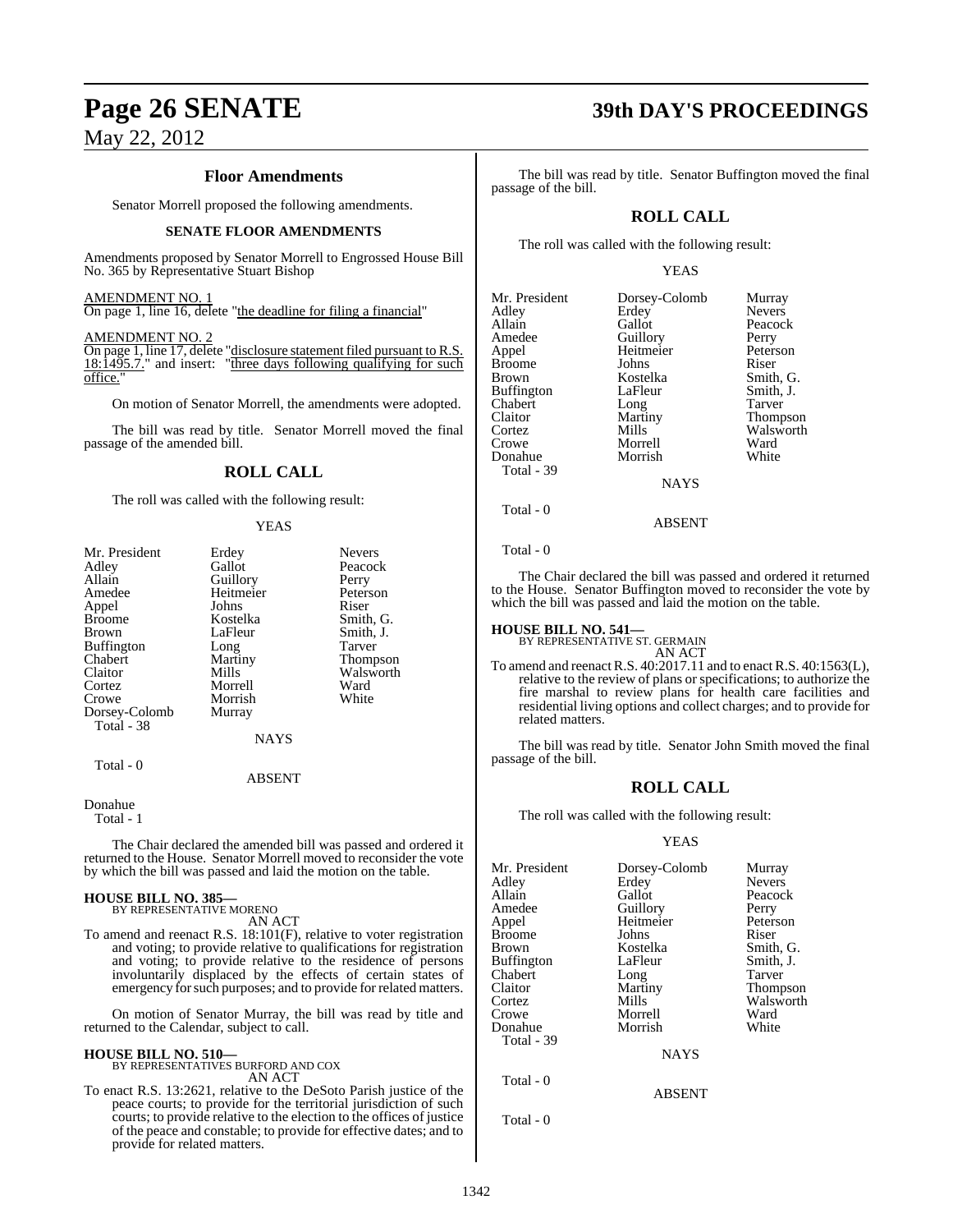## Floor Amendments

Senator Morrell proposed the following amendments.

### SENATE FLOOR AMENDMENTS

Amendments proposed by Senator Morrell to Engrossed House Bill No. 365 by Representative Stuart Bishop

AMENDMENT NO. 1
On page 1, line 16, delete "the deadline for filing a financial"

AMENDMENT NO. 2
On page 1, line 17, delete "disclosure statement filed pursuant to R.S. 18:1495.7." and insert: "three days following qualifying for such office."

On motion of Senator Morrell, the amendments were adopted.

The bill was read by title. Senator Morrell moved the final passage of the amended bill.

## ROLL CALL

The roll was called with the following result:

YEAS

| | | |
|---|---|---|
| Mr. President | Erdey | Nevers |
| Adley | Gallot | Peacock |
| Allain | Guillory | Perry |
| Amedee | Heitmeier | Peterson |
| Appel | Johns | Riser |
| Broome | Kostelka | Smith, G. |
| Brown | LaFleur | Smith, J. |
| Buffington | Long | Tarver |
| Chabert | Martiny | Thompson |
| Claitor | Mills | Walsworth |
| Cortez | Morrell | Ward |
| Crowe | Morrish | White |
| Dorsey-Colomb | Murray | |

Total - 38

NAYS

Total - 0

ABSENT

Donahue

Total - 1

The Chair declared the amended bill was passed and ordered it returned to the House. Senator Morrell moved to reconsider the vote by which the bill was passed and laid the motion on the table.

**HOUSE BILL NO. 385—**
BY REPRESENTATIVE MORENO
AN ACT

To amend and reenact R.S. 18:101(F), relative to voter registration and voting; to provide relative to qualifications for registration and voting; to provide relative to the residence of persons involuntarily displaced by the effects of certain states of emergency for such purposes; and to provide for related matters.

On motion of Senator Murray, the bill was read by title and returned to the Calendar, subject to call.

**HOUSE BILL NO. 510—**
BY REPRESENTATIVES BURFORD AND COX
AN ACT

To enact R.S. 13:2621, relative to the DeSoto Parish justice of the peace courts; to provide for the territorial jurisdiction of such courts; to provide relative to the election to the offices of justice of the peace and constable; to provide for effective dates; and to provide for related matters.

The bill was read by title. Senator Buffington moved the final passage of the bill.

## ROLL CALL

The roll was called with the following result:

YEAS

| | | |
|---|---|---|
| Mr. President | Dorsey-Colomb | Murray |
| Adley | Erdey | Nevers |
| Allain | Gallot | Peacock |
| Amedee | Guillory | Perry |
| Appel | Heitmeier | Peterson |
| Broome | Johns | Riser |
| Brown | Kostelka | Smith, G. |
| Buffington | LaFleur | Smith, J. |
| Chabert | Long | Tarver |
| Claitor | Martiny | Thompson |
| Cortez | Mills | Walsworth |
| Crowe | Morrell | Ward |
| Donahue | Morrish | White |

Total - 39

NAYS

Total - 0

ABSENT

Total - 0

The Chair declared the bill was passed and ordered it returned to the House. Senator Buffington moved to reconsider the vote by which the bill was passed and laid the motion on the table.

**HOUSE BILL NO. 541—**
BY REPRESENTATIVE ST. GERMAIN
AN ACT

To amend and reenact R.S. 40:2017.11 and to enact R.S. 40:1563(L), relative to the review of plans or specifications; to authorize the fire marshal to review plans for health care facilities and residential living options and collect charges; and to provide for related matters.

The bill was read by title. Senator John Smith moved the final passage of the bill.

## ROLL CALL

The roll was called with the following result:

YEAS

| | | |
|---|---|---|
| Mr. President | Dorsey-Colomb | Murray |
| Adley | Erdey | Nevers |
| Allain | Gallot | Peacock |
| Amedee | Guillory | Perry |
| Appel | Heitmeier | Peterson |
| Broome | Johns | Riser |
| Brown | Kostelka | Smith, G. |
| Buffington | LaFleur | Smith, J. |
| Chabert | Long | Tarver |
| Claitor | Martiny | Thompson |
| Cortez | Mills | Walsworth |
| Crowe | Morrell | Ward |
| Donahue | Morrish | White |

Total - 39

NAYS

Total - 0

ABSENT

Total - 0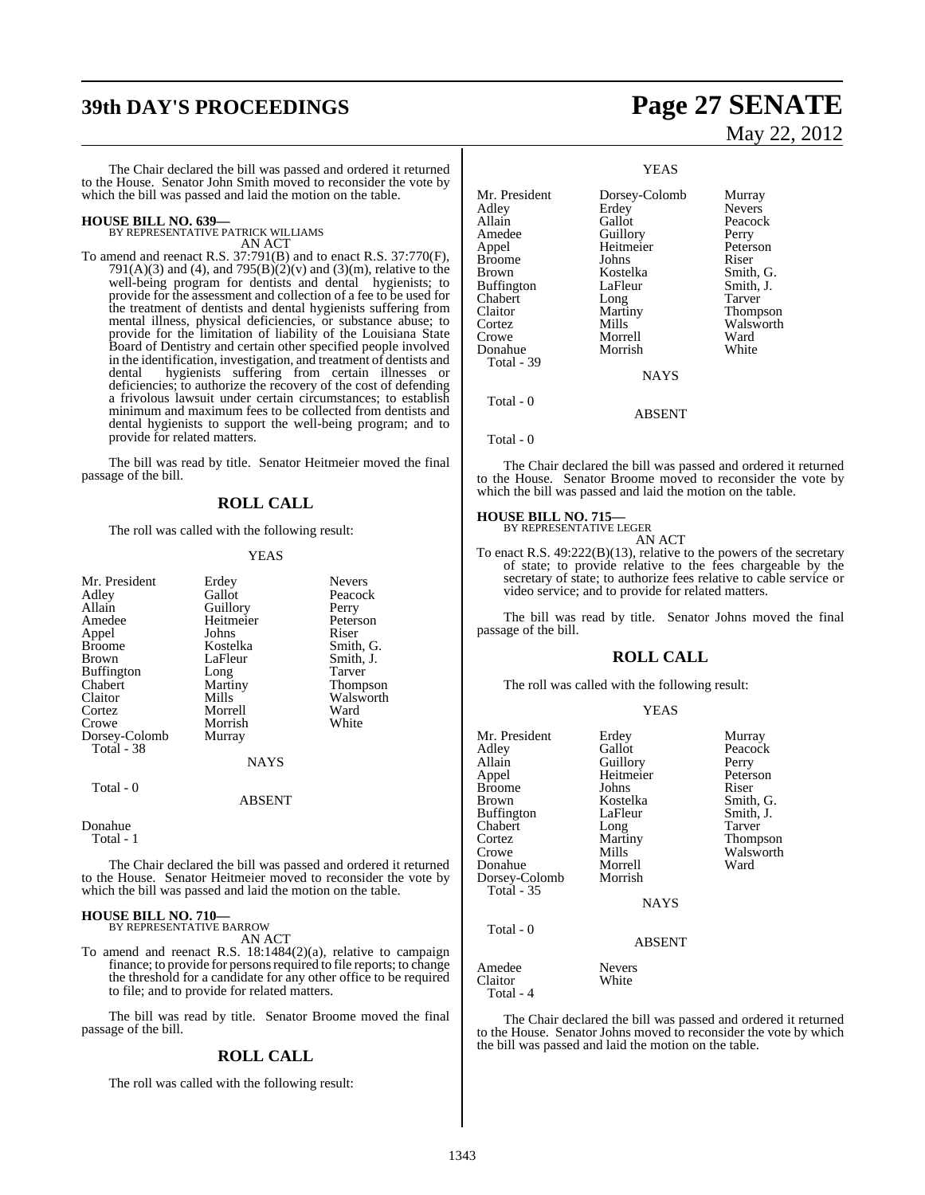The Chair declared the bill was passed and ordered it returned to the House. Senator John Smith moved to reconsider the vote by which the bill was passed and laid the motion on the table.

**HOUSE BILL NO. 639—**
BY REPRESENTATIVE PATRICK WILLIAMS
AN ACT

To amend and reenact R.S. 37:791(B) and to enact R.S. 37:770(F), 791(A)(3) and (4), and 795(B)(2)(v) and (3)(m), relative to the well-being program for dentists and dental hygienists; to provide for the assessment and collection of a fee to be used for the treatment of dentists and dental hygienists suffering from mental illness, physical deficiencies, or substance abuse; to provide for the limitation of liability of the Louisiana State Board of Dentistry and certain other specified people involved in the identification, investigation, and treatment of dentists and dental hygienists suffering from certain illnesses or deficiencies; to authorize the recovery of the cost of defending a frivolous lawsuit under certain circumstances; to establish minimum and maximum fees to be collected from dentists and dental hygienists to support the well-being program; and to provide for related matters.

The bill was read by title. Senator Heitmeier moved the final passage of the bill.

## ROLL CALL

The roll was called with the following result:

YEAS

| | | |
|---|---|---|
| Mr. President | Erdey | Nevers |
| Adley | Gallot | Peacock |
| Allain | Guillory | Perry |
| Amedee | Heitmeier | Peterson |
| Appel | Johns | Riser |
| Broome | Kostelka | Smith, G. |
| Brown | LaFleur | Smith, J. |
| Buffington | Long | Tarver |
| Chabert | Martiny | Thompson |
| Claitor | Mills | Walsworth |
| Cortez | Morrell | Ward |
| Crowe | Morrish | White |
| Dorsey-Colomb | Murray | |

Total - 38

NAYS

Total - 0

ABSENT

Donahue
Total - 1

The Chair declared the bill was passed and ordered it returned to the House. Senator Heitmeier moved to reconsider the vote by which the bill was passed and laid the motion on the table.

**HOUSE BILL NO. 710—**
BY REPRESENTATIVE BARROW
AN ACT

To amend and reenact R.S. 18:1484(2)(a), relative to campaign finance; to provide for persons required to file reports; to change the threshold for a candidate for any other office to be required to file; and to provide for related matters.

The bill was read by title. Senator Broome moved the final passage of the bill.

## ROLL CALL

The roll was called with the following result:

YEAS

| | | |
|---|---|---|
| Mr. President | Dorsey-Colomb | Murray |
| Adley | Erdey | Nevers |
| Allain | Gallot | Peacock |
| Amedee | Guillory | Perry |
| Appel | Heitmeier | Peterson |
| Broome | Johns | Riser |
| Brown | Kostelka | Smith, G. |
| Buffington | LaFleur | Smith, J. |
| Chabert | Long | Tarver |
| Claitor | Martiny | Thompson |
| Cortez | Mills | Walsworth |
| Crowe | Morrell | Ward |
| Donahue | Morrish | White |

Total - 39

NAYS

Total - 0

ABSENT

Total - 0

The Chair declared the bill was passed and ordered it returned to the House. Senator Broome moved to reconsider the vote by which the bill was passed and laid the motion on the table.

**HOUSE BILL NO. 715—**
BY REPRESENTATIVE LEGER
AN ACT

To enact R.S. 49:222(B)(13), relative to the powers of the secretary of state; to provide relative to the fees chargeable by the secretary of state; to authorize fees relative to cable service or video service; and to provide for related matters.

The bill was read by title. Senator Johns moved the final passage of the bill.

## ROLL CALL

The roll was called with the following result:

YEAS

| | | |
|---|---|---|
| Mr. President | Erdey | Murray |
| Adley | Gallot | Peacock |
| Allain | Guillory | Perry |
| Appel | Heitmeier | Peterson |
| Broome | Johns | Riser |
| Brown | Kostelka | Smith, G. |
| Buffington | LaFleur | Smith, J. |
| Chabert | Long | Tarver |
| Cortez | Martiny | Thompson |
| Crowe | Mills | Walsworth |
| Donahue | Morrell | Ward |
| Dorsey-Colomb | Morrish | |

Total - 35

NAYS

Total - 0

ABSENT

| | |
|---|---|
| Amedee | Nevers |
| Claitor | White |

Total - 4

The Chair declared the bill was passed and ordered it returned to the House. Senator Johns moved to reconsider the vote by which the bill was passed and laid the motion on the table.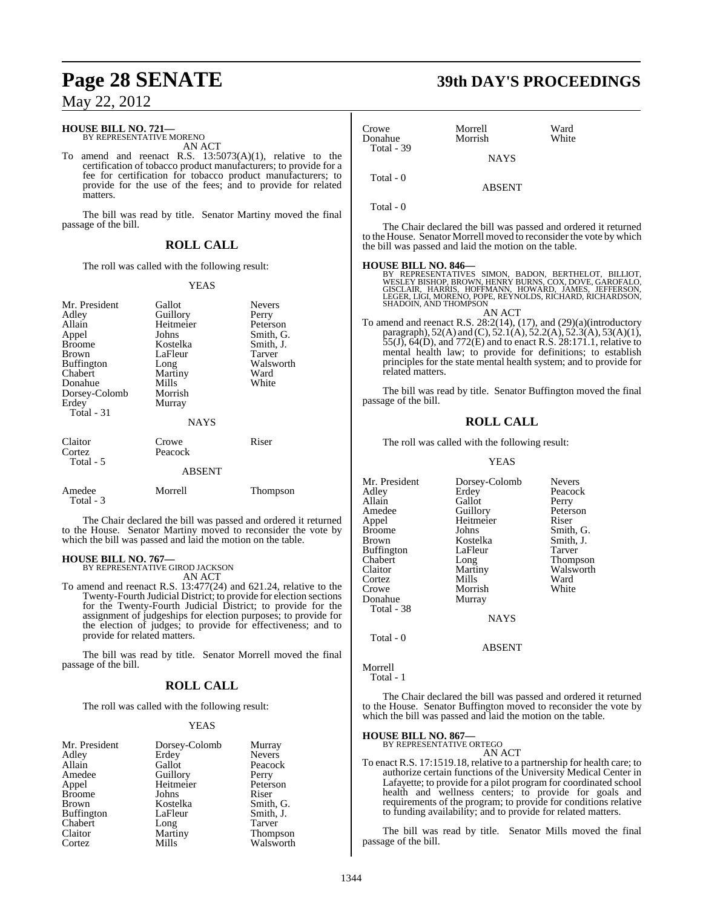**HOUSE BILL NO. 721—**
BY REPRESENTATIVE MORENO
AN ACT

To amend and reenact R.S. 13:5073(A)(1), relative to the certification of tobacco product manufacturers; to provide for a fee for certification for tobacco product manufacturers; to provide for the use of the fees; and to provide for related matters.

The bill was read by title. Senator Martiny moved the final passage of the bill.

## ROLL CALL

The roll was called with the following result:

YEAS

| | | |
|---|---|---|
| Mr. President | Gallot | Nevers |
| Adley | Guillory | Perry |
| Allain | Heitmeier | Peterson |
| Appel | Johns | Smith, G. |
| Broome | Kostelka | Smith, J. |
| Brown | LaFleur | Tarver |
| Buffington | Long | Walsworth |
| Chabert | Martiny | Ward |
| Donahue | Mills | White |
| Dorsey-Colomb | Morrish | |
| Erdey | Murray | |
| Total - 31 | | |

NAYS

| | | |
|---|---|---|
| Claitor | Crowe | Riser |
| Cortez | Peacock | |
| Total - 5 | | |

ABSENT

| | | |
|---|---|---|
| Amedee | Morrell | Thompson |
| Total - 3 | | |

The Chair declared the bill was passed and ordered it returned to the House. Senator Martiny moved to reconsider the vote by which the bill was passed and laid the motion on the table.

**HOUSE BILL NO. 767—**
BY REPRESENTATIVE GIROD JACKSON
AN ACT

To amend and reenact R.S. 13:477(24) and 621.24, relative to the Twenty-Fourth Judicial District; to provide for election sections for the Twenty-Fourth Judicial District; to provide for the assignment of judgeships for election purposes; to provide for the election of judges; to provide for effectiveness; and to provide for related matters.

The bill was read by title. Senator Morrell moved the final passage of the bill.

## ROLL CALL

The roll was called with the following result:

YEAS

| | | |
|---|---|---|
| Mr. President | Dorsey-Colomb | Murray |
| Adley | Erdey | Nevers |
| Allain | Gallot | Peacock |
| Amedee | Guillory | Perry |
| Appel | Heitmeier | Peterson |
| Broome | Johns | Riser |
| Brown | Kostelka | Smith, G. |
| Buffington | LaFleur | Smith, J. |
| Chabert | Long | Tarver |
| Claitor | Martiny | Thompson |
| Cortez | Mills | Walsworth |
| Crowe | Morrell | Ward |
| Donahue | Morrish | White |
| Total - 39 | | |

NAYS

Total - 0

ABSENT

Total - 0

The Chair declared the bill was passed and ordered it returned to the House. Senator Morrell moved to reconsider the vote by which the bill was passed and laid the motion on the table.

**HOUSE BILL NO. 846—**
BY REPRESENTATIVES SIMON, BADON, BERTHELOT, BILLIOT, WESLEY BISHOP, BROWN, HENRY BURNS, COX, DOVE, GAROFALO, GISCLAIR, HARRIS, HOFFMANN, HOWARD, JAMES, JEFFERSON, LEGER, LIGI, MORENO, POPE, REYNOLDS, RICHARD, RICHARDSON, SHADOIN, AND THOMPSON
AN ACT

To amend and reenact R.S. 28:2(14), (17), and (29)(a)(introductory paragraph), 52(A) and (C), 52.1(A), 52.2(A), 52.3(A), 53(A)(1), 55(J), 64(D), and 772(E) and to enact R.S. 28:171.1, relative to mental health law; to provide for definitions; to establish principles for the state mental health system; and to provide for related matters.

The bill was read by title. Senator Buffington moved the final passage of the bill.

## ROLL CALL

The roll was called with the following result:

YEAS

| | | |
|---|---|---|
| Mr. President | Dorsey-Colomb | Nevers |
| Adley | Erdey | Peacock |
| Allain | Gallot | Perry |
| Amedee | Guillory | Peterson |
| Appel | Heitmeier | Riser |
| Broome | Johns | Smith, G. |
| Brown | Kostelka | Smith, J. |
| Buffington | LaFleur | Tarver |
| Chabert | Long | Thompson |
| Claitor | Martiny | Walsworth |
| Cortez | Mills | Ward |
| Crowe | Morrish | White |
| Donahue | Murray | |
| Total - 38 | | |

NAYS

Total - 0

ABSENT

Morrell
Total - 1

The Chair declared the bill was passed and ordered it returned to the House. Senator Buffington moved to reconsider the vote by which the bill was passed and laid the motion on the table.

**HOUSE BILL NO. 867—**
BY REPRESENTATIVE ORTEGO
AN ACT

To enact R.S. 17:1519.18, relative to a partnership for health care; to authorize certain functions of the University Medical Center in Lafayette; to provide for a pilot program for coordinated school health and wellness centers; to provide for goals and requirements of the program; to provide for conditions relative to funding availability; and to provide for related matters.

The bill was read by title. Senator Mills moved the final passage of the bill.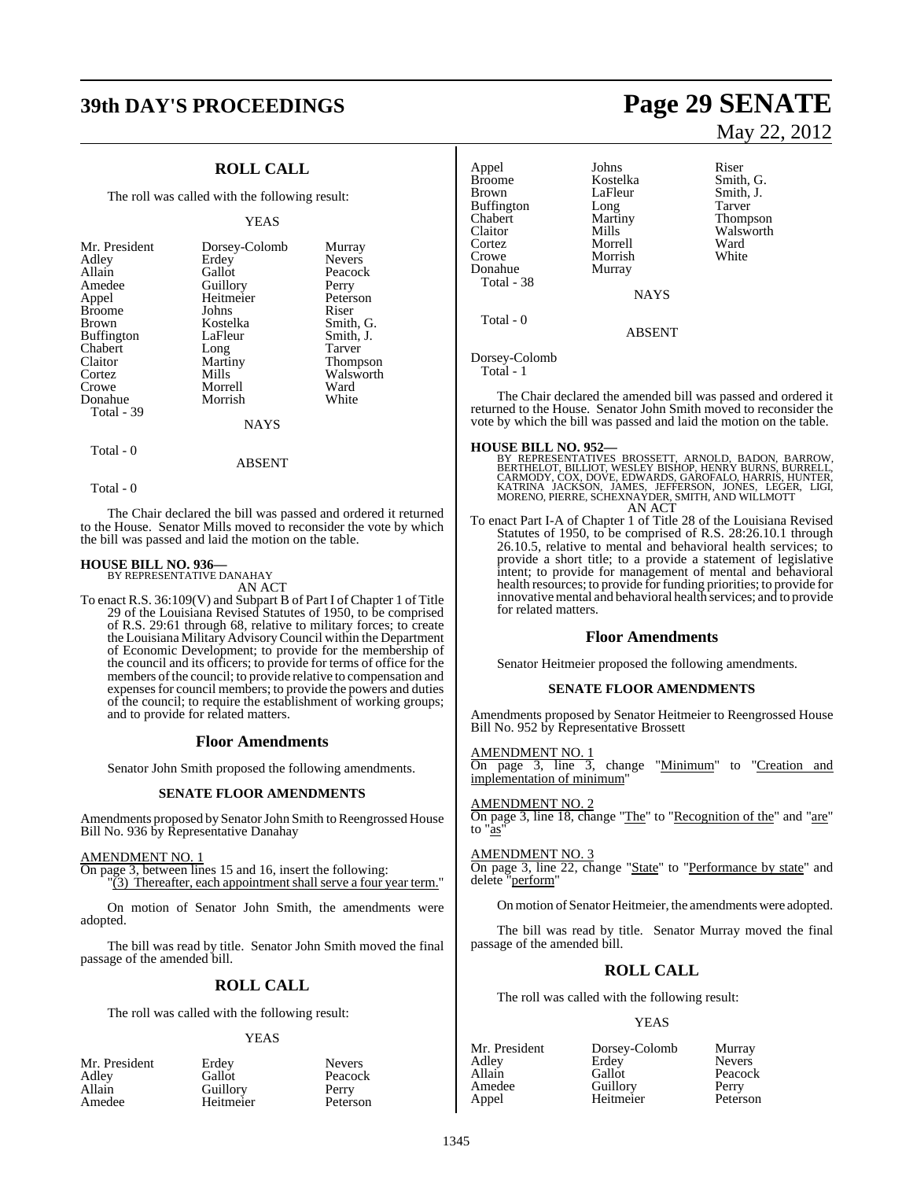## ROLL CALL

The roll was called with the following result:

YEAS

| | | |
|---|---|---|
| Mr. President | Dorsey-Colomb | Murray |
| Adley | Erdey | Nevers |
| Allain | Gallot | Peacock |
| Amedee | Guillory | Perry |
| Appel | Heitmeier | Peterson |
| Broome | Johns | Riser |
| Brown | Kostelka | Smith, G. |
| Buffington | LaFleur | Smith, J. |
| Chabert | Long | Tarver |
| Claitor | Martiny | Thompson |
| Cortez | Mills | Walsworth |
| Crowe | Morrell | Ward |
| Donahue | Morrish | White |

Total - 39

NAYS

Total - 0

ABSENT

Total - 0

The Chair declared the bill was passed and ordered it returned to the House. Senator Mills moved to reconsider the vote by which the bill was passed and laid the motion on the table.

**HOUSE BILL NO. 936—**
BY REPRESENTATIVE DANAHAY
AN ACT

To enact R.S. 36:109(V) and Subpart B of Part I of Chapter 1 of Title 29 of the Louisiana Revised Statutes of 1950, to be comprised of R.S. 29:61 through 68, relative to military forces; to create the Louisiana Military Advisory Council within the Department of Economic Development; to provide for the membership of the council and its officers; to provide for terms of office for the members of the council; to provide relative to compensation and expenses for council members; to provide the powers and duties of the council; to require the establishment of working groups; and to provide for related matters.

## Floor Amendments

Senator John Smith proposed the following amendments.

### SENATE FLOOR AMENDMENTS

Amendments proposed by Senator John Smith to Reengrossed House Bill No. 936 by Representative Danahay

AMENDMENT NO. 1
On page 3, between lines 15 and 16, insert the following:
"(3) Thereafter, each appointment shall serve a four year term."

On motion of Senator John Smith, the amendments were adopted.

The bill was read by title. Senator John Smith moved the final passage of the amended bill.

## ROLL CALL

The roll was called with the following result:

YEAS

| | | |
|---|---|---|
| Mr. President | Erdey | Nevers |
| Adley | Gallot | Peacock |
| Allain | Guillory | Perry |
| Amedee | Heitmeier | Peterson |
| Appel | Johns | Riser |
| Broome | Kostelka | Smith, G. |
| Brown | LaFleur | Smith, J. |
| Buffington | Long | Tarver |
| Chabert | Martiny | Thompson |
| Claitor | Mills | Walsworth |
| Cortez | Morrell | Ward |
| Crowe | Morrish | White |
| Donahue | Murray | |

Total - 38

NAYS

Total - 0

ABSENT

Dorsey-Colomb

Total - 1

The Chair declared the amended bill was passed and ordered it returned to the House. Senator John Smith moved to reconsider the vote by which the bill was passed and laid the motion on the table.

**HOUSE BILL NO. 952—**
BY REPRESENTATIVES BROSSETT, ARNOLD, BADON, BARROW, BERTHELOT, BILLIOT, WESLEY BISHOP, HENRY BURNS, BURRELL, CARMODY, COX, DOVE, EDWARDS, GAROFALO, HARRIS, HUNTER, KATRINA JACKSON, JAMES, JEFFERSON, JONES, LEGER, LIGI, MORENO, PIERRE, SCHEXNAYDER, SMITH, AND WILLMOTT
AN ACT

To enact Part I-A of Chapter 1 of Title 28 of the Louisiana Revised Statutes of 1950, to be comprised of R.S. 28:26.10.1 through 26.10.5, relative to mental and behavioral health services; to provide a short title; to a provide a statement of legislative intent; to provide for management of mental and behavioral health resources; to provide for funding priorities; to provide for innovative mental and behavioral health services; and to provide for related matters.

## Floor Amendments

Senator Heitmeier proposed the following amendments.

### SENATE FLOOR AMENDMENTS

Amendments proposed by Senator Heitmeier to Reengrossed House Bill No. 952 by Representative Brossett

AMENDMENT NO. 1
On page 3, line 3, change "Minimum" to "Creation and implementation of minimum"

AMENDMENT NO. 2
On page 3, line 18, change "The" to "Recognition of the" and "are" to "as"

AMENDMENT NO. 3
On page 3, line 22, change "State" to "Performance by state" and delete "perform"

On motion of Senator Heitmeier, the amendments were adopted.

The bill was read by title. Senator Murray moved the final passage of the amended bill.

## ROLL CALL

The roll was called with the following result:

YEAS

| | | |
|---|---|---|
| Mr. President | Dorsey-Colomb | Murray |
| Adley | Erdey | Nevers |
| Allain | Gallot | Peacock |
| Amedee | Guillory | Perry |
| Appel | Heitmeier | Peterson |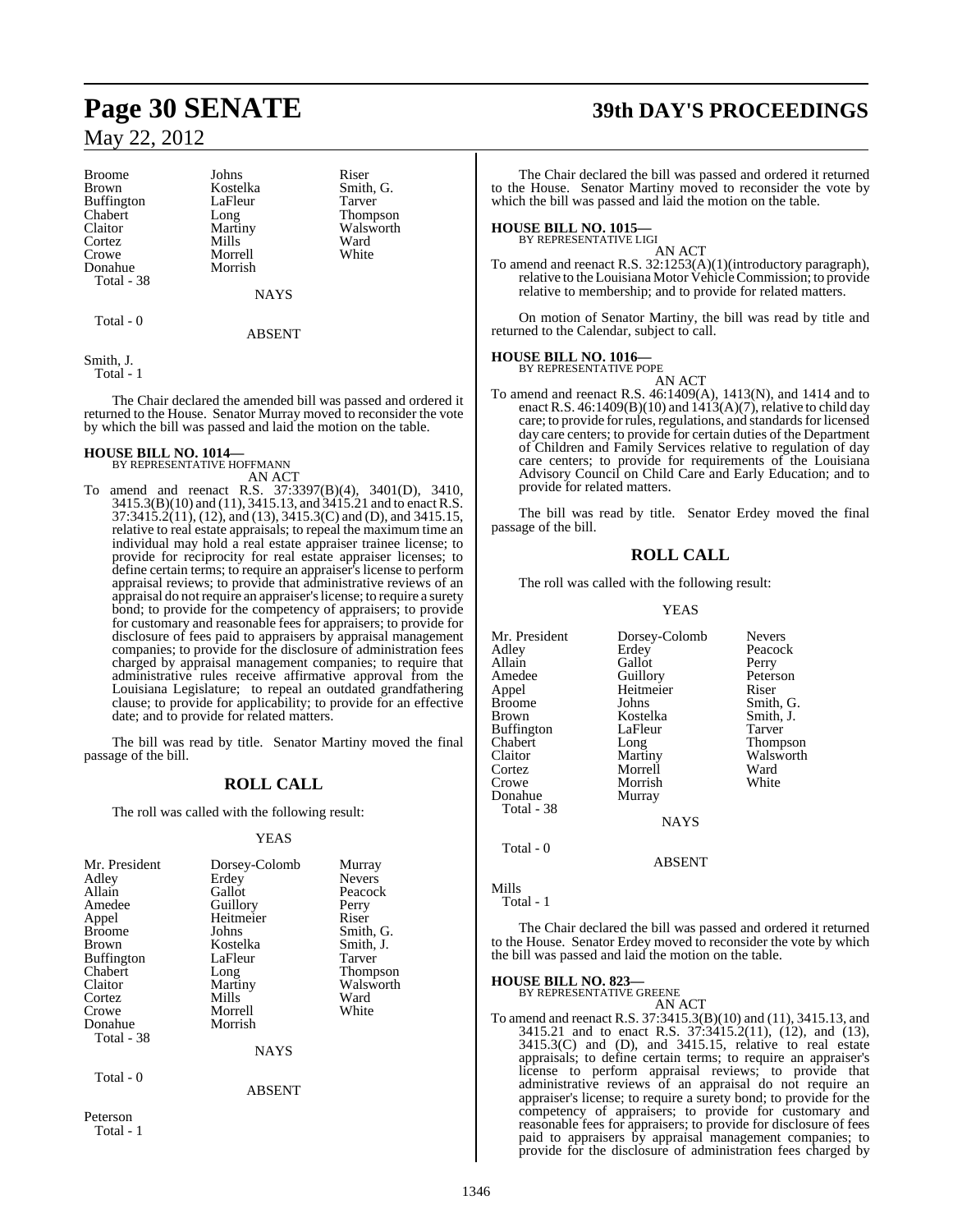| | | |
|---|---|---|
| Broome | Johns | Riser |
| Brown | Kostelka | Smith, G. |
| Buffington | LaFleur | Tarver |
| Chabert | Long | Thompson |
| Claitor | Martiny | Walsworth |
| Cortez | Mills | Ward |
| Crowe | Morrell | White |
| Donahue | Morrish | |
| Total - 38 | | |

NAYS

Total - 0

ABSENT

Smith, J.
Total - 1

The Chair declared the amended bill was passed and ordered it returned to the House. Senator Murray moved to reconsider the vote by which the bill was passed and laid the motion on the table.

**HOUSE BILL NO. 1014—**
BY REPRESENTATIVE HOFFMANN
AN ACT

To amend and reenact R.S. 37:3397(B)(4), 3401(D), 3410, 3415.3(B)(10) and (11), 3415.13, and 3415.21 and to enact R.S. 37:3415.2(11), (12), and (13), 3415.3(C) and (D), and 3415.15, relative to real estate appraisals; to repeal the maximum time an individual may hold a real estate appraiser trainee license; to provide for reciprocity for real estate appraiser licenses; to define certain terms; to require an appraiser's license to perform appraisal reviews; to provide that administrative reviews of an appraisal do not require an appraiser's license; to require a surety bond; to provide for the competency of appraisers; to provide for customary and reasonable fees for appraisers; to provide for disclosure of fees paid to appraisers by appraisal management companies; to provide for the disclosure of administration fees charged by appraisal management companies; to require that administrative rules receive affirmative approval from the Louisiana Legislature; to repeal an outdated grandfathering clause; to provide for applicability; to provide for an effective date; and to provide for related matters.

The bill was read by title. Senator Martiny moved the final passage of the bill.

## ROLL CALL

The roll was called with the following result:

YEAS

| | | |
|---|---|---|
| Mr. President | Dorsey-Colomb | Murray |
| Adley | Erdey | Nevers |
| Allain | Gallot | Peacock |
| Amedee | Guillory | Perry |
| Appel | Heitmeier | Riser |
| Broome | Johns | Smith, G. |
| Brown | Kostelka | Smith, J. |
| Buffington | LaFleur | Tarver |
| Chabert | Long | Thompson |
| Claitor | Martiny | Walsworth |
| Cortez | Mills | Ward |
| Crowe | Morrell | White |
| Donahue | Morrish | |
| Total - 38 | | |

NAYS

Total - 0

ABSENT

Peterson
Total - 1

The Chair declared the bill was passed and ordered it returned to the House. Senator Martiny moved to reconsider the vote by which the bill was passed and laid the motion on the table.

**HOUSE BILL NO. 1015—**
BY REPRESENTATIVE LIGI
AN ACT

To amend and reenact R.S. 32:1253(A)(1)(introductory paragraph), relative to the Louisiana Motor Vehicle Commission; to provide relative to membership; and to provide for related matters.

On motion of Senator Martiny, the bill was read by title and returned to the Calendar, subject to call.

**HOUSE BILL NO. 1016—**
BY REPRESENTATIVE POPE
AN ACT

To amend and reenact R.S. 46:1409(A), 1413(N), and 1414 and to enact R.S. 46:1409(B)(10) and 1413(A)(7), relative to child day care; to provide for rules, regulations, and standards for licensed day care centers; to provide for certain duties of the Department of Children and Family Services relative to regulation of day care centers; to provide for requirements of the Louisiana Advisory Council on Child Care and Early Education; and to provide for related matters.

The bill was read by title. Senator Erdey moved the final passage of the bill.

## ROLL CALL

The roll was called with the following result:

YEAS

| | | |
|---|---|---|
| Mr. President | Dorsey-Colomb | Nevers |
| Adley | Erdey | Peacock |
| Allain | Gallot | Perry |
| Amedee | Guillory | Peterson |
| Appel | Heitmeier | Riser |
| Broome | Johns | Smith, G. |
| Brown | Kostelka | Smith, J. |
| Buffington | LaFleur | Tarver |
| Chabert | Long | Thompson |
| Claitor | Martiny | Walsworth |
| Cortez | Morrell | Ward |
| Crowe | Morrish | White |
| Donahue | Murray | |
| Total - 38 | | |

NAYS

Total - 0

ABSENT

Mills
Total - 1

The Chair declared the bill was passed and ordered it returned to the House. Senator Erdey moved to reconsider the vote by which the bill was passed and laid the motion on the table.

**HOUSE BILL NO. 823—**
BY REPRESENTATIVE GREENE
AN ACT

To amend and reenact R.S. 37:3415.3(B)(10) and (11), 3415.13, and 3415.21 and to enact R.S. 37:3415.2(11), (12), and (13), 3415.3(C) and (D), and 3415.15, relative to real estate appraisals; to define certain terms; to require an appraiser's license to perform appraisal reviews; to provide that administrative reviews of an appraisal do not require an appraiser's license; to require a surety bond; to provide for the competency of appraisers; to provide for customary and reasonable fees for appraisers; to provide for disclosure of fees paid to appraisers by appraisal management companies; to provide for the disclosure of administration fees charged by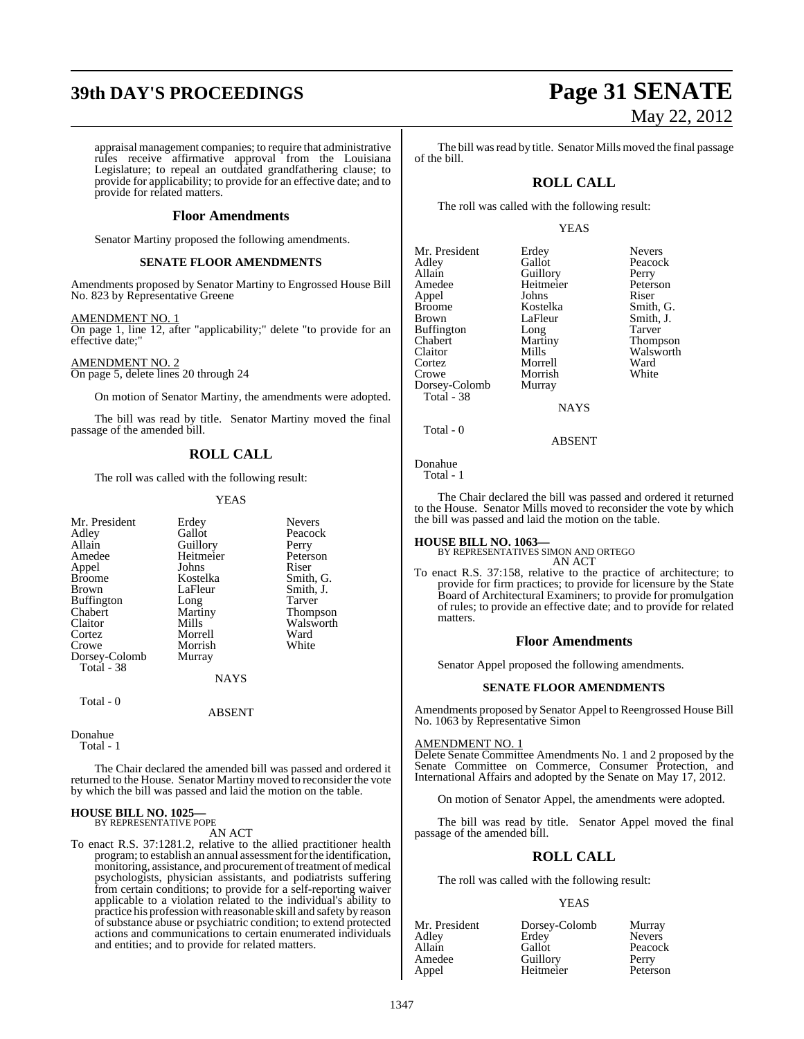appraisal management companies; to require that administrative rules receive affirmative approval from the Louisiana Legislature; to repeal an outdated grandfathering clause; to provide for applicability; to provide for an effective date; and to provide for related matters.

## Floor Amendments

Senator Martiny proposed the following amendments.

### SENATE FLOOR AMENDMENTS

Amendments proposed by Senator Martiny to Engrossed House Bill No. 823 by Representative Greene

AMENDMENT NO. 1
On page 1, line 12, after "applicability;" delete "to provide for an effective date;"

AMENDMENT NO. 2
On page 5, delete lines 20 through 24

On motion of Senator Martiny, the amendments were adopted.

The bill was read by title. Senator Martiny moved the final passage of the amended bill.

## ROLL CALL

The roll was called with the following result:

YEAS

| | | |
|---|---|---|
| Mr. President | Erdey | Nevers |
| Adley | Gallot | Peacock |
| Allain | Guillory | Perry |
| Amedee | Heitmeier | Peterson |
| Appel | Johns | Riser |
| Broome | Kostelka | Smith, G. |
| Brown | LaFleur | Smith, J. |
| Buffington | Long | Tarver |
| Chabert | Martiny | Thompson |
| Claitor | Mills | Walsworth |
| Cortez | Morrell | Ward |
| Crowe | Morrish | White |
| Dorsey-Colomb | Murray | |

Total - 38

NAYS

Total - 0

ABSENT

Donahue

Total - 1

The Chair declared the amended bill was passed and ordered it returned to the House. Senator Martiny moved to reconsider the vote by which the bill was passed and laid the motion on the table.

**HOUSE BILL NO. 1025—**
BY REPRESENTATIVE POPE
AN ACT

To enact R.S. 37:1281.2, relative to the allied practitioner health program; to establish an annual assessment for the identification, monitoring, assistance, and procurement of treatment of medical psychologists, physician assistants, and podiatrists suffering from certain conditions; to provide for a self-reporting waiver applicable to a violation related to the individual's ability to practice his profession with reasonable skill and safety by reason of substance abuse or psychiatric condition; to extend protected actions and communications to certain enumerated individuals and entities; and to provide for related matters.

The bill was read by title. Senator Mills moved the final passage of the bill.

## ROLL CALL

The roll was called with the following result:

YEAS

| | | |
|---|---|---|
| Mr. President | Erdey | Nevers |
| Adley | Gallot | Peacock |
| Allain | Guillory | Perry |
| Amedee | Heitmeier | Peterson |
| Appel | Johns | Riser |
| Broome | Kostelka | Smith, G. |
| Brown | LaFleur | Smith, J. |
| Buffington | Long | Tarver |
| Chabert | Martiny | Thompson |
| Claitor | Mills | Walsworth |
| Cortez | Morrell | Ward |
| Crowe | Morrish | White |
| Dorsey-Colomb | Murray | |

Total - 38

NAYS

Total - 0

ABSENT

Donahue

Total - 1

The Chair declared the bill was passed and ordered it returned to the House. Senator Mills moved to reconsider the vote by which the bill was passed and laid the motion on the table.

**HOUSE BILL NO. 1063—**
BY REPRESENTATIVES SIMON AND ORTEGO
AN ACT

To enact R.S. 37:158, relative to the practice of architecture; to provide for firm practices; to provide for licensure by the State Board of Architectural Examiners; to provide for promulgation of rules; to provide an effective date; and to provide for related matters.

## Floor Amendments

Senator Appel proposed the following amendments.

### SENATE FLOOR AMENDMENTS

Amendments proposed by Senator Appel to Reengrossed House Bill No. 1063 by Representative Simon

AMENDMENT NO. 1
Delete Senate Committee Amendments No. 1 and 2 proposed by the Senate Committee on Commerce, Consumer Protection, and International Affairs and adopted by the Senate on May 17, 2012.

On motion of Senator Appel, the amendments were adopted.

The bill was read by title. Senator Appel moved the final passage of the amended bill.

## ROLL CALL

The roll was called with the following result:

YEAS

| | | |
|---|---|---|
| Mr. President | Dorsey-Colomb | Murray |
| Adley | Erdey | Nevers |
| Allain | Gallot | Peacock |
| Amedee | Guillory | Perry |
| Appel | Heitmeier | Peterson |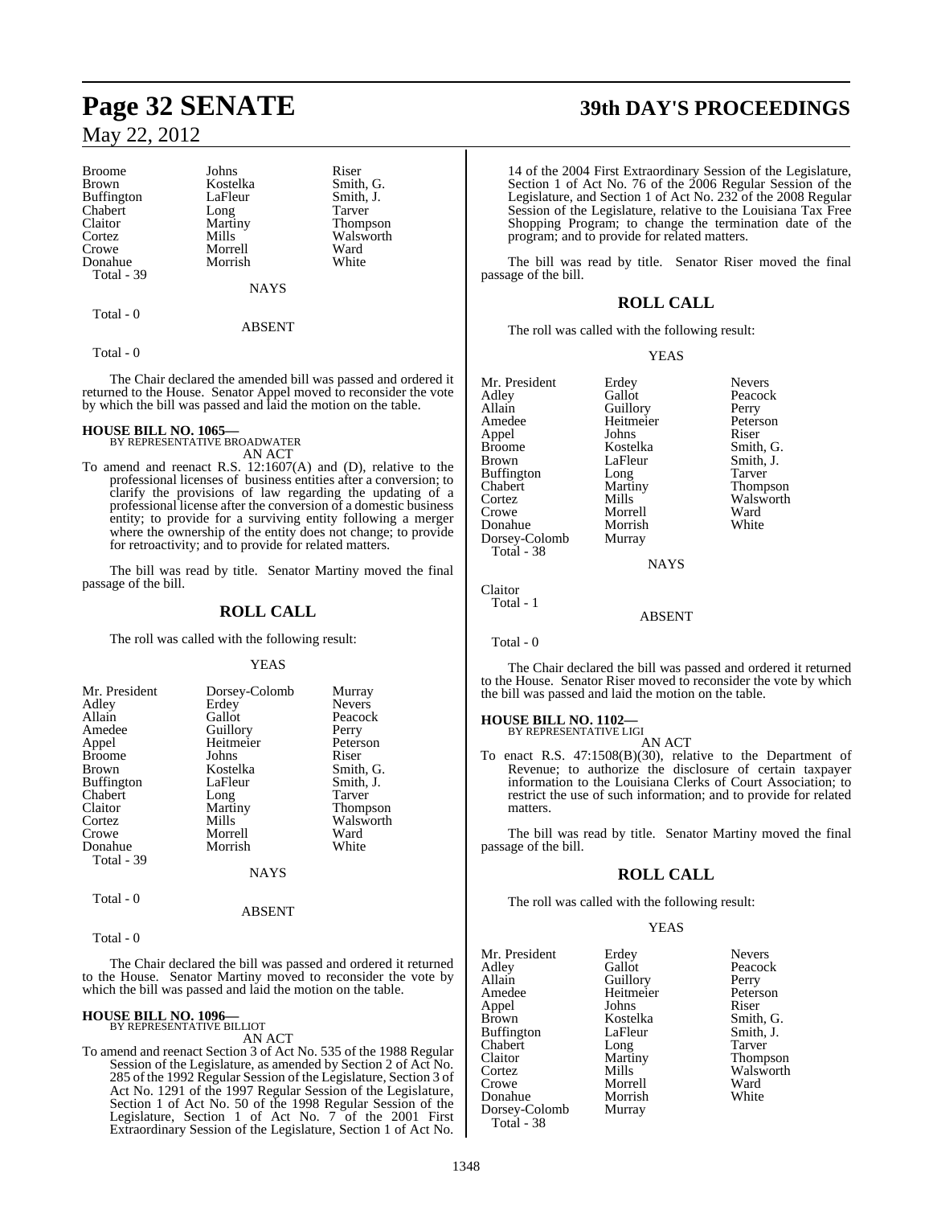| | | |
|---|---|---|
| Broome | Johns | Riser |
| Brown | Kostelka | Smith, G. |
| Buffington | LaFleur | Smith, J. |
| Chabert | Long | Tarver |
| Claitor | Martiny | Thompson |
| Cortez | Mills | Walsworth |
| Crowe | Morrell | Ward |
| Donahue | Morrish | White |
| Total - 39 | | |

NAYS

Total - 0

ABSENT

Total - 0

The Chair declared the amended bill was passed and ordered it returned to the House. Senator Appel moved to reconsider the vote by which the bill was passed and laid the motion on the table.

**HOUSE BILL NO. 1065—**
BY REPRESENTATIVE BROADWATER
AN ACT

To amend and reenact R.S. 12:1607(A) and (D), relative to the professional licenses of business entities after a conversion; to clarify the provisions of law regarding the updating of a professional license after the conversion of a domestic business entity; to provide for a surviving entity following a merger where the ownership of the entity does not change; to provide for retroactivity; and to provide for related matters.

The bill was read by title. Senator Martiny moved the final passage of the bill.

## ROLL CALL

The roll was called with the following result:

YEAS

| | | |
|---|---|---|
| Mr. President | Dorsey-Colomb | Murray |
| Adley | Erdey | Nevers |
| Allain | Gallot | Peacock |
| Amedee | Guillory | Perry |
| Appel | Heitmeier | Peterson |
| Broome | Johns | Riser |
| Brown | Kostelka | Smith, G. |
| Buffington | LaFleur | Smith, J. |
| Chabert | Long | Tarver |
| Claitor | Martiny | Thompson |
| Cortez | Mills | Walsworth |
| Crowe | Morrell | Ward |
| Donahue | Morrish | White |
| Total - 39 | | |

NAYS

Total - 0

ABSENT

Total - 0

The Chair declared the bill was passed and ordered it returned to the House. Senator Martiny moved to reconsider the vote by which the bill was passed and laid the motion on the table.

**HOUSE BILL NO. 1096—**
BY REPRESENTATIVE BILLIOT
AN ACT

To amend and reenact Section 3 of Act No. 535 of the 1988 Regular Session of the Legislature, as amended by Section 2 of Act No. 285 of the 1992 Regular Session of the Legislature, Section 3 of Act No. 1291 of the 1997 Regular Session of the Legislature, Section 1 of Act No. 50 of the 1998 Regular Session of the Legislature, Section 1 of Act No. 7 of the 2001 First Extraordinary Session of the Legislature, Section 1 of Act No. 14 of the 2004 First Extraordinary Session of the Legislature, Section 1 of Act No. 76 of the 2006 Regular Session of the Legislature, and Section 1 of Act No. 232 of the 2008 Regular Session of the Legislature, relative to the Louisiana Tax Free Shopping Program; to change the termination date of the program; and to provide for related matters.

The bill was read by title. Senator Riser moved the final passage of the bill.

## ROLL CALL

The roll was called with the following result:

YEAS

| | | |
|---|---|---|
| Mr. President | Erdey | Nevers |
| Adley | Gallot | Peacock |
| Allain | Guillory | Perry |
| Amedee | Heitmeier | Peterson |
| Appel | Johns | Riser |
| Broome | Kostelka | Smith, G. |
| Brown | LaFleur | Smith, J. |
| Buffington | Long | Tarver |
| Chabert | Martiny | Thompson |
| Cortez | Mills | Walsworth |
| Crowe | Morrell | Ward |
| Donahue | Morrish | White |
| Dorsey-Colomb | Murray | |
| Total - 38 | | |

NAYS

Claitor
Total - 1

ABSENT

Total - 0

The Chair declared the bill was passed and ordered it returned to the House. Senator Riser moved to reconsider the vote by which the bill was passed and laid the motion on the table.

**HOUSE BILL NO. 1102—**
BY REPRESENTATIVE LIGI
AN ACT

To enact R.S. 47:1508(B)(30), relative to the Department of Revenue; to authorize the disclosure of certain taxpayer information to the Louisiana Clerks of Court Association; to restrict the use of such information; and to provide for related matters.

The bill was read by title. Senator Martiny moved the final passage of the bill.

## ROLL CALL

The roll was called with the following result:

YEAS

| | | |
|---|---|---|
| Mr. President | Erdey | Nevers |
| Adley | Gallot | Peacock |
| Allain | Guillory | Perry |
| Amedee | Heitmeier | Peterson |
| Appel | Johns | Riser |
| Brown | Kostelka | Smith, G. |
| Buffington | LaFleur | Smith, J. |
| Chabert | Long | Tarver |
| Claitor | Martiny | Thompson |
| Cortez | Mills | Walsworth |
| Crowe | Morrell | Ward |
| Donahue | Morrish | White |
| Dorsey-Colomb | Murray | |
| Total - 38 | | |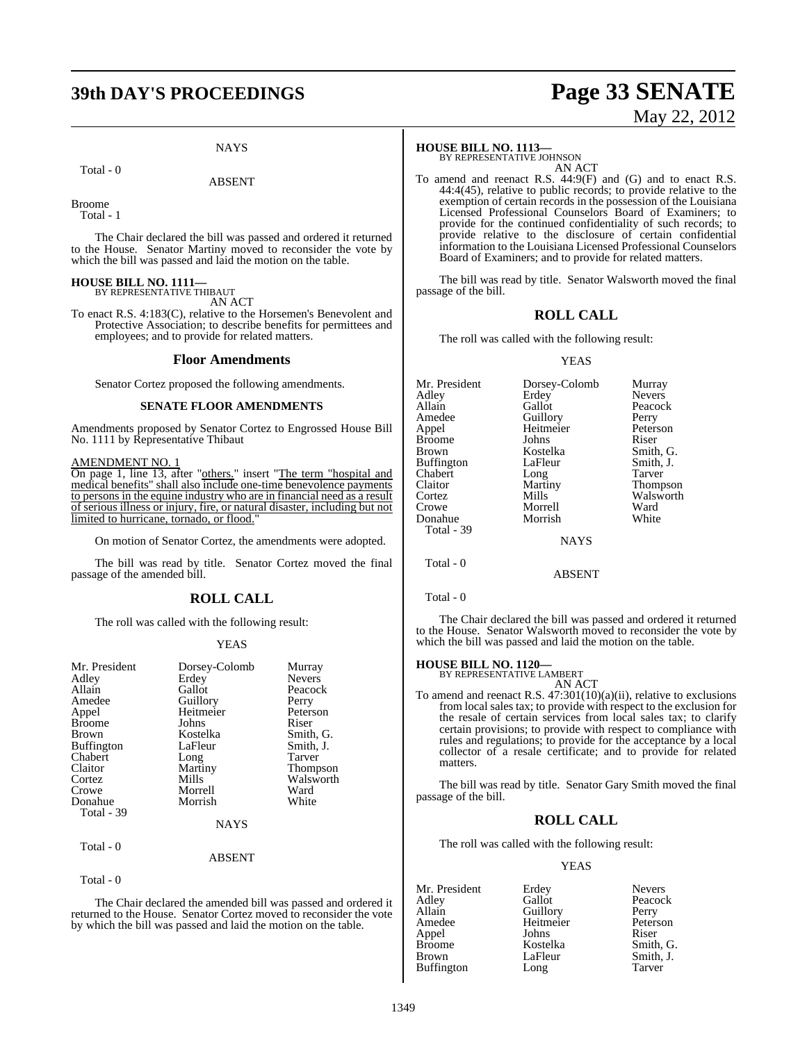NAYS

Total - 0

ABSENT

Broome
Total - 1

The Chair declared the bill was passed and ordered it returned to the House. Senator Martiny moved to reconsider the vote by which the bill was passed and laid the motion on the table.

**HOUSE BILL NO. 1111—**
BY REPRESENTATIVE THIBAUT
AN ACT

To enact R.S. 4:183(C), relative to the Horsemen's Benevolent and Protective Association; to describe benefits for permittees and employees; and to provide for related matters.

## Floor Amendments

Senator Cortez proposed the following amendments.

### SENATE FLOOR AMENDMENTS

Amendments proposed by Senator Cortez to Engrossed House Bill No. 1111 by Representative Thibaut

AMENDMENT NO. 1
On page 1, line 13, after "others." insert "The term "hospital and medical benefits" shall also include one-time benevolence payments to persons in the equine industry who are in financial need as a result of serious illness or injury, fire, or natural disaster, including but not limited to hurricane, tornado, or flood."

On motion of Senator Cortez, the amendments were adopted.

The bill was read by title. Senator Cortez moved the final passage of the amended bill.

## ROLL CALL

The roll was called with the following result:

YEAS

| | | |
|---|---|---|
| Mr. President | Dorsey-Colomb | Murray |
| Adley | Erdey | Nevers |
| Allain | Gallot | Peacock |
| Amedee | Guillory | Perry |
| Appel | Heitmeier | Peterson |
| Broome | Johns | Riser |
| Brown | Kostelka | Smith, G. |
| Buffington | LaFleur | Smith, J. |
| Chabert | Long | Tarver |
| Claitor | Martiny | Thompson |
| Cortez | Mills | Walsworth |
| Crowe | Morrell | Ward |
| Donahue | Morrish | White |

Total - 39

NAYS

Total - 0

ABSENT

Total - 0

The Chair declared the amended bill was passed and ordered it returned to the House. Senator Cortez moved to reconsider the vote by which the bill was passed and laid the motion on the table.

**HOUSE BILL NO. 1113—**
BY REPRESENTATIVE JOHNSON
AN ACT

To amend and reenact R.S. 44:9(F) and (G) and to enact R.S. 44:4(45), relative to public records; to provide relative to the exemption of certain records in the possession of the Louisiana Licensed Professional Counselors Board of Examiners; to provide for the continued confidentiality of such records; to provide relative to the disclosure of certain confidential information to the Louisiana Licensed Professional Counselors Board of Examiners; and to provide for related matters.

The bill was read by title. Senator Walsworth moved the final passage of the bill.

## ROLL CALL

The roll was called with the following result:

YEAS

| | | |
|---|---|---|
| Mr. President | Dorsey-Colomb | Murray |
| Adley | Erdey | Nevers |
| Allain | Gallot | Peacock |
| Amedee | Guillory | Perry |
| Appel | Heitmeier | Peterson |
| Broome | Johns | Riser |
| Brown | Kostelka | Smith, G. |
| Buffington | LaFleur | Smith, J. |
| Chabert | Long | Tarver |
| Claitor | Martiny | Thompson |
| Cortez | Mills | Walsworth |
| Crowe | Morrell | Ward |
| Donahue | Morrish | White |

Total - 39

NAYS

Total - 0

ABSENT

Total - 0

The Chair declared the bill was passed and ordered it returned to the House. Senator Walsworth moved to reconsider the vote by which the bill was passed and laid the motion on the table.

**HOUSE BILL NO. 1120—**
BY REPRESENTATIVE LAMBERT
AN ACT

To amend and reenact R.S. 47:301(10)(a)(ii), relative to exclusions from local sales tax; to provide with respect to the exclusion for the resale of certain services from local sales tax; to clarify certain provisions; to provide with respect to compliance with rules and regulations; to provide for the acceptance by a local collector of a resale certificate; and to provide for related matters.

The bill was read by title. Senator Gary Smith moved the final passage of the bill.

## ROLL CALL

The roll was called with the following result:

YEAS

| | | |
|---|---|---|
| Mr. President | Erdey | Nevers |
| Adley | Gallot | Peacock |
| Allain | Guillory | Perry |
| Amedee | Heitmeier | Peterson |
| Appel | Johns | Riser |
| Broome | Kostelka | Smith, G. |
| Brown | LaFleur | Smith, J. |
| Buffington | Long | Tarver |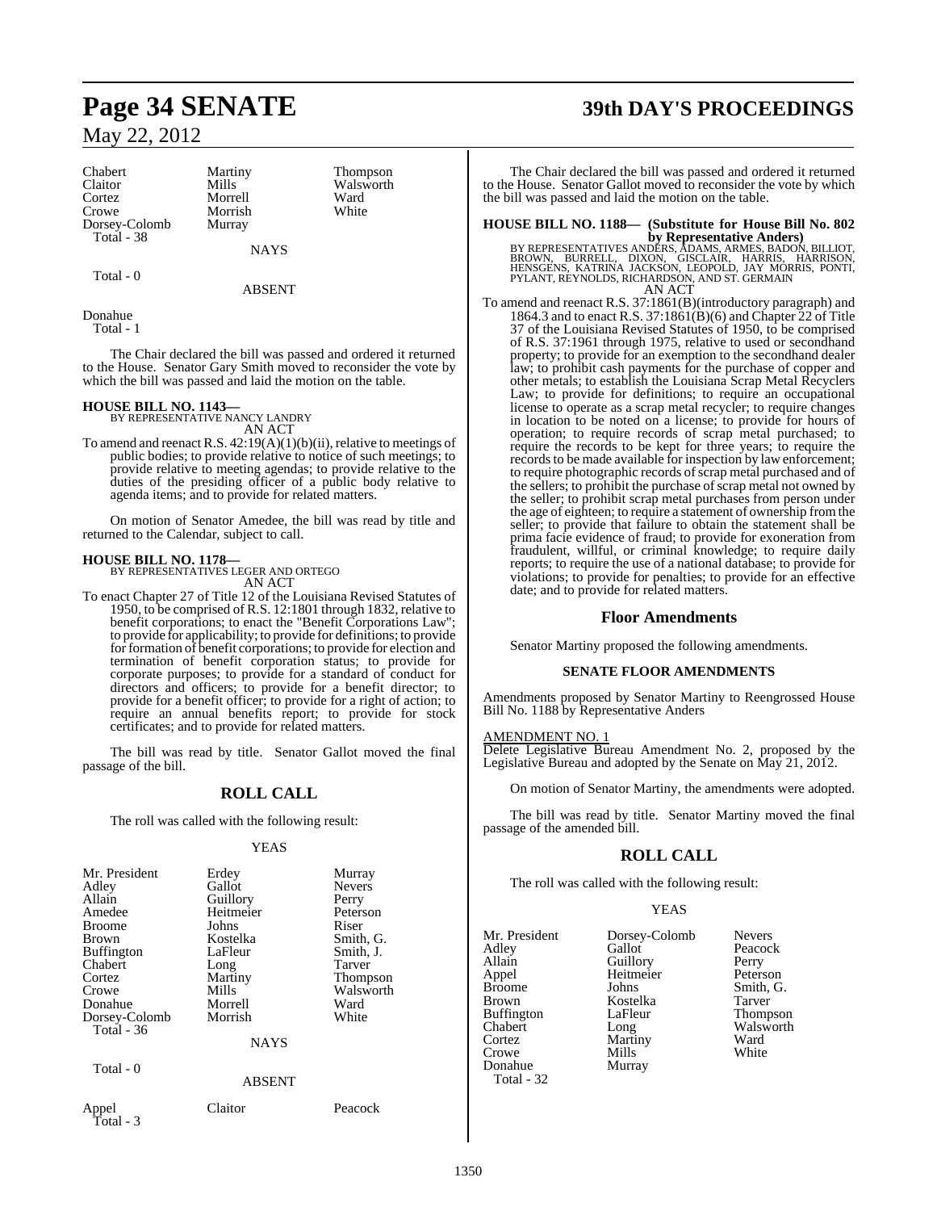| | | |
|---|---|---|
| Chabert | Martiny | Thompson |
| Claitor | Mills | Walsworth |
| Cortez | Morrell | Ward |
| Crowe | Morrish | White |
| Dorsey-Colomb | Murray | |
| Total - 38 | | |

NAYS

Total - 0

ABSENT

Donahue
Total - 1

The Chair declared the bill was passed and ordered it returned to the House. Senator Gary Smith moved to reconsider the vote by which the bill was passed and laid the motion on the table.

**HOUSE BILL NO. 1143—**
BY REPRESENTATIVE NANCY LANDRY
AN ACT

To amend and reenact R.S. 42:19(A)(1)(b)(ii), relative to meetings of public bodies; to provide relative to notice of such meetings; to provide relative to meeting agendas; to provide relative to the duties of the presiding officer of a public body relative to agenda items; and to provide for related matters.

On motion of Senator Amedee, the bill was read by title and returned to the Calendar, subject to call.

**HOUSE BILL NO. 1178—**
BY REPRESENTATIVES LEGER AND ORTEGO
AN ACT

To enact Chapter 27 of Title 12 of the Louisiana Revised Statutes of 1950, to be comprised of R.S. 12:1801 through 1832, relative to benefit corporations; to enact the "Benefit Corporations Law"; to provide for applicability; to provide for definitions; to provide for formation of benefit corporations; to provide for election and termination of benefit corporation status; to provide for corporate purposes; to provide for a standard of conduct for directors and officers; to provide for a benefit director; to provide for a benefit officer; to provide for a right of action; to require an annual benefits report; to provide for stock certificates; and to provide for related matters.

The bill was read by title. Senator Gallot moved the final passage of the bill.

## ROLL CALL

The roll was called with the following result:

YEAS

| | | |
|---|---|---|
| Mr. President | Erdey | Murray |
| Adley | Gallot | Nevers |
| Allain | Guillory | Perry |
| Amedee | Heitmeier | Peterson |
| Broome | Johns | Riser |
| Brown | Kostelka | Smith, G. |
| Buffington | LaFleur | Smith, J. |
| Chabert | Long | Tarver |
| Cortez | Martiny | Thompson |
| Crowe | Mills | Walsworth |
| Donahue | Morrell | Ward |
| Dorsey-Colomb | Morrish | White |
| Total - 36 | | |

NAYS

Total - 0

ABSENT

| | | |
|---|---|---|
| Appel | Claitor | Peacock |
| Total - 3 | | |

The Chair declared the bill was passed and ordered it returned to the House. Senator Gallot moved to reconsider the vote by which the bill was passed and laid the motion on the table.

**HOUSE BILL NO. 1188— (Substitute for House Bill No. 802 by Representative Anders)**
BY REPRESENTATIVES ANDERS, ADAMS, ARMES, BADON, BILLIOT, BROWN, BURRELL, DIXON, GISCLAIR, HARRIS, HARRISON, HENSGENS, KATRINA JACKSON, LEOPOLD, JAY MORRIS, PONTI, PYLANT, REYNOLDS, RICHARDSON, AND ST. GERMAIN
AN ACT

To amend and reenact R.S. 37:1861(B)(introductory paragraph) and 1864.3 and to enact R.S. 37:1861(B)(6) and Chapter 22 of Title 37 of the Louisiana Revised Statutes of 1950, to be comprised of R.S. 37:1961 through 1975, relative to used or secondhand property; to provide for an exemption to the secondhand dealer law; to prohibit cash payments for the purchase of copper and other metals; to establish the Louisiana Scrap Metal Recyclers Law; to provide for definitions; to require an occupational license to operate as a scrap metal recycler; to require changes in location to be noted on a license; to provide for hours of operation; to require records of scrap metal purchased; to require the records to be kept for three years; to require the records to be made available for inspection by law enforcement; to require photographic records of scrap metal purchased and of the sellers; to prohibit the purchase of scrap metal not owned by the seller; to prohibit scrap metal purchases from person under the age of eighteen; to require a statement of ownership from the seller; to provide that failure to obtain the statement shall be prima facie evidence of fraud; to provide for exoneration from fraudulent, willful, or criminal knowledge; to require daily reports; to require the use of a national database; to provide for violations; to provide for penalties; to provide for an effective date; and to provide for related matters.

## Floor Amendments

Senator Martiny proposed the following amendments.

### SENATE FLOOR AMENDMENTS

Amendments proposed by Senator Martiny to Reengrossed House Bill No. 1188 by Representative Anders

AMENDMENT NO. 1
Delete Legislative Bureau Amendment No. 2, proposed by the Legislative Bureau and adopted by the Senate on May 21, 2012.

On motion of Senator Martiny, the amendments were adopted.

The bill was read by title. Senator Martiny moved the final passage of the amended bill.

## ROLL CALL

The roll was called with the following result:

YEAS

| | | |
|---|---|---|
| Mr. President | Dorsey-Colomb | Nevers |
| Adley | Gallot | Peacock |
| Allain | Guillory | Perry |
| Appel | Heitmeier | Peterson |
| Broome | Johns | Smith, G. |
| Brown | Kostelka | Tarver |
| Buffington | LaFleur | Thompson |
| Chabert | Long | Walsworth |
| Cortez | Martiny | Ward |
| Crowe | Mills | White |
| Donahue | Murray | |
| Total - 32 | | |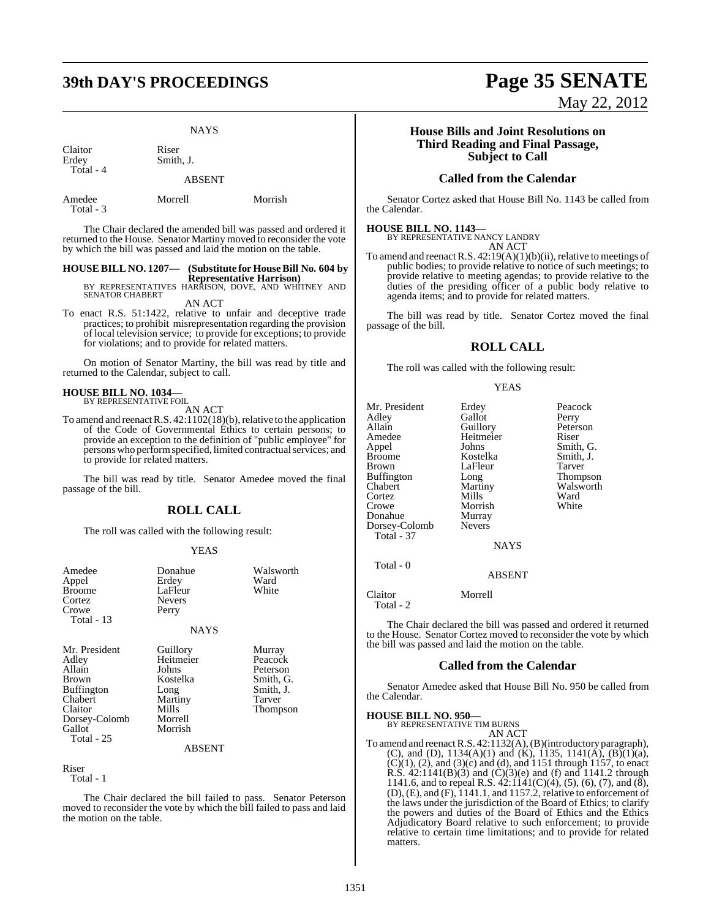NAYS

| | |
|---|---|
| Claitor | Riser |
| Erdey | Smith, J. |
| Total - 4 | |

ABSENT

| | | |
|---|---|---|
| Amedee | Morrell | Morrish |
| Total - 3 | | |

The Chair declared the amended bill was passed and ordered it returned to the House. Senator Martiny moved to reconsider the vote by which the bill was passed and laid the motion on the table.

**HOUSE BILL NO. 1207— (Substitute for House Bill No. 604 by Representative Harrison)**
BY REPRESENTATIVES HARRISON, DOVE, AND WHITNEY AND SENATOR CHABERT

AN ACT

To enact R.S. 51:1422, relative to unfair and deceptive trade practices; to prohibit misrepresentation regarding the provision of local television service; to provide for exceptions; to provide for violations; and to provide for related matters.

On motion of Senator Martiny, the bill was read by title and returned to the Calendar, subject to call.

**HOUSE BILL NO. 1034—**
BY REPRESENTATIVE FOIL

AN ACT

To amend and reenact R.S. 42:1102(18)(b), relative to the application of the Code of Governmental Ethics to certain persons; to provide an exception to the definition of "public employee" for persons who perform specified, limited contractual services; and to provide for related matters.

The bill was read by title. Senator Amedee moved the final passage of the bill.

## ROLL CALL

The roll was called with the following result:

YEAS

| | | |
|---|---|---|
| Amedee | Donahue | Walsworth |
| Appel | Erdey | Ward |
| Broome | LaFleur | White |
| Cortez | Nevers | |
| Crowe | Perry | |
| Total - 13 | | |

NAYS

| | | |
|---|---|---|
| Mr. President | Guillory | Murray |
| Adley | Heitmeier | Peacock |
| Allain | Johns | Peterson |
| Brown | Kostelka | Smith, G. |
| Buffington | Long | Smith, J. |
| Chabert | Martiny | Tarver |
| Claitor | Mills | Thompson |
| Dorsey-Colomb | Morrell | |
| Gallot | Morrish | |
| Total - 25 | | |

ABSENT

Riser
Total - 1

The Chair declared the bill failed to pass. Senator Peterson moved to reconsider the vote by which the bill failed to pass and laid the motion on the table.

## House Bills and Joint Resolutions on Third Reading and Final Passage, Subject to Call

### Called from the Calendar

Senator Cortez asked that House Bill No. 1143 be called from the Calendar.

**HOUSE BILL NO. 1143—**
BY REPRESENTATIVE NANCY LANDRY

AN ACT

To amend and reenact R.S. 42:19(A)(1)(b)(ii), relative to meetings of public bodies; to provide relative to notice of such meetings; to provide relative to meeting agendas; to provide relative to the duties of the presiding officer of a public body relative to agenda items; and to provide for related matters.

The bill was read by title. Senator Cortez moved the final passage of the bill.

## ROLL CALL

The roll was called with the following result:

YEAS

| | | |
|---|---|---|
| Mr. President | Erdey | Peacock |
| Adley | Gallot | Perry |
| Allain | Guillory | Peterson |
| Amedee | Heitmeier | Riser |
| Appel | Johns | Smith, G. |
| Broome | Kostelka | Smith, J. |
| Brown | LaFleur | Tarver |
| Buffington | Long | Thompson |
| Chabert | Martiny | Walsworth |
| Cortez | Mills | Ward |
| Crowe | Morrish | White |
| Donahue | Murray | |
| Dorsey-Colomb | Nevers | |
| Total - 37 | | |

NAYS

Total - 0

ABSENT

| | |
|---|---|
| Claitor | Morrell |
| Total - 2 | |

The Chair declared the bill was passed and ordered it returned to the House. Senator Cortez moved to reconsider the vote by which the bill was passed and laid the motion on the table.

### Called from the Calendar

Senator Amedee asked that House Bill No. 950 be called from the Calendar.

**HOUSE BILL NO. 950—**
BY REPRESENTATIVE TIM BURNS

AN ACT

To amend and reenact R.S. 42:1132(A), (B)(introductory paragraph), (C), and (D), 1134(A)(1) and (K), 1135, 1141(A), (B)(1)(a), (C)(1), (2), and (3)(c) and (d), and 1151 through 1157, to enact R.S. 42:1141(B)(3) and (C)(3)(e) and (f) and 1141.2 through 1141.6, and to repeal R.S. 42:1141(C)(4), (5), (6), (7), and (8), (D), (E), and (F), 1141.1, and 1157.2, relative to enforcement of the laws under the jurisdiction of the Board of Ethics; to clarify the powers and duties of the Board of Ethics and the Ethics Adjudicatory Board relative to such enforcement; to provide relative to certain time limitations; and to provide for related matters.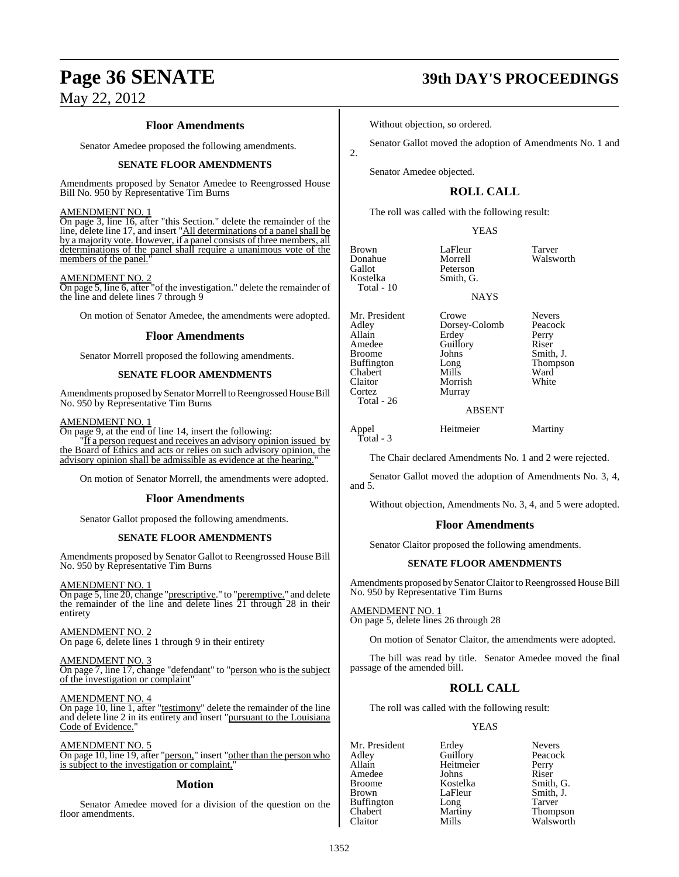### Floor Amendments

Senator Amedee proposed the following amendments.

**SENATE FLOOR AMENDMENTS**

Amendments proposed by Senator Amedee to Reengrossed House Bill No. 950 by Representative Tim Burns

AMENDMENT NO. 1

On page 3, line 16, after "this Section." delete the remainder of the line, delete line 17, and insert "All determinations of a panel shall be by a majority vote. However, if a panel consists of three members, all determinations of the panel shall require a unanimous vote of the members of the panel."

AMENDMENT NO. 2

On page 5, line 6, after "of the investigation." delete the remainder of the line and delete lines 7 through 9

On motion of Senator Amedee, the amendments were adopted.

### Floor Amendments

Senator Morrell proposed the following amendments.

**SENATE FLOOR AMENDMENTS**

Amendments proposed by Senator Morrell to Reengrossed House Bill No. 950 by Representative Tim Burns

AMENDMENT NO. 1

On page 9, at the end of line 14, insert the following:

"If a person request and receives an advisory opinion issued by the Board of Ethics and acts or relies on such advisory opinion, the advisory opinion shall be admissible as evidence at the hearing."

On motion of Senator Morrell, the amendments were adopted.

### Floor Amendments

Senator Gallot proposed the following amendments.

**SENATE FLOOR AMENDMENTS**

Amendments proposed by Senator Gallot to Reengrossed House Bill No. 950 by Representative Tim Burns

AMENDMENT NO. 1

On page 5, line 20, change "prescriptive." to "peremptive." and delete the remainder of the line and delete lines 21 through 28 in their entirety

AMENDMENT NO. 2

On page 6, delete lines 1 through 9 in their entirety

AMENDMENT NO. 3

On page 7, line 17, change "defendant" to "person who is the subject of the investigation or complaint"

AMENDMENT NO. 4

On page 10, line 1, after "testimony" delete the remainder of the line and delete line 2 in its entirety and insert "pursuant to the Louisiana Code of Evidence."

AMENDMENT NO. 5

On page 10, line 19, after "person," insert "other than the person who is subject to the investigation or complaint,"

### Motion

Senator Amedee moved for a division of the question on the floor amendments.

Without objection, so ordered.

Senator Gallot moved the adoption of Amendments No. 1 and 2.

Senator Amedee objected.

### ROLL CALL

The roll was called with the following result:

YEAS

| | | |
|---|---|---|
| Brown | LaFleur | Tarver |
| Donahue | Morrell | Walsworth |
| Gallot | Peterson | |
| Kostelka | Smith, G. | |
| Total - 10 | | |

NAYS

| | | |
|---|---|---|
| Mr. President | Crowe | Nevers |
| Adley | Dorsey-Colomb | Peacock |
| Allain | Erdey | Perry |
| Amedee | Guillory | Riser |
| Broome | Johns | Smith, J. |
| Buffington | Long | Thompson |
| Chabert | Mills | Ward |
| Claitor | Morrish | White |
| Cortez | Murray | |
| Total - 26 | | |

ABSENT

| | | |
|---|---|---|
| Appel | Heitmeier | Martiny |
| Total - 3 | | |

The Chair declared Amendments No. 1 and 2 were rejected.

Senator Gallot moved the adoption of Amendments No. 3, 4, and 5.

Without objection, Amendments No. 3, 4, and 5 were adopted.

### Floor Amendments

Senator Claitor proposed the following amendments.

**SENATE FLOOR AMENDMENTS**

Amendments proposed by Senator Claitor to Reengrossed House Bill No. 950 by Representative Tim Burns

AMENDMENT NO. 1

On page 5, delete lines 26 through 28

On motion of Senator Claitor, the amendments were adopted.

The bill was read by title. Senator Amedee moved the final passage of the amended bill.

### ROLL CALL

The roll was called with the following result:

YEAS

| | | |
|---|---|---|
| Mr. President | Erdey | Nevers |
| Adley | Guillory | Peacock |
| Allain | Heitmeier | Perry |
| Amedee | Johns | Riser |
| Broome | Kostelka | Smith, G. |
| Brown | LaFleur | Smith, J. |
| Buffington | Long | Tarver |
| Chabert | Martiny | Thompson |
| Claitor | Mills | Walsworth |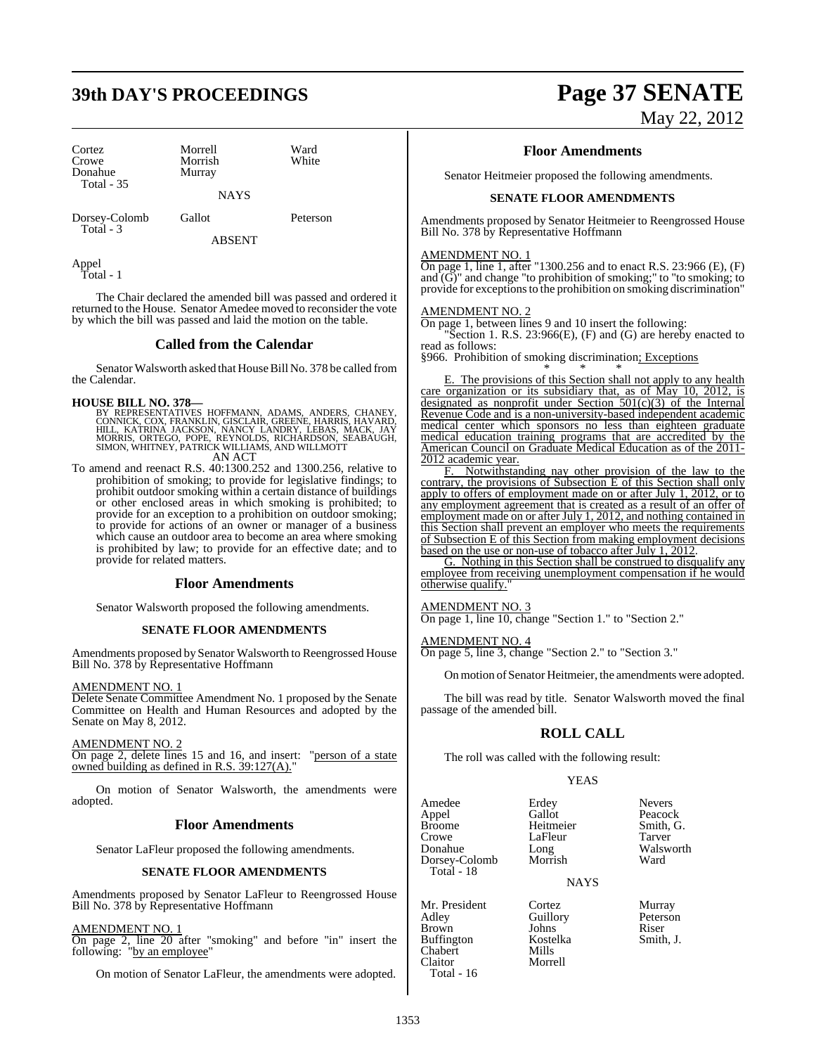| | | |
|---|---|---|
| Cortez | Morrell | Ward |
| Crowe | Morrish | White |
| Donahue | Murray | |
| Total - 35 | | |

NAYS

| | | |
|---|---|---|
| Dorsey-Colomb | Gallot | Peterson |
| Total - 3 | | |

ABSENT

Appel
Total - 1

The Chair declared the amended bill was passed and ordered it returned to the House. Senator Amedee moved to reconsider the vote by which the bill was passed and laid the motion on the table.

## Called from the Calendar

Senator Walsworth asked that House Bill No. 378 be called from the Calendar.

**HOUSE BILL NO. 378—**
BY REPRESENTATIVES HOFFMANN, ADAMS, ANDERS, CHANEY, CONNICK, COX, FRANKLIN, GISCLAIR, GREENE, HARRIS, HAVARD, HILL, KATRINA JACKSON, NANCY LANDRY, LEBAS, MACK, JAY MORRIS, ORTEGO, POPE, REYNOLDS, RICHARDSON, SEABAUGH, SIMON, WHITNEY, PATRICK WILLIAMS, AND WILLMOTT
AN ACT

To amend and reenact R.S. 40:1300.252 and 1300.256, relative to prohibition of smoking; to provide for legislative findings; to prohibit outdoor smoking within a certain distance of buildings or other enclosed areas in which smoking is prohibited; to provide for an exception to a prohibition on outdoor smoking; to provide for actions of an owner or manager of a business which cause an outdoor area to become an area where smoking is prohibited by law; to provide for an effective date; and to provide for related matters.

## Floor Amendments

Senator Walsworth proposed the following amendments.

### SENATE FLOOR AMENDMENTS

Amendments proposed by Senator Walsworth to Reengrossed House Bill No. 378 by Representative Hoffmann

AMENDMENT NO. 1
Delete Senate Committee Amendment No. 1 proposed by the Senate Committee on Health and Human Resources and adopted by the Senate on May 8, 2012.

AMENDMENT NO. 2
On page 2, delete lines 15 and 16, and insert: "person of a state owned building as defined in R.S. 39:127(A)."

On motion of Senator Walsworth, the amendments were adopted.

## Floor Amendments

Senator LaFleur proposed the following amendments.

### SENATE FLOOR AMENDMENTS

Amendments proposed by Senator LaFleur to Reengrossed House Bill No. 378 by Representative Hoffmann

AMENDMENT NO. 1
On page 2, line 20 after "smoking" and before "in" insert the following: "by an employee"

On motion of Senator LaFleur, the amendments were adopted.

## Floor Amendments

Senator Heitmeier proposed the following amendments.

### SENATE FLOOR AMENDMENTS

Amendments proposed by Senator Heitmeier to Reengrossed House Bill No. 378 by Representative Hoffmann

AMENDMENT NO. 1
On page 1, line 1, after "1300.256 and to enact R.S. 23:966 (E), (F) and (G)" and change "to prohibition of smoking;" to "to smoking; to provide for exceptions to the prohibition on smoking discrimination"

AMENDMENT NO. 2
On page 1, between lines 9 and 10 insert the following:
"Section 1. R.S. 23:966(E), (F) and (G) are hereby enacted to read as follows:
§966. Prohibition of smoking discrimination; Exceptions

\* \* \*

E. The provisions of this Section shall not apply to any health care organization or its subsidiary that, as of May 10, 2012, is designated as nonprofit under Section 501(c)(3) of the Internal Revenue Code and is a non-university-based independent academic medical center which sponsors no less than eighteen graduate medical education training programs that are accredited by the American Council on Graduate Medical Education as of the 2011-2012 academic year.

F. Notwithstanding nay other provision of the law to the contrary, the provisions of Subsection E of this Section shall only apply to offers of employment made on or after July 1, 2012, or to any employment agreement that is created as a result of an offer of employment made on or after July 1, 2012, and nothing contained in this Section shall prevent an employer who meets the requirements of Subsection E of this Section from making employment decisions based on the use or non-use of tobacco after July 1, 2012.

G. Nothing in this Section shall be construed to disqualify any employee from receiving unemployment compensation if he would otherwise qualify."

AMENDMENT NO. 3
On page 1, line 10, change "Section 1." to "Section 2."

AMENDMENT NO. 4
On page 5, line 3, change "Section 2." to "Section 3."

On motion of Senator Heitmeier, the amendments were adopted.

The bill was read by title. Senator Walsworth moved the final passage of the amended bill.

## ROLL CALL

The roll was called with the following result:

YEAS

| | | |
|---|---|---|
| Amedee | Erdey | Nevers |
| Appel | Gallot | Peacock |
| Broome | Heitmeier | Smith, G. |
| Crowe | LaFleur | Tarver |
| Donahue | Long | Walsworth |
| Dorsey-Colomb | Morrish | Ward |
| Total - 18 | | |

NAYS

| | | |
|---|---|---|
| Mr. President | Cortez | Murray |
| Adley | Guillory | Peterson |
| Brown | Johns | Riser |
| Buffington | Kostelka | Smith, J. |
| Chabert | Mills | |
| Claitor | Morrell | |
| Total - 16 | | |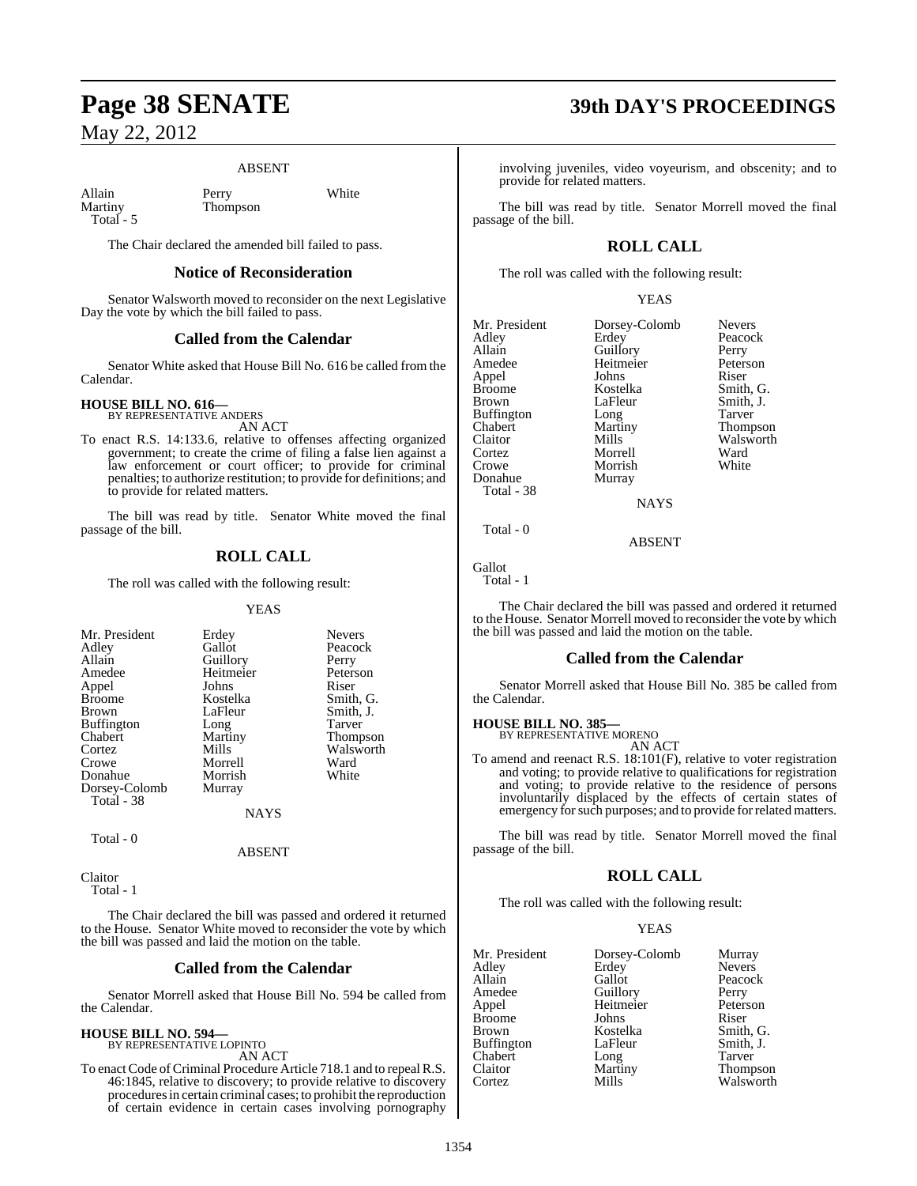ABSENT

| | | |
|---|---|---|
| Allain | Perry | White |
| Martiny | Thompson | |
| Total - 5 | | |

The Chair declared the amended bill failed to pass.

## Notice of Reconsideration

Senator Walsworth moved to reconsider on the next Legislative Day the vote by which the bill failed to pass.

## Called from the Calendar

Senator White asked that House Bill No. 616 be called from the Calendar.

**HOUSE BILL NO. 616—**
BY REPRESENTATIVE ANDERS
AN ACT

To enact R.S. 14:133.6, relative to offenses affecting organized government; to create the crime of filing a false lien against a law enforcement or court officer; to provide for criminal penalties; to authorize restitution; to provide for definitions; and to provide for related matters.

The bill was read by title. Senator White moved the final passage of the bill.

## ROLL CALL

The roll was called with the following result:

YEAS

| | | |
|---|---|---|
| Mr. President | Erdey | Nevers |
| Adley | Gallot | Peacock |
| Allain | Guillory | Perry |
| Amedee | Heitmeier | Peterson |
| Appel | Johns | Riser |
| Broome | Kostelka | Smith, G. |
| Brown | LaFleur | Smith, J. |
| Buffington | Long | Tarver |
| Chabert | Martiny | Thompson |
| Cortez | Mills | Walsworth |
| Crowe | Morrell | Ward |
| Donahue | Morrish | White |
| Dorsey-Colomb | Murray | |
| Total - 38 | | |

NAYS

Total - 0

ABSENT

Claitor
Total - 1

The Chair declared the bill was passed and ordered it returned to the House. Senator White moved to reconsider the vote by which the bill was passed and laid the motion on the table.

## Called from the Calendar

Senator Morrell asked that House Bill No. 594 be called from the Calendar.

**HOUSE BILL NO. 594—**
BY REPRESENTATIVE LOPINTO
AN ACT

To enact Code of Criminal Procedure Article 718.1 and to repeal R.S. 46:1845, relative to discovery; to provide relative to discovery procedures in certain criminal cases; to prohibit the reproduction of certain evidence in certain cases involving pornography involving juveniles, video voyeurism, and obscenity; and to provide for related matters.

The bill was read by title. Senator Morrell moved the final passage of the bill.

## ROLL CALL

The roll was called with the following result:

YEAS

| | | |
|---|---|---|
| Mr. President | Dorsey-Colomb | Nevers |
| Adley | Erdey | Peacock |
| Allain | Guillory | Perry |
| Amedee | Heitmeier | Peterson |
| Appel | Johns | Riser |
| Broome | Kostelka | Smith, G. |
| Brown | LaFleur | Smith, J. |
| Buffington | Long | Tarver |
| Chabert | Martiny | Thompson |
| Claitor | Mills | Walsworth |
| Cortez | Morrell | Ward |
| Crowe | Morrish | White |
| Donahue | Murray | |
| Total - 38 | | |

NAYS

Total - 0

ABSENT

Gallot
Total - 1

The Chair declared the bill was passed and ordered it returned to the House. Senator Morrell moved to reconsider the vote by which the bill was passed and laid the motion on the table.

## Called from the Calendar

Senator Morrell asked that House Bill No. 385 be called from the Calendar.

**HOUSE BILL NO. 385—**
BY REPRESENTATIVE MORENO
AN ACT

To amend and reenact R.S. 18:101(F), relative to voter registration and voting; to provide relative to qualifications for registration and voting; to provide relative to the residence of persons involuntarily displaced by the effects of certain states of emergency for such purposes; and to provide for related matters.

The bill was read by title. Senator Morrell moved the final passage of the bill.

## ROLL CALL

The roll was called with the following result:

YEAS

| | | |
|---|---|---|
| Mr. President | Dorsey-Colomb | Murray |
| Adley | Erdey | Nevers |
| Allain | Gallot | Peacock |
| Amedee | Guillory | Perry |
| Appel | Heitmeier | Peterson |
| Broome | Johns | Riser |
| Brown | Kostelka | Smith, G. |
| Buffington | LaFleur | Smith, J. |
| Chabert | Long | Tarver |
| Claitor | Martiny | Thompson |
| Cortez | Mills | Walsworth |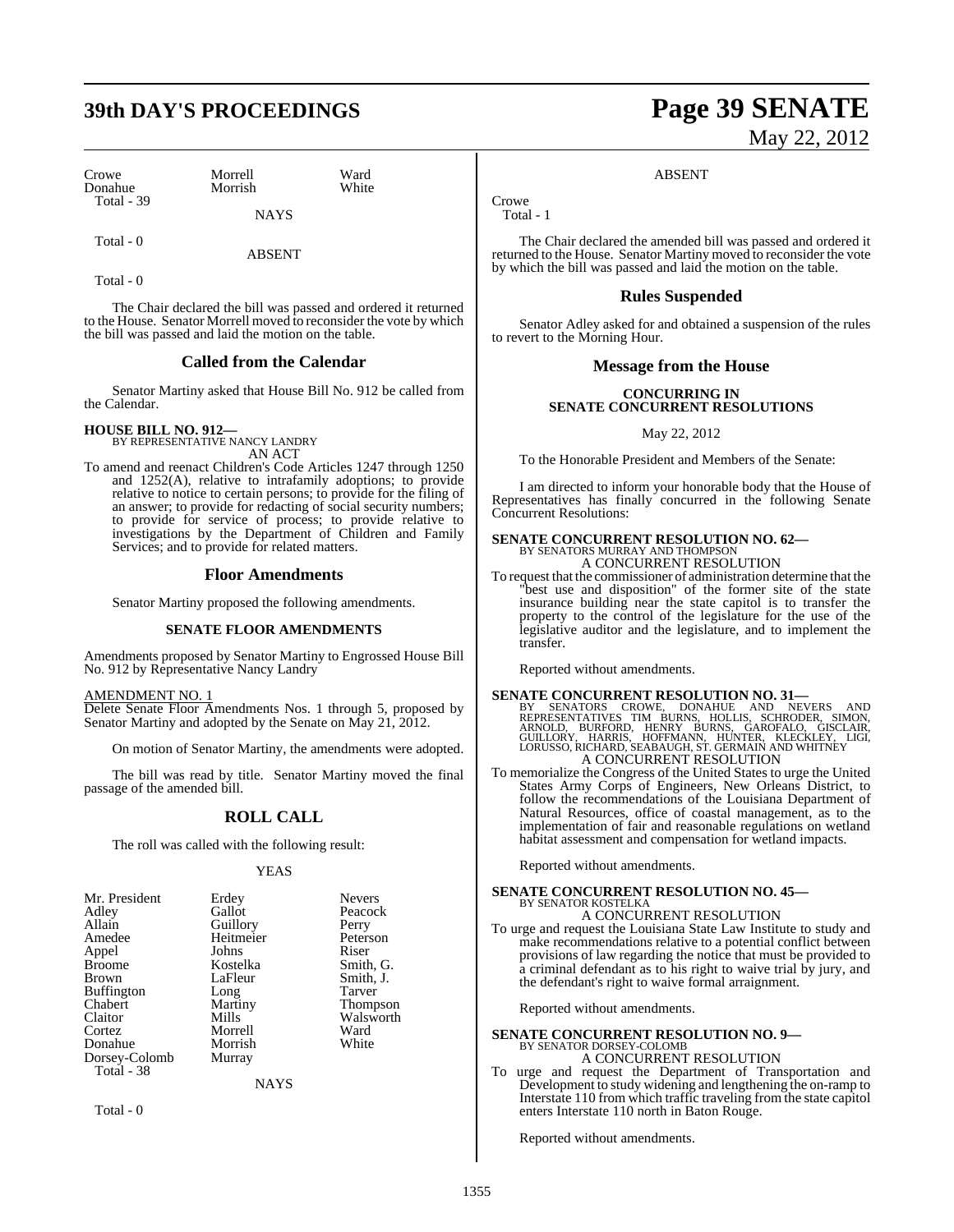| | | |
|---|---|---|
| Crowe | Morrell | Ward |
| Donahue | Morrish | White |
| Total - 39 | | |

NAYS

Total - 0

ABSENT

Total - 0

The Chair declared the bill was passed and ordered it returned to the House. Senator Morrell moved to reconsider the vote by which the bill was passed and laid the motion on the table.

## Called from the Calendar

Senator Martiny asked that House Bill No. 912 be called from the Calendar.

**HOUSE BILL NO. 912—**
BY REPRESENTATIVE NANCY LANDRY
AN ACT

To amend and reenact Children's Code Articles 1247 through 1250 and 1252(A), relative to intrafamily adoptions; to provide relative to notice to certain persons; to provide for the filing of an answer; to provide for redacting of social security numbers; to provide for service of process; to provide relative to investigations by the Department of Children and Family Services; and to provide for related matters.

## Floor Amendments

Senator Martiny proposed the following amendments.

### SENATE FLOOR AMENDMENTS

Amendments proposed by Senator Martiny to Engrossed House Bill No. 912 by Representative Nancy Landry

AMENDMENT NO. 1
Delete Senate Floor Amendments Nos. 1 through 5, proposed by Senator Martiny and adopted by the Senate on May 21, 2012.

On motion of Senator Martiny, the amendments were adopted.

The bill was read by title. Senator Martiny moved the final passage of the amended bill.

## ROLL CALL

The roll was called with the following result:

YEAS

| | | |
|---|---|---|
| Mr. President | Erdey | Nevers |
| Adley | Gallot | Peacock |
| Allain | Guillory | Perry |
| Amedee | Heitmeier | Peterson |
| Appel | Johns | Riser |
| Broome | Kostelka | Smith, G. |
| Brown | LaFleur | Smith, J. |
| Buffington | Long | Tarver |
| Chabert | Martiny | Thompson |
| Claitor | Mills | Walsworth |
| Cortez | Morrell | Ward |
| Donahue | Morrish | White |
| Dorsey-Colomb | Murray | |
| Total - 38 | | |

NAYS

Total - 0

ABSENT

Crowe
Total - 1

The Chair declared the amended bill was passed and ordered it returned to the House. Senator Martiny moved to reconsider the vote by which the bill was passed and laid the motion on the table.

## Rules Suspended

Senator Adley asked for and obtained a suspension of the rules to revert to the Morning Hour.

## Message from the House

### CONCURRING IN SENATE CONCURRENT RESOLUTIONS

May 22, 2012

To the Honorable President and Members of the Senate:

I am directed to inform your honorable body that the House of Representatives has finally concurred in the following Senate Concurrent Resolutions:

**SENATE CONCURRENT RESOLUTION NO. 62—**
BY SENATORS MURRAY AND THOMPSON
A CONCURRENT RESOLUTION

To request that the commissioner of administration determine that the "best use and disposition" of the former site of the state insurance building near the state capitol is to transfer the property to the control of the legislature for the use of the legislative auditor and the legislature, and to implement the transfer.

Reported without amendments.

**SENATE CONCURRENT RESOLUTION NO. 31—**
BY SENATORS CROWE, DONAHUE AND NEVERS AND REPRESENTATIVES TIM BURNS, HOLLIS, SCHRODER, SIMON, ARNOLD, BURFORD, HENRY BURNS, GAROFALO, GISCLAIR, GUILLORY, HARRIS, HOFFMANN, HUNTER, KLECKLEY, LIGI, LORUSSO, RICHARD, SEABAUGH, ST. GERMAIN AND WHITNEY
A CONCURRENT RESOLUTION

To memorialize the Congress of the United States to urge the United States Army Corps of Engineers, New Orleans District, to follow the recommendations of the Louisiana Department of Natural Resources, office of coastal management, as to the implementation of fair and reasonable regulations on wetland habitat assessment and compensation for wetland impacts.

Reported without amendments.

**SENATE CONCURRENT RESOLUTION NO. 45—**
BY SENATOR KOSTELKA
A CONCURRENT RESOLUTION

To urge and request the Louisiana State Law Institute to study and make recommendations relative to a potential conflict between provisions of law regarding the notice that must be provided to a criminal defendant as to his right to waive trial by jury, and the defendant's right to waive formal arraignment.

Reported without amendments.

**SENATE CONCURRENT RESOLUTION NO. 9—**
BY SENATOR DORSEY-COLOMB
A CONCURRENT RESOLUTION

To urge and request the Department of Transportation and Development to study widening and lengthening the on-ramp to Interstate 110 from which traffic traveling from the state capitol enters Interstate 110 north in Baton Rouge.

Reported without amendments.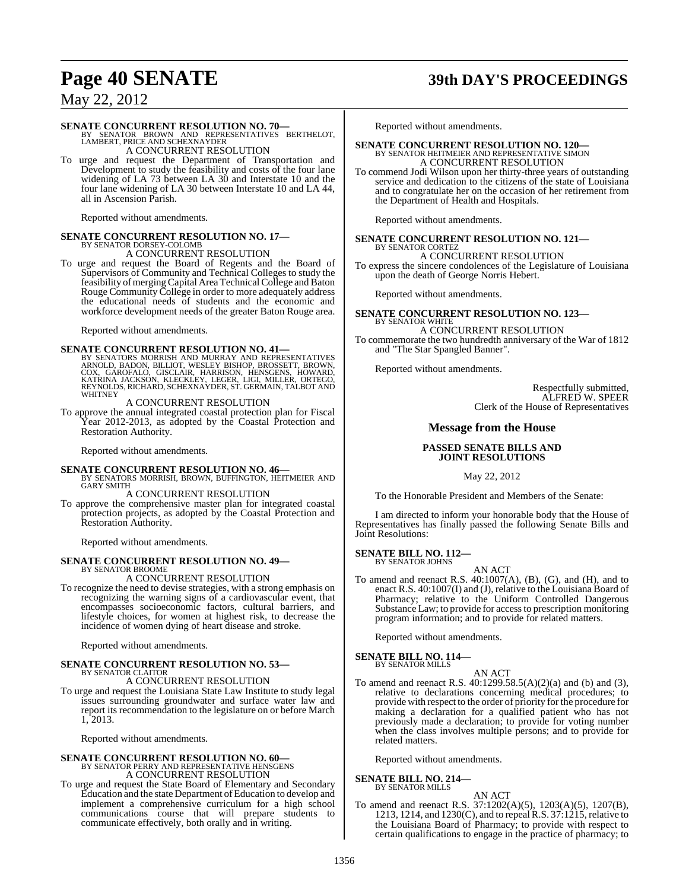**SENATE CONCURRENT RESOLUTION NO. 70—**
BY SENATOR BROWN AND REPRESENTATIVES BERTHELOT, LAMBERT, PRICE AND SCHEXNAYDER

A CONCURRENT RESOLUTION

To urge and request the Department of Transportation and Development to study the feasibility and costs of the four lane widening of LA 73 between LA 30 and Interstate 10 and the four lane widening of LA 30 between Interstate 10 and LA 44, all in Ascension Parish.

Reported without amendments.

**SENATE CONCURRENT RESOLUTION NO. 17—**
BY SENATOR DORSEY-COLOMB

A CONCURRENT RESOLUTION

To urge and request the Board of Regents and the Board of Supervisors of Community and Technical Colleges to study the feasibility of merging Capital Area Technical College and Baton Rouge Community College in order to more adequately address the educational needs of students and the economic and workforce development needs of the greater Baton Rouge area.

Reported without amendments.

**SENATE CONCURRENT RESOLUTION NO. 41—**
BY SENATORS MORRISH AND MURRAY AND REPRESENTATIVES ARNOLD, BADON, BILLIOT, WESLEY BISHOP, BROSSETT, BROWN, COX, GAROFALO, GISCLAIR, HARRISON, HENSGENS, HOWARD, KATRINA JACKSON, KLECKLEY, LEGER, LIGI, MILLER, ORTEGO, REYNOLDS, RICHARD, SCHEXNAYDER, ST. GERMAIN, TALBOT AND WHITNEY

A CONCURRENT RESOLUTION

To approve the annual integrated coastal protection plan for Fiscal Year 2012-2013, as adopted by the Coastal Protection and Restoration Authority.

Reported without amendments.

**SENATE CONCURRENT RESOLUTION NO. 46—**
BY SENATORS MORRISH, BROWN, BUFFINGTON, HEITMEIER AND GARY SMITH

A CONCURRENT RESOLUTION

To approve the comprehensive master plan for integrated coastal protection projects, as adopted by the Coastal Protection and Restoration Authority.

Reported without amendments.

**SENATE CONCURRENT RESOLUTION NO. 49—**
BY SENATOR BROOME

A CONCURRENT RESOLUTION

To recognize the need to devise strategies, with a strong emphasis on recognizing the warning signs of a cardiovascular event, that encompasses socioeconomic factors, cultural barriers, and lifestyle choices, for women at highest risk, to decrease the incidence of women dying of heart disease and stroke.

Reported without amendments.

**SENATE CONCURRENT RESOLUTION NO. 53—**
BY SENATOR CLAITOR

A CONCURRENT RESOLUTION

To urge and request the Louisiana State Law Institute to study legal issues surrounding groundwater and surface water law and report its recommendation to the legislature on or before March 1, 2013.

Reported without amendments.

**SENATE CONCURRENT RESOLUTION NO. 60—**
BY SENATOR PERRY AND REPRESENTATIVE HENSGENS

A CONCURRENT RESOLUTION

To urge and request the State Board of Elementary and Secondary Education and the state Department of Education to develop and implement a comprehensive curriculum for a high school communications course that will prepare students to communicate effectively, both orally and in writing.

Reported without amendments.

**SENATE CONCURRENT RESOLUTION NO. 120—**
BY SENATOR HEITMEIER AND REPRESENTATIVE SIMON

A CONCURRENT RESOLUTION

To commend Jodi Wilson upon her thirty-three years of outstanding service and dedication to the citizens of the state of Louisiana and to congratulate her on the occasion of her retirement from the Department of Health and Hospitals.

Reported without amendments.

**SENATE CONCURRENT RESOLUTION NO. 121—**
BY SENATOR CORTEZ

A CONCURRENT RESOLUTION

To express the sincere condolences of the Legislature of Louisiana upon the death of George Norris Hebert.

Reported without amendments.

**SENATE CONCURRENT RESOLUTION NO. 123—**
BY SENATOR WHITE

A CONCURRENT RESOLUTION

To commemorate the two hundredth anniversary of the War of 1812 and "The Star Spangled Banner".

Reported without amendments.

Respectfully submitted,
ALFRED W. SPEER
Clerk of the House of Representatives

## Message from the House

### PASSED SENATE BILLS AND JOINT RESOLUTIONS

May 22, 2012

To the Honorable President and Members of the Senate:

I am directed to inform your honorable body that the House of Representatives has finally passed the following Senate Bills and Joint Resolutions:

**SENATE BILL NO. 112—**
BY SENATOR JOHNS

AN ACT

To amend and reenact R.S. 40:1007(A), (B), (G), and (H), and to enact R.S. 40:1007(I) and (J), relative to the Louisiana Board of Pharmacy; relative to the Uniform Controlled Dangerous Substance Law; to provide for access to prescription monitoring program information; and to provide for related matters.

Reported without amendments.

**SENATE BILL NO. 114—**
BY SENATOR MILLS

AN ACT

To amend and reenact R.S. 40:1299.58.5(A)(2)(a) and (b) and (3), relative to declarations concerning medical procedures; to provide with respect to the order of priority for the procedure for making a declaration for a qualified patient who has not previously made a declaration; to provide for voting number when the class involves multiple persons; and to provide for related matters.

Reported without amendments.

**SENATE BILL NO. 214—**
BY SENATOR MILLS

AN ACT

To amend and reenact R.S. 37:1202(A)(5), 1203(A)(5), 1207(B), 1213, 1214, and 1230(C), and to repeal R.S. 37:1215, relative to the Louisiana Board of Pharmacy; to provide with respect to certain qualifications to engage in the practice of pharmacy; to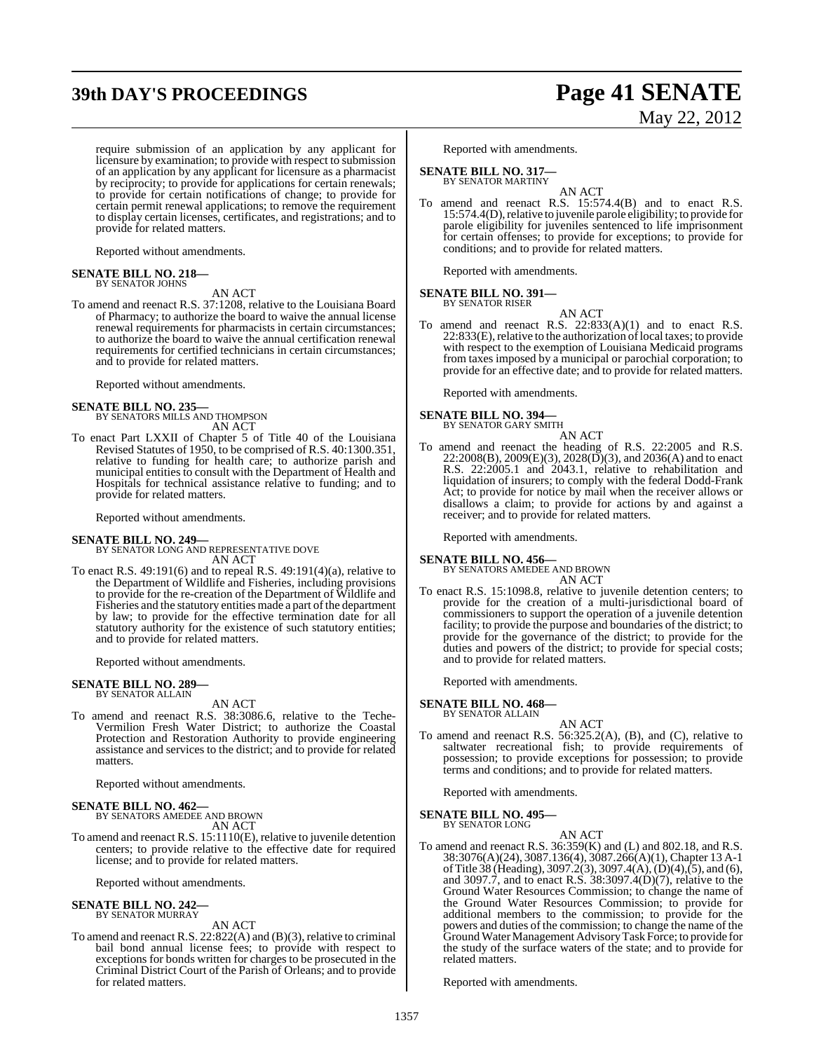require submission of an application by any applicant for licensure by examination; to provide with respect to submission of an application by any applicant for licensure as a pharmacist by reciprocity; to provide for applications for certain renewals; to provide for certain notifications of change; to provide for certain permit renewal applications; to remove the requirement to display certain licenses, certificates, and registrations; and to provide for related matters.

Reported without amendments.

**SENATE BILL NO. 218—**
BY SENATOR JOHNS

AN ACT

To amend and reenact R.S. 37:1208, relative to the Louisiana Board of Pharmacy; to authorize the board to waive the annual license renewal requirements for pharmacists in certain circumstances; to authorize the board to waive the annual certification renewal requirements for certified technicians in certain circumstances; and to provide for related matters.

Reported without amendments.

**SENATE BILL NO. 235—**
BY SENATORS MILLS AND THOMPSON

AN ACT

To enact Part LXXII of Chapter 5 of Title 40 of the Louisiana Revised Statutes of 1950, to be comprised of R.S. 40:1300.351, relative to funding for health care; to authorize parish and municipal entities to consult with the Department of Health and Hospitals for technical assistance relative to funding; and to provide for related matters.

Reported without amendments.

**SENATE BILL NO. 249—**
BY SENATOR LONG AND REPRESENTATIVE DOVE

AN ACT

To enact R.S. 49:191(6) and to repeal R.S. 49:191(4)(a), relative to the Department of Wildlife and Fisheries, including provisions to provide for the re-creation of the Department of Wildlife and Fisheries and the statutory entities made a part of the department by law; to provide for the effective termination date for all statutory authority for the existence of such statutory entities; and to provide for related matters.

Reported without amendments.

**SENATE BILL NO. 289—**
BY SENATOR ALLAIN

AN ACT

To amend and reenact R.S. 38:3086.6, relative to the Teche-Vermilion Fresh Water District; to authorize the Coastal Protection and Restoration Authority to provide engineering assistance and services to the district; and to provide for related matters.

Reported without amendments.

**SENATE BILL NO. 462—**
BY SENATORS AMEDEE AND BROWN

AN ACT

To amend and reenact R.S. 15:1110(E), relative to juvenile detention centers; to provide relative to the effective date for required license; and to provide for related matters.

Reported without amendments.

**SENATE BILL NO. 242—**
BY SENATOR MURRAY

AN ACT

To amend and reenact R.S. 22:822(A) and (B)(3), relative to criminal bail bond annual license fees; to provide with respect to exceptions for bonds written for charges to be prosecuted in the Criminal District Court of the Parish of Orleans; and to provide for related matters.

Reported with amendments.

**SENATE BILL NO. 317—**
BY SENATOR MARTINY

AN ACT

To amend and reenact R.S. 15:574.4(B) and to enact R.S. 15:574.4(D), relative to juvenile parole eligibility; to provide for parole eligibility for juveniles sentenced to life imprisonment for certain offenses; to provide for exceptions; to provide for conditions; and to provide for related matters.

Reported with amendments.

**SENATE BILL NO. 391—**
BY SENATOR RISER

AN ACT

To amend and reenact R.S. 22:833(A)(1) and to enact R.S. 22:833(E), relative to the authorization of local taxes; to provide with respect to the exemption of Louisiana Medicaid programs from taxes imposed by a municipal or parochial corporation; to provide for an effective date; and to provide for related matters.

Reported with amendments.

**SENATE BILL NO. 394—**
BY SENATOR GARY SMITH

AN ACT

To amend and reenact the heading of R.S. 22:2005 and R.S. 22:2008(B), 2009(E)(3), 2028(D)(3), and 2036(A) and to enact R.S. 22:2005.1 and 2043.1, relative to rehabilitation and liquidation of insurers; to comply with the federal Dodd-Frank Act; to provide for notice by mail when the receiver allows or disallows a claim; to provide for actions by and against a receiver; and to provide for related matters.

Reported with amendments.

**SENATE BILL NO. 456—**
BY SENATORS AMEDEE AND BROWN

AN ACT

To enact R.S. 15:1098.8, relative to juvenile detention centers; to provide for the creation of a multi-jurisdictional board of commissioners to support the operation of a juvenile detention facility; to provide the purpose and boundaries of the district; to provide for the governance of the district; to provide for the duties and powers of the district; to provide for special costs; and to provide for related matters.

Reported with amendments.

**SENATE BILL NO. 468—**
BY SENATOR ALLAIN

AN ACT

To amend and reenact R.S. 56:325.2(A), (B), and (C), relative to saltwater recreational fish; to provide requirements of possession; to provide exceptions for possession; to provide terms and conditions; and to provide for related matters.

Reported with amendments.

**SENATE BILL NO. 495—**
BY SENATOR LONG

AN ACT

To amend and reenact R.S. 36:359(K) and (L) and 802.18, and R.S. 38:3076(A)(24), 3087.136(4), 3087.266(A)(1), Chapter 13 A-1 of Title 38 (Heading), 3097.2(3), 3097.4(A), (D)(4),(5), and (6), and 3097.7, and to enact R.S. 38:3097.4(D)(7), relative to the Ground Water Resources Commission; to change the name of the Ground Water Resources Commission; to provide for additional members to the commission; to provide for the powers and duties of the commission; to change the name of the Ground Water Management Advisory Task Force; to provide for the study of the surface waters of the state; and to provide for related matters.

Reported with amendments.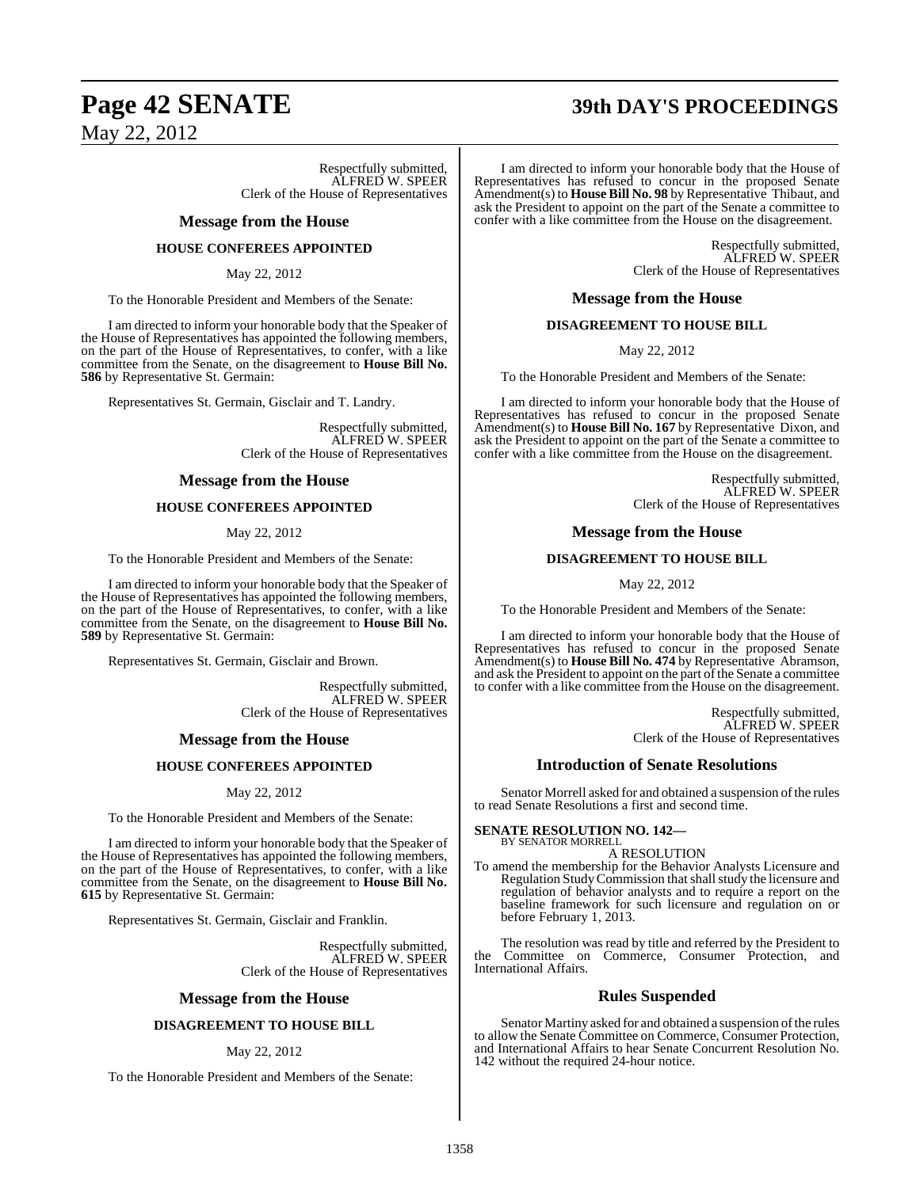Respectfully submitted,
ALFRED W. SPEER
Clerk of the House of Representatives

## Message from the House

### HOUSE CONFEREES APPOINTED

May 22, 2012

To the Honorable President and Members of the Senate:

I am directed to inform your honorable body that the Speaker of the House of Representatives has appointed the following members, on the part of the House of Representatives, to confer, with a like committee from the Senate, on the disagreement to **House Bill No. 586** by Representative St. Germain:

Representatives St. Germain, Gisclair and T. Landry.

Respectfully submitted,
ALFRED W. SPEER
Clerk of the House of Representatives

## Message from the House

### HOUSE CONFEREES APPOINTED

May 22, 2012

To the Honorable President and Members of the Senate:

I am directed to inform your honorable body that the Speaker of the House of Representatives has appointed the following members, on the part of the House of Representatives, to confer, with a like committee from the Senate, on the disagreement to **House Bill No. 589** by Representative St. Germain:

Representatives St. Germain, Gisclair and Brown.

Respectfully submitted,
ALFRED W. SPEER
Clerk of the House of Representatives

## Message from the House

### HOUSE CONFEREES APPOINTED

May 22, 2012

To the Honorable President and Members of the Senate:

I am directed to inform your honorable body that the Speaker of the House of Representatives has appointed the following members, on the part of the House of Representatives, to confer, with a like committee from the Senate, on the disagreement to **House Bill No. 615** by Representative St. Germain:

Representatives St. Germain, Gisclair and Franklin.

Respectfully submitted,
ALFRED W. SPEER
Clerk of the House of Representatives

## Message from the House

### DISAGREEMENT TO HOUSE BILL

May 22, 2012

To the Honorable President and Members of the Senate:

I am directed to inform your honorable body that the House of Representatives has refused to concur in the proposed Senate Amendment(s) to **House Bill No. 98** by Representative Thibaut, and ask the President to appoint on the part of the Senate a committee to confer with a like committee from the House on the disagreement.

Respectfully submitted,
ALFRED W. SPEER
Clerk of the House of Representatives

## Message from the House

### DISAGREEMENT TO HOUSE BILL

May 22, 2012

To the Honorable President and Members of the Senate:

I am directed to inform your honorable body that the House of Representatives has refused to concur in the proposed Senate Amendment(s) to **House Bill No. 167** by Representative Dixon, and ask the President to appoint on the part of the Senate a committee to confer with a like committee from the House on the disagreement.

Respectfully submitted,
ALFRED W. SPEER
Clerk of the House of Representatives

## Message from the House

### DISAGREEMENT TO HOUSE BILL

May 22, 2012

To the Honorable President and Members of the Senate:

I am directed to inform your honorable body that the House of Representatives has refused to concur in the proposed Senate Amendment(s) to **House Bill No. 474** by Representative Abramson, and ask the President to appoint on the part of the Senate a committee to confer with a like committee from the House on the disagreement.

Respectfully submitted,
ALFRED W. SPEER
Clerk of the House of Representatives

## Introduction of Senate Resolutions

Senator Morrell asked for and obtained a suspension of the rules to read Senate Resolutions a first and second time.

**SENATE RESOLUTION NO. 142—**
BY SENATOR MORRELL

A RESOLUTION

To amend the membership for the Behavior Analysts Licensure and Regulation Study Commission that shall study the licensure and regulation of behavior analysts and to require a report on the baseline framework for such licensure and regulation on or before February 1, 2013.

The resolution was read by title and referred by the President to the Committee on Commerce, Consumer Protection, and International Affairs.

## Rules Suspended

Senator Martiny asked for and obtained a suspension of the rules to allow the Senate Committee on Commerce, Consumer Protection, and International Affairs to hear Senate Concurrent Resolution No. 142 without the required 24-hour notice.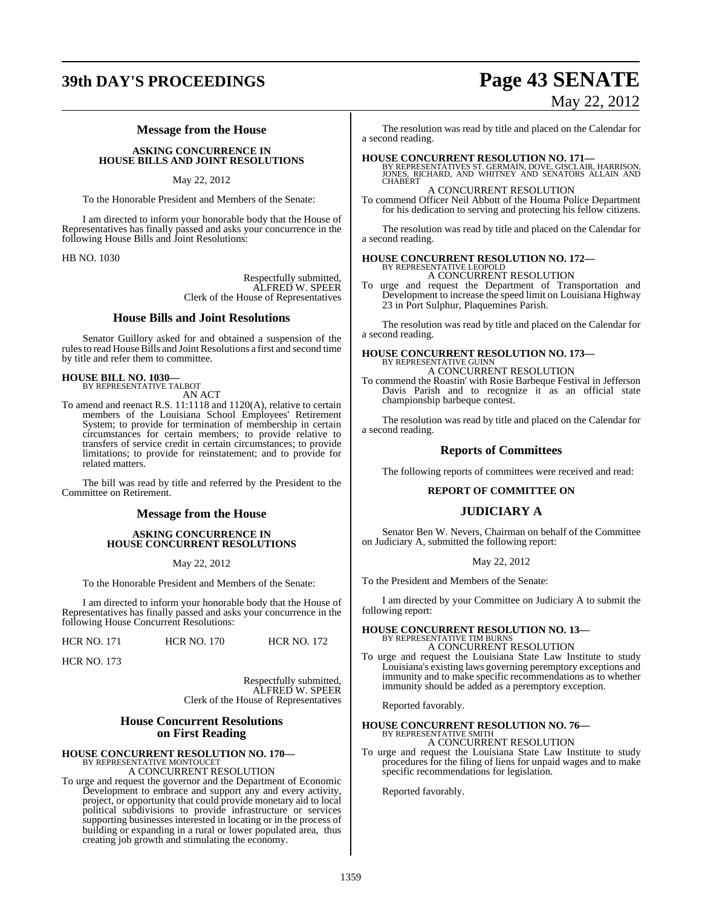## Message from the House

### ASKING CONCURRENCE IN HOUSE BILLS AND JOINT RESOLUTIONS

May 22, 2012

To the Honorable President and Members of the Senate:

I am directed to inform your honorable body that the House of Representatives has finally passed and asks your concurrence in the following House Bills and Joint Resolutions:

HB NO. 1030

Respectfully submitted,
ALFRED W. SPEER
Clerk of the House of Representatives

## House Bills and Joint Resolutions

Senator Guillory asked for and obtained a suspension of the rules to read House Bills and Joint Resolutions a first and second time by title and refer them to committee.

**HOUSE BILL NO. 1030—**
BY REPRESENTATIVE TALBOT

AN ACT

To amend and reenact R.S. 11:1118 and 1120(A), relative to certain members of the Louisiana School Employees' Retirement System; to provide for termination of membership in certain circumstances for certain members; to provide relative to transfers of service credit in certain circumstances; to provide limitations; to provide for reinstatement; and to provide for related matters.

The bill was read by title and referred by the President to the Committee on Retirement.

## Message from the House

### ASKING CONCURRENCE IN HOUSE CONCURRENT RESOLUTIONS

May 22, 2012

To the Honorable President and Members of the Senate:

I am directed to inform your honorable body that the House of Representatives has finally passed and asks your concurrence in the following House Concurrent Resolutions:

HCR NO. 171 HCR NO. 170 HCR NO. 172

HCR NO. 173

Respectfully submitted,
ALFRED W. SPEER
Clerk of the House of Representatives

## House Concurrent Resolutions on First Reading

**HOUSE CONCURRENT RESOLUTION NO. 170—**
BY REPRESENTATIVE MONTOUCET

A CONCURRENT RESOLUTION

To urge and request the governor and the Department of Economic Development to embrace and support any and every activity, project, or opportunity that could provide monetary aid to local political subdivisions to provide infrastructure or services supporting businesses interested in locating or in the process of building or expanding in a rural or lower populated area, thus creating job growth and stimulating the economy.

The resolution was read by title and placed on the Calendar for a second reading.

**HOUSE CONCURRENT RESOLUTION NO. 171—**
BY REPRESENTATIVES ST. GERMAIN, DOVE, GISCLAIR, HARRISON, JONES, RICHARD, AND WHITNEY AND SENATORS ALLAIN AND CHABERT

A CONCURRENT RESOLUTION

To commend Officer Neil Abbott of the Houma Police Department for his dedication to serving and protecting his fellow citizens.

The resolution was read by title and placed on the Calendar for a second reading.

**HOUSE CONCURRENT RESOLUTION NO. 172—**
BY REPRESENTATIVE LEOPOLD

A CONCURRENT RESOLUTION

To urge and request the Department of Transportation and Development to increase the speed limit on Louisiana Highway 23 in Port Sulphur, Plaquemines Parish.

The resolution was read by title and placed on the Calendar for a second reading.

**HOUSE CONCURRENT RESOLUTION NO. 173—**
BY REPRESENTATIVE GUINN

A CONCURRENT RESOLUTION

To commend the Roastin' with Rosie Barbeque Festival in Jefferson Davis Parish and to recognize it as an official state championship barbeque contest.

The resolution was read by title and placed on the Calendar for a second reading.

## Reports of Committees

The following reports of committees were received and read:

### REPORT OF COMMITTEE ON

## JUDICIARY A

Senator Ben W. Nevers, Chairman on behalf of the Committee on Judiciary A, submitted the following report:

May 22, 2012

To the President and Members of the Senate:

I am directed by your Committee on Judiciary A to submit the following report:

**HOUSE CONCURRENT RESOLUTION NO. 13—**
BY REPRESENTATIVE TIM BURNS

A CONCURRENT RESOLUTION

To urge and request the Louisiana State Law Institute to study Louisiana's existing laws governing peremptory exceptions and immunity and to make specific recommendations as to whether immunity should be added as a peremptory exception.

Reported favorably.

**HOUSE CONCURRENT RESOLUTION NO. 76—**
BY REPRESENTATIVE SMITH

A CONCURRENT RESOLUTION

To urge and request the Louisiana State Law Institute to study procedures for the filing of liens for unpaid wages and to make specific recommendations for legislation.

Reported favorably.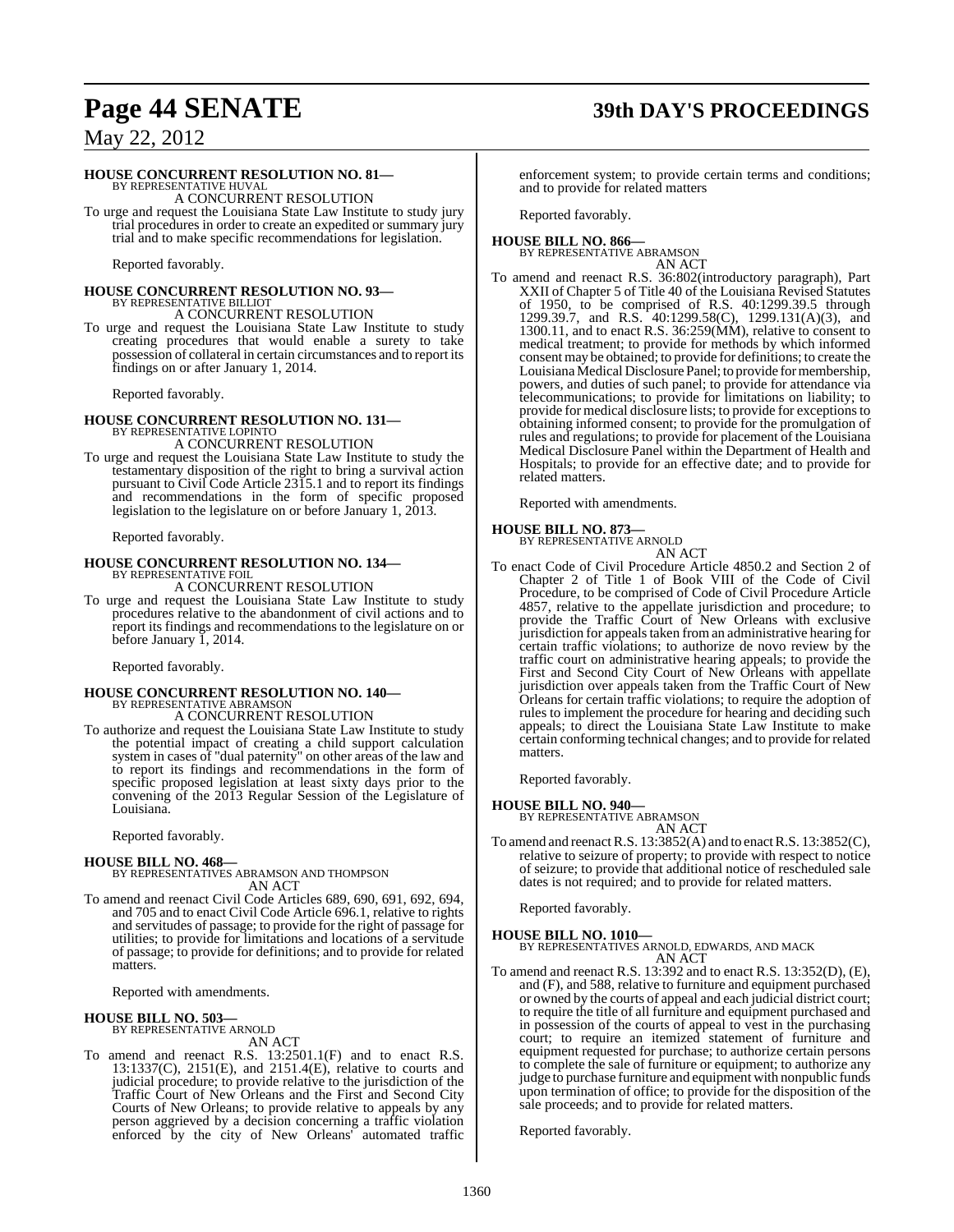**HOUSE CONCURRENT RESOLUTION NO. 81—**
BY REPRESENTATIVE HUVAL

A CONCURRENT RESOLUTION

To urge and request the Louisiana State Law Institute to study jury trial procedures in order to create an expedited or summary jury trial and to make specific recommendations for legislation.

Reported favorably.

**HOUSE CONCURRENT RESOLUTION NO. 93—**
BY REPRESENTATIVE BILLIOT

A CONCURRENT RESOLUTION

To urge and request the Louisiana State Law Institute to study creating procedures that would enable a surety to take possession of collateral in certain circumstances and to report its findings on or after January 1, 2014.

Reported favorably.

**HOUSE CONCURRENT RESOLUTION NO. 131—**
BY REPRESENTATIVE LOPINTO

A CONCURRENT RESOLUTION

To urge and request the Louisiana State Law Institute to study the testamentary disposition of the right to bring a survival action pursuant to Civil Code Article 2315.1 and to report its findings and recommendations in the form of specific proposed legislation to the legislature on or before January 1, 2013.

Reported favorably.

**HOUSE CONCURRENT RESOLUTION NO. 134—**
BY REPRESENTATIVE FOIL

A CONCURRENT RESOLUTION

To urge and request the Louisiana State Law Institute to study procedures relative to the abandonment of civil actions and to report its findings and recommendations to the legislature on or before January 1, 2014.

Reported favorably.

**HOUSE CONCURRENT RESOLUTION NO. 140—**
BY REPRESENTATIVE ABRAMSON

A CONCURRENT RESOLUTION

To authorize and request the Louisiana State Law Institute to study the potential impact of creating a child support calculation system in cases of "dual paternity" on other areas of the law and to report its findings and recommendations in the form of specific proposed legislation at least sixty days prior to the convening of the 2013 Regular Session of the Legislature of Louisiana.

Reported favorably.

**HOUSE BILL NO. 468—**
BY REPRESENTATIVES ABRAMSON AND THOMPSON

AN ACT

To amend and reenact Civil Code Articles 689, 690, 691, 692, 694, and 705 and to enact Civil Code Article 696.1, relative to rights and servitudes of passage; to provide for the right of passage for utilities; to provide for limitations and locations of a servitude of passage; to provide for definitions; and to provide for related matters.

Reported with amendments.

**HOUSE BILL NO. 503—**
BY REPRESENTATIVE ARNOLD

AN ACT

To amend and reenact R.S. 13:2501.1(F) and to enact R.S. 13:1337(C), 2151(E), and 2151.4(E), relative to courts and judicial procedure; to provide relative to the jurisdiction of the Traffic Court of New Orleans and the First and Second City Courts of New Orleans; to provide relative to appeals by any person aggrieved by a decision concerning a traffic violation enforced by the city of New Orleans' automated traffic enforcement system; to provide certain terms and conditions; and to provide for related matters

Reported favorably.

**HOUSE BILL NO. 866—**
BY REPRESENTATIVE ABRAMSON

AN ACT

To amend and reenact R.S. 36:802(introductory paragraph), Part XXII of Chapter 5 of Title 40 of the Louisiana Revised Statutes of 1950, to be comprised of R.S. 40:1299.39.5 through 1299.39.7, and R.S. 40:1299.58(C), 1299.131(A)(3), and 1300.11, and to enact R.S. 36:259(MM), relative to consent to medical treatment; to provide for methods by which informed consent may be obtained; to provide for definitions; to create the Louisiana Medical Disclosure Panel; to provide for membership, powers, and duties of such panel; to provide for attendance via telecommunications; to provide for limitations on liability; to provide for medical disclosure lists; to provide for exceptions to obtaining informed consent; to provide for the promulgation of rules and regulations; to provide for placement of the Louisiana Medical Disclosure Panel within the Department of Health and Hospitals; to provide for an effective date; and to provide for related matters.

Reported with amendments.

**HOUSE BILL NO. 873—**
BY REPRESENTATIVE ARNOLD

AN ACT

To enact Code of Civil Procedure Article 4850.2 and Section 2 of Chapter 2 of Title 1 of Book VIII of the Code of Civil Procedure, to be comprised of Code of Civil Procedure Article 4857, relative to the appellate jurisdiction and procedure; to provide the Traffic Court of New Orleans with exclusive jurisdiction for appeals taken from an administrative hearing for certain traffic violations; to authorize de novo review by the traffic court on administrative hearing appeals; to provide the First and Second City Court of New Orleans with appellate jurisdiction over appeals taken from the Traffic Court of New Orleans for certain traffic violations; to require the adoption of rules to implement the procedure for hearing and deciding such appeals; to direct the Louisiana State Law Institute to make certain conforming technical changes; and to provide for related matters.

Reported favorably.

**HOUSE BILL NO. 940—**
BY REPRESENTATIVE ABRAMSON

AN ACT

To amend and reenact R.S. 13:3852(A) and to enact R.S. 13:3852(C), relative to seizure of property; to provide with respect to notice of seizure; to provide that additional notice of rescheduled sale dates is not required; and to provide for related matters.

Reported favorably.

**HOUSE BILL NO. 1010—**
BY REPRESENTATIVES ARNOLD, EDWARDS, AND MACK

AN ACT

To amend and reenact R.S. 13:392 and to enact R.S. 13:352(D), (E), and (F), and 588, relative to furniture and equipment purchased or owned by the courts of appeal and each judicial district court; to require the title of all furniture and equipment purchased and in possession of the courts of appeal to vest in the purchasing court; to require an itemized statement of furniture and equipment requested for purchase; to authorize certain persons to complete the sale of furniture or equipment; to authorize any judge to purchase furniture and equipment with nonpublic funds upon termination of office; to provide for the disposition of the sale proceeds; and to provide for related matters.

Reported favorably.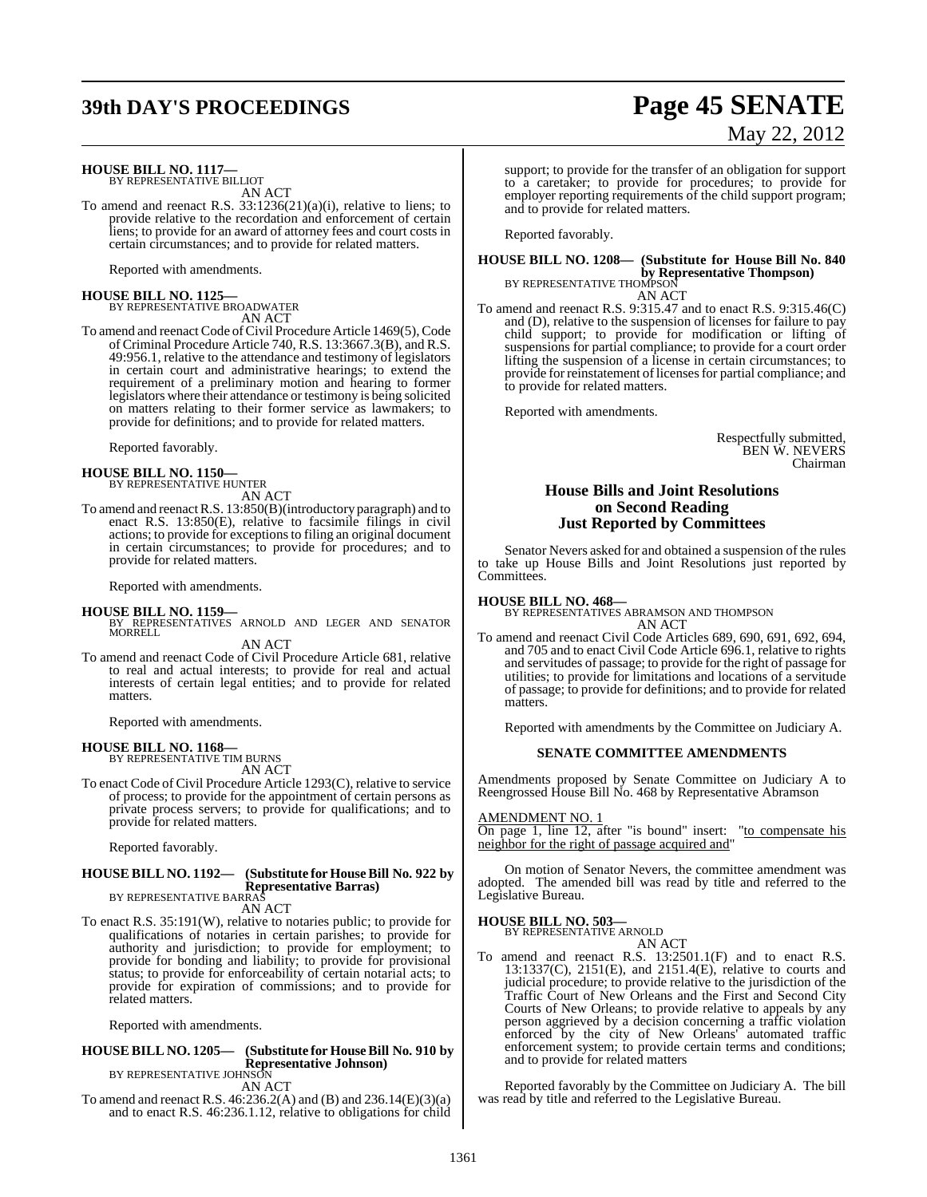**HOUSE BILL NO. 1117—**
BY REPRESENTATIVE BILLIOT

AN ACT

To amend and reenact R.S. 33:1236(21)(a)(i), relative to liens; to provide relative to the recordation and enforcement of certain liens; to provide for an award of attorney fees and court costs in certain circumstances; and to provide for related matters.

Reported with amendments.

**HOUSE BILL NO. 1125—**
BY REPRESENTATIVE BROADWATER

AN ACT

To amend and reenact Code of Civil Procedure Article 1469(5), Code of Criminal Procedure Article 740, R.S. 13:3667.3(B), and R.S. 49:956.1, relative to the attendance and testimony of legislators in certain court and administrative hearings; to extend the requirement of a preliminary motion and hearing to former legislators where their attendance or testimony is being solicited on matters relating to their former service as lawmakers; to provide for definitions; and to provide for related matters.

Reported favorably.

**HOUSE BILL NO. 1150—**
BY REPRESENTATIVE HUNTER

AN ACT

To amend and reenact R.S. 13:850(B)(introductory paragraph) and to enact R.S. 13:850(E), relative to facsimile filings in civil actions; to provide for exceptions to filing an original document in certain circumstances; to provide for procedures; and to provide for related matters.

Reported with amendments.

**HOUSE BILL NO. 1159—**
BY REPRESENTATIVES ARNOLD AND LEGER AND SENATOR MORRELL

AN ACT

To amend and reenact Code of Civil Procedure Article 681, relative to real and actual interests; to provide for real and actual interests of certain legal entities; and to provide for related matters.

Reported with amendments.

**HOUSE BILL NO. 1168—**
BY REPRESENTATIVE TIM BURNS

AN ACT

To enact Code of Civil Procedure Article 1293(C), relative to service of process; to provide for the appointment of certain persons as private process servers; to provide for qualifications; and to provide for related matters.

Reported favorably.

**HOUSE BILL NO. 1192— (Substitute for House Bill No. 922 by Representative Barras)**
BY REPRESENTATIVE BARRAS

AN ACT

To enact R.S. 35:191(W), relative to notaries public; to provide for qualifications of notaries in certain parishes; to provide for authority and jurisdiction; to provide for employment; to provide for bonding and liability; to provide for provisional status; to provide for enforceability of certain notarial acts; to provide for expiration of commissions; and to provide for related matters.

Reported with amendments.

**HOUSE BILL NO. 1205— (Substitute for House Bill No. 910 by Representative Johnson)**
BY REPRESENTATIVE JOHNSON

AN ACT

To amend and reenact R.S. 46:236.2(A) and (B) and 236.14(E)(3)(a) and to enact R.S. 46:236.1.12, relative to obligations for child support; to provide for the transfer of an obligation for support to a caretaker; to provide for procedures; to provide for employer reporting requirements of the child support program; and to provide for related matters.

Reported favorably.

**HOUSE BILL NO. 1208— (Substitute for House Bill No. 840 by Representative Thompson)**
BY REPRESENTATIVE THOMPSON

AN ACT

To amend and reenact R.S. 9:315.47 and to enact R.S. 9:315.46(C) and (D), relative to the suspension of licenses for failure to pay child support; to provide for modification or lifting of suspensions for partial compliance; to provide for a court order lifting the suspension of a license in certain circumstances; to provide for reinstatement of licenses for partial compliance; and to provide for related matters.

Reported with amendments.

Respectfully submitted,
BEN W. NEVERS
Chairman

## House Bills and Joint Resolutions on Second Reading Just Reported by Committees

Senator Nevers asked for and obtained a suspension of the rules to take up House Bills and Joint Resolutions just reported by Committees.

**HOUSE BILL NO. 468—**
BY REPRESENTATIVES ABRAMSON AND THOMPSON

AN ACT

To amend and reenact Civil Code Articles 689, 690, 691, 692, 694, and 705 and to enact Civil Code Article 696.1, relative to rights and servitudes of passage; to provide for the right of passage for utilities; to provide for limitations and locations of a servitude of passage; to provide for definitions; and to provide for related matters.

Reported with amendments by the Committee on Judiciary A.

### SENATE COMMITTEE AMENDMENTS

Amendments proposed by Senate Committee on Judiciary A to Reengrossed House Bill No. 468 by Representative Abramson

AMENDMENT NO. 1

On page 1, line 12, after "is bound" insert: "to compensate his neighbor for the right of passage acquired and"

On motion of Senator Nevers, the committee amendment was adopted. The amended bill was read by title and referred to the Legislative Bureau.

**HOUSE BILL NO. 503—**
BY REPRESENTATIVE ARNOLD

AN ACT

To amend and reenact R.S. 13:2501.1(F) and to enact R.S. 13:1337(C), 2151(E), and 2151.4(E), relative to courts and judicial procedure; to provide relative to the jurisdiction of the Traffic Court of New Orleans and the First and Second City Courts of New Orleans; to provide relative to appeals by any person aggrieved by a decision concerning a traffic violation enforced by the city of New Orleans' automated traffic enforcement system; to provide certain terms and conditions; and to provide for related matters

Reported favorably by the Committee on Judiciary A. The bill was read by title and referred to the Legislative Bureau.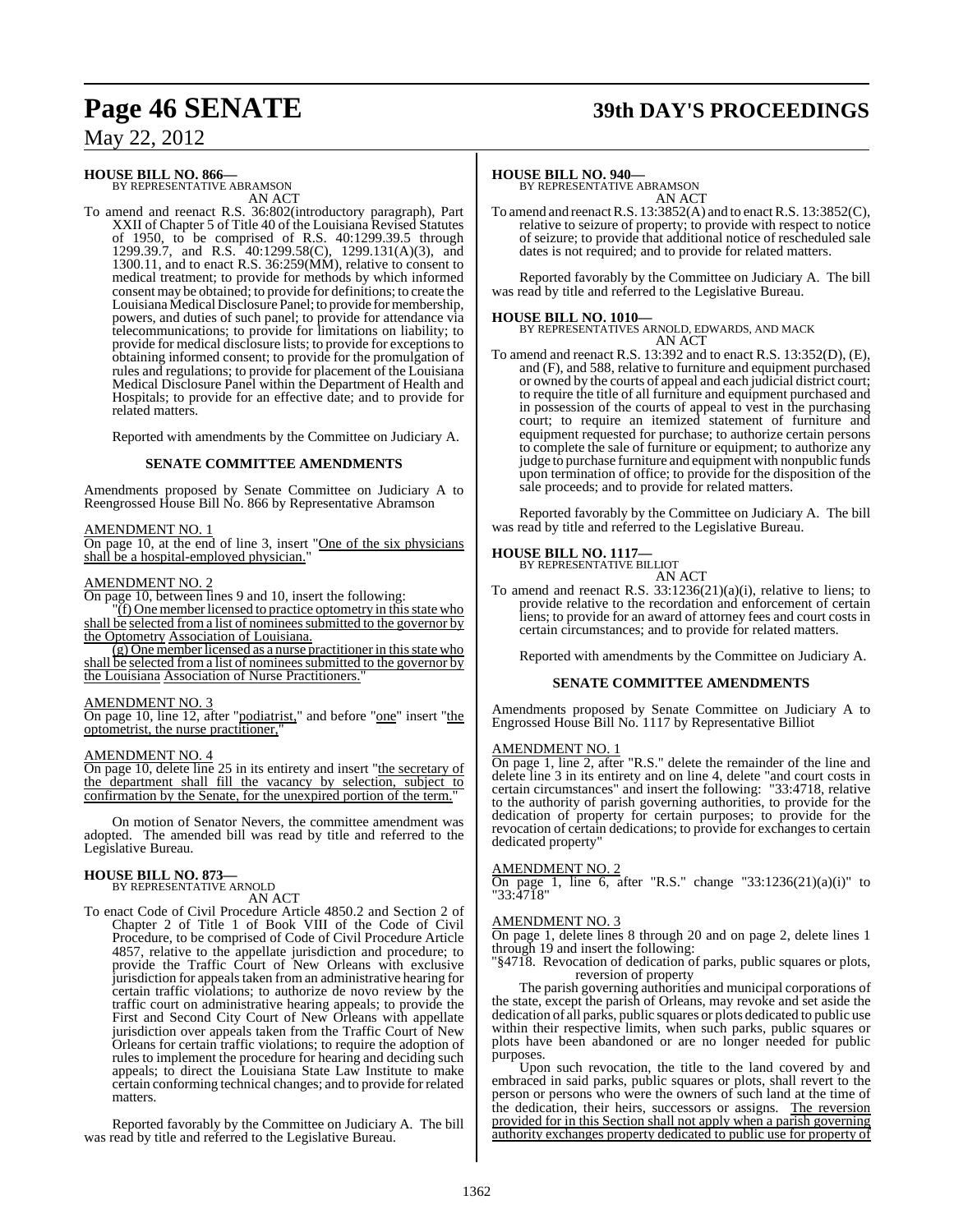**HOUSE BILL NO. 866—**
BY REPRESENTATIVE ABRAMSON
AN ACT

To amend and reenact R.S. 36:802(introductory paragraph), Part XXII of Chapter 5 of Title 40 of the Louisiana Revised Statutes of 1950, to be comprised of R.S. 40:1299.39.5 through 1299.39.7, and R.S. 40:1299.58(C), 1299.131(A)(3), and 1300.11, and to enact R.S. 36:259(MM), relative to consent to medical treatment; to provide for methods by which informed consent may be obtained; to provide for definitions; to create the Louisiana Medical Disclosure Panel; to provide for membership, powers, and duties of such panel; to provide for attendance via telecommunications; to provide for limitations on liability; to provide for medical disclosure lists; to provide for exceptions to obtaining informed consent; to provide for the promulgation of rules and regulations; to provide for placement of the Louisiana Medical Disclosure Panel within the Department of Health and Hospitals; to provide for an effective date; and to provide for related matters.

Reported with amendments by the Committee on Judiciary A.

**SENATE COMMITTEE AMENDMENTS**

Amendments proposed by Senate Committee on Judiciary A to Reengrossed House Bill No. 866 by Representative Abramson

AMENDMENT NO. 1
On page 10, at the end of line 3, insert "One of the six physicians shall be a hospital-employed physician."

AMENDMENT NO. 2
On page 10, between lines 9 and 10, insert the following:
"(f) One member licensed to practice optometry in this state who shall be selected from a list of nominees submitted to the governor by the Optometry Association of Louisiana.
(g) One member licensed as a nurse practitioner in this state who shall be selected from a list of nominees submitted to the governor by the Louisiana Association of Nurse Practitioners."

AMENDMENT NO. 3
On page 10, line 12, after "podiatrist," and before "one" insert "the optometrist, the nurse practitioner,"

AMENDMENT NO. 4
On page 10, delete line 25 in its entirety and insert "the secretary of the department shall fill the vacancy by selection, subject to confirmation by the Senate, for the unexpired portion of the term."

On motion of Senator Nevers, the committee amendment was adopted. The amended bill was read by title and referred to the Legislative Bureau.

**HOUSE BILL NO. 873—**
BY REPRESENTATIVE ARNOLD
AN ACT

To enact Code of Civil Procedure Article 4850.2 and Section 2 of Chapter 2 of Title 1 of Book VIII of the Code of Civil Procedure, to be comprised of Code of Civil Procedure Article 4857, relative to the appellate jurisdiction and procedure; to provide the Traffic Court of New Orleans with exclusive jurisdiction for appeals taken from an administrative hearing for certain traffic violations; to authorize de novo review by the traffic court on administrative hearing appeals; to provide the First and Second City Court of New Orleans with appellate jurisdiction over appeals taken from the Traffic Court of New Orleans for certain traffic violations; to require the adoption of rules to implement the procedure for hearing and deciding such appeals; to direct the Louisiana State Law Institute to make certain conforming technical changes; and to provide for related matters.

Reported favorably by the Committee on Judiciary A. The bill was read by title and referred to the Legislative Bureau.

**HOUSE BILL NO. 940—**
BY REPRESENTATIVE ABRAMSON
AN ACT

To amend and reenact R.S. 13:3852(A) and to enact R.S. 13:3852(C), relative to seizure of property; to provide with respect to notice of seizure; to provide that additional notice of rescheduled sale dates is not required; and to provide for related matters.

Reported favorably by the Committee on Judiciary A. The bill was read by title and referred to the Legislative Bureau.

**HOUSE BILL NO. 1010—**
BY REPRESENTATIVES ARNOLD, EDWARDS, AND MACK
AN ACT

To amend and reenact R.S. 13:392 and to enact R.S. 13:352(D), (E), and (F), and 588, relative to furniture and equipment purchased or owned by the courts of appeal and each judicial district court; to require the title of all furniture and equipment purchased and in possession of the courts of appeal to vest in the purchasing court; to require an itemized statement of furniture and equipment requested for purchase; to authorize certain persons to complete the sale of furniture or equipment; to authorize any judge to purchase furniture and equipment with nonpublic funds upon termination of office; to provide for the disposition of the sale proceeds; and to provide for related matters.

Reported favorably by the Committee on Judiciary A. The bill was read by title and referred to the Legislative Bureau.

**HOUSE BILL NO. 1117—**
BY REPRESENTATIVE BILLIOT
AN ACT

To amend and reenact R.S. 33:1236(21)(a)(i), relative to liens; to provide relative to the recordation and enforcement of certain liens; to provide for an award of attorney fees and court costs in certain circumstances; and to provide for related matters.

Reported with amendments by the Committee on Judiciary A.

**SENATE COMMITTEE AMENDMENTS**

Amendments proposed by Senate Committee on Judiciary A to Engrossed House Bill No. 1117 by Representative Billiot

AMENDMENT NO. 1
On page 1, line 2, after "R.S." delete the remainder of the line and delete line 3 in its entirety and on line 4, delete "and court costs in certain circumstances" and insert the following: "33:4718, relative to the authority of parish governing authorities, to provide for the dedication of property for certain purposes; to provide for the revocation of certain dedications; to provide for exchanges to certain dedicated property"

AMENDMENT NO. 2
On page 1, line 6, after "R.S." change "33:1236(21)(a)(i)" to "33:4718"

AMENDMENT NO. 3
On page 1, delete lines 8 through 20 and on page 2, delete lines 1 through 19 and insert the following:
"§4718. Revocation of dedication of parks, public squares or plots, reversion of property

The parish governing authorities and municipal corporations of the state, except the parish of Orleans, may revoke and set aside the dedication of all parks, public squares or plots dedicated to public use within their respective limits, when such parks, public squares or plots have been abandoned or are no longer needed for public purposes.

Upon such revocation, the title to the land covered by and embraced in said parks, public squares or plots, shall revert to the person or persons who were the owners of such land at the time of the dedication, their heirs, successors or assigns. The reversion provided for in this Section shall not apply when a parish governing authority exchanges property dedicated to public use for property of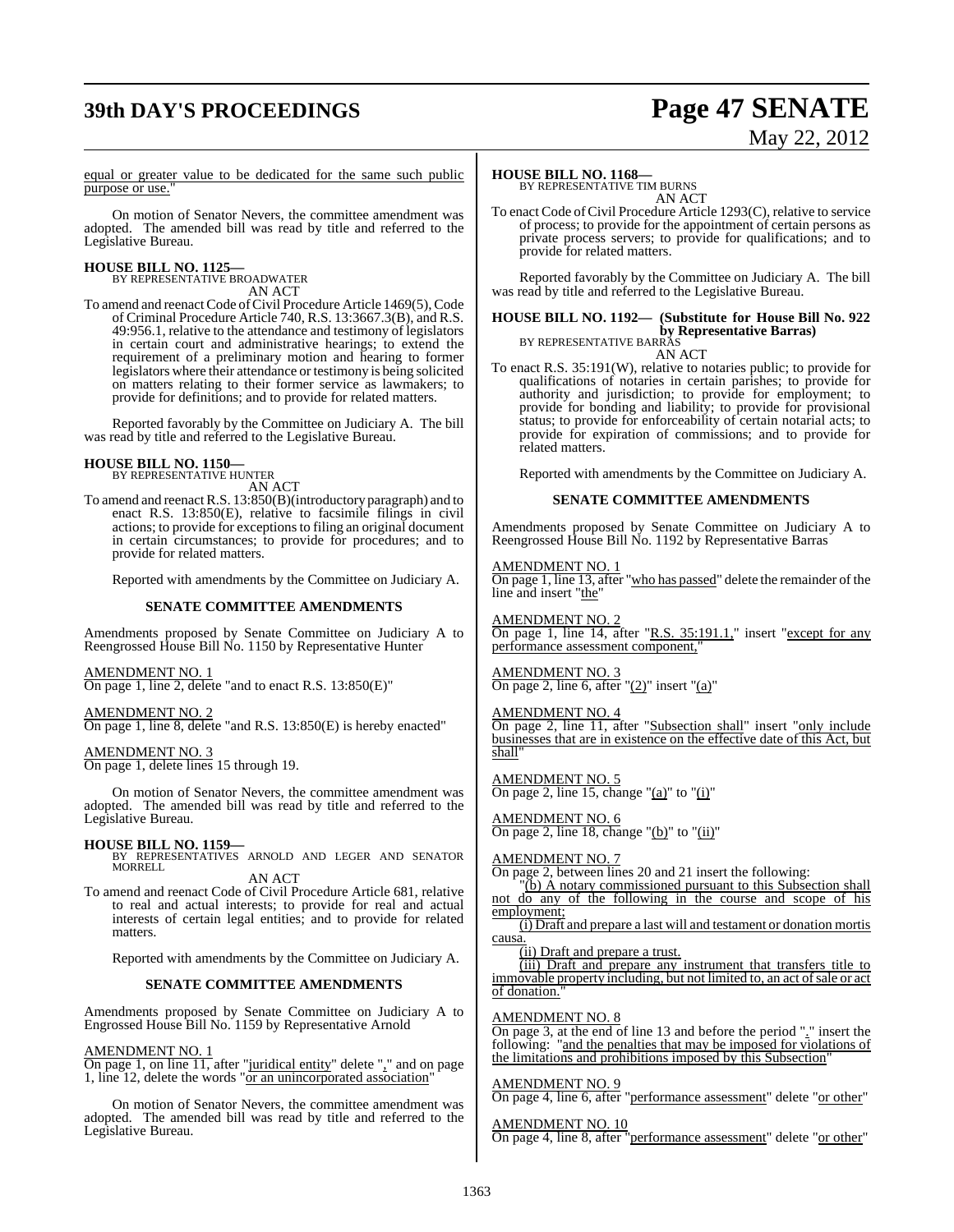equal or greater value to be dedicated for the same such public purpose or use."

On motion of Senator Nevers, the committee amendment was adopted. The amended bill was read by title and referred to the Legislative Bureau.

**HOUSE BILL NO. 1125—**
BY REPRESENTATIVE BROADWATER
AN ACT

To amend and reenact Code of Civil Procedure Article 1469(5), Code of Criminal Procedure Article 740, R.S. 13:3667.3(B), and R.S. 49:956.1, relative to the attendance and testimony of legislators in certain court and administrative hearings; to extend the requirement of a preliminary motion and hearing to former legislators where their attendance or testimony is being solicited on matters relating to their former service as lawmakers; to provide for definitions; and to provide for related matters.

Reported favorably by the Committee on Judiciary A. The bill was read by title and referred to the Legislative Bureau.

**HOUSE BILL NO. 1150—**
BY REPRESENTATIVE HUNTER
AN ACT

To amend and reenact R.S. 13:850(B)(introductory paragraph) and to enact R.S. 13:850(E), relative to facsimile filings in civil actions; to provide for exceptions to filing an original document in certain circumstances; to provide for procedures; and to provide for related matters.

Reported with amendments by the Committee on Judiciary A.

**SENATE COMMITTEE AMENDMENTS**

Amendments proposed by Senate Committee on Judiciary A to Reengrossed House Bill No. 1150 by Representative Hunter

AMENDMENT NO. 1
On page 1, line 2, delete "and to enact R.S. 13:850(E)"

AMENDMENT NO. 2
On page 1, line 8, delete "and R.S. 13:850(E) is hereby enacted"

AMENDMENT NO. 3
On page 1, delete lines 15 through 19.

On motion of Senator Nevers, the committee amendment was adopted. The amended bill was read by title and referred to the Legislative Bureau.

**HOUSE BILL NO. 1159—**
BY REPRESENTATIVES ARNOLD AND LEGER AND SENATOR MORRELL
AN ACT

To amend and reenact Code of Civil Procedure Article 681, relative to real and actual interests; to provide for real and actual interests of certain legal entities; and to provide for related matters.

Reported with amendments by the Committee on Judiciary A.

**SENATE COMMITTEE AMENDMENTS**

Amendments proposed by Senate Committee on Judiciary A to Engrossed House Bill No. 1159 by Representative Arnold

AMENDMENT NO. 1
On page 1, on line 11, after "juridical entity" delete "," and on page 1, line 12, delete the words "or an unincorporated association"

On motion of Senator Nevers, the committee amendment was adopted. The amended bill was read by title and referred to the Legislative Bureau.

**HOUSE BILL NO. 1168—**
BY REPRESENTATIVE TIM BURNS
AN ACT

To enact Code of Civil Procedure Article 1293(C), relative to service of process; to provide for the appointment of certain persons as private process servers; to provide for qualifications; and to provide for related matters.

Reported favorably by the Committee on Judiciary A. The bill was read by title and referred to the Legislative Bureau.

**HOUSE BILL NO. 1192— (Substitute for House Bill No. 922 by Representative Barras)**
BY REPRESENTATIVE BARRAS
AN ACT

To enact R.S. 35:191(W), relative to notaries public; to provide for qualifications of notaries in certain parishes; to provide for authority and jurisdiction; to provide for employment; to provide for bonding and liability; to provide for provisional status; to provide for enforceability of certain notarial acts; to provide for expiration of commissions; and to provide for related matters.

Reported with amendments by the Committee on Judiciary A.

**SENATE COMMITTEE AMENDMENTS**

Amendments proposed by Senate Committee on Judiciary A to Reengrossed House Bill No. 1192 by Representative Barras

AMENDMENT NO. 1
On page 1, line 13, after "who has passed" delete the remainder of the line and insert "the"

AMENDMENT NO. 2
On page 1, line 14, after "R.S. 35:191.1," insert "except for any performance assessment component,"

AMENDMENT NO. 3
On page 2, line 6, after "(2)" insert "(a)"

AMENDMENT NO. 4
On page 2, line 11, after "Subsection shall" insert "only include businesses that are in existence on the effective date of this Act, but shall"

AMENDMENT NO. 5
On page 2, line 15, change "(a)" to "(i)"

AMENDMENT NO. 6
On page 2, line 18, change "(b)" to "(ii)"

AMENDMENT NO. 7
On page 2, between lines 20 and 21 insert the following:

"(b) A notary commissioned pursuant to this Subsection shall not do any of the following in the course and scope of his employment;

(i) Draft and prepare a last will and testament or donation mortis causa.

(ii) Draft and prepare a trust.

(iii) Draft and prepare any instrument that transfers title to immovable property including, but not limited to, an act of sale or act of donation."

AMENDMENT NO. 8
On page 3, at the end of line 13 and before the period "." insert the following: "and the penalties that may be imposed for violations of the limitations and prohibitions imposed by this Subsection"

AMENDMENT NO. 9
On page 4, line 6, after "performance assessment" delete "or other"

AMENDMENT NO. 10
On page 4, line 8, after "performance assessment" delete "or other"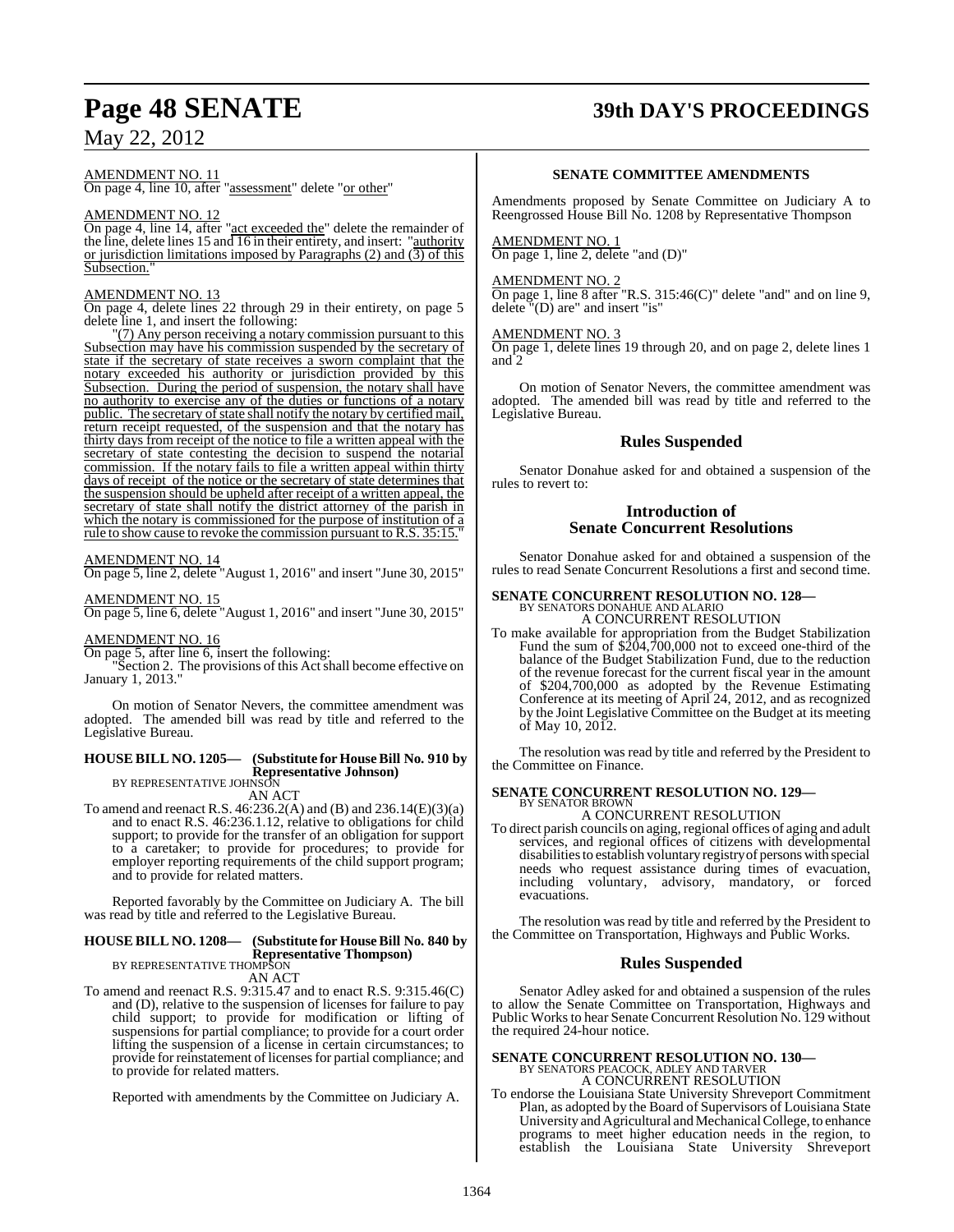AMENDMENT NO. 11

On page 4, line 10, after "assessment" delete "or other"

AMENDMENT NO. 12

On page 4, line 14, after "act exceeded the" delete the remainder of the line, delete lines 15 and 16 in their entirety, and insert: "authority or jurisdiction limitations imposed by Paragraphs (2) and (3) of this Subsection."

AMENDMENT NO. 13

On page 4, delete lines 22 through 29 in their entirety, on page 5 delete line 1, and insert the following:

"(7) Any person receiving a notary commission pursuant to this Subsection may have his commission suspended by the secretary of state if the secretary of state receives a sworn complaint that the notary exceeded his authority or jurisdiction provided by this Subsection. During the period of suspension, the notary shall have no authority to exercise any of the duties or functions of a notary public. The secretary of state shall notify the notary by certified mail, return receipt requested, of the suspension and that the notary has thirty days from receipt of the notice to file a written appeal with the secretary of state contesting the decision to suspend the notarial commission. If the notary fails to file a written appeal within thirty days of receipt of the notice or the secretary of state determines that the suspension should be upheld after receipt of a written appeal, the secretary of state shall notify the district attorney of the parish in which the notary is commissioned for the purpose of institution of a rule to show cause to revoke the commission pursuant to R.S. 35:15."

AMENDMENT NO. 14

On page 5, line 2, delete "August 1, 2016" and insert "June 30, 2015"

AMENDMENT NO. 15

On page 5, line 6, delete "August 1, 2016" and insert "June 30, 2015"

AMENDMENT NO. 16

On page 5, after line 6, insert the following:

"Section 2. The provisions of this Act shall become effective on January 1, 2013."

On motion of Senator Nevers, the committee amendment was adopted. The amended bill was read by title and referred to the Legislative Bureau.

**HOUSE BILL NO. 1205— (Substitute for House Bill No. 910 by Representative Johnson)**

BY REPRESENTATIVE JOHNSON

AN ACT

To amend and reenact R.S. 46:236.2(A) and (B) and 236.14(E)(3)(a) and to enact R.S. 46:236.1.12, relative to obligations for child support; to provide for the transfer of an obligation for support to a caretaker; to provide for procedures; to provide for employer reporting requirements of the child support program; and to provide for related matters.

Reported favorably by the Committee on Judiciary A. The bill was read by title and referred to the Legislative Bureau.

**HOUSE BILL NO. 1208— (Substitute for House Bill No. 840 by Representative Thompson)**

BY REPRESENTATIVE THOMPSON

AN ACT

To amend and reenact R.S. 9:315.47 and to enact R.S. 9:315.46(C) and (D), relative to the suspension of licenses for failure to pay child support; to provide for modification or lifting of suspensions for partial compliance; to provide for a court order lifting the suspension of a license in certain circumstances; to provide for reinstatement of licenses for partial compliance; and to provide for related matters.

Reported with amendments by the Committee on Judiciary A.

**SENATE COMMITTEE AMENDMENTS**

Amendments proposed by Senate Committee on Judiciary A to Reengrossed House Bill No. 1208 by Representative Thompson

AMENDMENT NO. 1

On page 1, line 2, delete "and (D)"

AMENDMENT NO. 2

On page 1, line 8 after "R.S. 315:46(C)" delete "and" and on line 9, delete "(D) are" and insert "is"

AMENDMENT NO. 3

On page 1, delete lines 19 through 20, and on page 2, delete lines 1 and 2

On motion of Senator Nevers, the committee amendment was adopted. The amended bill was read by title and referred to the Legislative Bureau.

## Rules Suspended

Senator Donahue asked for and obtained a suspension of the rules to revert to:

## Introduction of Senate Concurrent Resolutions

Senator Donahue asked for and obtained a suspension of the rules to read Senate Concurrent Resolutions a first and second time.

**SENATE CONCURRENT RESOLUTION NO. 128—**

BY SENATORS DONAHUE AND ALARIO

A CONCURRENT RESOLUTION

To make available for appropriation from the Budget Stabilization Fund the sum of $204,700,000 not to exceed one-third of the balance of the Budget Stabilization Fund, due to the reduction of the revenue forecast for the current fiscal year in the amount of $204,700,000 as adopted by the Revenue Estimating Conference at its meeting of April 24, 2012, and as recognized by the Joint Legislative Committee on the Budget at its meeting of May 10, 2012.

The resolution was read by title and referred by the President to the Committee on Finance.

**SENATE CONCURRENT RESOLUTION NO. 129—**

BY SENATOR BROWN

A CONCURRENT RESOLUTION

To direct parish councils on aging, regional offices of aging and adult services, and regional offices of citizens with developmental disabilities to establish voluntary registry of persons with special needs who request assistance during times of evacuation, including voluntary, advisory, mandatory, or forced evacuations.

The resolution was read by title and referred by the President to the Committee on Transportation, Highways and Public Works.

## Rules Suspended

Senator Adley asked for and obtained a suspension of the rules to allow the Senate Committee on Transportation, Highways and Public Works to hear Senate Concurrent Resolution No. 129 without the required 24-hour notice.

**SENATE CONCURRENT RESOLUTION NO. 130—**

BY SENATORS PEACOCK, ADLEY AND TARVER

A CONCURRENT RESOLUTION

To endorse the Louisiana State University Shreveport Commitment Plan, as adopted by the Board of Supervisors of Louisiana State University and Agricultural and Mechanical College, to enhance programs to meet higher education needs in the region, to establish the Louisiana State University Shreveport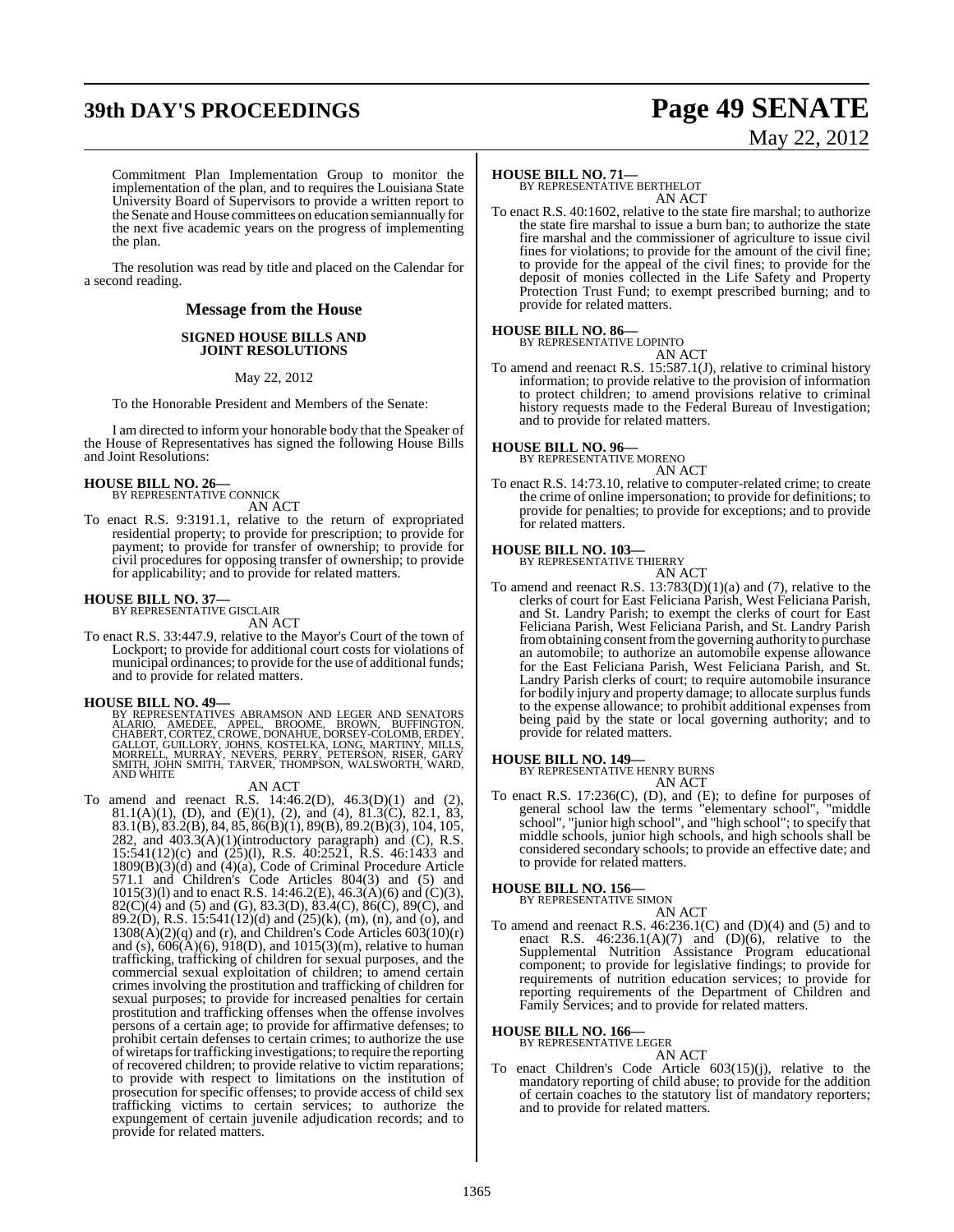Commitment Plan Implementation Group to monitor the implementation of the plan, and to requires the Louisiana State University Board of Supervisors to provide a written report to the Senate and House committees on education semiannually for the next five academic years on the progress of implementing the plan.

The resolution was read by title and placed on the Calendar for a second reading.

## Message from the House

### SIGNED HOUSE BILLS AND JOINT RESOLUTIONS

May 22, 2012

To the Honorable President and Members of the Senate:

I am directed to inform your honorable body that the Speaker of the House of Representatives has signed the following House Bills and Joint Resolutions:

**HOUSE BILL NO. 26—**
BY REPRESENTATIVE CONNICK
AN ACT

To enact R.S. 9:3191.1, relative to the return of expropriated residential property; to provide for prescription; to provide for payment; to provide for transfer of ownership; to provide for civil procedures for opposing transfer of ownership; to provide for applicability; and to provide for related matters.

**HOUSE BILL NO. 37—**
BY REPRESENTATIVE GISCLAIR
AN ACT

To enact R.S. 33:447.9, relative to the Mayor's Court of the town of Lockport; to provide for additional court costs for violations of municipal ordinances; to provide for the use of additional funds; and to provide for related matters.

**HOUSE BILL NO. 49—**
BY REPRESENTATIVES ABRAMSON AND LEGER AND SENATORS ALARIO, AMEDEE, APPEL, BROOME, BROWN, BUFFINGTON, CHABERT, CORTEZ, CROWE, DONAHUE, DORSEY-COLOMB, ERDEY, GALLOT, GUILLORY, JOHNS, KOSTELKA, LONG, MARTINY, MILLS, MORRELL, MURRAY, NEVERS, PERRY, PETERSON, RISER, GARY SMITH, JOHN SMITH, TARVER, THOMPSON, WALSWORTH, WARD, AND WHITE
AN ACT

To amend and reenact R.S. 14:46.2(D), 46.3(D)(1) and (2), 81.1(A)(1), (D), and (E)(1), (2), and (4), 81.3(C), 82.1, 83, 83.1(B), 83.2(B), 84, 85, 86(B)(1), 89(B), 89.2(B)(3), 104, 105, 282, and 403.3(A)(1)(introductory paragraph) and (C), R.S. 15:541(12)(c) and (25)(l), R.S. 40:2521, R.S. 46:1433 and 1809(B)(3)(d) and (4)(a), Code of Criminal Procedure Article 571.1 and Children's Code Articles 804(3) and (5) and 1015(3)(l) and to enact R.S. 14:46.2(E), 46.3(A)(6) and (C)(3), 82(C)(4) and (5) and (G), 83.3(D), 83.4(C), 86(C), 89(C), and 89.2(D), R.S. 15:541(12)(d) and (25)(k), (m), (n), and (o), and 1308(A)(2)(q) and (r), and Children's Code Articles 603(10)(r) and (s), 606(A)(6), 918(D), and 1015(3)(m), relative to human trafficking, trafficking of children for sexual purposes, and the commercial sexual exploitation of children; to amend certain crimes involving the prostitution and trafficking of children for sexual purposes; to provide for increased penalties for certain prostitution and trafficking offenses when the offense involves persons of a certain age; to provide for affirmative defenses; to prohibit certain defenses to certain crimes; to authorize the use of wiretaps for trafficking investigations; to require the reporting of recovered children; to provide relative to victim reparations; to provide with respect to limitations on the institution of prosecution for specific offenses; to provide access of child sex trafficking victims to certain services; to authorize the expungement of certain juvenile adjudication records; and to provide for related matters.

**HOUSE BILL NO. 71—**
BY REPRESENTATIVE BERTHELOT
AN ACT

To enact R.S. 40:1602, relative to the state fire marshal; to authorize the state fire marshal to issue a burn ban; to authorize the state fire marshal and the commissioner of agriculture to issue civil fines for violations; to provide for the amount of the civil fine; to provide for the appeal of the civil fines; to provide for the deposit of monies collected in the Life Safety and Property Protection Trust Fund; to exempt prescribed burning; and to provide for related matters.

**HOUSE BILL NO. 86—**
BY REPRESENTATIVE LOPINTO
AN ACT

To amend and reenact R.S. 15:587.1(J), relative to criminal history information; to provide relative to the provision of information to protect children; to amend provisions relative to criminal history requests made to the Federal Bureau of Investigation; and to provide for related matters.

**HOUSE BILL NO. 96—**
BY REPRESENTATIVE MORENO
AN ACT

To enact R.S. 14:73.10, relative to computer-related crime; to create the crime of online impersonation; to provide for definitions; to provide for penalties; to provide for exceptions; and to provide for related matters.

**HOUSE BILL NO. 103—**
BY REPRESENTATIVE THIERRY
AN ACT

To amend and reenact R.S. 13:783(D)(1)(a) and (7), relative to the clerks of court for East Feliciana Parish, West Feliciana Parish, and St. Landry Parish; to exempt the clerks of court for East Feliciana Parish, West Feliciana Parish, and St. Landry Parish from obtaining consent from the governing authority to purchase an automobile; to authorize an automobile expense allowance for the East Feliciana Parish, West Feliciana Parish, and St. Landry Parish clerks of court; to require automobile insurance for bodily injury and property damage; to allocate surplus funds to the expense allowance; to prohibit additional expenses from being paid by the state or local governing authority; and to provide for related matters.

**HOUSE BILL NO. 149—**
BY REPRESENTATIVE HENRY BURNS
AN ACT

To enact R.S. 17:236(C), (D), and (E); to define for purposes of general school law the terms "elementary school", "middle school", "junior high school", and "high school"; to specify that middle schools, junior high schools, and high schools shall be considered secondary schools; to provide an effective date; and to provide for related matters.

**HOUSE BILL NO. 156—**
BY REPRESENTATIVE SIMON
AN ACT

To amend and reenact R.S. 46:236.1(C) and (D)(4) and (5) and to enact R.S. 46:236.1(A)(7) and (D)(6), relative to the Supplemental Nutrition Assistance Program educational component; to provide for legislative findings; to provide for requirements of nutrition education services; to provide for reporting requirements of the Department of Children and Family Services; and to provide for related matters.

**HOUSE BILL NO. 166—**
BY REPRESENTATIVE LEGER
AN ACT

To enact Children's Code Article 603(15)(j), relative to the mandatory reporting of child abuse; to provide for the addition of certain coaches to the statutory list of mandatory reporters; and to provide for related matters.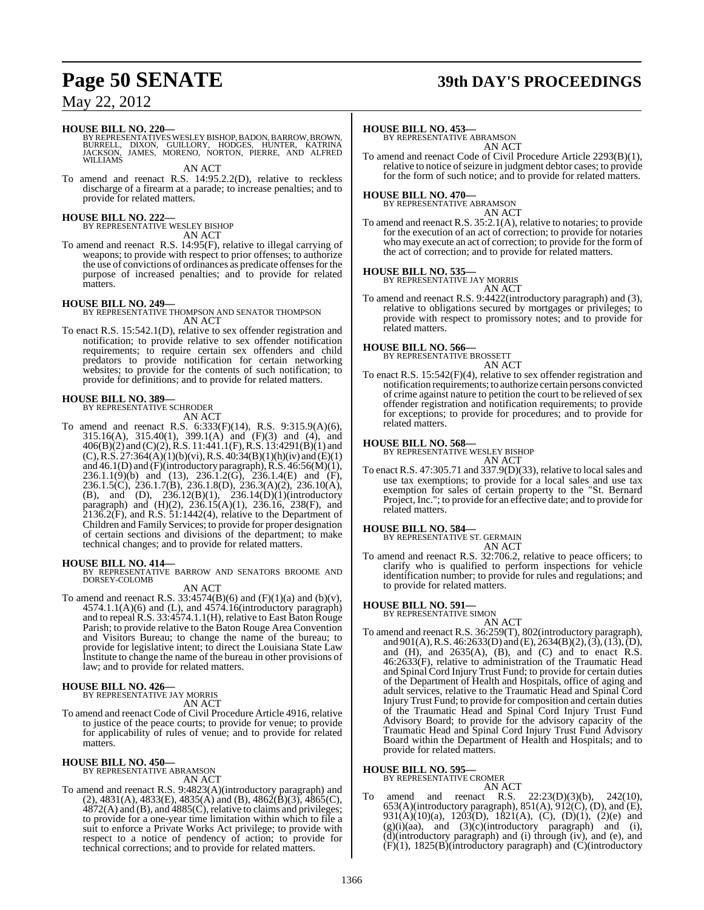**HOUSE BILL NO. 220—**
BY REPRESENTATIVES WESLEY BISHOP, BADON, BARROW, BROWN, BURRELL, DIXON, GUILLORY, HODGES, HUNTER, KATRINA JACKSON, JAMES, MORENO, NORTON, PIERRE, AND ALFRED WILLIAMS

AN ACT

To amend and reenact R.S. 14:95.2.2(D), relative to reckless discharge of a firearm at a parade; to increase penalties; and to provide for related matters.

**HOUSE BILL NO. 222—**
BY REPRESENTATIVE WESLEY BISHOP

AN ACT

To amend and reenact R.S. 14:95(F), relative to illegal carrying of weapons; to provide with respect to prior offenses; to authorize the use of convictions of ordinances as predicate offenses for the purpose of increased penalties; and to provide for related matters.

**HOUSE BILL NO. 249—**
BY REPRESENTATIVE THOMPSON AND SENATOR THOMPSON

AN ACT

To enact R.S. 15:542.1(D), relative to sex offender registration and notification; to provide relative to sex offender notification requirements; to require certain sex offenders and child predators to provide notification for certain networking websites; to provide for the contents of such notification; to provide for definitions; and to provide for related matters.

**HOUSE BILL NO. 389—**
BY REPRESENTATIVE SCHRODER

AN ACT

To amend and reenact R.S. 6:333(F)(14), R.S. 9:315.9(A)(6), 315.16(A), 315.40(1), 399.1(A) and (F)(3) and (4), and 406(B)(2) and (C)(2), R.S. 11:441.1(F), R.S. 13:4291(B)(1) and (C), R.S. 27:364(A)(1)(b)(vi), R.S. 40:34(B)(1)(h)(iv) and (E)(1) and 46.1(D) and (F)(introductory paragraph), R.S. 46:56(M)(1), 236.1.1(9)(b) and (13), 236.1.2(G), 236.1.4(E) and (F), 236.1.5(C), 236.1.7(B), 236.1.8(D), 236.3(A)(2), 236.10(A), (B), and (D), 236.12(B)(1), 236.14(D)(1)(introductory paragraph) and (H)(2), 236.15(A)(1), 236.16, 238(F), and 2136.2(F), and R.S. 51:1442(4), relative to the Department of Children and Family Services; to provide for proper designation of certain sections and divisions of the department; to make technical changes; and to provide for related matters.

**HOUSE BILL NO. 414—**
BY REPRESENTATIVE BARROW AND SENATORS BROOME AND DORSEY-COLOMB

AN ACT

To amend and reenact R.S. 33:4574(B)(6) and (F)(1)(a) and (b)(v), 4574.1.1(A)(6) and (L), and 4574.16(introductory paragraph) and to repeal R.S. 33:4574.1.1(H), relative to East Baton Rouge Parish; to provide relative to the Baton Rouge Area Convention and Visitors Bureau; to change the name of the bureau; to provide for legislative intent; to direct the Louisiana State Law Institute to change the name of the bureau in other provisions of law; and to provide for related matters.

**HOUSE BILL NO. 426—**
BY REPRESENTATIVE JAY MORRIS

AN ACT

To amend and reenact Code of Civil Procedure Article 4916, relative to justice of the peace courts; to provide for venue; to provide for applicability of rules of venue; and to provide for related matters.

**HOUSE BILL NO. 450—**
BY REPRESENTATIVE ABRAMSON

AN ACT

To amend and reenact R.S. 9:4823(A)(introductory paragraph) and (2), 4831(A), 4833(E), 4835(A) and (B), 4862(B)(3), 4865(C), 4872(A) and (B), and 4885(C), relative to claims and privileges; to provide for a one-year time limitation within which to file a suit to enforce a Private Works Act privilege; to provide with respect to a notice of pendency of action; to provide for technical corrections; and to provide for related matters.

**HOUSE BILL NO. 453—**
BY REPRESENTATIVE ABRAMSON

AN ACT

To amend and reenact Code of Civil Procedure Article 2293(B)(1), relative to notice of seizure in judgment debtor cases; to provide for the form of such notice; and to provide for related matters.

**HOUSE BILL NO. 470—**
BY REPRESENTATIVE ABRAMSON

AN ACT

To amend and reenact R.S. 35:2.1(A), relative to notaries; to provide for the execution of an act of correction; to provide for notaries who may execute an act of correction; to provide for the form of the act of correction; and to provide for related matters.

**HOUSE BILL NO. 535—**
BY REPRESENTATIVE JAY MORRIS

AN ACT

To amend and reenact R.S. 9:4422(introductory paragraph) and (3), relative to obligations secured by mortgages or privileges; to provide with respect to promissory notes; and to provide for related matters.

**HOUSE BILL NO. 566—**
BY REPRESENTATIVE BROSSETT

AN ACT

To enact R.S. 15:542(F)(4), relative to sex offender registration and notification requirements; to authorize certain persons convicted of crime against nature to petition the court to be relieved of sex offender registration and notification requirements; to provide for exceptions; to provide for procedures; and to provide for related matters.

**HOUSE BILL NO. 568—**
BY REPRESENTATIVE WESLEY BISHOP

AN ACT

To enact R.S. 47:305.71 and 337.9(D)(33), relative to local sales and use tax exemptions; to provide for a local sales and use tax exemption for sales of certain property to the "St. Bernard Project, Inc."; to provide for an effective date; and to provide for related matters.

**HOUSE BILL NO. 584—**
BY REPRESENTATIVE ST. GERMAIN

AN ACT

To amend and reenact R.S. 32:706.2, relative to peace officers; to clarify who is qualified to perform inspections for vehicle identification number; to provide for rules and regulations; and to provide for related matters.

**HOUSE BILL NO. 591—**
BY REPRESENTATIVE SIMON

AN ACT

To amend and reenact R.S. 36:259(T), 802(introductory paragraph), and 901(A), R.S. 46:2633(D) and (E), 2634(B)(2), (3), (13), (D), and (H), and 2635(A), (B), and (C) and to enact R.S. 46:2633(F), relative to administration of the Traumatic Head and Spinal Cord Injury Trust Fund; to provide for certain duties of the Department of Health and Hospitals, office of aging and adult services, relative to the Traumatic Head and Spinal Cord Injury Trust Fund; to provide for composition and certain duties of the Traumatic Head and Spinal Cord Injury Trust Fund Advisory Board; to provide for the advisory capacity of the Traumatic Head and Spinal Cord Injury Trust Fund Advisory Board within the Department of Health and Hospitals; and to provide for related matters.

**HOUSE BILL NO. 595—**
BY REPRESENTATIVE CROMER

AN ACT

To amend and reenact R.S. 22:23(D)(3)(b), 242(10), 653(A)(introductory paragraph), 851(A), 912(C), (D), and (E), 931(A)(10)(a), 1203(D), 1821(A), (C), (D)(1), (2)(e) and (g)(i)(aa), and (3)(c)(introductory paragraph) and (i), (d)(introductory paragraph) and (i) through (iv), and (e), and (F)(1), 1825(B)(introductory paragraph) and (C)(introductory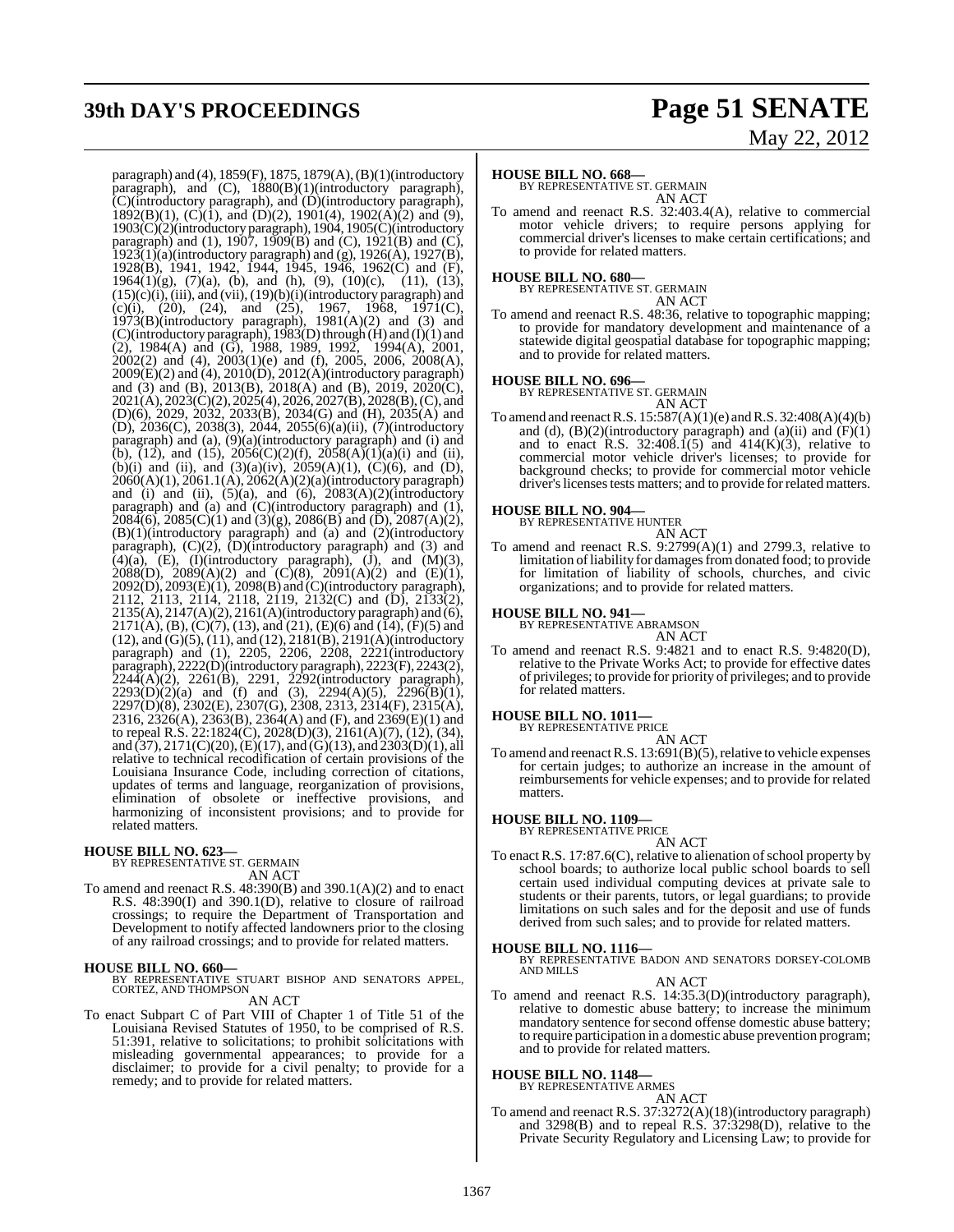paragraph) and (4), 1859(F), 1875, 1879(A), (B)(1)(introductory paragraph), and (C), 1880(B)(1)(introductory paragraph), (C)(introductory paragraph), and (D)(introductory paragraph), 1892(B)(1), (C)(1), and (D)(2), 1901(4), 1902(A)(2) and (9), 1903(C)(2)(introductory paragraph), 1904, 1905(C)(introductory paragraph) and (1), 1907, 1909(B) and (C), 1921(B) and (C), 1923(1)(a)(introductory paragraph) and (g), 1926(A), 1927(B), 1928(B), 1941, 1942, 1944, 1945, 1946, 1962(C) and (F), 1964(1)(g), (7)(a), (b), and (h), (9), (10)(c), (11), (13), (15)(c)(i), (iii), and (vii), (19)(b)(i)(introductory paragraph) and (c)(i), (20), (24), and (25), 1967, 1968, 1971(C), 1973(B)(introductory paragraph), 1981(A)(2) and (3) and (C)(introductory paragraph), 1983(D) through (H) and (I)(1) and (2), 1984(A) and (G), 1988, 1989, 1992, 1994(A), 2001, 2002(2) and (4), 2003(1)(e) and (f), 2005, 2006, 2008(A), 2009(E)(2) and (4), 2010(D), 2012(A)(introductory paragraph) and (3) and (B), 2013(B), 2018(A) and (B), 2019, 2020(C), 2021(A), 2023(C)(2), 2025(4), 2026, 2027(B), 2028(B), (C), and (D)(6), 2029, 2032, 2033(B), 2034(G) and (H), 2035(A) and (D), 2036(C), 2038(3), 2044, 2055(6)(a)(ii), (7)(introductory paragraph) and (a), (9)(a)(introductory paragraph) and (i) and (b), (12), and (15), 2056(C)(2)(f), 2058(A)(1)(a)(i) and (ii), (b)(i) and (ii), and (3)(a)(iv), 2059(A)(1), (C)(6), and (D), 2060(A)(1), 2061.1(A), 2062(A)(2)(a)(introductory paragraph) and (i) and (ii), (5)(a), and (6), 2083(A)(2)(introductory paragraph) and (a) and (C)(introductory paragraph) and (1), 2084(6), 2085(C)(1) and (3)(g), 2086(B) and (D), 2087(A)(2), (B)(1)(introductory paragraph) and (a) and (2)(introductory paragraph), (C)(2), (D)(introductory paragraph) and (3) and (4)(a), (E), (I)(introductory paragraph), (J), and (M)(3), 2088(D), 2089(A)(2) and (C)(8), 2091(A)(2) and (E)(1), 2092(D), 2093(E)(1), 2098(B) and (C)(introductory paragraph), 2112, 2113, 2114, 2118, 2119, 2132(C) and (D), 2133(2), 2135(A), 2147(A)(2), 2161(A)(introductory paragraph) and (6), 2171(A), (B), (C)(7), (13), and (21), (E)(6) and (14), (F)(5) and (12), and (G)(5), (11), and (12), 2181(B), 2191(A)(introductory paragraph) and (1), 2205, 2206, 2208, 2221(introductory paragraph), 2222(D)(introductory paragraph), 2223(F), 2243(2), 2244(A)(2), 2261(B), 2291, 2292(introductory paragraph), 2293(D)(2)(a) and (f) and (3), 2294(A)(5), 2296(B)(1), 2297(D)(8), 2302(E), 2307(G), 2308, 2313, 2314(F), 2315(A), 2316, 2326(A), 2363(B), 2364(A) and (F), and 2369(E)(1) and to repeal R.S. 22:1824(C), 2028(D)(3), 2161(A)(7), (12), (34), and (37), 2171(C)(20), (E)(17), and (G)(13), and 2303(D)(1), all relative to technical recodification of certain provisions of the Louisiana Insurance Code, including correction of citations, updates of terms and language, reorganization of provisions, elimination of obsolete or ineffective provisions, and harmonizing of inconsistent provisions; and to provide for related matters.

**HOUSE BILL NO. 623—**
BY REPRESENTATIVE ST. GERMAIN
AN ACT
To amend and reenact R.S. 48:390(B) and 390.1(A)(2) and to enact R.S. 48:390(I) and 390.1(D), relative to closure of railroad crossings; to require the Department of Transportation and Development to notify affected landowners prior to the closing of any railroad crossings; and to provide for related matters.

**HOUSE BILL NO. 660—**
BY REPRESENTATIVE STUART BISHOP AND SENATORS APPEL, CORTEZ, AND THOMPSON
AN ACT
To enact Subpart C of Part VIII of Chapter 1 of Title 51 of the Louisiana Revised Statutes of 1950, to be comprised of R.S. 51:391, relative to solicitations; to prohibit solicitations with misleading governmental appearances; to provide for a disclaimer; to provide for a civil penalty; to provide for a remedy; and to provide for related matters.

**HOUSE BILL NO. 668—**
BY REPRESENTATIVE ST. GERMAIN
AN ACT
To amend and reenact R.S. 32:403.4(A), relative to commercial motor vehicle drivers; to require persons applying for commercial driver's licenses to make certain certifications; and to provide for related matters.

**HOUSE BILL NO. 680—**
BY REPRESENTATIVE ST. GERMAIN
AN ACT
To amend and reenact R.S. 48:36, relative to topographic mapping; to provide for mandatory development and maintenance of a statewide digital geospatial database for topographic mapping; and to provide for related matters.

**HOUSE BILL NO. 696—**
BY REPRESENTATIVE ST. GERMAIN
AN ACT
To amend and reenact R.S. 15:587(A)(1)(e) and R.S. 32:408(A)(4)(b) and (d), (B)(2)(introductory paragraph) and (a)(ii) and (F)(1) and to enact R.S. 32:408.1(5) and 414(K)(3), relative to commercial motor vehicle driver's licenses; to provide for background checks; to provide for commercial motor vehicle driver's licenses tests matters; and to provide for related matters.

**HOUSE BILL NO. 904—**
BY REPRESENTATIVE HUNTER
AN ACT
To amend and reenact R.S. 9:2799(A)(1) and 2799.3, relative to limitation of liability for damages from donated food; to provide for limitation of liability of schools, churches, and civic organizations; and to provide for related matters.

**HOUSE BILL NO. 941—**
BY REPRESENTATIVE ABRAMSON
AN ACT
To amend and reenact R.S. 9:4821 and to enact R.S. 9:4820(D), relative to the Private Works Act; to provide for effective dates of privileges; to provide for priority of privileges; and to provide for related matters.

**HOUSE BILL NO. 1011—**
BY REPRESENTATIVE PRICE
AN ACT
To amend and reenact R.S. 13:691(B)(5), relative to vehicle expenses for certain judges; to authorize an increase in the amount of reimbursements for vehicle expenses; and to provide for related matters.

**HOUSE BILL NO. 1109—**
BY REPRESENTATIVE PRICE
AN ACT
To enact R.S. 17:87.6(C), relative to alienation of school property by school boards; to authorize local public school boards to sell certain used individual computing devices at private sale to students or their parents, tutors, or legal guardians; to provide limitations on such sales and for the deposit and use of funds derived from such sales; and to provide for related matters.

**HOUSE BILL NO. 1116—**
BY REPRESENTATIVE BADON AND SENATORS DORSEY-COLOMB AND MILLS
AN ACT
To amend and reenact R.S. 14:35.3(D)(introductory paragraph), relative to domestic abuse battery; to increase the minimum mandatory sentence for second offense domestic abuse battery; to require participation in a domestic abuse prevention program; and to provide for related matters.

**HOUSE BILL NO. 1148—**
BY REPRESENTATIVE ARMES
AN ACT
To amend and reenact R.S. 37:3272(A)(18)(introductory paragraph) and 3298(B) and to repeal R.S. 37:3298(D), relative to the Private Security Regulatory and Licensing Law; to provide for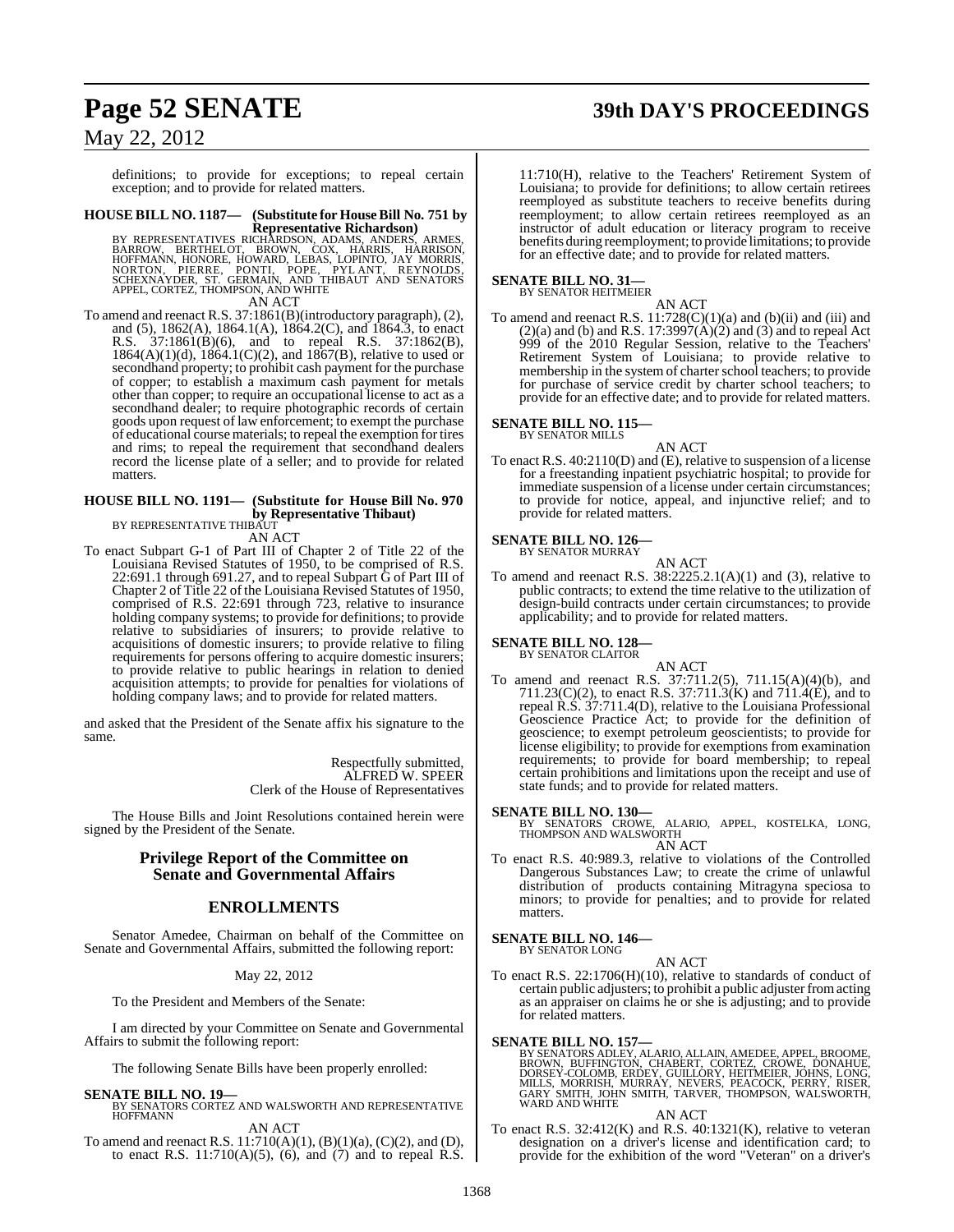definitions; to provide for exceptions; to repeal certain exception; and to provide for related matters.

**HOUSE BILL NO. 1187— (Substitute for House Bill No. 751 by Representative Richardson)**
BY REPRESENTATIVES RICHARDSON, ADAMS, ANDERS, ARMES, BARROW, BERTHELOT, BROWN, COX, HARRIS, HARRISON, HOFFMANN, HONORE, HOWARD, LEBAS, LOPINTO, JAY MORRIS, NORTON, PIERRE, PONTI, POPE, PYLANT, REYNOLDS, SCHEXNAYDER, ST. GERMAIN, AND THIBAUT AND SENATORS APPEL, CORTEZ, THOMPSON, AND WHITE

AN ACT

To amend and reenact R.S. 37:1861(B)(introductory paragraph), (2), and (5), 1862(A), 1864.1(A), 1864.2(C), and 1864.3, to enact R.S. 37:1861(B)(6), and to repeal R.S. 37:1862(B), 1864(A)(1)(d), 1864.1(C)(2), and 1867(B), relative to used or secondhand property; to prohibit cash payment for the purchase of copper; to establish a maximum cash payment for metals other than copper; to require an occupational license to act as a secondhand dealer; to require photographic records of certain goods upon request of law enforcement; to exempt the purchase of educational course materials; to repeal the exemption for tires and rims; to repeal the requirement that secondhand dealers record the license plate of a seller; and to provide for related matters.

**HOUSE BILL NO. 1191— (Substitute for House Bill No. 970 by Representative Thibaut)**
BY REPRESENTATIVE THIBAUT

AN ACT

To enact Subpart G-1 of Part III of Chapter 2 of Title 22 of the Louisiana Revised Statutes of 1950, to be comprised of R.S. 22:691.1 through 691.27, and to repeal Subpart G of Part III of Chapter 2 of Title 22 of the Louisiana Revised Statutes of 1950, comprised of R.S. 22:691 through 723, relative to insurance holding company systems; to provide for definitions; to provide relative to subsidiaries of insurers; to provide relative to acquisitions of domestic insurers; to provide relative to filing requirements for persons offering to acquire domestic insurers; to provide relative to public hearings in relation to denied acquisition attempts; to provide for penalties for violations of holding company laws; and to provide for related matters.

and asked that the President of the Senate affix his signature to the same.

Respectfully submitted,
ALFRED W. SPEER
Clerk of the House of Representatives

The House Bills and Joint Resolutions contained herein were signed by the President of the Senate.

## Privilege Report of the Committee on Senate and Governmental Affairs

## ENROLLMENTS

Senator Amedee, Chairman on behalf of the Committee on Senate and Governmental Affairs, submitted the following report:

May 22, 2012

To the President and Members of the Senate:

I am directed by your Committee on Senate and Governmental Affairs to submit the following report:

The following Senate Bills have been properly enrolled:

**SENATE BILL NO. 19—**
BY SENATORS CORTEZ AND WALSWORTH AND REPRESENTATIVE HOFFMANN

AN ACT

To amend and reenact R.S. 11:710(A)(1), (B)(1)(a), (C)(2), and (D), to enact R.S. 11:710(A)(5), (6), and (7) and to repeal R.S. 11:710(H), relative to the Teachers' Retirement System of Louisiana; to provide for definitions; to allow certain retirees reemployed as substitute teachers to receive benefits during reemployment; to allow certain retirees reemployed as an instructor of adult education or literacy program to receive benefits during reemployment; to provide limitations; to provide for an effective date; and to provide for related matters.

**SENATE BILL NO. 31—**
BY SENATOR HEITMEIER

AN ACT

To amend and reenact R.S. 11:728(C)(1)(a) and (b)(ii) and (iii) and (2)(a) and (b) and R.S. 17:3997(A)(2) and (3) and to repeal Act 999 of the 2010 Regular Session, relative to the Teachers' Retirement System of Louisiana; to provide relative to membership in the system of charter school teachers; to provide for purchase of service credit by charter school teachers; to provide for an effective date; and to provide for related matters.

**SENATE BILL NO. 115—**
BY SENATOR MILLS

AN ACT

To enact R.S. 40:2110(D) and (E), relative to suspension of a license for a freestanding inpatient psychiatric hospital; to provide for immediate suspension of a license under certain circumstances; to provide for notice, appeal, and injunctive relief; and to provide for related matters.

**SENATE BILL NO. 126—**
BY SENATOR MURRAY

AN ACT

To amend and reenact R.S. 38:2225.2.1(A)(1) and (3), relative to public contracts; to extend the time relative to the utilization of design-build contracts under certain circumstances; to provide applicability; and to provide for related matters.

**SENATE BILL NO. 128—**
BY SENATOR CLAITOR

AN ACT

To amend and reenact R.S. 37:711.2(5), 711.15(A)(4)(b), and 711.23(C)(2), to enact R.S. 37:711.3(K) and 711.4(E), and to repeal R.S. 37:711.4(D), relative to the Louisiana Professional Geoscience Practice Act; to provide for the definition of geoscience; to exempt petroleum geoscientists; to provide for license eligibility; to provide for exemptions from examination requirements; to provide for board membership; to repeal certain prohibitions and limitations upon the receipt and use of state funds; and to provide for related matters.

**SENATE BILL NO. 130—**
BY SENATORS CROWE, ALARIO, APPEL, KOSTELKA, LONG, THOMPSON AND WALSWORTH

AN ACT

To enact R.S. 40:989.3, relative to violations of the Controlled Dangerous Substances Law; to create the crime of unlawful distribution of products containing Mitragyna speciosa to minors; to provide for penalties; and to provide for related matters.

**SENATE BILL NO. 146—**
BY SENATOR LONG

AN ACT

To enact R.S. 22:1706(H)(10), relative to standards of conduct of certain public adjusters; to prohibit a public adjuster from acting as an appraiser on claims he or she is adjusting; and to provide for related matters.

**SENATE BILL NO. 157—**
BY SENATORS ADLEY, ALARIO, ALLAIN, AMEDEE, APPEL, BROOME, BROWN, BUFFINGTON, CHABERT, CORTEZ, CROWE, DONAHUE, DORSEY-COLOMB, ERDEY, GUILLORY, HEITMEIER, JOHNS, LONG, MILLS, MORRISH, MURRAY, NEVERS, PEACOCK, PERRY, RISER, GARY SMITH, JOHN SMITH, TARVER, THOMPSON, WALSWORTH, WARD AND WHITE

AN ACT

To enact R.S. 32:412(K) and R.S. 40:1321(K), relative to veteran designation on a driver's license and identification card; to provide for the exhibition of the word "Veteran" on a driver's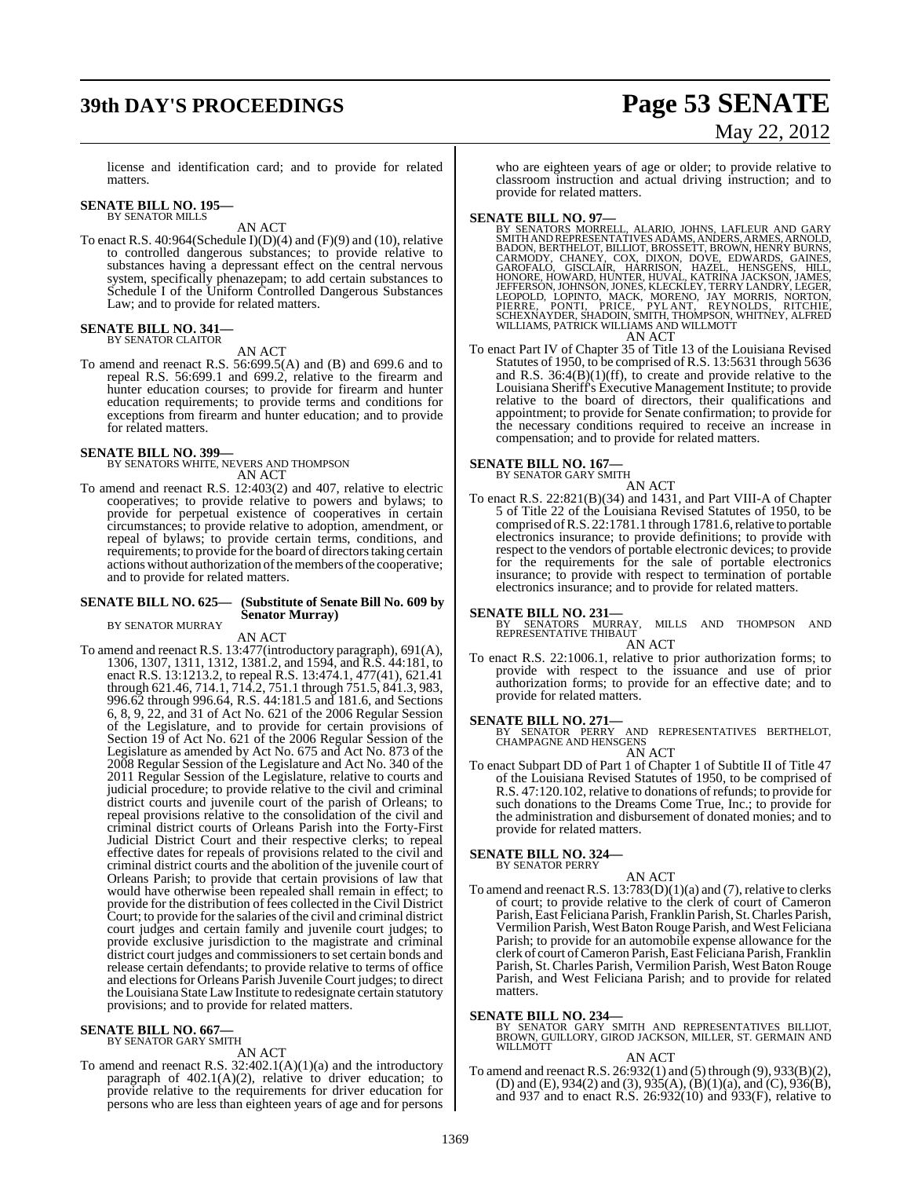license and identification card; and to provide for related matters.

**SENATE BILL NO. 195—**
BY SENATOR MILLS

AN ACT

To enact R.S. 40:964(Schedule I)(D)(4) and (F)(9) and (10), relative to controlled dangerous substances; to provide relative to substances having a depressant effect on the central nervous system, specifically phenazepam; to add certain substances to Schedule I of the Uniform Controlled Dangerous Substances Law; and to provide for related matters.

**SENATE BILL NO. 341—**
BY SENATOR CLAITOR

AN ACT

To amend and reenact R.S. 56:699.5(A) and (B) and 699.6 and to repeal R.S. 56:699.1 and 699.2, relative to the firearm and hunter education courses; to provide for firearm and hunter education requirements; to provide terms and conditions for exceptions from firearm and hunter education; and to provide for related matters.

**SENATE BILL NO. 399—**
BY SENATORS WHITE, NEVERS AND THOMPSON

AN ACT

To amend and reenact R.S. 12:403(2) and 407, relative to electric cooperatives; to provide relative to powers and bylaws; to provide for perpetual existence of cooperatives in certain circumstances; to provide relative to adoption, amendment, or repeal of bylaws; to provide certain terms, conditions, and requirements; to provide for the board of directors taking certain actions without authorization of the members of the cooperative; and to provide for related matters.

**SENATE BILL NO. 625— (Substitute of Senate Bill No. 609 by Senator Murray)**
BY SENATOR MURRAY

AN ACT

To amend and reenact R.S. 13:477(introductory paragraph), 691(A), 1306, 1307, 1311, 1312, 1381.2, and 1594, and R.S. 44:181, to enact R.S. 13:1213.2, to repeal R.S. 13:474.1, 477(41), 621.41 through 621.46, 714.1, 714.2, 751.1 through 751.5, 841.3, 983, 996.62 through 996.64, R.S. 44:181.5 and 181.6, and Sections 6, 8, 9, 22, and 31 of Act No. 621 of the 2006 Regular Session of the Legislature, and to provide for certain provisions of Section 19 of Act No. 621 of the 2006 Regular Session of the Legislature as amended by Act No. 675 and Act No. 873 of the 2008 Regular Session of the Legislature and Act No. 340 of the 2011 Regular Session of the Legislature, relative to courts and judicial procedure; to provide relative to the civil and criminal district courts and juvenile court of the parish of Orleans; to repeal provisions relative to the consolidation of the civil and criminal district courts of Orleans Parish into the Forty-First Judicial District Court and their respective clerks; to repeal effective dates for repeals of provisions related to the civil and criminal district courts and the abolition of the juvenile court of Orleans Parish; to provide that certain provisions of law that would have otherwise been repealed shall remain in effect; to provide for the distribution of fees collected in the Civil District Court; to provide for the salaries of the civil and criminal district court judges and certain family and juvenile court judges; to provide exclusive jurisdiction to the magistrate and criminal district court judges and commissioners to set certain bonds and release certain defendants; to provide relative to terms of office and elections for Orleans Parish Juvenile Court judges; to direct the Louisiana State Law Institute to redesignate certain statutory provisions; and to provide for related matters.

**SENATE BILL NO. 667—**
BY SENATOR GARY SMITH

AN ACT

To amend and reenact R.S. 32:402.1(A)(1)(a) and the introductory paragraph of 402.1(A)(2), relative to driver education; to provide relative to the requirements for driver education for persons who are less than eighteen years of age and for persons who are eighteen years of age or older; to provide relative to classroom instruction and actual driving instruction; and to provide for related matters.

**SENATE BILL NO. 97—**
BY SENATORS MORRELL, ALARIO, JOHNS, LAFLEUR AND GARY SMITH AND REPRESENTATIVES ADAMS, ANDERS, ARMES, ARNOLD, BADON, BERTHELOT, BILLIOT, BROSSETT, BROWN, HENRY BURNS, CARMODY, CHANEY, COX, DIXON, DOVE, EDWARDS, GAINES, GAROFALO, GISCLAIR, HARRISON, HAZEL, HENSGENS, HILL, HONORE, HOWARD, HUNTER, HUVAL, KATRINA JACKSON, JAMES, JEFFERSON, JOHNSON, JONES, KLECKLEY, TERRY LANDRY, LEGER, LEOPOLD, LOPINTO, MACK, MORENO, JAY MORRIS, NORTON, PIERRE, PONTI, PRICE, PYLANT, REYNOLDS, RITCHIE, SCHEXNAYDER, SHADOIN, SMITH, THOMPSON, WHITNEY, ALFRED WILLIAMS, PATRICK WILLIAMS AND WILLMOTT

AN ACT

To enact Part IV of Chapter 35 of Title 13 of the Louisiana Revised Statutes of 1950, to be comprised of R.S. 13:5631 through 5636 and R.S. 36:4(B)(1)(ff), to create and provide relative to the Louisiana Sheriff's Executive Management Institute; to provide relative to the board of directors, their qualifications and appointment; to provide for Senate confirmation; to provide for the necessary conditions required to receive an increase in compensation; and to provide for related matters.

**SENATE BILL NO. 167—**
BY SENATOR GARY SMITH

AN ACT

To enact R.S. 22:821(B)(34) and 1431, and Part VIII-A of Chapter 5 of Title 22 of the Louisiana Revised Statutes of 1950, to be comprised of R.S. 22:1781.1 through 1781.6, relative to portable electronics insurance; to provide definitions; to provide with respect to the vendors of portable electronic devices; to provide for the requirements for the sale of portable electronics insurance; to provide with respect to termination of portable electronics insurance; and to provide for related matters.

**SENATE BILL NO. 231—**
BY SENATORS MURRAY, MILLS AND THOMPSON AND REPRESENTATIVE THIBAUT

AN ACT

To enact R.S. 22:1006.1, relative to prior authorization forms; to provide with respect to the issuance and use of prior authorization forms; to provide for an effective date; and to provide for related matters.

**SENATE BILL NO. 271—**
BY SENATOR PERRY AND REPRESENTATIVES BERTHELOT, CHAMPAGNE AND HENSGENS

AN ACT

To enact Subpart DD of Part 1 of Chapter 1 of Subtitle II of Title 47 of the Louisiana Revised Statutes of 1950, to be comprised of R.S. 47:120.102, relative to donations of refunds; to provide for such donations to the Dreams Come True, Inc.; to provide for the administration and disbursement of donated monies; and to provide for related matters.

**SENATE BILL NO. 324—**
BY SENATOR PERRY

AN ACT

To amend and reenact R.S. 13:783(D)(1)(a) and (7), relative to clerks of court; to provide relative to the clerk of court of Cameron Parish, East Feliciana Parish, Franklin Parish, St. Charles Parish, Vermilion Parish, West Baton Rouge Parish, and West Feliciana Parish; to provide for an automobile expense allowance for the clerk of court of Cameron Parish, East Feliciana Parish, Franklin Parish, St. Charles Parish, Vermilion Parish, West Baton Rouge Parish, and West Feliciana Parish; and to provide for related matters.

**SENATE BILL NO. 234—**
BY SENATOR GARY SMITH AND REPRESENTATIVES BILLIOT, BROWN, GUILLORY, GIROD JACKSON, MILLER, ST. GERMAIN AND WILLMOTT

AN ACT

To amend and reenact R.S. 26:932(1) and (5) through (9), 933(B)(2), (D) and (E), 934(2) and (3), 935(A), (B)(1)(a), and (C), 936(B), and 937 and to enact R.S. 26:932(10) and 933(F), relative to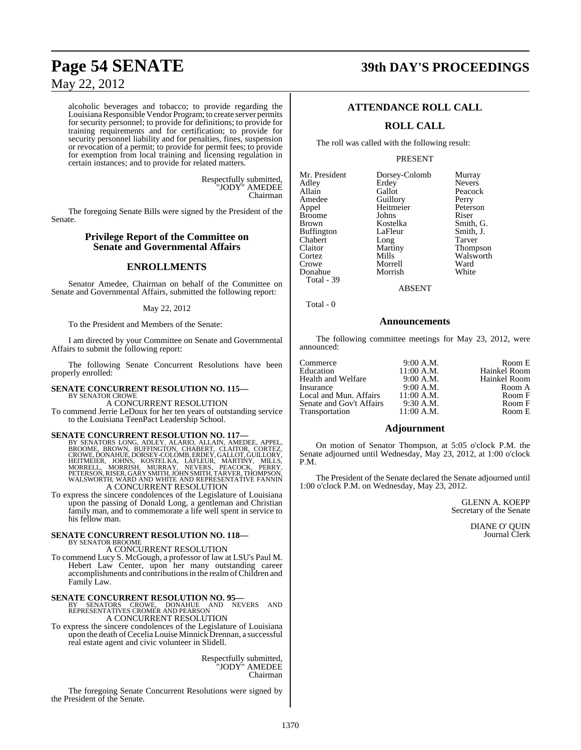alcoholic beverages and tobacco; to provide regarding the Louisiana Responsible Vendor Program; to create server permits for security personnel; to provide for definitions; to provide for training requirements and for certification; to provide for security personnel liability and for penalties, fines, suspension or revocation of a permit; to provide for permit fees; to provide for exemption from local training and licensing regulation in certain instances; and to provide for related matters.

Respectfully submitted,
"JODY" AMEDEE
Chairman

The foregoing Senate Bills were signed by the President of the Senate.

## Privilege Report of the Committee on Senate and Governmental Affairs

## ENROLLMENTS

Senator Amedee, Chairman on behalf of the Committee on Senate and Governmental Affairs, submitted the following report:

May 22, 2012

To the President and Members of the Senate:

I am directed by your Committee on Senate and Governmental Affairs to submit the following report:

The following Senate Concurrent Resolutions have been properly enrolled:

**SENATE CONCURRENT RESOLUTION NO. 115—**
BY SENATOR CROWE
A CONCURRENT RESOLUTION
To commend Jerrie LeDoux for her ten years of outstanding service to the Louisiana TeenPact Leadership School.

**SENATE CONCURRENT RESOLUTION NO. 117—**
BY SENATORS LONG, ADLEY, ALARIO, ALLAIN, AMEDEE, APPEL, BROOME, BROWN, BUFFINGTON, CHABERT, CLAITOR, CORTEZ, CROWE, DONAHUE, DORSEY-COLOMB, ERDEY, GALLOT, GUILLORY, HEITMEIER, JOHNS, KOSTELKA, LAFLEUR, MARTINY, MILLS, MORRELL, MORRISH, MURRAY, NEVERS, PEACOCK, PERRY, PETERSON, RISER, GARY SMITH, JOHN SMITH, TARVER, THOMPSON, WALSWORTH, WARD AND WHITE AND REPRESENTATIVE FANNIN
A CONCURRENT RESOLUTION
To express the sincere condolences of the Legislature of Louisiana upon the passing of Donald Long, a gentleman and Christian family man, and to commemorate a life well spent in service to his fellow man.

**SENATE CONCURRENT RESOLUTION NO. 118—**
BY SENATOR BROOME
A CONCURRENT RESOLUTION
To commend Lucy S. McGough, a professor of law at LSU's Paul M. Hebert Law Center, upon her many outstanding career accomplishments and contributions in the realm of Children and Family Law.

**SENATE CONCURRENT RESOLUTION NO. 95—**
BY SENATORS CROWE, DONAHUE AND NEVERS AND REPRESENTATIVES CROMER AND PEARSON
A CONCURRENT RESOLUTION
To express the sincere condolences of the Legislature of Louisiana upon the death of Cecelia Louise Minnick Drennan, a successful real estate agent and civic volunteer in Slidell.

Respectfully submitted,
"JODY" AMEDEE
Chairman

The foregoing Senate Concurrent Resolutions were signed by the President of the Senate.

## ATTENDANCE ROLL CALL

## ROLL CALL

The roll was called with the following result:

PRESENT

| | | |
|---|---|---|
| Mr. President | Dorsey-Colomb | Murray |
| Adley | Erdey | Nevers |
| Allain | Gallot | Peacock |
| Amedee | Guillory | Perry |
| Appel | Heitmeier | Peterson |
| Broome | Johns | Riser |
| Brown | Kostelka | Smith, G. |
| Buffington | LaFleur | Smith, J. |
| Chabert | Long | Tarver |
| Claitor | Martiny | Thompson |
| Cortez | Mills | Walsworth |
| Crowe | Morrell | Ward |
| Donahue | Morrish | White |

Total - 39

ABSENT

Total - 0

## Announcements

The following committee meetings for May 23, 2012, were announced:

| | | |
|---|---|---|
| Commerce | 9:00 A.M. | Room E |
| Education | 11:00 A.M. | Hainkel Room |
| Health and Welfare | 9:00 A.M. | Hainkel Room |
| Insurance | 9:00 A.M. | Room A |
| Local and Mun. Affairs | 11:00 A.M. | Room F |
| Senate and Gov't Affairs | 9:30 A.M. | Room F |
| Transportation | 11:00 A.M. | Room E |

## Adjournment

On motion of Senator Thompson, at 5:05 o'clock P.M. the Senate adjourned until Wednesday, May 23, 2012, at 1:00 o'clock P.M.

The President of the Senate declared the Senate adjourned until 1:00 o'clock P.M. on Wednesday, May 23, 2012.

GLENN A. KOEPP
Secretary of the Senate

DIANE O' QUIN
Journal Clerk